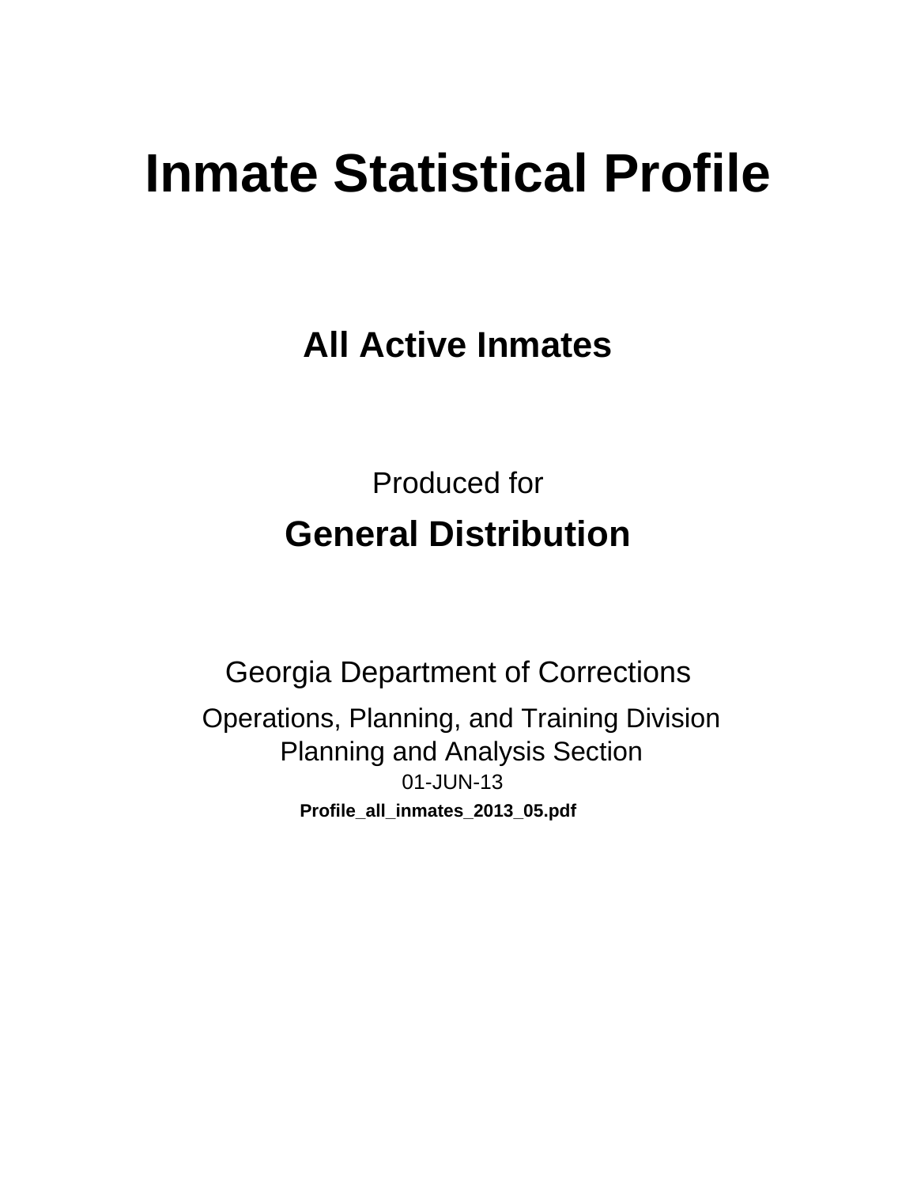# Inmate Statistical Profile

## All Active Inmates

Produced for

## General Distribution

Georgia Department of Corrections

Operations, Planning, and Training Division
Planning and Analysis Section
01-JUN-13

**Profile_all_inmates_2013_05.pdf**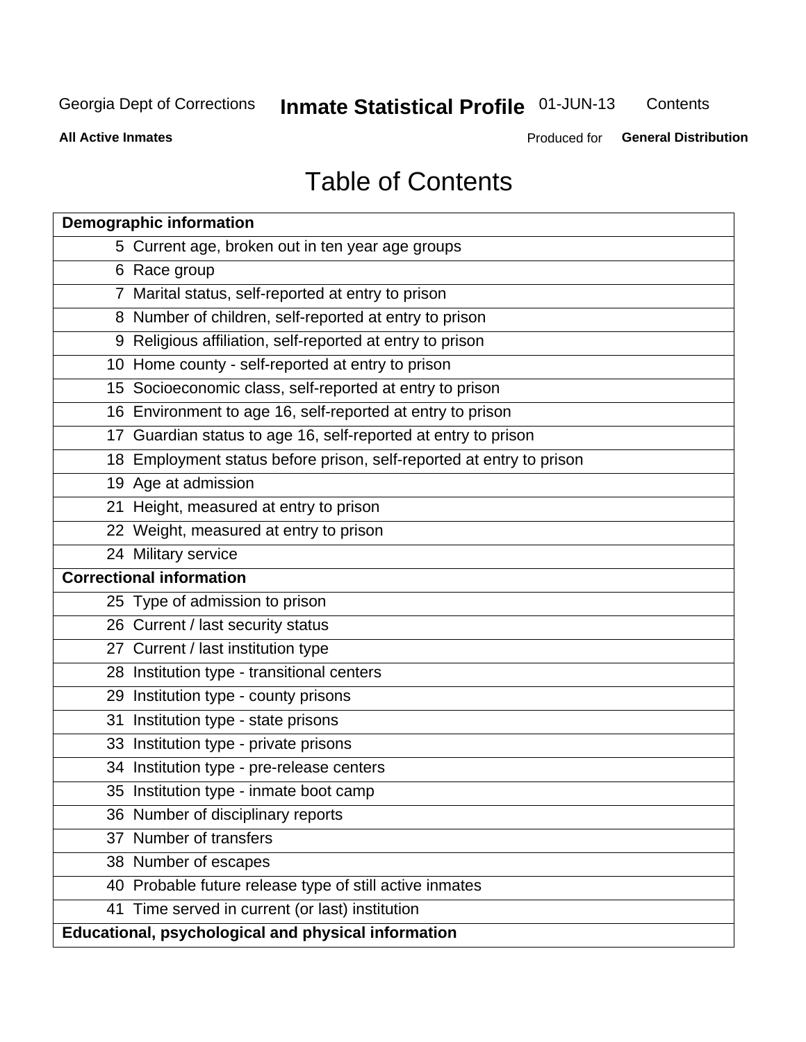# Table of Contents

| | |
|---|---|
| **Demographic information** | |
| 5 | Current age, broken out in ten year age groups |
| 6 | Race group |
| 7 | Marital status, self-reported at entry to prison |
| 8 | Number of children, self-reported at entry to prison |
| 9 | Religious affiliation, self-reported at entry to prison |
| 10 | Home county - self-reported at entry to prison |
| 15 | Socioeconomic class, self-reported at entry to prison |
| 16 | Environment to age 16, self-reported at entry to prison |
| 17 | Guardian status to age 16, self-reported at entry to prison |
| 18 | Employment status before prison, self-reported at entry to prison |
| 19 | Age at admission |
| 21 | Height, measured at entry to prison |
| 22 | Weight, measured at entry to prison |
| 24 | Military service |
| **Correctional information** | |
| 25 | Type of admission to prison |
| 26 | Current / last security status |
| 27 | Current / last institution type |
| 28 | Institution type - transitional centers |
| 29 | Institution type - county prisons |
| 31 | Institution type - state prisons |
| 33 | Institution type - private prisons |
| 34 | Institution type - pre-release centers |
| 35 | Institution type - inmate boot camp |
| 36 | Number of disciplinary reports |
| 37 | Number of transfers |
| 38 | Number of escapes |
| 40 | Probable future release type of still active inmates |
| 41 | Time served in current (or last) institution |
| **Educational, psychological and physical information** | |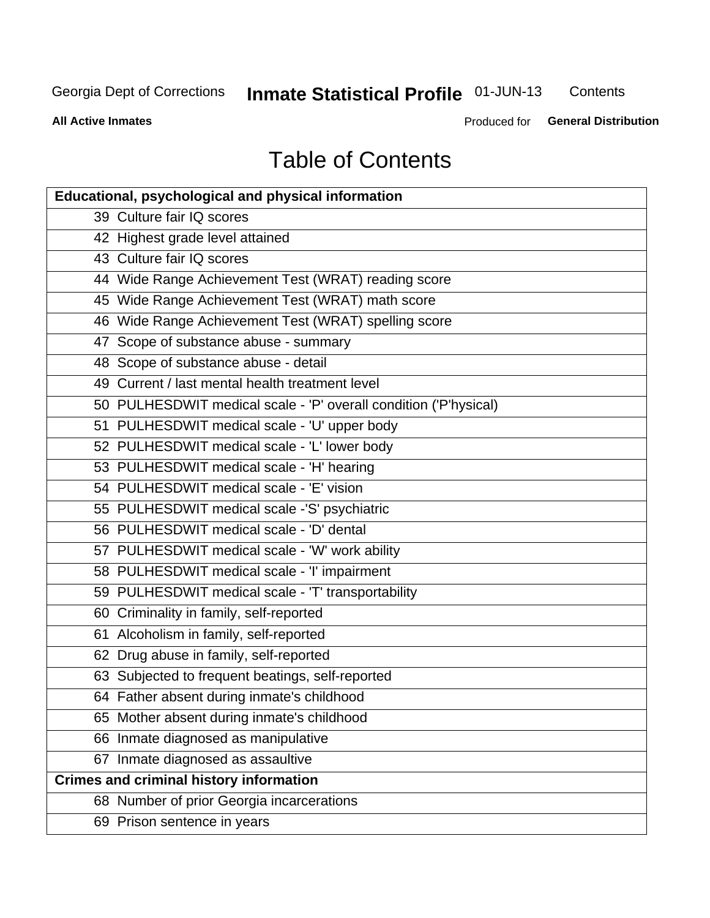Georgia Dept of Corrections **Inmate Statistical Profile** 01-JUN-13 Contents

**All Active Inmates** Produced for **General Distribution**

# Table of Contents

| **Educational, psychological and physical information** |
|---|
| 39 Culture fair IQ scores |
| 42 Highest grade level attained |
| 43 Culture fair IQ scores |
| 44 Wide Range Achievement Test (WRAT) reading score |
| 45 Wide Range Achievement Test (WRAT) math score |
| 46 Wide Range Achievement Test (WRAT) spelling score |
| 47 Scope of substance abuse - summary |
| 48 Scope of substance abuse - detail |
| 49 Current / last mental health treatment level |
| 50 PULHESDWIT medical scale - 'P' overall condition ('P'hysical) |
| 51 PULHESDWIT medical scale - 'U' upper body |
| 52 PULHESDWIT medical scale - 'L' lower body |
| 53 PULHESDWIT medical scale - 'H' hearing |
| 54 PULHESDWIT medical scale - 'E' vision |
| 55 PULHESDWIT medical scale -'S' psychiatric |
| 56 PULHESDWIT medical scale - 'D' dental |
| 57 PULHESDWIT medical scale - 'W' work ability |
| 58 PULHESDWIT medical scale - 'I' impairment |
| 59 PULHESDWIT medical scale - 'T' transportability |
| 60 Criminality in family, self-reported |
| 61 Alcoholism in family, self-reported |
| 62 Drug abuse in family, self-reported |
| 63 Subjected to frequent beatings, self-reported |
| 64 Father absent during inmate's childhood |
| 65 Mother absent during inmate's childhood |
| 66 Inmate diagnosed as manipulative |
| 67 Inmate diagnosed as assaultive |
| **Crimes and criminal history information** |
| 68 Number of prior Georgia incarcerations |
| 69 Prison sentence in years |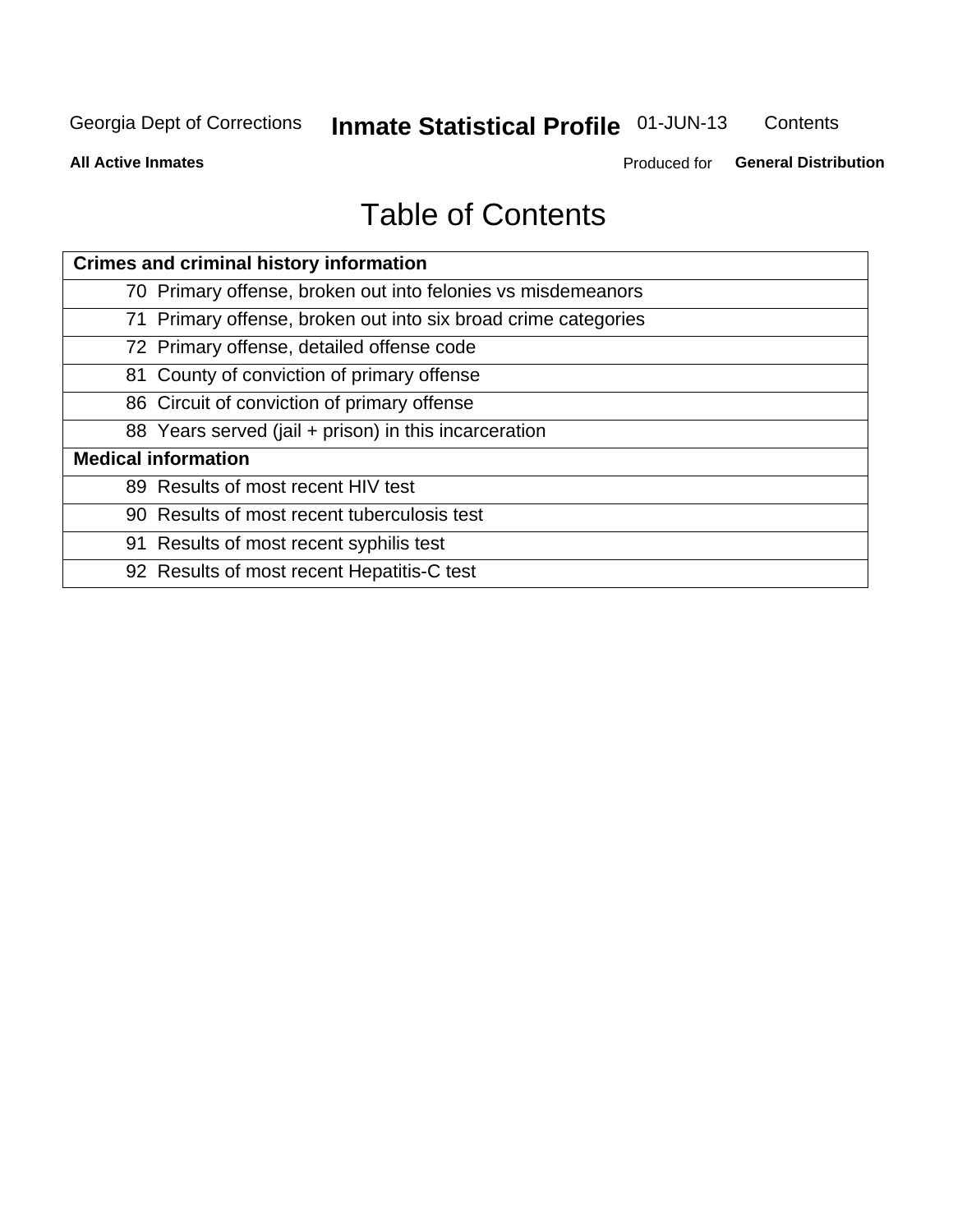# Table of Contents

| Crimes and criminal history information | |
|---|---|
| 70 | Primary offense, broken out into felonies vs misdemeanors |
| 71 | Primary offense, broken out into six broad crime categories |
| 72 | Primary offense, detailed offense code |
| 81 | County of conviction of primary offense |
| 86 | Circuit of conviction of primary offense |
| 88 | Years served (jail + prison) in this incarceration |
| **Medical information** | |
| 89 | Results of most recent HIV test |
| 90 | Results of most recent tuberculosis test |
| 91 | Results of most recent syphilis test |
| 92 | Results of most recent Hepatitis-C test |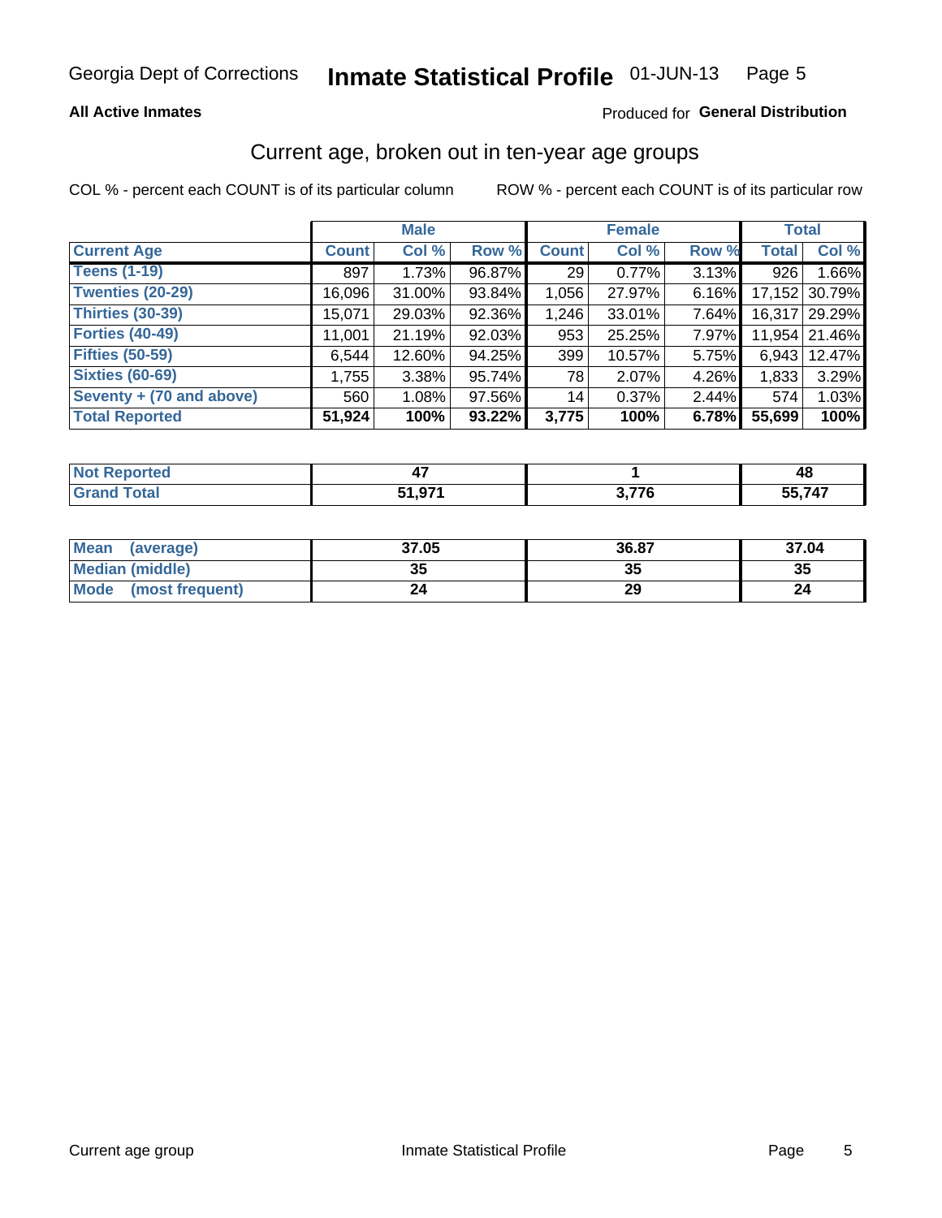Georgia Dept of Corrections **Inmate Statistical Profile** 01-JUN-13

**All Active Inmates**

Produced for **General Distribution**

## Current age, broken out in ten-year age groups

COL % - percent each COUNT is of its particular column

ROW % - percent each COUNT is of its particular row

| | Male | | | Female | | | Total | |
|---|---|---|---|---|---|---|---|---|
| **Current Age** | **Count** | **Col %** | **Row %** | **Count** | **Col %** | **Row %** | **Total** | **Col %** |
| **Teens (1-19)** | 897 | 1.73% | 96.87% | 29 | 0.77% | 3.13% | 926 | 1.66% |
| **Twenties (20-29)** | 16,096 | 31.00% | 93.84% | 1,056 | 27.97% | 6.16% | 17,152 | 30.79% |
| **Thirties (30-39)** | 15,071 | 29.03% | 92.36% | 1,246 | 33.01% | 7.64% | 16,317 | 29.29% |
| **Forties (40-49)** | 11,001 | 21.19% | 92.03% | 953 | 25.25% | 7.97% | 11,954 | 21.46% |
| **Fifties (50-59)** | 6,544 | 12.60% | 94.25% | 399 | 10.57% | 5.75% | 6,943 | 12.47% |
| **Sixties (60-69)** | 1,755 | 3.38% | 95.74% | 78 | 2.07% | 4.26% | 1,833 | 3.29% |
| **Seventy + (70 and above)** | 560 | 1.08% | 97.56% | 14 | 0.37% | 2.44% | 574 | 1.03% |
| **Total Reported** | **51,924** | **100%** | **93.22%** | **3,775** | **100%** | **6.78%** | **55,699** | **100%** |

| | Male | Female | Total |
|---|---|---|---|
| **Not Reported** | **47** | **1** | **48** |
| **Grand Total** | **51,971** | **3,776** | **55,747** |

| | Male | Female | Total |
|---|---|---|---|
| **Mean (average)** | **37.05** | **36.87** | **37.04** |
| **Median (middle)** | **35** | **35** | **35** |
| **Mode (most frequent)** | **24** | **29** | **24** |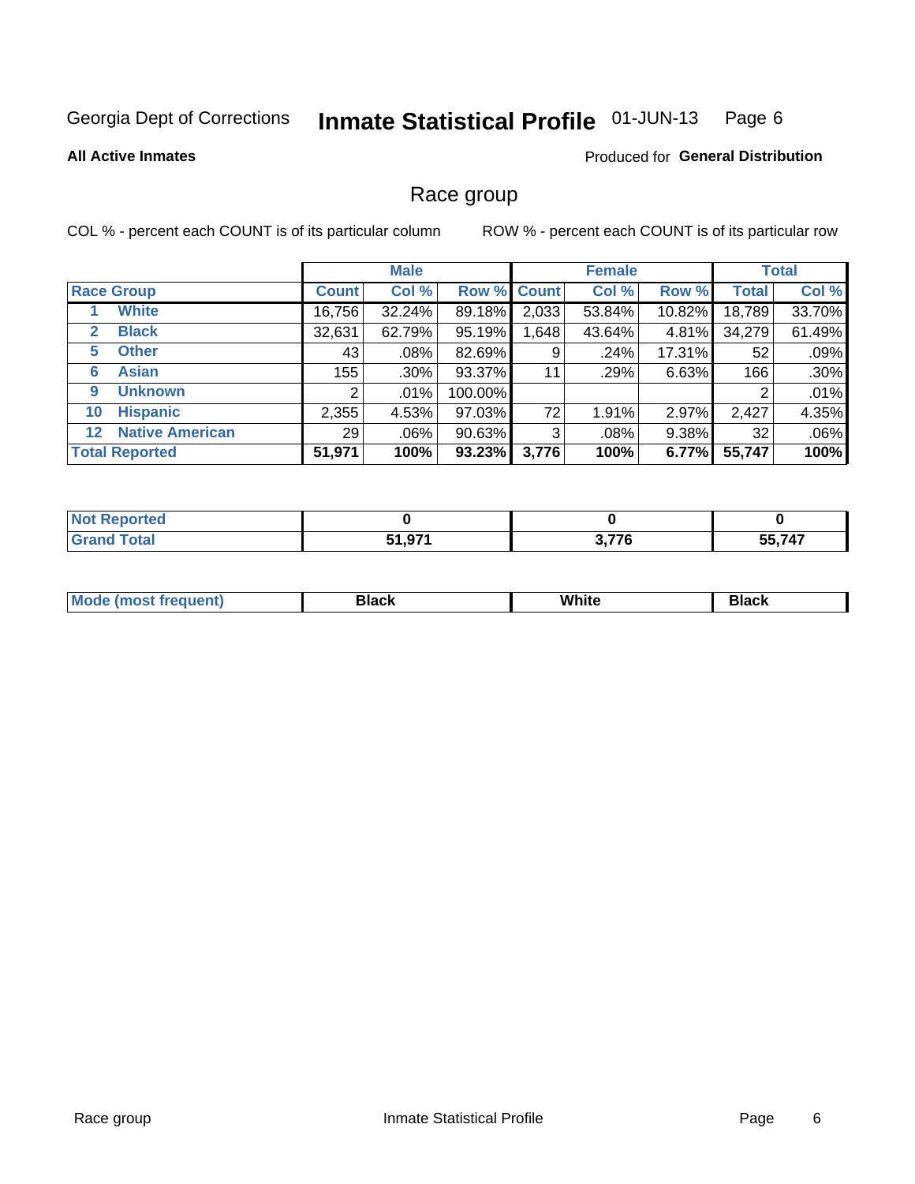Georgia Dept of Corrections **Inmate Statistical Profile** 01-JUN-13

**All Active Inmates**

Produced for **General Distribution**

## Race group

COL % - percent each COUNT is of its particular column

ROW % - percent each COUNT is of its particular row

| | | Male | | | Female | | | Total | |
|---|---|---|---|---|---|---|---|---|---|
| **Race Group** | | **Count** | **Col %** | **Row %** | **Count** | **Col %** | **Row %** | **Total** | **Col %** |
| 1 | **White** | 16,756 | 32.24% | 89.18% | 2,033 | 53.84% | 10.82% | 18,789 | 33.70% |
| 2 | **Black** | 32,631 | 62.79% | 95.19% | 1,648 | 43.64% | 4.81% | 34,279 | 61.49% |
| 5 | **Other** | 43 | .08% | 82.69% | 9 | .24% | 17.31% | 52 | .09% |
| 6 | **Asian** | 155 | .30% | 93.37% | 11 | .29% | 6.63% | 166 | .30% |
| 9 | **Unknown** | 2 | .01% | 100.00% | | | | 2 | .01% |
| 10 | **Hispanic** | 2,355 | 4.53% | 97.03% | 72 | 1.91% | 2.97% | 2,427 | 4.35% |
| 12 | **Native American** | 29 | .06% | 90.63% | 3 | .08% | 9.38% | 32 | .06% |
| **Total Reported** | | **51,971** | **100%** | **93.23%** | **3,776** | **100%** | **6.77%** | **55,747** | **100%** |

| | Male | Female | Total |
|---|---|---|---|
| **Not Reported** | **0** | **0** | **0** |
| **Grand Total** | **51,971** | **3,776** | **55,747** |

| | Male | Female | Total |
|---|---|---|---|
| **Mode (most frequent)** | **Black** | **White** | **Black** |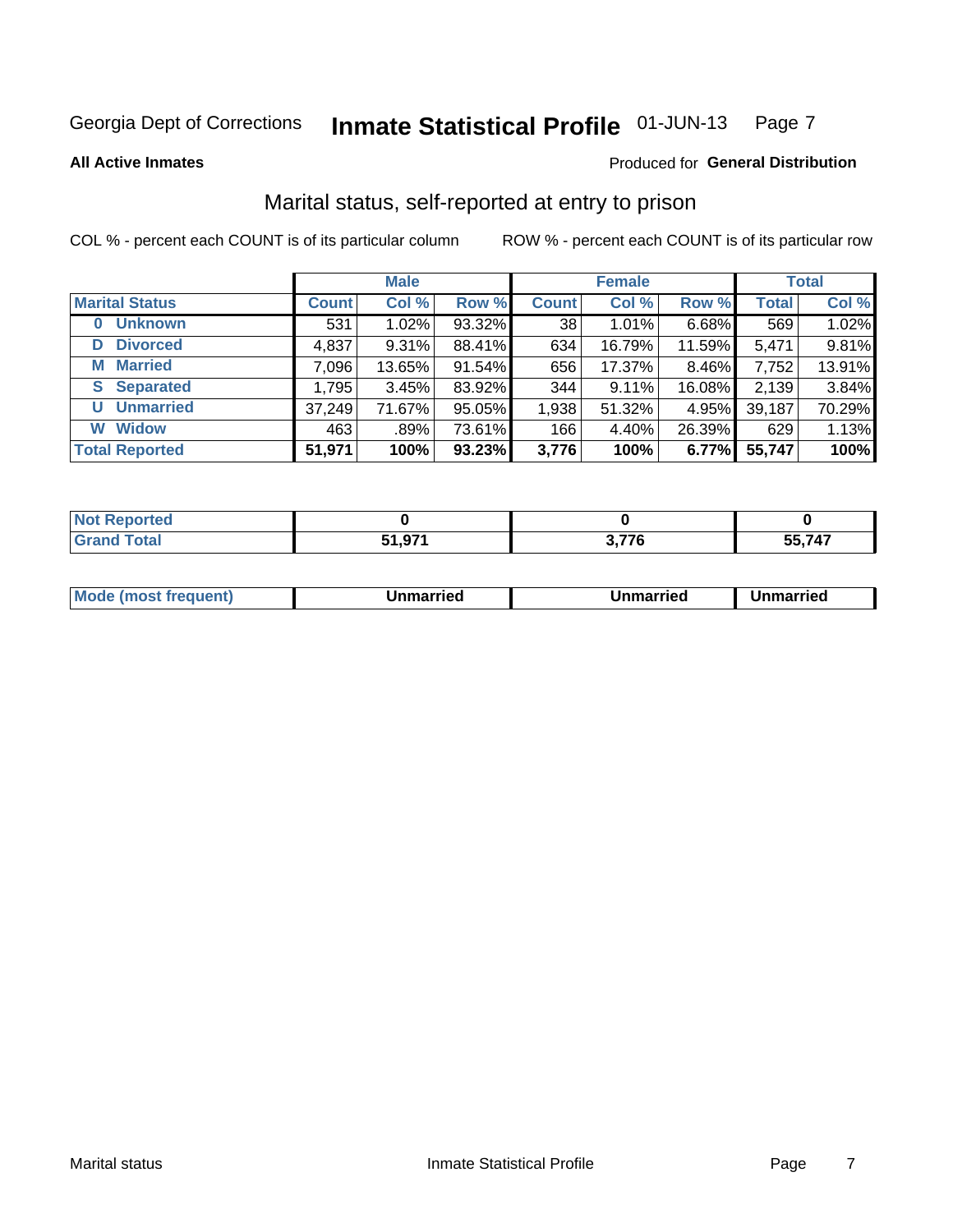Georgia Dept of Corrections **Inmate Statistical Profile** 01-JUN-13 Page 7

**All Active Inmates**

Produced for **General Distribution**

## Marital status, self-reported at entry to prison

COL % - percent each COUNT is of its particular column ROW % - percent each COUNT is of its particular row

| | Male | | | Female | | | Total | |
|---|---|---|---|---|---|---|---|---|
| **Marital Status** | **Count** | **Col %** | **Row %** | **Count** | **Col %** | **Row %** | **Total** | **Col %** |
| **0 Unknown** | 531 | 1.02% | 93.32% | 38 | 1.01% | 6.68% | 569 | 1.02% |
| **D Divorced** | 4,837 | 9.31% | 88.41% | 634 | 16.79% | 11.59% | 5,471 | 9.81% |
| **M Married** | 7,096 | 13.65% | 91.54% | 656 | 17.37% | 8.46% | 7,752 | 13.91% |
| **S Separated** | 1,795 | 3.45% | 83.92% | 344 | 9.11% | 16.08% | 2,139 | 3.84% |
| **U Unmarried** | 37,249 | 71.67% | 95.05% | 1,938 | 51.32% | 4.95% | 39,187 | 70.29% |
| **W Widow** | 463 | .89% | 73.61% | 166 | 4.40% | 26.39% | 629 | 1.13% |
| **Total Reported** | **51,971** | **100%** | **93.23%** | **3,776** | **100%** | **6.77%** | **55,747** | **100%** |

| | Male | Female | Total |
|---|---|---|---|
| **Not Reported** | **0** | **0** | **0** |
| **Grand Total** | **51,971** | **3,776** | **55,747** |

| | Male | Female | Total |
|---|---|---|---|
| **Mode (most frequent)** | **Unmarried** | **Unmarried** | **Unmarried** |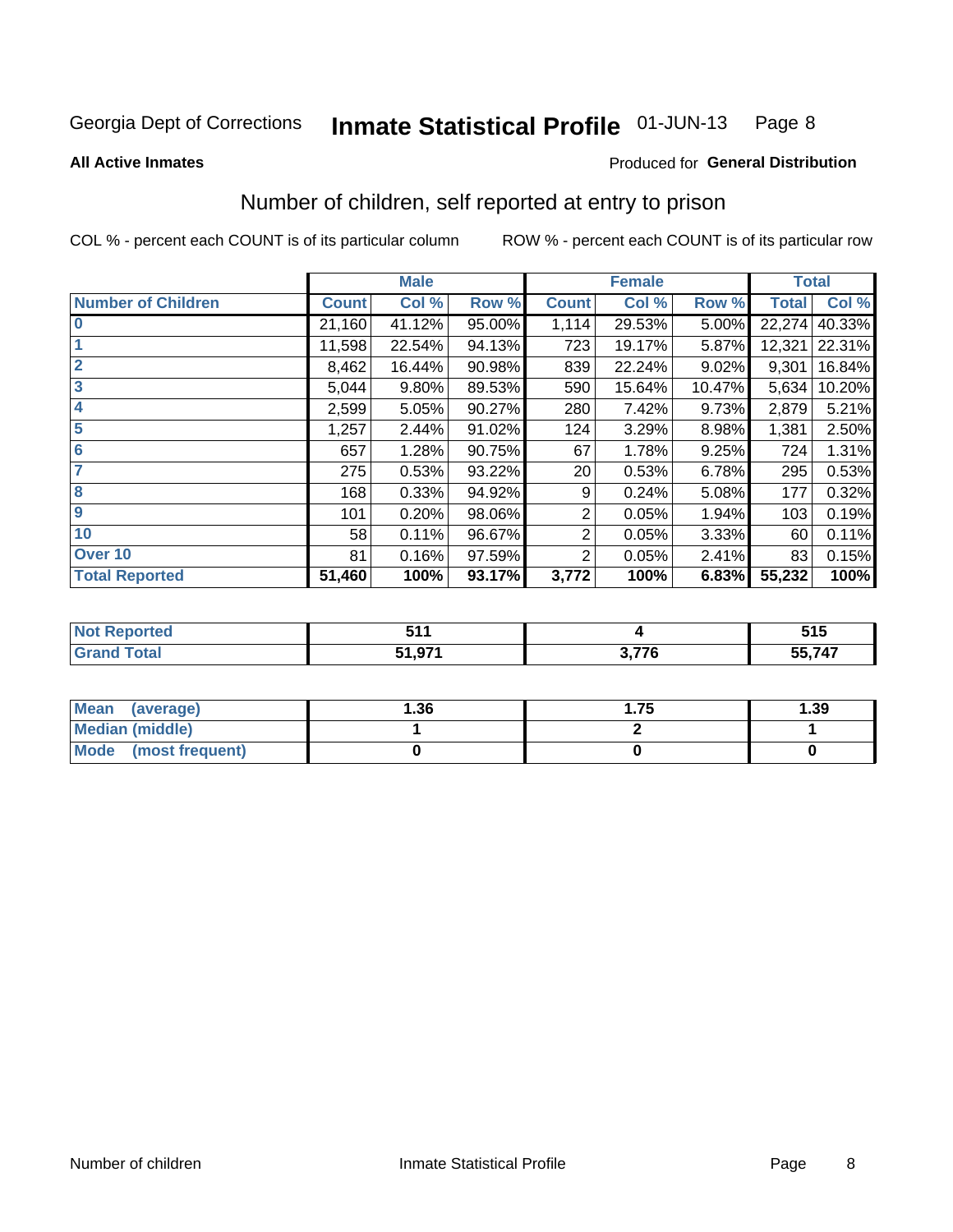Georgia Dept of Corrections **Inmate Statistical Profile** 01-JUN-13

**All Active Inmates**

Produced for **General Distribution**

## Number of children, self reported at entry to prison

COL % - percent each COUNT is of its particular column

ROW % - percent each COUNT is of its particular row

| | Male | | | Female | | | Total | |
|---|---|---|---|---|---|---|---|---|
| **Number of Children** | **Count** | **Col %** | **Row %** | **Count** | **Col %** | **Row %** | **Total** | **Col %** |
| **0** | 21,160 | 41.12% | 95.00% | 1,114 | 29.53% | 5.00% | 22,274 | 40.33% |
| **1** | 11,598 | 22.54% | 94.13% | 723 | 19.17% | 5.87% | 12,321 | 22.31% |
| **2** | 8,462 | 16.44% | 90.98% | 839 | 22.24% | 9.02% | 9,301 | 16.84% |
| **3** | 5,044 | 9.80% | 89.53% | 590 | 15.64% | 10.47% | 5,634 | 10.20% |
| **4** | 2,599 | 5.05% | 90.27% | 280 | 7.42% | 9.73% | 2,879 | 5.21% |
| **5** | 1,257 | 2.44% | 91.02% | 124 | 3.29% | 8.98% | 1,381 | 2.50% |
| **6** | 657 | 1.28% | 90.75% | 67 | 1.78% | 9.25% | 724 | 1.31% |
| **7** | 275 | 0.53% | 93.22% | 20 | 0.53% | 6.78% | 295 | 0.53% |
| **8** | 168 | 0.33% | 94.92% | 9 | 0.24% | 5.08% | 177 | 0.32% |
| **9** | 101 | 0.20% | 98.06% | 2 | 0.05% | 1.94% | 103 | 0.19% |
| **10** | 58 | 0.11% | 96.67% | 2 | 0.05% | 3.33% | 60 | 0.11% |
| **Over 10** | 81 | 0.16% | 97.59% | 2 | 0.05% | 2.41% | 83 | 0.15% |
| **Total Reported** | **51,460** | **100%** | **93.17%** | **3,772** | **100%** | **6.83%** | **55,232** | **100%** |

| | Male | Female | Total |
|---|---|---|---|
| **Not Reported** | **511** | **4** | **515** |
| **Grand Total** | **51,971** | **3,776** | **55,747** |

| | Male | Female | Total |
|---|---|---|---|
| **Mean (average)** | **1.36** | **1.75** | **1.39** |
| **Median (middle)** | **1** | **2** | **1** |
| **Mode (most frequent)** | **0** | **0** | **0** |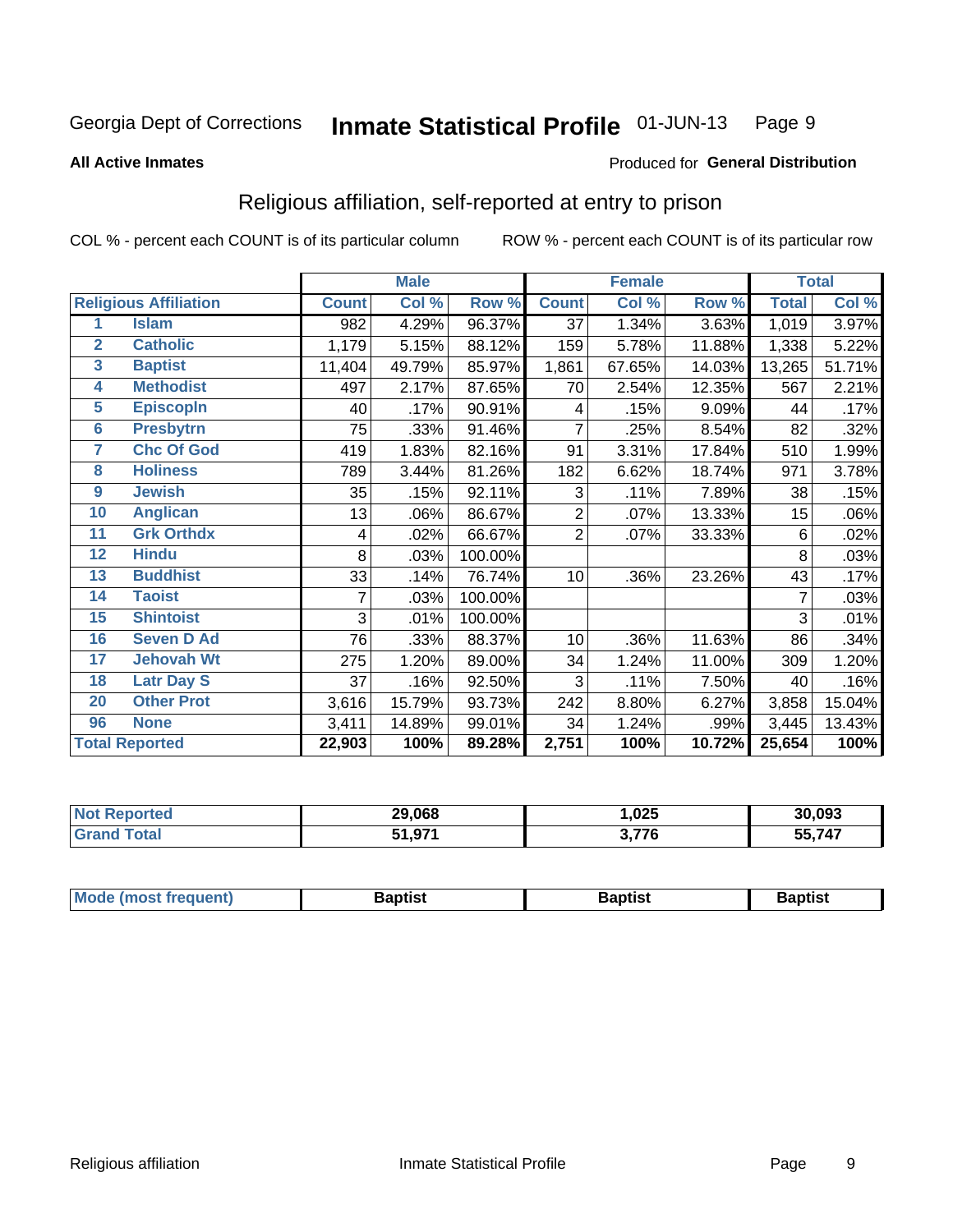Georgia Dept of Corrections **Inmate Statistical Profile** 01-JUN-13

**All Active Inmates**

Produced for **General Distribution**

## Religious affiliation, self-reported at entry to prison

COL % - percent each COUNT is of its particular column ROW % - percent each COUNT is of its particular row

| | | Male | | | Female | | | Total | |
|---|---|---|---|---|---|---|---|---|---|
| **Religious Affiliation** | | **Count** | **Col %** | **Row %** | **Count** | **Col %** | **Row %** | **Total** | **Col %** |
| 1 | Islam | 982 | 4.29% | 96.37% | 37 | 1.34% | 3.63% | 1,019 | 3.97% |
| 2 | Catholic | 1,179 | 5.15% | 88.12% | 159 | 5.78% | 11.88% | 1,338 | 5.22% |
| 3 | Baptist | 11,404 | 49.79% | 85.97% | 1,861 | 67.65% | 14.03% | 13,265 | 51.71% |
| 4 | Methodist | 497 | 2.17% | 87.65% | 70 | 2.54% | 12.35% | 567 | 2.21% |
| 5 | Episcopln | 40 | .17% | 90.91% | 4 | .15% | 9.09% | 44 | .17% |
| 6 | Presbytrn | 75 | .33% | 91.46% | 7 | .25% | 8.54% | 82 | .32% |
| 7 | Chc Of God | 419 | 1.83% | 82.16% | 91 | 3.31% | 17.84% | 510 | 1.99% |
| 8 | Holiness | 789 | 3.44% | 81.26% | 182 | 6.62% | 18.74% | 971 | 3.78% |
| 9 | Jewish | 35 | .15% | 92.11% | 3 | .11% | 7.89% | 38 | .15% |
| 10 | Anglican | 13 | .06% | 86.67% | 2 | .07% | 13.33% | 15 | .06% |
| 11 | Grk Orthdx | 4 | .02% | 66.67% | 2 | .07% | 33.33% | 6 | .02% |
| 12 | Hindu | 8 | .03% | 100.00% | | | | 8 | .03% |
| 13 | Buddhist | 33 | .14% | 76.74% | 10 | .36% | 23.26% | 43 | .17% |
| 14 | Taoist | 7 | .03% | 100.00% | | | | 7 | .03% |
| 15 | Shintoist | 3 | .01% | 100.00% | | | | 3 | .01% |
| 16 | Seven D Ad | 76 | .33% | 88.37% | 10 | .36% | 11.63% | 86 | .34% |
| 17 | Jehovah Wt | 275 | 1.20% | 89.00% | 34 | 1.24% | 11.00% | 309 | 1.20% |
| 18 | Latr Day S | 37 | .16% | 92.50% | 3 | .11% | 7.50% | 40 | .16% |
| 20 | Other Prot | 3,616 | 15.79% | 93.73% | 242 | 8.80% | 6.27% | 3,858 | 15.04% |
| 96 | None | 3,411 | 14.89% | 99.01% | 34 | 1.24% | .99% | 3,445 | 13.43% |
| **Total Reported** | | **22,903** | **100%** | **89.28%** | **2,751** | **100%** | **10.72%** | **25,654** | **100%** |

| | Male | Female | Total |
|---|---|---|---|
| Not Reported | **29,068** | **1,025** | **30,093** |
| Grand Total | **51,971** | **3,776** | **55,747** |

| | Male | Female | Total |
|---|---|---|---|
| Mode (most frequent) | **Baptist** | **Baptist** | **Baptist** |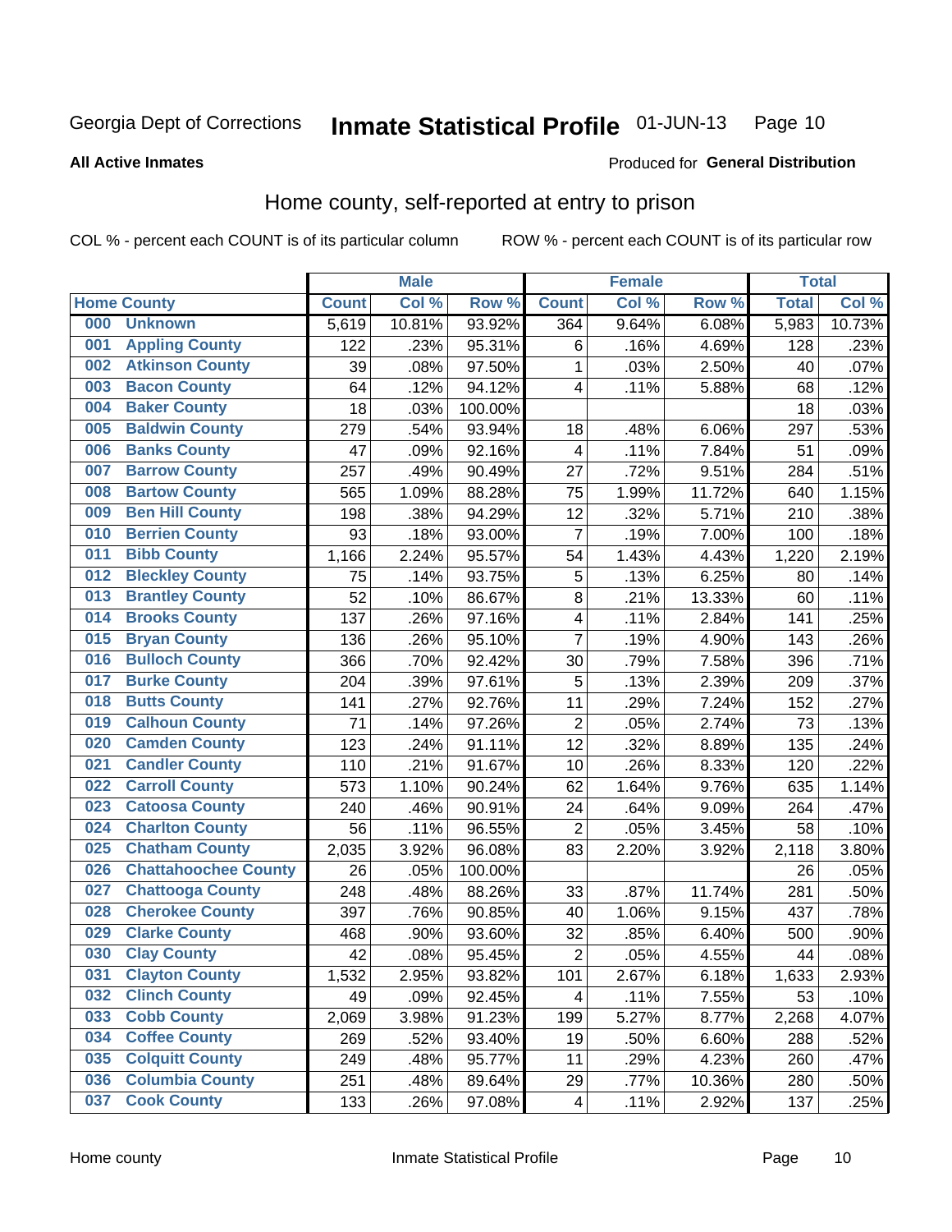Georgia Dept of Corrections **Inmate Statistical Profile** 01-JUN-13

**All Active Inmates**

Produced for **General Distribution**

## Home county, self-reported at entry to prison

COL % - percent each COUNT is of its particular column    ROW % - percent each COUNT is of its particular row

| Home County | | Male | | | Female | | | Total | |
|---|---|---|---|---|---|---|---|---|---|
| | | Count | Col % | Row % | Count | Col % | Row % | Total | Col % |
| 000 | Unknown | 5,619 | 10.81% | 93.92% | 364 | 9.64% | 6.08% | 5,983 | 10.73% |
| 001 | Appling County | 122 | .23% | 95.31% | 6 | .16% | 4.69% | 128 | .23% |
| 002 | Atkinson County | 39 | .08% | 97.50% | 1 | .03% | 2.50% | 40 | .07% |
| 003 | Bacon County | 64 | .12% | 94.12% | 4 | .11% | 5.88% | 68 | .12% |
| 004 | Baker County | 18 | .03% | 100.00% | | | | 18 | .03% |
| 005 | Baldwin County | 279 | .54% | 93.94% | 18 | .48% | 6.06% | 297 | .53% |
| 006 | Banks County | 47 | .09% | 92.16% | 4 | .11% | 7.84% | 51 | .09% |
| 007 | Barrow County | 257 | .49% | 90.49% | 27 | .72% | 9.51% | 284 | .51% |
| 008 | Bartow County | 565 | 1.09% | 88.28% | 75 | 1.99% | 11.72% | 640 | 1.15% |
| 009 | Ben Hill County | 198 | .38% | 94.29% | 12 | .32% | 5.71% | 210 | .38% |
| 010 | Berrien County | 93 | .18% | 93.00% | 7 | .19% | 7.00% | 100 | .18% |
| 011 | Bibb County | 1,166 | 2.24% | 95.57% | 54 | 1.43% | 4.43% | 1,220 | 2.19% |
| 012 | Bleckley County | 75 | .14% | 93.75% | 5 | .13% | 6.25% | 80 | .14% |
| 013 | Brantley County | 52 | .10% | 86.67% | 8 | .21% | 13.33% | 60 | .11% |
| 014 | Brooks County | 137 | .26% | 97.16% | 4 | .11% | 2.84% | 141 | .25% |
| 015 | Bryan County | 136 | .26% | 95.10% | 7 | .19% | 4.90% | 143 | .26% |
| 016 | Bulloch County | 366 | .70% | 92.42% | 30 | .79% | 7.58% | 396 | .71% |
| 017 | Burke County | 204 | .39% | 97.61% | 5 | .13% | 2.39% | 209 | .37% |
| 018 | Butts County | 141 | .27% | 92.76% | 11 | .29% | 7.24% | 152 | .27% |
| 019 | Calhoun County | 71 | .14% | 97.26% | 2 | .05% | 2.74% | 73 | .13% |
| 020 | Camden County | 123 | .24% | 91.11% | 12 | .32% | 8.89% | 135 | .24% |
| 021 | Candler County | 110 | .21% | 91.67% | 10 | .26% | 8.33% | 120 | .22% |
| 022 | Carroll County | 573 | 1.10% | 90.24% | 62 | 1.64% | 9.76% | 635 | 1.14% |
| 023 | Catoosa County | 240 | .46% | 90.91% | 24 | .64% | 9.09% | 264 | .47% |
| 024 | Charlton County | 56 | .11% | 96.55% | 2 | .05% | 3.45% | 58 | .10% |
| 025 | Chatham County | 2,035 | 3.92% | 96.08% | 83 | 2.20% | 3.92% | 2,118 | 3.80% |
| 026 | Chattahoochee County | 26 | .05% | 100.00% | | | | 26 | .05% |
| 027 | Chattooga County | 248 | .48% | 88.26% | 33 | .87% | 11.74% | 281 | .50% |
| 028 | Cherokee County | 397 | .76% | 90.85% | 40 | 1.06% | 9.15% | 437 | .78% |
| 029 | Clarke County | 468 | .90% | 93.60% | 32 | .85% | 6.40% | 500 | .90% |
| 030 | Clay County | 42 | .08% | 95.45% | 2 | .05% | 4.55% | 44 | .08% |
| 031 | Clayton County | 1,532 | 2.95% | 93.82% | 101 | 2.67% | 6.18% | 1,633 | 2.93% |
| 032 | Clinch County | 49 | .09% | 92.45% | 4 | .11% | 7.55% | 53 | .10% |
| 033 | Cobb County | 2,069 | 3.98% | 91.23% | 199 | 5.27% | 8.77% | 2,268 | 4.07% |
| 034 | Coffee County | 269 | .52% | 93.40% | 19 | .50% | 6.60% | 288 | .52% |
| 035 | Colquitt County | 249 | .48% | 95.77% | 11 | .29% | 4.23% | 260 | .47% |
| 036 | Columbia County | 251 | .48% | 89.64% | 29 | .77% | 10.36% | 280 | .50% |
| 037 | Cook County | 133 | .26% | 97.08% | 4 | .11% | 2.92% | 137 | .25% |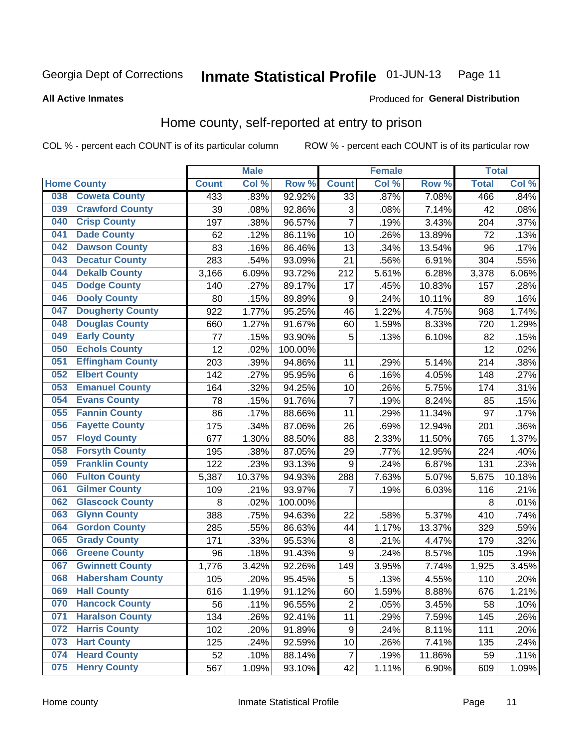Georgia Dept of Corrections **Inmate Statistical Profile** 01-JUN-13

**All Active Inmates**

Produced for **General Distribution**

## Home county, self-reported at entry to prison

COL % - percent each COUNT is of its particular column ROW % - percent each COUNT is of its particular row

| Home County | | Male | | | Female | | | Total | |
|---|---|---|---|---|---|---|---|---|---|
| | | Count | Col % | Row % | Count | Col % | Row % | Total | Col % |
| 038 | Coweta County | 433 | .83% | 92.92% | 33 | .87% | 7.08% | 466 | .84% |
| 039 | Crawford County | 39 | .08% | 92.86% | 3 | .08% | 7.14% | 42 | .08% |
| 040 | Crisp County | 197 | .38% | 96.57% | 7 | .19% | 3.43% | 204 | .37% |
| 041 | Dade County | 62 | .12% | 86.11% | 10 | .26% | 13.89% | 72 | .13% |
| 042 | Dawson County | 83 | .16% | 86.46% | 13 | .34% | 13.54% | 96 | .17% |
| 043 | Decatur County | 283 | .54% | 93.09% | 21 | .56% | 6.91% | 304 | .55% |
| 044 | Dekalb County | 3,166 | 6.09% | 93.72% | 212 | 5.61% | 6.28% | 3,378 | 6.06% |
| 045 | Dodge County | 140 | .27% | 89.17% | 17 | .45% | 10.83% | 157 | .28% |
| 046 | Dooly County | 80 | .15% | 89.89% | 9 | .24% | 10.11% | 89 | .16% |
| 047 | Dougherty County | 922 | 1.77% | 95.25% | 46 | 1.22% | 4.75% | 968 | 1.74% |
| 048 | Douglas County | 660 | 1.27% | 91.67% | 60 | 1.59% | 8.33% | 720 | 1.29% |
| 049 | Early County | 77 | .15% | 93.90% | 5 | .13% | 6.10% | 82 | .15% |
| 050 | Echols County | 12 | .02% | 100.00% | | | | 12 | .02% |
| 051 | Effingham County | 203 | .39% | 94.86% | 11 | .29% | 5.14% | 214 | .38% |
| 052 | Elbert County | 142 | .27% | 95.95% | 6 | .16% | 4.05% | 148 | .27% |
| 053 | Emanuel County | 164 | .32% | 94.25% | 10 | .26% | 5.75% | 174 | .31% |
| 054 | Evans County | 78 | .15% | 91.76% | 7 | .19% | 8.24% | 85 | .15% |
| 055 | Fannin County | 86 | .17% | 88.66% | 11 | .29% | 11.34% | 97 | .17% |
| 056 | Fayette County | 175 | .34% | 87.06% | 26 | .69% | 12.94% | 201 | .36% |
| 057 | Floyd County | 677 | 1.30% | 88.50% | 88 | 2.33% | 11.50% | 765 | 1.37% |
| 058 | Forsyth County | 195 | .38% | 87.05% | 29 | .77% | 12.95% | 224 | .40% |
| 059 | Franklin County | 122 | .23% | 93.13% | 9 | .24% | 6.87% | 131 | .23% |
| 060 | Fulton County | 5,387 | 10.37% | 94.93% | 288 | 7.63% | 5.07% | 5,675 | 10.18% |
| 061 | Gilmer County | 109 | .21% | 93.97% | 7 | .19% | 6.03% | 116 | .21% |
| 062 | Glascock County | 8 | .02% | 100.00% | | | | 8 | .01% |
| 063 | Glynn County | 388 | .75% | 94.63% | 22 | .58% | 5.37% | 410 | .74% |
| 064 | Gordon County | 285 | .55% | 86.63% | 44 | 1.17% | 13.37% | 329 | .59% |
| 065 | Grady County | 171 | .33% | 95.53% | 8 | .21% | 4.47% | 179 | .32% |
| 066 | Greene County | 96 | .18% | 91.43% | 9 | .24% | 8.57% | 105 | .19% |
| 067 | Gwinnett County | 1,776 | 3.42% | 92.26% | 149 | 3.95% | 7.74% | 1,925 | 3.45% |
| 068 | Habersham County | 105 | .20% | 95.45% | 5 | .13% | 4.55% | 110 | .20% |
| 069 | Hall County | 616 | 1.19% | 91.12% | 60 | 1.59% | 8.88% | 676 | 1.21% |
| 070 | Hancock County | 56 | .11% | 96.55% | 2 | .05% | 3.45% | 58 | .10% |
| 071 | Haralson County | 134 | .26% | 92.41% | 11 | .29% | 7.59% | 145 | .26% |
| 072 | Harris County | 102 | .20% | 91.89% | 9 | .24% | 8.11% | 111 | .20% |
| 073 | Hart County | 125 | .24% | 92.59% | 10 | .26% | 7.41% | 135 | .24% |
| 074 | Heard County | 52 | .10% | 88.14% | 7 | .19% | 11.86% | 59 | .11% |
| 075 | Henry County | 567 | 1.09% | 93.10% | 42 | 1.11% | 6.90% | 609 | 1.09% |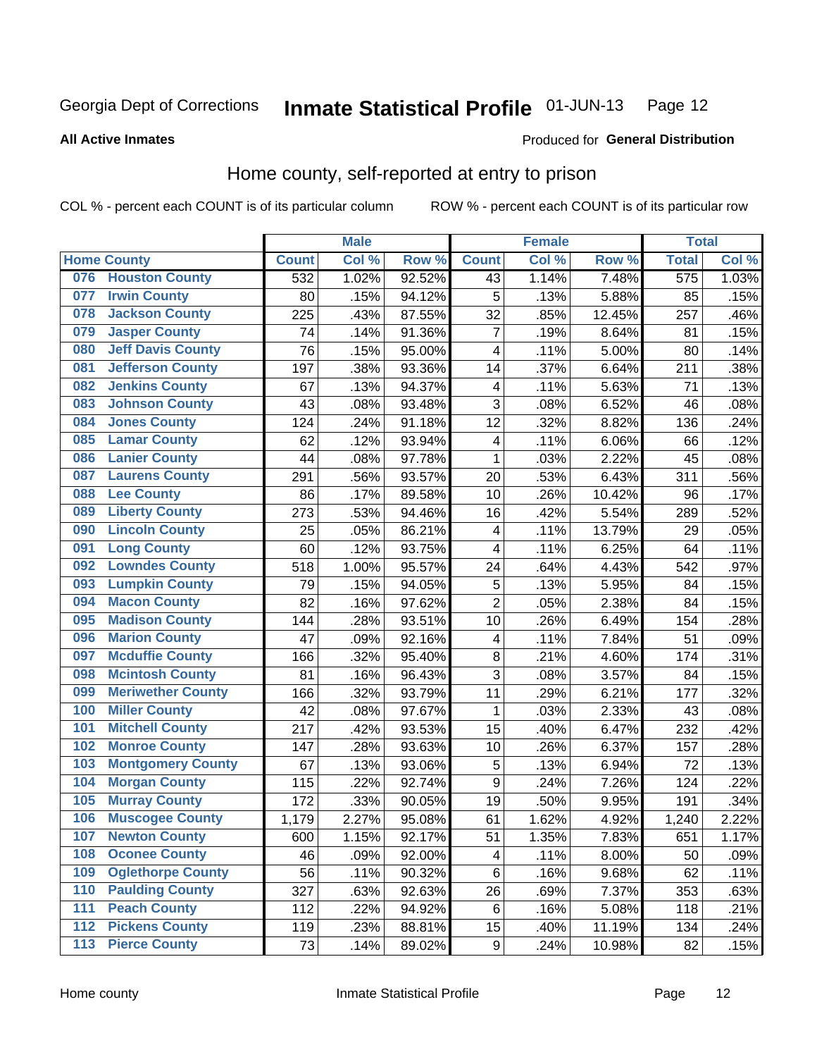Georgia Dept of Corrections **Inmate Statistical Profile** 01-JUN-13 Page 12

**All Active Inmates**

Produced for **General Distribution**

## Home county, self-reported at entry to prison

COL % - percent each COUNT is of its particular column ROW % - percent each COUNT is of its particular row

| Home County | | Male | | | Female | | | Total | |
|---|---|---|---|---|---|---|---|---|---|
| | | Count | Col % | Row % | Count | Col % | Row % | Total | Col % |
| 076 | Houston County | 532 | 1.02% | 92.52% | 43 | 1.14% | 7.48% | 575 | 1.03% |
| 077 | Irwin County | 80 | .15% | 94.12% | 5 | .13% | 5.88% | 85 | .15% |
| 078 | Jackson County | 225 | .43% | 87.55% | 32 | .85% | 12.45% | 257 | .46% |
| 079 | Jasper County | 74 | .14% | 91.36% | 7 | .19% | 8.64% | 81 | .15% |
| 080 | Jeff Davis County | 76 | .15% | 95.00% | 4 | .11% | 5.00% | 80 | .14% |
| 081 | Jefferson County | 197 | .38% | 93.36% | 14 | .37% | 6.64% | 211 | .38% |
| 082 | Jenkins County | 67 | .13% | 94.37% | 4 | .11% | 5.63% | 71 | .13% |
| 083 | Johnson County | 43 | .08% | 93.48% | 3 | .08% | 6.52% | 46 | .08% |
| 084 | Jones County | 124 | .24% | 91.18% | 12 | .32% | 8.82% | 136 | .24% |
| 085 | Lamar County | 62 | .12% | 93.94% | 4 | .11% | 6.06% | 66 | .12% |
| 086 | Lanier County | 44 | .08% | 97.78% | 1 | .03% | 2.22% | 45 | .08% |
| 087 | Laurens County | 291 | .56% | 93.57% | 20 | .53% | 6.43% | 311 | .56% |
| 088 | Lee County | 86 | .17% | 89.58% | 10 | .26% | 10.42% | 96 | .17% |
| 089 | Liberty County | 273 | .53% | 94.46% | 16 | .42% | 5.54% | 289 | .52% |
| 090 | Lincoln County | 25 | .05% | 86.21% | 4 | .11% | 13.79% | 29 | .05% |
| 091 | Long County | 60 | .12% | 93.75% | 4 | .11% | 6.25% | 64 | .11% |
| 092 | Lowndes County | 518 | 1.00% | 95.57% | 24 | .64% | 4.43% | 542 | .97% |
| 093 | Lumpkin County | 79 | .15% | 94.05% | 5 | .13% | 5.95% | 84 | .15% |
| 094 | Macon County | 82 | .16% | 97.62% | 2 | .05% | 2.38% | 84 | .15% |
| 095 | Madison County | 144 | .28% | 93.51% | 10 | .26% | 6.49% | 154 | .28% |
| 096 | Marion County | 47 | .09% | 92.16% | 4 | .11% | 7.84% | 51 | .09% |
| 097 | Mcduffie County | 166 | .32% | 95.40% | 8 | .21% | 4.60% | 174 | .31% |
| 098 | Mcintosh County | 81 | .16% | 96.43% | 3 | .08% | 3.57% | 84 | .15% |
| 099 | Meriwether County | 166 | .32% | 93.79% | 11 | .29% | 6.21% | 177 | .32% |
| 100 | Miller County | 42 | .08% | 97.67% | 1 | .03% | 2.33% | 43 | .08% |
| 101 | Mitchell County | 217 | .42% | 93.53% | 15 | .40% | 6.47% | 232 | .42% |
| 102 | Monroe County | 147 | .28% | 93.63% | 10 | .26% | 6.37% | 157 | .28% |
| 103 | Montgomery County | 67 | .13% | 93.06% | 5 | .13% | 6.94% | 72 | .13% |
| 104 | Morgan County | 115 | .22% | 92.74% | 9 | .24% | 7.26% | 124 | .22% |
| 105 | Murray County | 172 | .33% | 90.05% | 19 | .50% | 9.95% | 191 | .34% |
| 106 | Muscogee County | 1,179 | 2.27% | 95.08% | 61 | 1.62% | 4.92% | 1,240 | 2.22% |
| 107 | Newton County | 600 | 1.15% | 92.17% | 51 | 1.35% | 7.83% | 651 | 1.17% |
| 108 | Oconee County | 46 | .09% | 92.00% | 4 | .11% | 8.00% | 50 | .09% |
| 109 | Oglethorpe County | 56 | .11% | 90.32% | 6 | .16% | 9.68% | 62 | .11% |
| 110 | Paulding County | 327 | .63% | 92.63% | 26 | .69% | 7.37% | 353 | .63% |
| 111 | Peach County | 112 | .22% | 94.92% | 6 | .16% | 5.08% | 118 | .21% |
| 112 | Pickens County | 119 | .23% | 88.81% | 15 | .40% | 11.19% | 134 | .24% |
| 113 | Pierce County | 73 | .14% | 89.02% | 9 | .24% | 10.98% | 82 | .15% |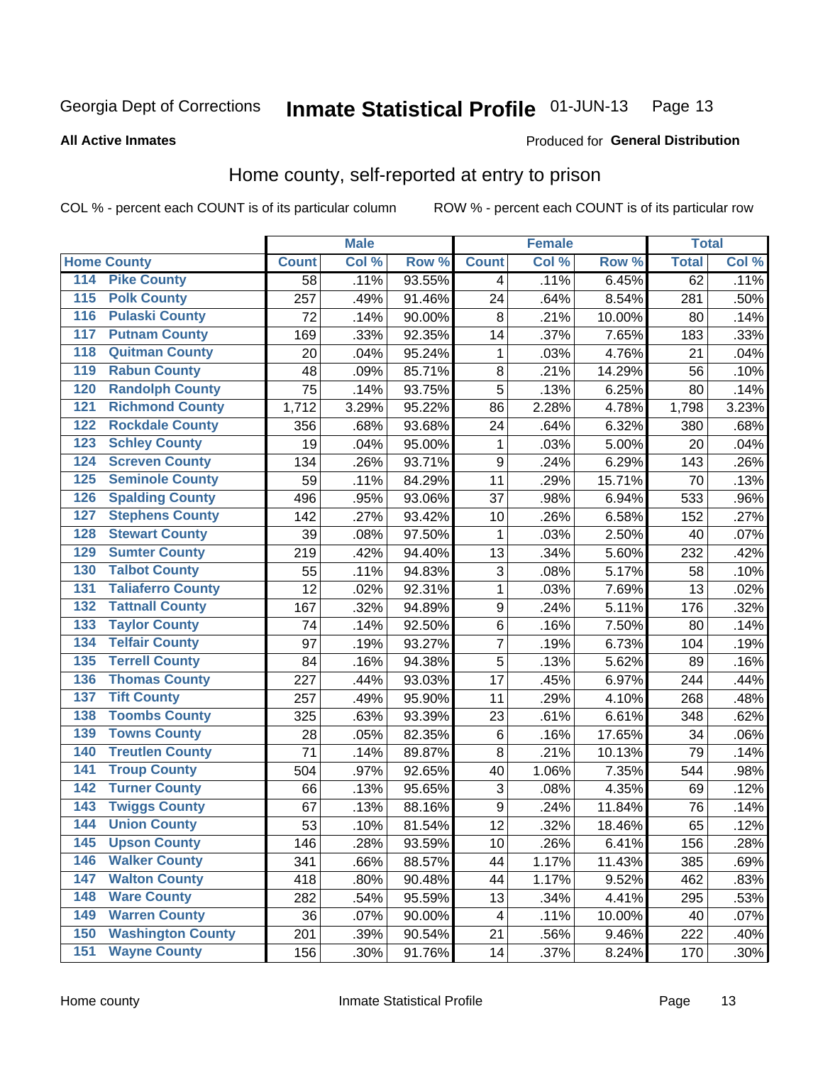Georgia Dept of Corrections **Inmate Statistical Profile** 01-JUN-13

**All Active Inmates**

Produced for **General Distribution**

## Home county, self-reported at entry to prison

COL % - percent each COUNT is of its particular column ROW % - percent each COUNT is of its particular row

| Home County | | Male | | | Female | | | Total | |
|---|---|---|---|---|---|---|---|---|---|
| | | Count | Col % | Row % | Count | Col % | Row % | Total | Col % |
| 114 | Pike County | 58 | .11% | 93.55% | 4 | .11% | 6.45% | 62 | .11% |
| 115 | Polk County | 257 | .49% | 91.46% | 24 | .64% | 8.54% | 281 | .50% |
| 116 | Pulaski County | 72 | .14% | 90.00% | 8 | .21% | 10.00% | 80 | .14% |
| 117 | Putnam County | 169 | .33% | 92.35% | 14 | .37% | 7.65% | 183 | .33% |
| 118 | Quitman County | 20 | .04% | 95.24% | 1 | .03% | 4.76% | 21 | .04% |
| 119 | Rabun County | 48 | .09% | 85.71% | 8 | .21% | 14.29% | 56 | .10% |
| 120 | Randolph County | 75 | .14% | 93.75% | 5 | .13% | 6.25% | 80 | .14% |
| 121 | Richmond County | 1,712 | 3.29% | 95.22% | 86 | 2.28% | 4.78% | 1,798 | 3.23% |
| 122 | Rockdale County | 356 | .68% | 93.68% | 24 | .64% | 6.32% | 380 | .68% |
| 123 | Schley County | 19 | .04% | 95.00% | 1 | .03% | 5.00% | 20 | .04% |
| 124 | Screven County | 134 | .26% | 93.71% | 9 | .24% | 6.29% | 143 | .26% |
| 125 | Seminole County | 59 | .11% | 84.29% | 11 | .29% | 15.71% | 70 | .13% |
| 126 | Spalding County | 496 | .95% | 93.06% | 37 | .98% | 6.94% | 533 | .96% |
| 127 | Stephens County | 142 | .27% | 93.42% | 10 | .26% | 6.58% | 152 | .27% |
| 128 | Stewart County | 39 | .08% | 97.50% | 1 | .03% | 2.50% | 40 | .07% |
| 129 | Sumter County | 219 | .42% | 94.40% | 13 | .34% | 5.60% | 232 | .42% |
| 130 | Talbot County | 55 | .11% | 94.83% | 3 | .08% | 5.17% | 58 | .10% |
| 131 | Taliaferro County | 12 | .02% | 92.31% | 1 | .03% | 7.69% | 13 | .02% |
| 132 | Tattnall County | 167 | .32% | 94.89% | 9 | .24% | 5.11% | 176 | .32% |
| 133 | Taylor County | 74 | .14% | 92.50% | 6 | .16% | 7.50% | 80 | .14% |
| 134 | Telfair County | 97 | .19% | 93.27% | 7 | .19% | 6.73% | 104 | .19% |
| 135 | Terrell County | 84 | .16% | 94.38% | 5 | .13% | 5.62% | 89 | .16% |
| 136 | Thomas County | 227 | .44% | 93.03% | 17 | .45% | 6.97% | 244 | .44% |
| 137 | Tift County | 257 | .49% | 95.90% | 11 | .29% | 4.10% | 268 | .48% |
| 138 | Toombs County | 325 | .63% | 93.39% | 23 | .61% | 6.61% | 348 | .62% |
| 139 | Towns County | 28 | .05% | 82.35% | 6 | .16% | 17.65% | 34 | .06% |
| 140 | Treutlen County | 71 | .14% | 89.87% | 8 | .21% | 10.13% | 79 | .14% |
| 141 | Troup County | 504 | .97% | 92.65% | 40 | 1.06% | 7.35% | 544 | .98% |
| 142 | Turner County | 66 | .13% | 95.65% | 3 | .08% | 4.35% | 69 | .12% |
| 143 | Twiggs County | 67 | .13% | 88.16% | 9 | .24% | 11.84% | 76 | .14% |
| 144 | Union County | 53 | .10% | 81.54% | 12 | .32% | 18.46% | 65 | .12% |
| 145 | Upson County | 146 | .28% | 93.59% | 10 | .26% | 6.41% | 156 | .28% |
| 146 | Walker County | 341 | .66% | 88.57% | 44 | 1.17% | 11.43% | 385 | .69% |
| 147 | Walton County | 418 | .80% | 90.48% | 44 | 1.17% | 9.52% | 462 | .83% |
| 148 | Ware County | 282 | .54% | 95.59% | 13 | .34% | 4.41% | 295 | .53% |
| 149 | Warren County | 36 | .07% | 90.00% | 4 | .11% | 10.00% | 40 | .07% |
| 150 | Washington County | 201 | .39% | 90.54% | 21 | .56% | 9.46% | 222 | .40% |
| 151 | Wayne County | 156 | .30% | 91.76% | 14 | .37% | 8.24% | 170 | .30% |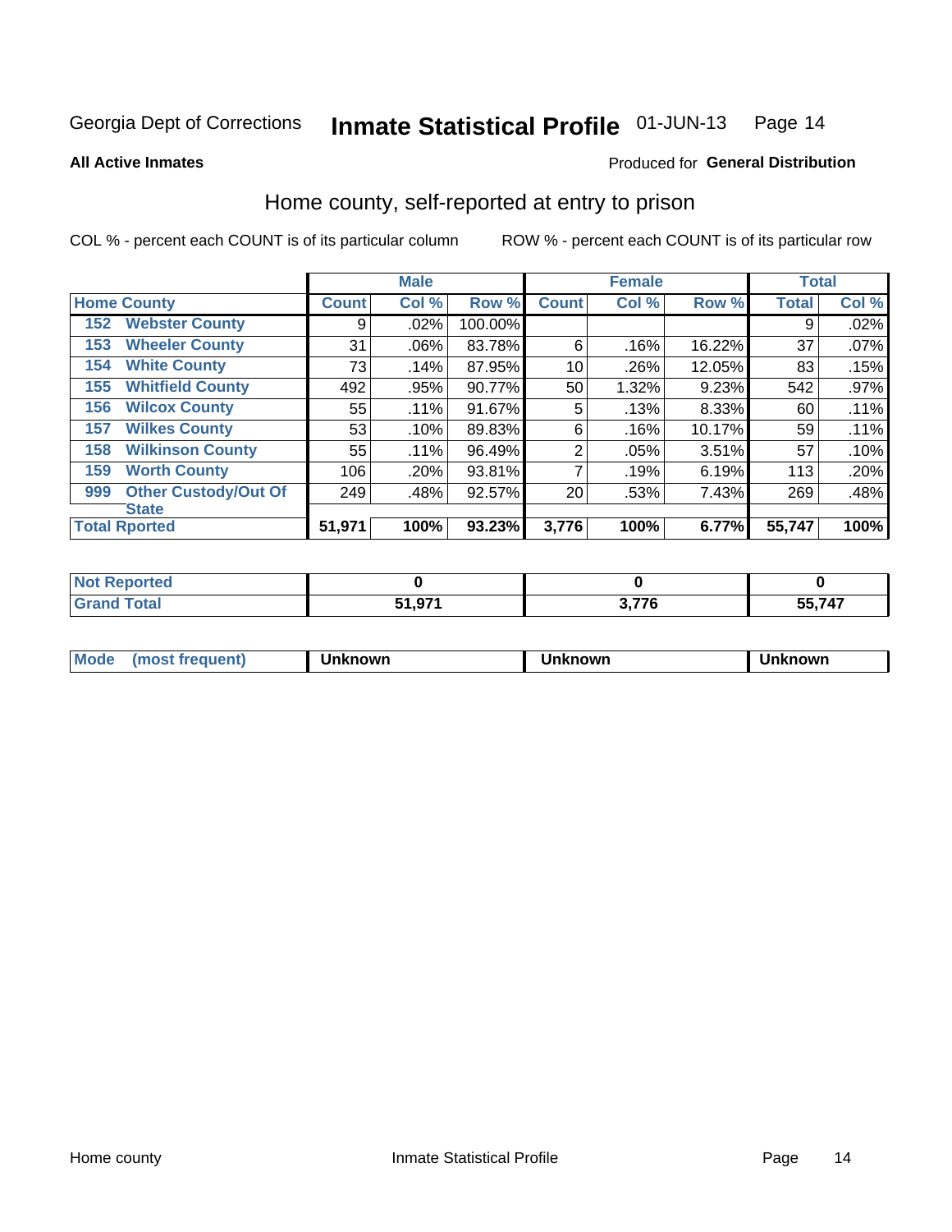Georgia Dept of Corrections **Inmate Statistical Profile** 01-JUN-13

**All Active Inmates**

Produced for **General Distribution**

## Home county, self-reported at entry to prison

COL % - percent each COUNT is of its particular column ROW % - percent each COUNT is of its particular row

| Home County | | Male | | | Female | | | Total | |
|---|---|---|---|---|---|---|---|---|---|
| | | Count | Col % | Row % | Count | Col % | Row % | Total | Col % |
| 152 | Webster County | 9 | .02% | 100.00% | | | | 9 | .02% |
| 153 | Wheeler County | 31 | .06% | 83.78% | 6 | .16% | 16.22% | 37 | .07% |
| 154 | White County | 73 | .14% | 87.95% | 10 | .26% | 12.05% | 83 | .15% |
| 155 | Whitfield County | 492 | .95% | 90.77% | 50 | 1.32% | 9.23% | 542 | .97% |
| 156 | Wilcox County | 55 | .11% | 91.67% | 5 | .13% | 8.33% | 60 | .11% |
| 157 | Wilkes County | 53 | .10% | 89.83% | 6 | .16% | 10.17% | 59 | .11% |
| 158 | Wilkinson County | 55 | .11% | 96.49% | 2 | .05% | 3.51% | 57 | .10% |
| 159 | Worth County | 106 | .20% | 93.81% | 7 | .19% | 6.19% | 113 | .20% |
| 999 | Other Custody/Out Of State | 249 | .48% | 92.57% | 20 | .53% | 7.43% | 269 | .48% |
| **Total Rported** | | **51,971** | **100%** | **93.23%** | **3,776** | **100%** | **6.77%** | **55,747** | **100%** |

| | Male | Female | Total |
|---|---|---|---|
| Not Reported | 0 | 0 | 0 |
| Grand Total | 51,971 | 3,776 | 55,747 |

| | Male | Female | Total |
|---|---|---|---|
| Mode (most frequent) | Unknown | Unknown | Unknown |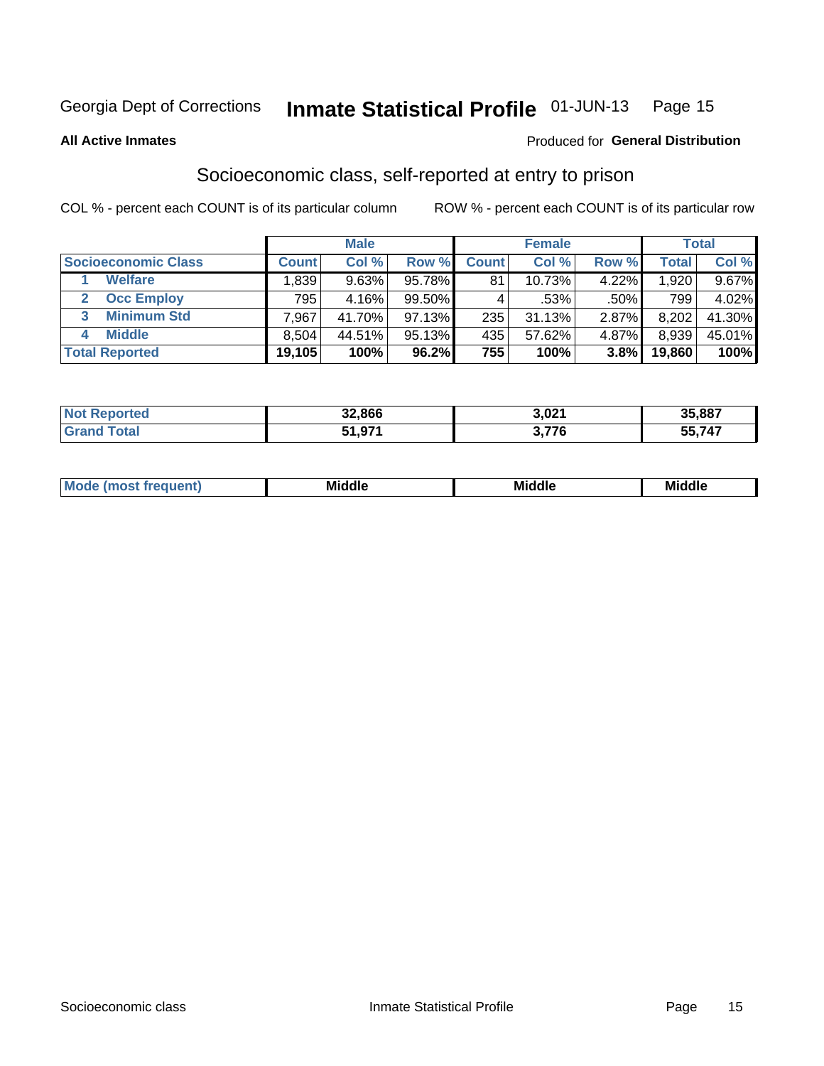Georgia Dept of Corrections **Inmate Statistical Profile** 01-JUN-13

**All Active Inmates**

Produced for **General Distribution**

## Socioeconomic class, self-reported at entry to prison

COL % - percent each COUNT is of its particular column

ROW % - percent each COUNT is of its particular row

| | Male | | | Female | | | Total | |
|---|---|---|---|---|---|---|---|---|
| **Socioeconomic Class** | **Count** | **Col %** | **Row %** | **Count** | **Col %** | **Row %** | **Total** | **Col %** |
| 1 Welfare | 1,839 | 9.63% | 95.78% | 81 | 10.73% | 4.22% | 1,920 | 9.67% |
| 2 Occ Employ | 795 | 4.16% | 99.50% | 4 | .53% | .50% | 799 | 4.02% |
| 3 Minimum Std | 7,967 | 41.70% | 97.13% | 235 | 31.13% | 2.87% | 8,202 | 41.30% |
| 4 Middle | 8,504 | 44.51% | 95.13% | 435 | 57.62% | 4.87% | 8,939 | 45.01% |
| **Total Reported** | **19,105** | **100%** | **96.2%** | **755** | **100%** | **3.8%** | **19,860** | **100%** |

| | Male | Female | Total |
|---|---|---|---|
| **Not Reported** | **32,866** | **3,021** | **35,887** |
| **Grand Total** | **51,971** | **3,776** | **55,747** |

| | Male | Female | Total |
|---|---|---|---|
| **Mode (most frequent)** | **Middle** | **Middle** | **Middle** |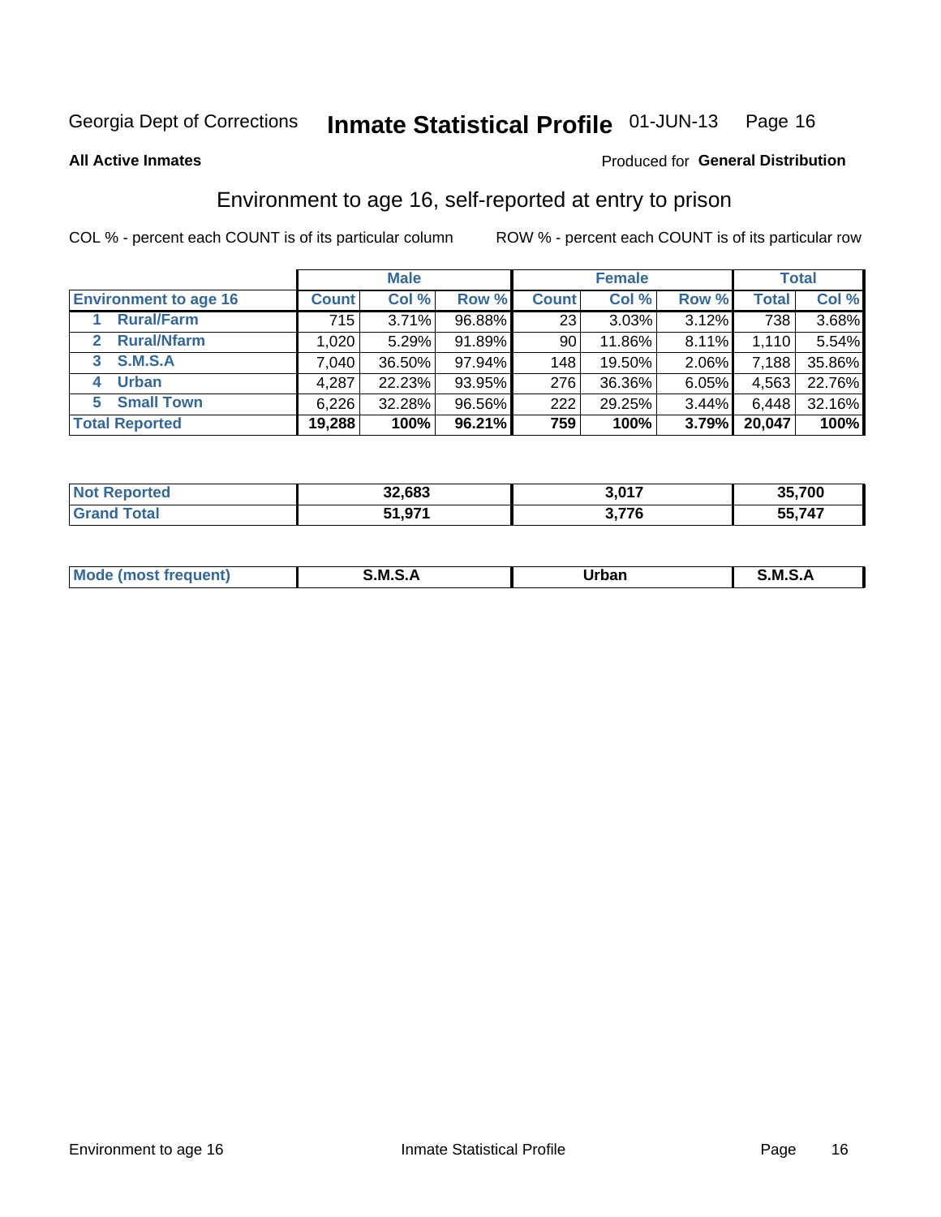Georgia Dept of Corrections **Inmate Statistical Profile** 01-JUN-13

**All Active Inmates**

Produced for **General Distribution**

## Environment to age 16, self-reported at entry to prison

COL % - percent each COUNT is of its particular column

ROW % - percent each COUNT is of its particular row

| | Male | | | Female | | | Total | |
|---|---|---|---|---|---|---|---|---|
| **Environment to age 16** | **Count** | **Col %** | **Row %** | **Count** | **Col %** | **Row %** | **Total** | **Col %** |
| **1 Rural/Farm** | 715 | 3.71% | 96.88% | 23 | 3.03% | 3.12% | 738 | 3.68% |
| **2 Rural/Nfarm** | 1,020 | 5.29% | 91.89% | 90 | 11.86% | 8.11% | 1,110 | 5.54% |
| **3 S.M.S.A** | 7,040 | 36.50% | 97.94% | 148 | 19.50% | 2.06% | 7,188 | 35.86% |
| **4 Urban** | 4,287 | 22.23% | 93.95% | 276 | 36.36% | 6.05% | 4,563 | 22.76% |
| **5 Small Town** | 6,226 | 32.28% | 96.56% | 222 | 29.25% | 3.44% | 6,448 | 32.16% |
| **Total Reported** | **19,288** | **100%** | **96.21%** | **759** | **100%** | **3.79%** | **20,047** | **100%** |

| | Male | Female | Total |
|---|---|---|---|
| **Not Reported** | **32,683** | **3,017** | **35,700** |
| **Grand Total** | **51,971** | **3,776** | **55,747** |

| | Male | Female | Total |
|---|---|---|---|
| **Mode (most frequent)** | **S.M.S.A** | **Urban** | **S.M.S.A** |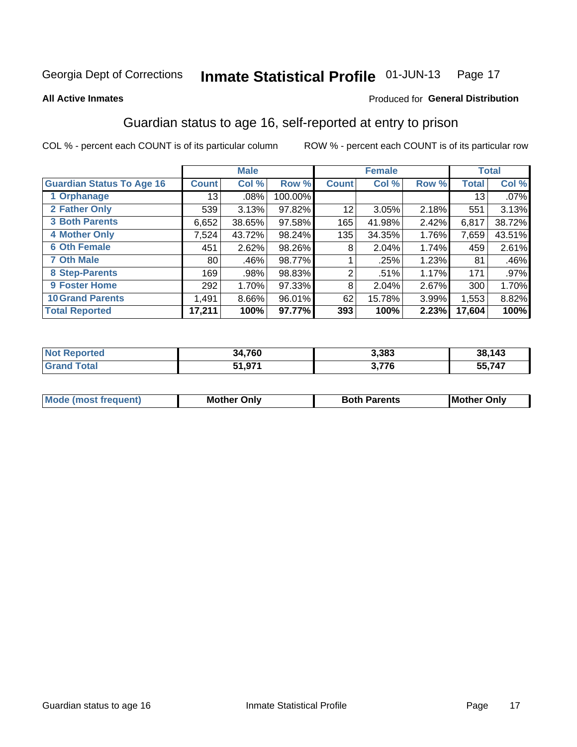Georgia Dept of Corrections **Inmate Statistical Profile** 01-JUN-13

**All Active Inmates**

Produced for **General Distribution**

## Guardian status to age 16, self-reported at entry to prison

COL % - percent each COUNT is of its particular column ROW % - percent each COUNT is of its particular row

| | Male | | | Female | | | Total | |
|---|---|---|---|---|---|---|---|---|
| **Guardian Status To Age 16** | **Count** | **Col %** | **Row %** | **Count** | **Col %** | **Row %** | **Total** | **Col %** |
| 1 Orphanage | 13 | .08% | 100.00% | | | | 13 | .07% |
| 2 Father Only | 539 | 3.13% | 97.82% | 12 | 3.05% | 2.18% | 551 | 3.13% |
| 3 Both Parents | 6,652 | 38.65% | 97.58% | 165 | 41.98% | 2.42% | 6,817 | 38.72% |
| 4 Mother Only | 7,524 | 43.72% | 98.24% | 135 | 34.35% | 1.76% | 7,659 | 43.51% |
| 6 Oth Female | 451 | 2.62% | 98.26% | 8 | 2.04% | 1.74% | 459 | 2.61% |
| 7 Oth Male | 80 | .46% | 98.77% | 1 | .25% | 1.23% | 81 | .46% |
| 8 Step-Parents | 169 | .98% | 98.83% | 2 | .51% | 1.17% | 171 | .97% |
| 9 Foster Home | 292 | 1.70% | 97.33% | 8 | 2.04% | 2.67% | 300 | 1.70% |
| 10 Grand Parents | 1,491 | 8.66% | 96.01% | 62 | 15.78% | 3.99% | 1,553 | 8.82% |
| **Total Reported** | **17,211** | **100%** | **97.77%** | **393** | **100%** | **2.23%** | **17,604** | **100%** |

| | Male | Female | Total |
|---|---|---|---|
| Not Reported | 34,760 | 3,383 | 38,143 |
| Grand Total | 51,971 | 3,776 | 55,747 |

| | Male | Female | Total |
|---|---|---|---|
| Mode (most frequent) | Mother Only | Both Parents | Mother Only |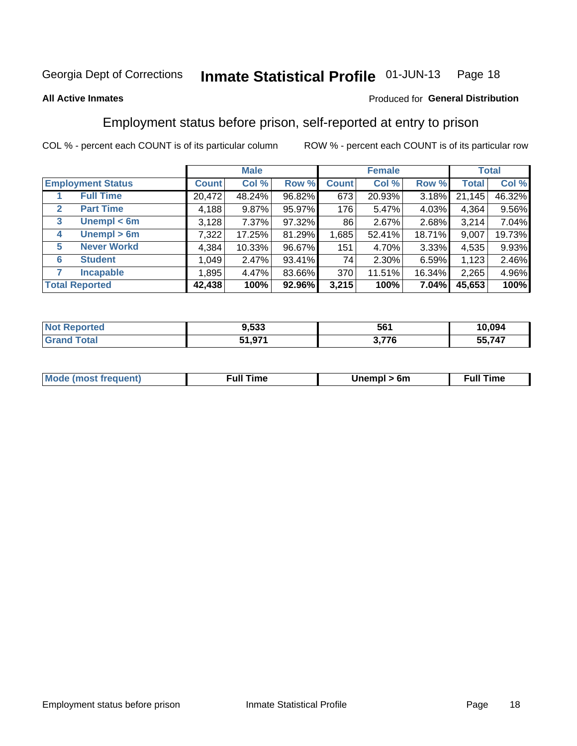Georgia Dept of Corrections **Inmate Statistical Profile** 01-JUN-13

**All Active Inmates**

Produced for **General Distribution**

## Employment status before prison, self-reported at entry to prison

COL % - percent each COUNT is of its particular column ROW % - percent each COUNT is of its particular row

| | | Male | | | Female | | | Total | |
|---|---|---|---|---|---|---|---|---|---|
| **Employment Status** | | **Count** | **Col %** | **Row %** | **Count** | **Col %** | **Row %** | **Total** | **Col %** |
| 1 | **Full Time** | 20,472 | 48.24% | 96.82% | 673 | 20.93% | 3.18% | 21,145 | 46.32% |
| 2 | **Part Time** | 4,188 | 9.87% | 95.97% | 176 | 5.47% | 4.03% | 4,364 | 9.56% |
| 3 | **Unempl < 6m** | 3,128 | 7.37% | 97.32% | 86 | 2.67% | 2.68% | 3,214 | 7.04% |
| 4 | **Unempl > 6m** | 7,322 | 17.25% | 81.29% | 1,685 | 52.41% | 18.71% | 9,007 | 19.73% |
| 5 | **Never Workd** | 4,384 | 10.33% | 96.67% | 151 | 4.70% | 3.33% | 4,535 | 9.93% |
| 6 | **Student** | 1,049 | 2.47% | 93.41% | 74 | 2.30% | 6.59% | 1,123 | 2.46% |
| 7 | **Incapable** | 1,895 | 4.47% | 83.66% | 370 | 11.51% | 16.34% | 2,265 | 4.96% |
| **Total Reported** | | **42,438** | **100%** | **92.96%** | **3,215** | **100%** | **7.04%** | **45,653** | **100%** |

| | Male | Female | Total |
|---|---|---|---|
| **Not Reported** | **9,533** | **561** | **10,094** |
| **Grand Total** | **51,971** | **3,776** | **55,747** |

| | Male | Female | Total |
|---|---|---|---|
| **Mode (most frequent)** | **Full Time** | **Unempl > 6m** | **Full Time** |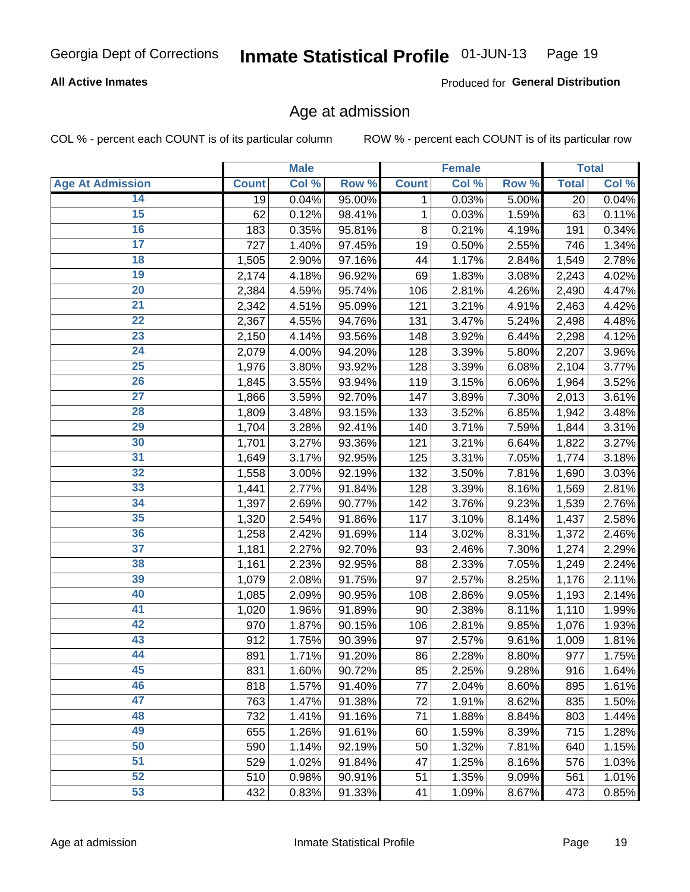Georgia Dept of Corrections **Inmate Statistical Profile** 01-JUN-13

**All Active Inmates**

Produced for **General Distribution**

## Age at admission

COL % - percent each COUNT is of its particular column ROW % - percent each COUNT is of its particular row

| Age At Admission | Male | | | Female | | | Total | |
|---|---|---|---|---|---|---|---|---|
| | Count | Col % | Row % | Count | Col % | Row % | Total | Col % |
| 14 | 19 | 0.04% | 95.00% | 1 | 0.03% | 5.00% | 20 | 0.04% |
| 15 | 62 | 0.12% | 98.41% | 1 | 0.03% | 1.59% | 63 | 0.11% |
| 16 | 183 | 0.35% | 95.81% | 8 | 0.21% | 4.19% | 191 | 0.34% |
| 17 | 727 | 1.40% | 97.45% | 19 | 0.50% | 2.55% | 746 | 1.34% |
| 18 | 1,505 | 2.90% | 97.16% | 44 | 1.17% | 2.84% | 1,549 | 2.78% |
| 19 | 2,174 | 4.18% | 96.92% | 69 | 1.83% | 3.08% | 2,243 | 4.02% |
| 20 | 2,384 | 4.59% | 95.74% | 106 | 2.81% | 4.26% | 2,490 | 4.47% |
| 21 | 2,342 | 4.51% | 95.09% | 121 | 3.21% | 4.91% | 2,463 | 4.42% |
| 22 | 2,367 | 4.55% | 94.76% | 131 | 3.47% | 5.24% | 2,498 | 4.48% |
| 23 | 2,150 | 4.14% | 93.56% | 148 | 3.92% | 6.44% | 2,298 | 4.12% |
| 24 | 2,079 | 4.00% | 94.20% | 128 | 3.39% | 5.80% | 2,207 | 3.96% |
| 25 | 1,976 | 3.80% | 93.92% | 128 | 3.39% | 6.08% | 2,104 | 3.77% |
| 26 | 1,845 | 3.55% | 93.94% | 119 | 3.15% | 6.06% | 1,964 | 3.52% |
| 27 | 1,866 | 3.59% | 92.70% | 147 | 3.89% | 7.30% | 2,013 | 3.61% |
| 28 | 1,809 | 3.48% | 93.15% | 133 | 3.52% | 6.85% | 1,942 | 3.48% |
| 29 | 1,704 | 3.28% | 92.41% | 140 | 3.71% | 7.59% | 1,844 | 3.31% |
| 30 | 1,701 | 3.27% | 93.36% | 121 | 3.21% | 6.64% | 1,822 | 3.27% |
| 31 | 1,649 | 3.17% | 92.95% | 125 | 3.31% | 7.05% | 1,774 | 3.18% |
| 32 | 1,558 | 3.00% | 92.19% | 132 | 3.50% | 7.81% | 1,690 | 3.03% |
| 33 | 1,441 | 2.77% | 91.84% | 128 | 3.39% | 8.16% | 1,569 | 2.81% |
| 34 | 1,397 | 2.69% | 90.77% | 142 | 3.76% | 9.23% | 1,539 | 2.76% |
| 35 | 1,320 | 2.54% | 91.86% | 117 | 3.10% | 8.14% | 1,437 | 2.58% |
| 36 | 1,258 | 2.42% | 91.69% | 114 | 3.02% | 8.31% | 1,372 | 2.46% |
| 37 | 1,181 | 2.27% | 92.70% | 93 | 2.46% | 7.30% | 1,274 | 2.29% |
| 38 | 1,161 | 2.23% | 92.95% | 88 | 2.33% | 7.05% | 1,249 | 2.24% |
| 39 | 1,079 | 2.08% | 91.75% | 97 | 2.57% | 8.25% | 1,176 | 2.11% |
| 40 | 1,085 | 2.09% | 90.95% | 108 | 2.86% | 9.05% | 1,193 | 2.14% |
| 41 | 1,020 | 1.96% | 91.89% | 90 | 2.38% | 8.11% | 1,110 | 1.99% |
| 42 | 970 | 1.87% | 90.15% | 106 | 2.81% | 9.85% | 1,076 | 1.93% |
| 43 | 912 | 1.75% | 90.39% | 97 | 2.57% | 9.61% | 1,009 | 1.81% |
| 44 | 891 | 1.71% | 91.20% | 86 | 2.28% | 8.80% | 977 | 1.75% |
| 45 | 831 | 1.60% | 90.72% | 85 | 2.25% | 9.28% | 916 | 1.64% |
| 46 | 818 | 1.57% | 91.40% | 77 | 2.04% | 8.60% | 895 | 1.61% |
| 47 | 763 | 1.47% | 91.38% | 72 | 1.91% | 8.62% | 835 | 1.50% |
| 48 | 732 | 1.41% | 91.16% | 71 | 1.88% | 8.84% | 803 | 1.44% |
| 49 | 655 | 1.26% | 91.61% | 60 | 1.59% | 8.39% | 715 | 1.28% |
| 50 | 590 | 1.14% | 92.19% | 50 | 1.32% | 7.81% | 640 | 1.15% |
| 51 | 529 | 1.02% | 91.84% | 47 | 1.25% | 8.16% | 576 | 1.03% |
| 52 | 510 | 0.98% | 90.91% | 51 | 1.35% | 9.09% | 561 | 1.01% |
| 53 | 432 | 0.83% | 91.33% | 41 | 1.09% | 8.67% | 473 | 0.85% |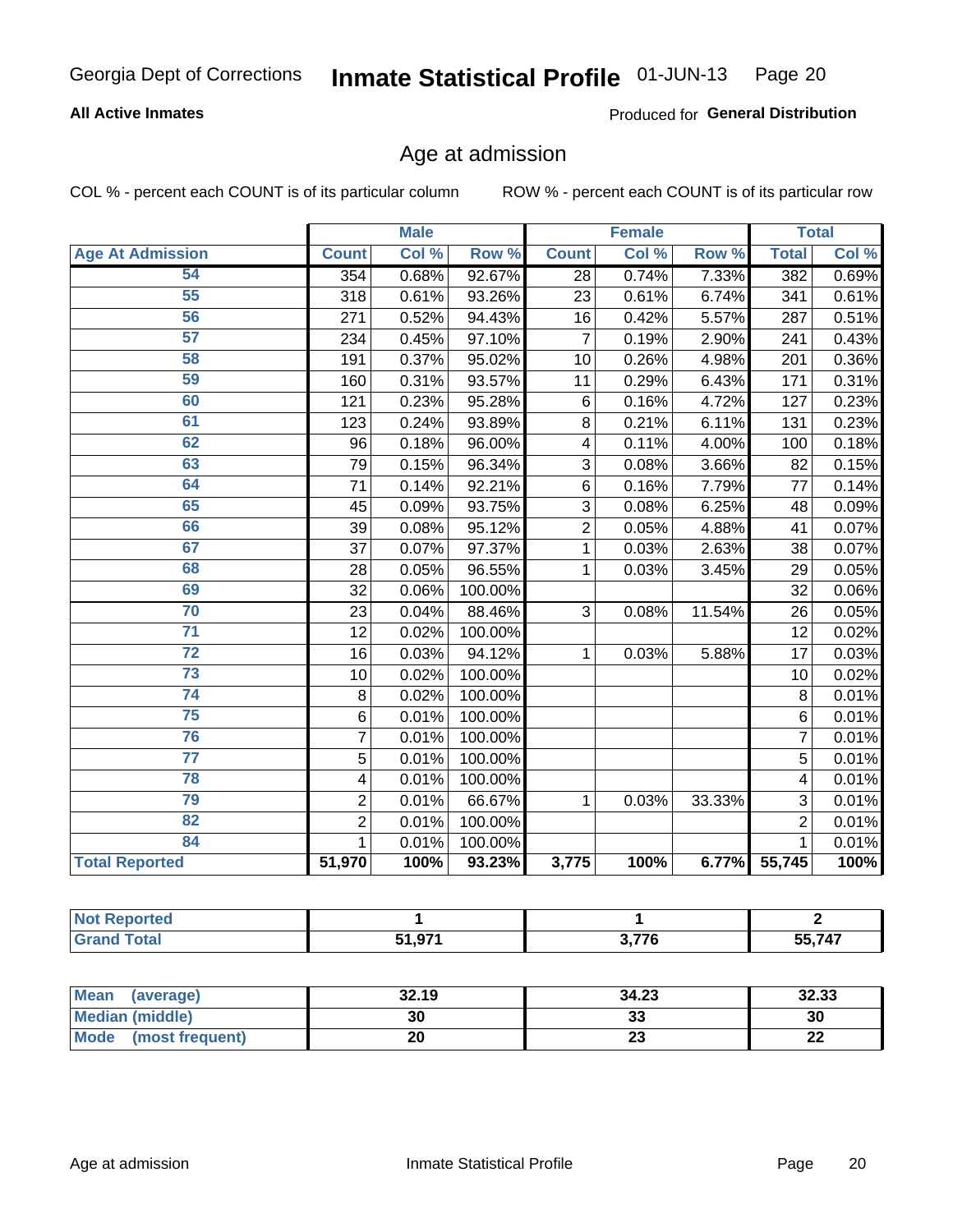Georgia Dept of Corrections **Inmate Statistical Profile** 01-JUN-13

**All Active Inmates** Produced for **General Distribution**

## Age at admission

COL % - percent each COUNT is of its particular column ROW % - percent each COUNT is of its particular row

| | Male | | | Female | | | Total | |
|---|---|---|---|---|---|---|---|---|
| **Age At Admission** | **Count** | **Col %** | **Row %** | **Count** | **Col %** | **Row %** | **Total** | **Col %** |
| 54 | 354 | 0.68% | 92.67% | 28 | 0.74% | 7.33% | 382 | 0.69% |
| 55 | 318 | 0.61% | 93.26% | 23 | 0.61% | 6.74% | 341 | 0.61% |
| 56 | 271 | 0.52% | 94.43% | 16 | 0.42% | 5.57% | 287 | 0.51% |
| 57 | 234 | 0.45% | 97.10% | 7 | 0.19% | 2.90% | 241 | 0.43% |
| 58 | 191 | 0.37% | 95.02% | 10 | 0.26% | 4.98% | 201 | 0.36% |
| 59 | 160 | 0.31% | 93.57% | 11 | 0.29% | 6.43% | 171 | 0.31% |
| 60 | 121 | 0.23% | 95.28% | 6 | 0.16% | 4.72% | 127 | 0.23% |
| 61 | 123 | 0.24% | 93.89% | 8 | 0.21% | 6.11% | 131 | 0.23% |
| 62 | 96 | 0.18% | 96.00% | 4 | 0.11% | 4.00% | 100 | 0.18% |
| 63 | 79 | 0.15% | 96.34% | 3 | 0.08% | 3.66% | 82 | 0.15% |
| 64 | 71 | 0.14% | 92.21% | 6 | 0.16% | 7.79% | 77 | 0.14% |
| 65 | 45 | 0.09% | 93.75% | 3 | 0.08% | 6.25% | 48 | 0.09% |
| 66 | 39 | 0.08% | 95.12% | 2 | 0.05% | 4.88% | 41 | 0.07% |
| 67 | 37 | 0.07% | 97.37% | 1 | 0.03% | 2.63% | 38 | 0.07% |
| 68 | 28 | 0.05% | 96.55% | 1 | 0.03% | 3.45% | 29 | 0.05% |
| 69 | 32 | 0.06% | 100.00% | | | | 32 | 0.06% |
| 70 | 23 | 0.04% | 88.46% | 3 | 0.08% | 11.54% | 26 | 0.05% |
| 71 | 12 | 0.02% | 100.00% | | | | 12 | 0.02% |
| 72 | 16 | 0.03% | 94.12% | 1 | 0.03% | 5.88% | 17 | 0.03% |
| 73 | 10 | 0.02% | 100.00% | | | | 10 | 0.02% |
| 74 | 8 | 0.02% | 100.00% | | | | 8 | 0.01% |
| 75 | 6 | 0.01% | 100.00% | | | | 6 | 0.01% |
| 76 | 7 | 0.01% | 100.00% | | | | 7 | 0.01% |
| 77 | 5 | 0.01% | 100.00% | | | | 5 | 0.01% |
| 78 | 4 | 0.01% | 100.00% | | | | 4 | 0.01% |
| 79 | 2 | 0.01% | 66.67% | 1 | 0.03% | 33.33% | 3 | 0.01% |
| 82 | 2 | 0.01% | 100.00% | | | | 2 | 0.01% |
| 84 | 1 | 0.01% | 100.00% | | | | 1 | 0.01% |
| **Total Reported** | **51,970** | **100%** | **93.23%** | **3,775** | **100%** | **6.77%** | **55,745** | **100%** |

| | Male | Female | Total |
|---|---|---|---|
| **Not Reported** | **1** | **1** | **2** |
| **Grand Total** | **51,971** | **3,776** | **55,747** |

| | Male | Female | Total |
|---|---|---|---|
| **Mean (average)** | **32.19** | **34.23** | **32.33** |
| **Median (middle)** | **30** | **33** | **30** |
| **Mode (most frequent)** | **20** | **23** | **22** |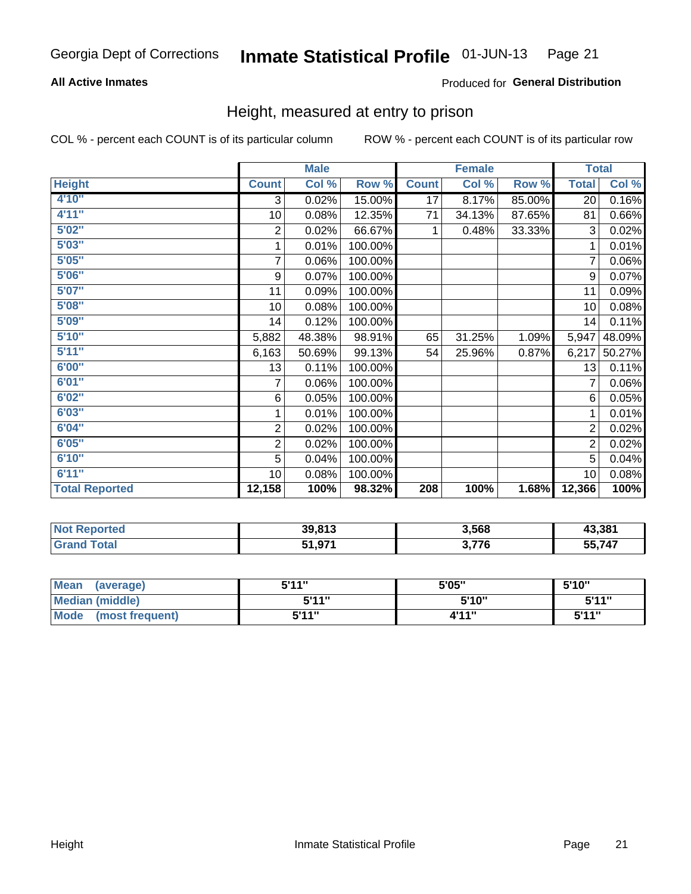Georgia Dept of Corrections **Inmate Statistical Profile** 01-JUN-13 Page 21

**All Active Inmates**

Produced for **General Distribution**

## Height, measured at entry to prison

COL % - percent each COUNT is of its particular column

ROW % - percent each COUNT is of its particular row

| | Male | | | Female | | | Total | |
|---|---|---|---|---|---|---|---|---|
| **Height** | **Count** | **Col %** | **Row %** | **Count** | **Col %** | **Row %** | **Total** | **Col %** |
| **4'10"** | 3 | 0.02% | 15.00% | 17 | 8.17% | 85.00% | 20 | 0.16% |
| **4'11"** | 10 | 0.08% | 12.35% | 71 | 34.13% | 87.65% | 81 | 0.66% |
| **5'02"** | 2 | 0.02% | 66.67% | 1 | 0.48% | 33.33% | 3 | 0.02% |
| **5'03"** | 1 | 0.01% | 100.00% | | | | 1 | 0.01% |
| **5'05"** | 7 | 0.06% | 100.00% | | | | 7 | 0.06% |
| **5'06"** | 9 | 0.07% | 100.00% | | | | 9 | 0.07% |
| **5'07"** | 11 | 0.09% | 100.00% | | | | 11 | 0.09% |
| **5'08"** | 10 | 0.08% | 100.00% | | | | 10 | 0.08% |
| **5'09"** | 14 | 0.12% | 100.00% | | | | 14 | 0.11% |
| **5'10"** | 5,882 | 48.38% | 98.91% | 65 | 31.25% | 1.09% | 5,947 | 48.09% |
| **5'11"** | 6,163 | 50.69% | 99.13% | 54 | 25.96% | 0.87% | 6,217 | 50.27% |
| **6'00"** | 13 | 0.11% | 100.00% | | | | 13 | 0.11% |
| **6'01"** | 7 | 0.06% | 100.00% | | | | 7 | 0.06% |
| **6'02"** | 6 | 0.05% | 100.00% | | | | 6 | 0.05% |
| **6'03"** | 1 | 0.01% | 100.00% | | | | 1 | 0.01% |
| **6'04"** | 2 | 0.02% | 100.00% | | | | 2 | 0.02% |
| **6'05"** | 2 | 0.02% | 100.00% | | | | 2 | 0.02% |
| **6'10"** | 5 | 0.04% | 100.00% | | | | 5 | 0.04% |
| **6'11"** | 10 | 0.08% | 100.00% | | | | 10 | 0.08% |
| **Total Reported** | **12,158** | **100%** | **98.32%** | **208** | **100%** | **1.68%** | **12,366** | **100%** |

| | Male | Female | Total |
|---|---|---|---|
| **Not Reported** | **39,813** | **3,568** | **43,381** |
| **Grand Total** | **51,971** | **3,776** | **55,747** |

| | Male | Female | Total |
|---|---|---|---|
| **Mean (average)** | **5'11"** | **5'05"** | **5'10"** |
| **Median (middle)** | **5'11"** | **5'10"** | **5'11"** |
| **Mode (most frequent)** | **5'11"** | **4'11"** | **5'11"** |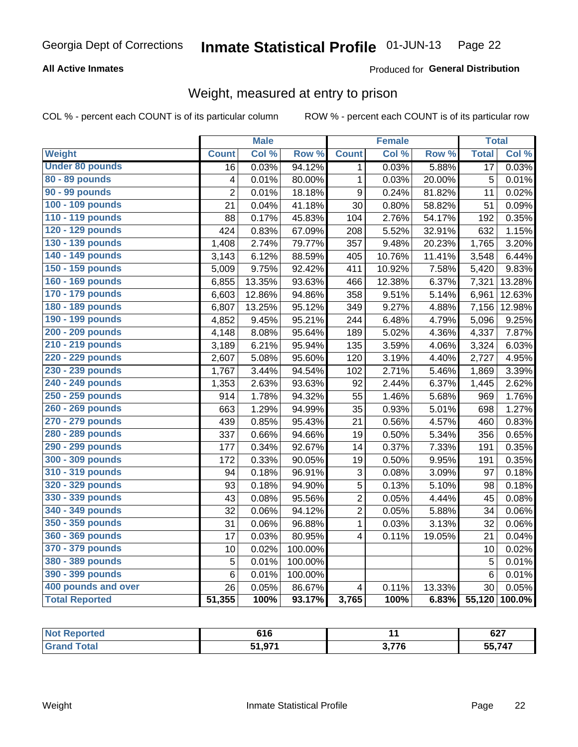Georgia Dept of Corrections **Inmate Statistical Profile** 01-JUN-13

**All Active Inmates**

Produced for **General Distribution**

## Weight, measured at entry to prison

COL % - percent each COUNT is of its particular column

ROW % - percent each COUNT is of its particular row

| | Male | | | Female | | | Total | |
|---|---|---|---|---|---|---|---|---|
| **Weight** | **Count** | **Col %** | **Row %** | **Count** | **Col %** | **Row %** | **Total** | **Col %** |
| **Under 80 pounds** | 16 | 0.03% | 94.12% | 1 | 0.03% | 5.88% | 17 | 0.03% |
| **80 - 89 pounds** | 4 | 0.01% | 80.00% | 1 | 0.03% | 20.00% | 5 | 0.01% |
| **90 - 99 pounds** | 2 | 0.01% | 18.18% | 9 | 0.24% | 81.82% | 11 | 0.02% |
| **100 - 109 pounds** | 21 | 0.04% | 41.18% | 30 | 0.80% | 58.82% | 51 | 0.09% |
| **110 - 119 pounds** | 88 | 0.17% | 45.83% | 104 | 2.76% | 54.17% | 192 | 0.35% |
| **120 - 129 pounds** | 424 | 0.83% | 67.09% | 208 | 5.52% | 32.91% | 632 | 1.15% |
| **130 - 139 pounds** | 1,408 | 2.74% | 79.77% | 357 | 9.48% | 20.23% | 1,765 | 3.20% |
| **140 - 149 pounds** | 3,143 | 6.12% | 88.59% | 405 | 10.76% | 11.41% | 3,548 | 6.44% |
| **150 - 159 pounds** | 5,009 | 9.75% | 92.42% | 411 | 10.92% | 7.58% | 5,420 | 9.83% |
| **160 - 169 pounds** | 6,855 | 13.35% | 93.63% | 466 | 12.38% | 6.37% | 7,321 | 13.28% |
| **170 - 179 pounds** | 6,603 | 12.86% | 94.86% | 358 | 9.51% | 5.14% | 6,961 | 12.63% |
| **180 - 189 pounds** | 6,807 | 13.25% | 95.12% | 349 | 9.27% | 4.88% | 7,156 | 12.98% |
| **190 - 199 pounds** | 4,852 | 9.45% | 95.21% | 244 | 6.48% | 4.79% | 5,096 | 9.25% |
| **200 - 209 pounds** | 4,148 | 8.08% | 95.64% | 189 | 5.02% | 4.36% | 4,337 | 7.87% |
| **210 - 219 pounds** | 3,189 | 6.21% | 95.94% | 135 | 3.59% | 4.06% | 3,324 | 6.03% |
| **220 - 229 pounds** | 2,607 | 5.08% | 95.60% | 120 | 3.19% | 4.40% | 2,727 | 4.95% |
| **230 - 239 pounds** | 1,767 | 3.44% | 94.54% | 102 | 2.71% | 5.46% | 1,869 | 3.39% |
| **240 - 249 pounds** | 1,353 | 2.63% | 93.63% | 92 | 2.44% | 6.37% | 1,445 | 2.62% |
| **250 - 259 pounds** | 914 | 1.78% | 94.32% | 55 | 1.46% | 5.68% | 969 | 1.76% |
| **260 - 269 pounds** | 663 | 1.29% | 94.99% | 35 | 0.93% | 5.01% | 698 | 1.27% |
| **270 - 279 pounds** | 439 | 0.85% | 95.43% | 21 | 0.56% | 4.57% | 460 | 0.83% |
| **280 - 289 pounds** | 337 | 0.66% | 94.66% | 19 | 0.50% | 5.34% | 356 | 0.65% |
| **290 - 299 pounds** | 177 | 0.34% | 92.67% | 14 | 0.37% | 7.33% | 191 | 0.35% |
| **300 - 309 pounds** | 172 | 0.33% | 90.05% | 19 | 0.50% | 9.95% | 191 | 0.35% |
| **310 - 319 pounds** | 94 | 0.18% | 96.91% | 3 | 0.08% | 3.09% | 97 | 0.18% |
| **320 - 329 pounds** | 93 | 0.18% | 94.90% | 5 | 0.13% | 5.10% | 98 | 0.18% |
| **330 - 339 pounds** | 43 | 0.08% | 95.56% | 2 | 0.05% | 4.44% | 45 | 0.08% |
| **340 - 349 pounds** | 32 | 0.06% | 94.12% | 2 | 0.05% | 5.88% | 34 | 0.06% |
| **350 - 359 pounds** | 31 | 0.06% | 96.88% | 1 | 0.03% | 3.13% | 32 | 0.06% |
| **360 - 369 pounds** | 17 | 0.03% | 80.95% | 4 | 0.11% | 19.05% | 21 | 0.04% |
| **370 - 379 pounds** | 10 | 0.02% | 100.00% | | | | 10 | 0.02% |
| **380 - 389 pounds** | 5 | 0.01% | 100.00% | | | | 5 | 0.01% |
| **390 - 399 pounds** | 6 | 0.01% | 100.00% | | | | 6 | 0.01% |
| **400 pounds and over** | 26 | 0.05% | 86.67% | 4 | 0.11% | 13.33% | 30 | 0.05% |
| **Total Reported** | **51,355** | **100%** | **93.17%** | **3,765** | **100%** | **6.83%** | **55,120** | **100.0%** |

| | Male | Female | Total |
|---|---|---|---|
| **Not Reported** | **616** | **11** | **627** |
| **Grand Total** | **51,971** | **3,776** | **55,747** |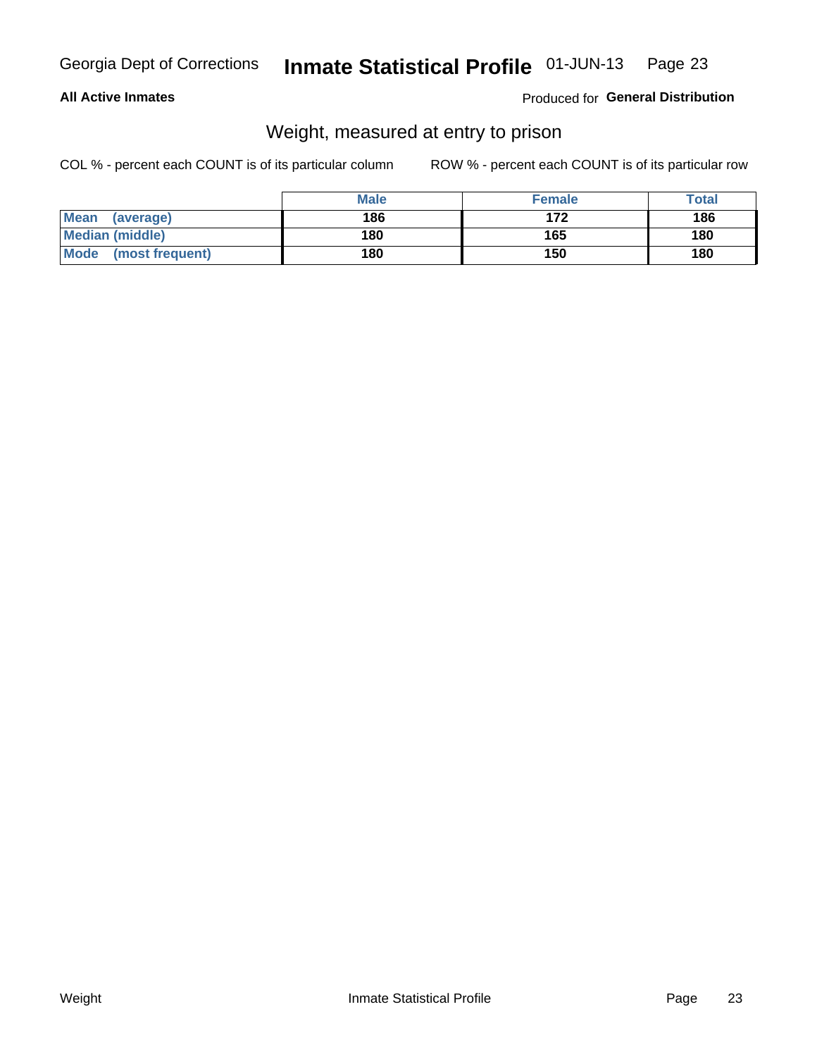**All Active Inmates**

Produced for **General Distribution**

## Weight, measured at entry to prison

COL % - percent each COUNT is of its particular column

ROW % - percent each COUNT is of its particular row

| | Male | Female | Total |
|---|---|---|---|
| **Mean (average)** | 186 | 172 | 186 |
| **Median (middle)** | 180 | 165 | 180 |
| **Mode (most frequent)** | 180 | 150 | 180 |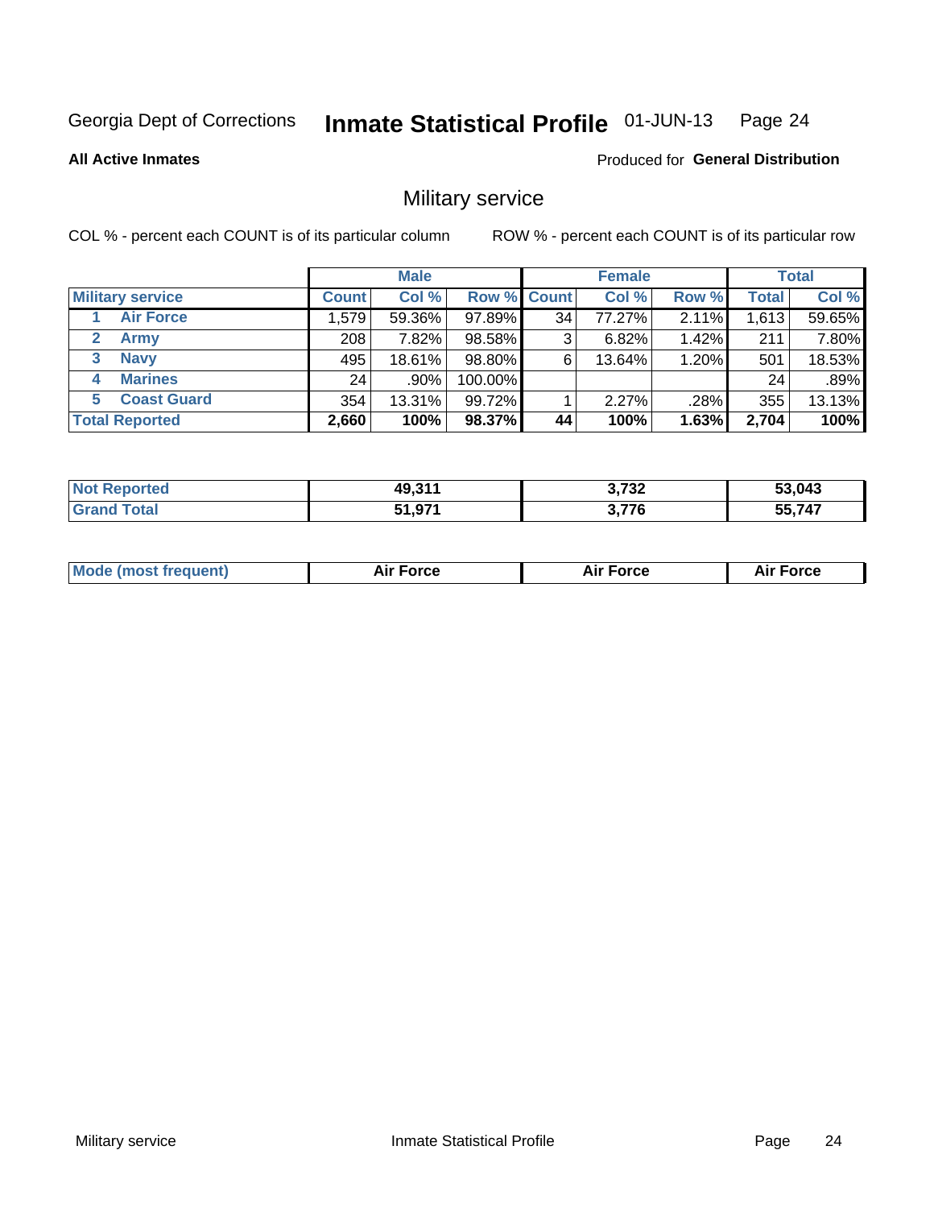Georgia Dept of Corrections **Inmate Statistical Profile** 01-JUN-13

**All Active Inmates**

Produced for **General Distribution**

## Military service

COL % - percent each COUNT is of its particular column    ROW % - percent each COUNT is of its particular row

| | Male | | | Female | | | Total | |
|---|---|---|---|---|---|---|---|---|
| **Military service** | **Count** | **Col %** | **Row %** | **Count** | **Col %** | **Row %** | **Total** | **Col %** |
| 1 **Air Force** | 1,579 | 59.36% | 97.89% | 34 | 77.27% | 2.11% | 1,613 | 59.65% |
| 2 **Army** | 208 | 7.82% | 98.58% | 3 | 6.82% | 1.42% | 211 | 7.80% |
| 3 **Navy** | 495 | 18.61% | 98.80% | 6 | 13.64% | 1.20% | 501 | 18.53% |
| 4 **Marines** | 24 | .90% | 100.00% | | | | 24 | .89% |
| 5 **Coast Guard** | 354 | 13.31% | 99.72% | 1 | 2.27% | .28% | 355 | 13.13% |
| **Total Reported** | **2,660** | **100%** | **98.37%** | **44** | **100%** | **1.63%** | **2,704** | **100%** |

| | Male | Female | Total |
|---|---|---|---|
| **Not Reported** | **49,311** | **3,732** | **53,043** |
| **Grand Total** | **51,971** | **3,776** | **55,747** |

| | Male | Female | Total |
|---|---|---|---|
| **Mode (most frequent)** | **Air Force** | **Air Force** | **Air Force** |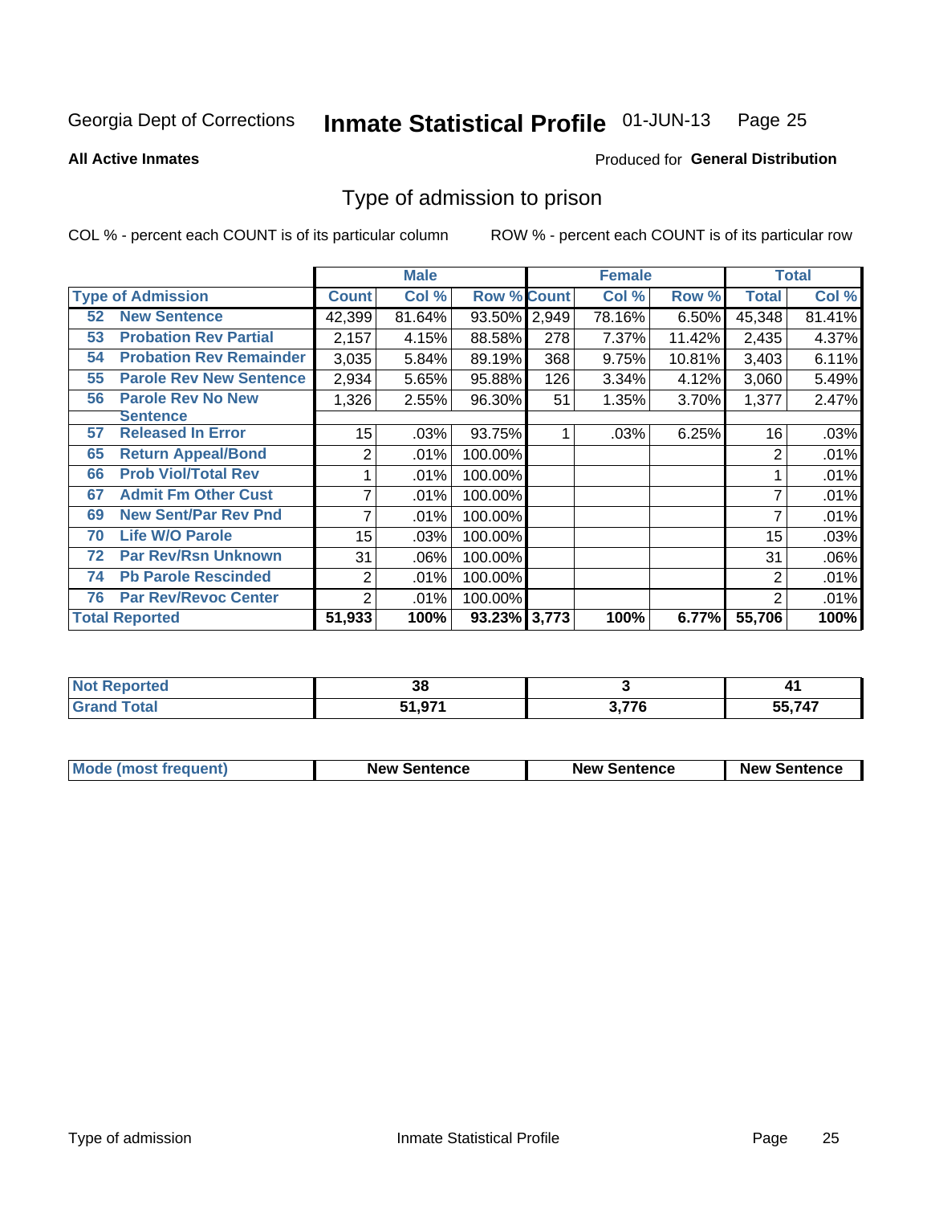Georgia Dept of Corrections **Inmate Statistical Profile** 01-JUN-13

**All Active Inmates**

Produced for **General Distribution**

## Type of admission to prison

COL % - percent each COUNT is of its particular column ROW % - percent each COUNT is of its particular row

| | | Male | | | Female | | | Total | |
|---|---|---|---|---|---|---|---|---|---|
| **Type of Admission** | | **Count** | **Col %** | **Row %** | **Count** | **Col %** | **Row %** | **Total** | **Col %** |
| 52 | New Sentence | 42,399 | 81.64% | 93.50% | 2,949 | 78.16% | 6.50% | 45,348 | 81.41% |
| 53 | Probation Rev Partial | 2,157 | 4.15% | 88.58% | 278 | 7.37% | 11.42% | 2,435 | 4.37% |
| 54 | Probation Rev Remainder | 3,035 | 5.84% | 89.19% | 368 | 9.75% | 10.81% | 3,403 | 6.11% |
| 55 | Parole Rev New Sentence | 2,934 | 5.65% | 95.88% | 126 | 3.34% | 4.12% | 3,060 | 5.49% |
| 56 | Parole Rev No New Sentence | 1,326 | 2.55% | 96.30% | 51 | 1.35% | 3.70% | 1,377 | 2.47% |
| 57 | Released In Error | 15 | .03% | 93.75% | 1 | .03% | 6.25% | 16 | .03% |
| 65 | Return Appeal/Bond | 2 | .01% | 100.00% | | | | 2 | .01% |
| 66 | Prob Viol/Total Rev | 1 | .01% | 100.00% | | | | 1 | .01% |
| 67 | Admit Fm Other Cust | 7 | .01% | 100.00% | | | | 7 | .01% |
| 69 | New Sent/Par Rev Pnd | 7 | .01% | 100.00% | | | | 7 | .01% |
| 70 | Life W/O Parole | 15 | .03% | 100.00% | | | | 15 | .03% |
| 72 | Par Rev/Rsn Unknown | 31 | .06% | 100.00% | | | | 31 | .06% |
| 74 | Pb Parole Rescinded | 2 | .01% | 100.00% | | | | 2 | .01% |
| 76 | Par Rev/Revoc Center | 2 | .01% | 100.00% | | | | 2 | .01% |
| **Total Reported** | | **51,933** | **100%** | **93.23%** | **3,773** | **100%** | **6.77%** | **55,706** | **100%** |

| | Male | Female | Total |
|---|---|---|---|
| **Not Reported** | **38** | **3** | **41** |
| **Grand Total** | **51,971** | **3,776** | **55,747** |

| | Male | Female | Total |
|---|---|---|---|
| **Mode (most frequent)** | **New Sentence** | **New Sentence** | **New Sentence** |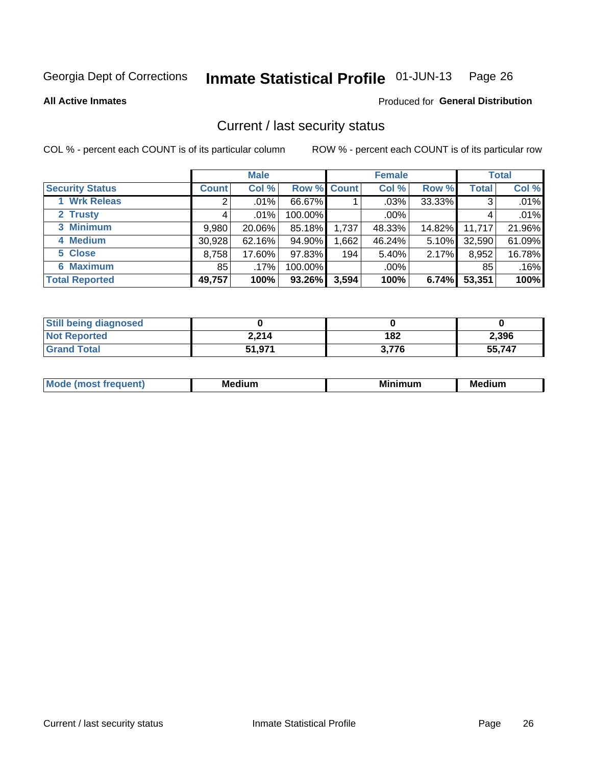Georgia Dept of Corrections **Inmate Statistical Profile** 01-JUN-13 Page 26

**All Active Inmates**

Produced for **General Distribution**

## Current / last security status

COL % - percent each COUNT is of its particular column

ROW % - percent each COUNT is of its particular row

| | Male | | | Female | | | Total | |
|---|---|---|---|---|---|---|---|---|
| **Security Status** | **Count** | **Col %** | **Row %** | **Count** | **Col %** | **Row %** | **Total** | **Col %** |
| 1 Wrk Releas | 2 | .01% | 66.67% | 1 | .03% | 33.33% | 3 | .01% |
| 2 Trusty | 4 | .01% | 100.00% | | .00% | | 4 | .01% |
| 3 Minimum | 9,980 | 20.06% | 85.18% | 1,737 | 48.33% | 14.82% | 11,717 | 21.96% |
| 4 Medium | 30,928 | 62.16% | 94.90% | 1,662 | 46.24% | 5.10% | 32,590 | 61.09% |
| 5 Close | 8,758 | 17.60% | 97.83% | 194 | 5.40% | 2.17% | 8,952 | 16.78% |
| 6 Maximum | 85 | .17% | 100.00% | | .00% | | 85 | .16% |
| **Total Reported** | **49,757** | **100%** | **93.26%** | **3,594** | **100%** | **6.74%** | **53,351** | **100%** |

| | Male | Female | Total |
|---|---|---|---|
| Still being diagnosed | 0 | 0 | 0 |
| Not Reported | 2,214 | 182 | 2,396 |
| Grand Total | 51,971 | 3,776 | 55,747 |

| | Male | Female | Total |
|---|---|---|---|
| Mode (most frequent) | Medium | Minimum | Medium |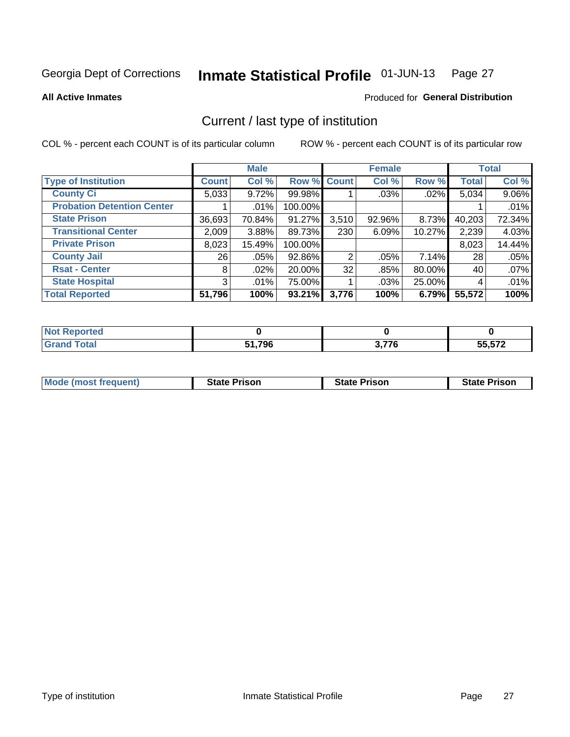Georgia Dept of Corrections **Inmate Statistical Profile** 01-JUN-13 Page 27

**All Active Inmates**

Produced for **General Distribution**

## Current / last type of institution

COL % - percent each COUNT is of its particular column ROW % - percent each COUNT is of its particular row

| | Male | | | Female | | | Total | |
|---|---|---|---|---|---|---|---|---|
| **Type of Institution** | **Count** | **Col %** | **Row %** | **Count** | **Col %** | **Row %** | **Total** | **Col %** |
| **County Ci** | 5,033 | 9.72% | 99.98% | 1 | .03% | .02% | 5,034 | 9.06% |
| **Probation Detention Center** | 1 | .01% | 100.00% | | | | 1 | .01% |
| **State Prison** | 36,693 | 70.84% | 91.27% | 3,510 | 92.96% | 8.73% | 40,203 | 72.34% |
| **Transitional Center** | 2,009 | 3.88% | 89.73% | 230 | 6.09% | 10.27% | 2,239 | 4.03% |
| **Private Prison** | 8,023 | 15.49% | 100.00% | | | | 8,023 | 14.44% |
| **County Jail** | 26 | .05% | 92.86% | 2 | .05% | 7.14% | 28 | .05% |
| **Rsat - Center** | 8 | .02% | 20.00% | 32 | .85% | 80.00% | 40 | .07% |
| **State Hospital** | 3 | .01% | 75.00% | 1 | .03% | 25.00% | 4 | .01% |
| **Total Reported** | **51,796** | **100%** | **93.21%** | **3,776** | **100%** | **6.79%** | **55,572** | **100%** |

| | Male | Female | Total |
|---|---|---|---|
| **Not Reported** | **0** | **0** | **0** |
| **Grand Total** | **51,796** | **3,776** | **55,572** |

| | Male | Female | Total |
|---|---|---|---|
| **Mode (most frequent)** | **State Prison** | **State Prison** | **State Prison** |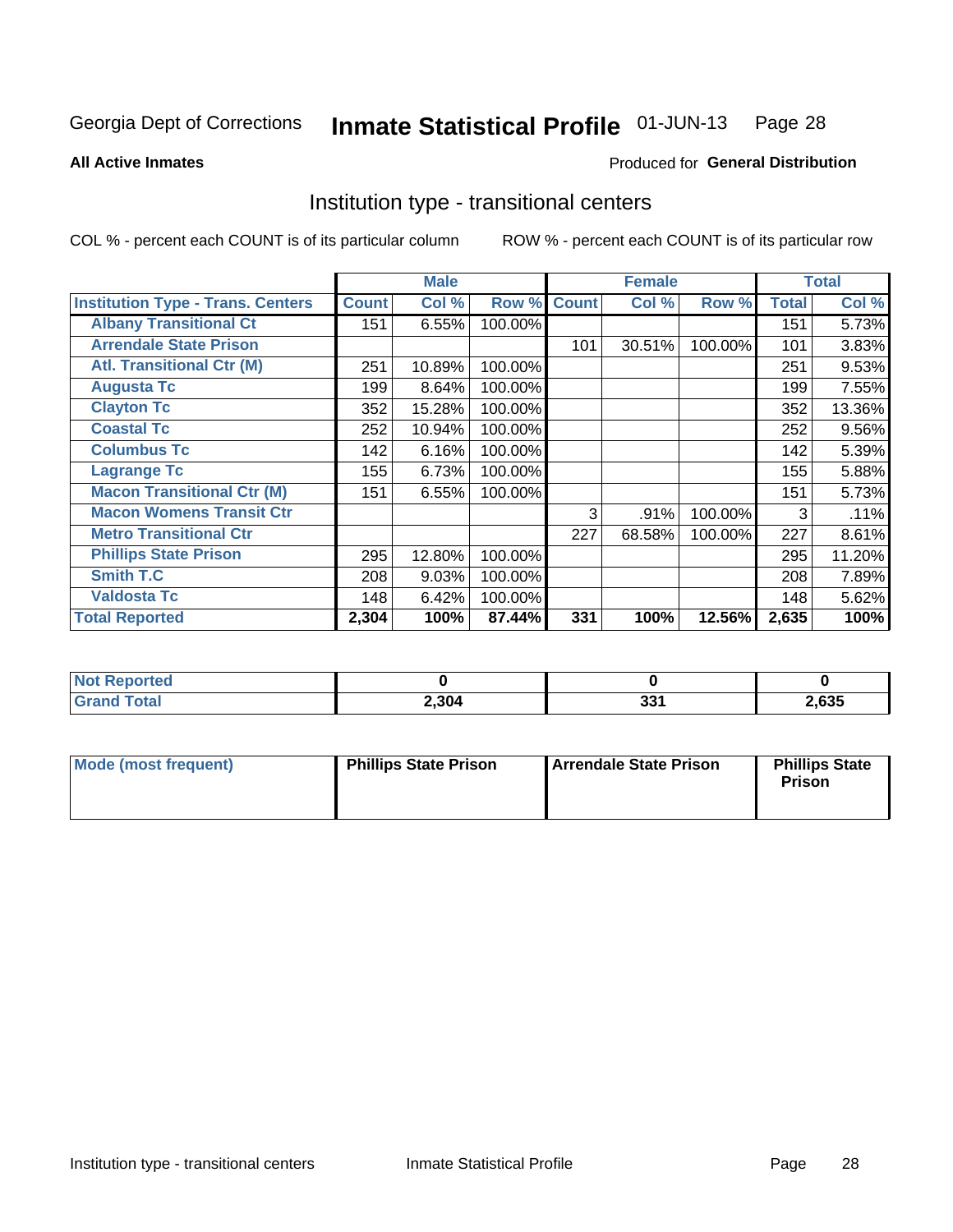Georgia Dept of Corrections **Inmate Statistical Profile** 01-JUN-13

**All Active Inmates**

Produced for **General Distribution**

## Institution type - transitional centers

COL % - percent each COUNT is of its particular column

ROW % - percent each COUNT is of its particular row

| | Male | | | Female | | | Total | |
|---|---|---|---|---|---|---|---|---|
| **Institution Type - Trans. Centers** | **Count** | **Col %** | **Row %** | **Count** | **Col %** | **Row %** | **Total** | **Col %** |
| **Albany Transitional Ct** | 151 | 6.55% | 100.00% | | | | 151 | 5.73% |
| **Arrendale State Prison** | | | | 101 | 30.51% | 100.00% | 101 | 3.83% |
| **Atl. Transitional Ctr (M)** | 251 | 10.89% | 100.00% | | | | 251 | 9.53% |
| **Augusta Tc** | 199 | 8.64% | 100.00% | | | | 199 | 7.55% |
| **Clayton Tc** | 352 | 15.28% | 100.00% | | | | 352 | 13.36% |
| **Coastal Tc** | 252 | 10.94% | 100.00% | | | | 252 | 9.56% |
| **Columbus Tc** | 142 | 6.16% | 100.00% | | | | 142 | 5.39% |
| **Lagrange Tc** | 155 | 6.73% | 100.00% | | | | 155 | 5.88% |
| **Macon Transitional Ctr (M)** | 151 | 6.55% | 100.00% | | | | 151 | 5.73% |
| **Macon Womens Transit Ctr** | | | | 3 | .91% | 100.00% | 3 | .11% |
| **Metro Transitional Ctr** | | | | 227 | 68.58% | 100.00% | 227 | 8.61% |
| **Phillips State Prison** | 295 | 12.80% | 100.00% | | | | 295 | 11.20% |
| **Smith T.C** | 208 | 9.03% | 100.00% | | | | 208 | 7.89% |
| **Valdosta Tc** | 148 | 6.42% | 100.00% | | | | 148 | 5.62% |
| **Total Reported** | **2,304** | **100%** | **87.44%** | **331** | **100%** | **12.56%** | **2,635** | **100%** |

| | Male | Female | Total |
|---|---|---|---|
| **Not Reported** | **0** | **0** | **0** |
| **Grand Total** | **2,304** | **331** | **2,635** |

| | Male | Female | Total |
|---|---|---|---|
| **Mode (most frequent)** | **Phillips State Prison** | **Arrendale State Prison** | **Phillips State Prison** |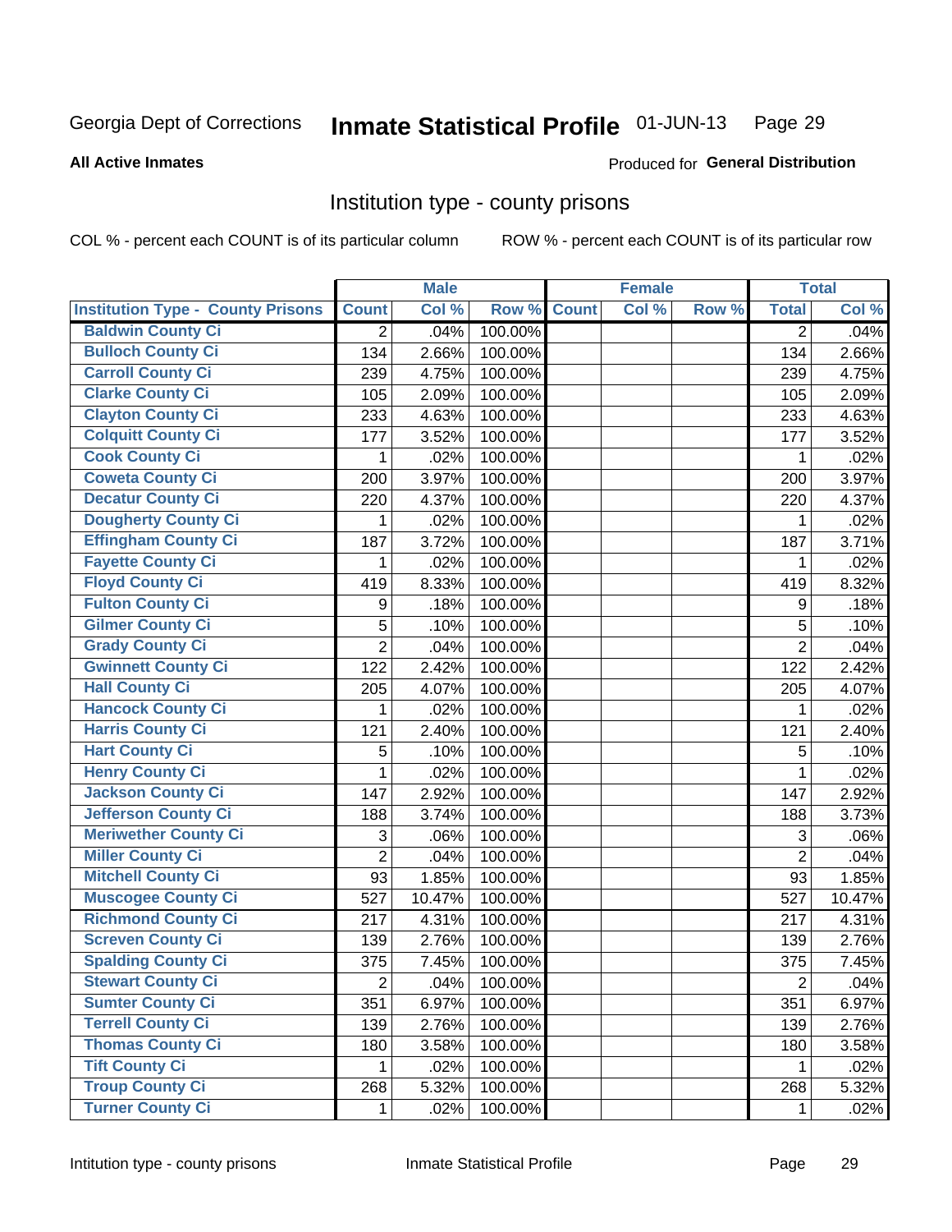Georgia Dept of Corrections **Inmate Statistical Profile** 01-JUN-13

**All Active Inmates** Produced for **General Distribution**

## Institution type - county prisons

COL % - percent each COUNT is of its particular column ROW % - percent each COUNT is of its particular row

| Institution Type - County Prisons | Male | | | Female | | | Total | |
|---|---|---|---|---|---|---|---|---|
| | Count | Col % | Row % | Count | Col % | Row % | Total | Col % |
| Baldwin County Ci | 2 | .04% | 100.00% | | | | 2 | .04% |
| Bulloch County Ci | 134 | 2.66% | 100.00% | | | | 134 | 2.66% |
| Carroll County Ci | 239 | 4.75% | 100.00% | | | | 239 | 4.75% |
| Clarke County Ci | 105 | 2.09% | 100.00% | | | | 105 | 2.09% |
| Clayton County Ci | 233 | 4.63% | 100.00% | | | | 233 | 4.63% |
| Colquitt County Ci | 177 | 3.52% | 100.00% | | | | 177 | 3.52% |
| Cook County Ci | 1 | .02% | 100.00% | | | | 1 | .02% |
| Coweta County Ci | 200 | 3.97% | 100.00% | | | | 200 | 3.97% |
| Decatur County Ci | 220 | 4.37% | 100.00% | | | | 220 | 4.37% |
| Dougherty County Ci | 1 | .02% | 100.00% | | | | 1 | .02% |
| Effingham County Ci | 187 | 3.72% | 100.00% | | | | 187 | 3.71% |
| Fayette County Ci | 1 | .02% | 100.00% | | | | 1 | .02% |
| Floyd County Ci | 419 | 8.33% | 100.00% | | | | 419 | 8.32% |
| Fulton County Ci | 9 | .18% | 100.00% | | | | 9 | .18% |
| Gilmer County Ci | 5 | .10% | 100.00% | | | | 5 | .10% |
| Grady County Ci | 2 | .04% | 100.00% | | | | 2 | .04% |
| Gwinnett County Ci | 122 | 2.42% | 100.00% | | | | 122 | 2.42% |
| Hall County Ci | 205 | 4.07% | 100.00% | | | | 205 | 4.07% |
| Hancock County Ci | 1 | .02% | 100.00% | | | | 1 | .02% |
| Harris County Ci | 121 | 2.40% | 100.00% | | | | 121 | 2.40% |
| Hart County Ci | 5 | .10% | 100.00% | | | | 5 | .10% |
| Henry County Ci | 1 | .02% | 100.00% | | | | 1 | .02% |
| Jackson County Ci | 147 | 2.92% | 100.00% | | | | 147 | 2.92% |
| Jefferson County Ci | 188 | 3.74% | 100.00% | | | | 188 | 3.73% |
| Meriwether County Ci | 3 | .06% | 100.00% | | | | 3 | .06% |
| Miller County Ci | 2 | .04% | 100.00% | | | | 2 | .04% |
| Mitchell County Ci | 93 | 1.85% | 100.00% | | | | 93 | 1.85% |
| Muscogee County Ci | 527 | 10.47% | 100.00% | | | | 527 | 10.47% |
| Richmond County Ci | 217 | 4.31% | 100.00% | | | | 217 | 4.31% |
| Screven County Ci | 139 | 2.76% | 100.00% | | | | 139 | 2.76% |
| Spalding County Ci | 375 | 7.45% | 100.00% | | | | 375 | 7.45% |
| Stewart County Ci | 2 | .04% | 100.00% | | | | 2 | .04% |
| Sumter County Ci | 351 | 6.97% | 100.00% | | | | 351 | 6.97% |
| Terrell County Ci | 139 | 2.76% | 100.00% | | | | 139 | 2.76% |
| Thomas County Ci | 180 | 3.58% | 100.00% | | | | 180 | 3.58% |
| Tift County Ci | 1 | .02% | 100.00% | | | | 1 | .02% |
| Troup County Ci | 268 | 5.32% | 100.00% | | | | 268 | 5.32% |
| Turner County Ci | 1 | .02% | 100.00% | | | | 1 | .02% |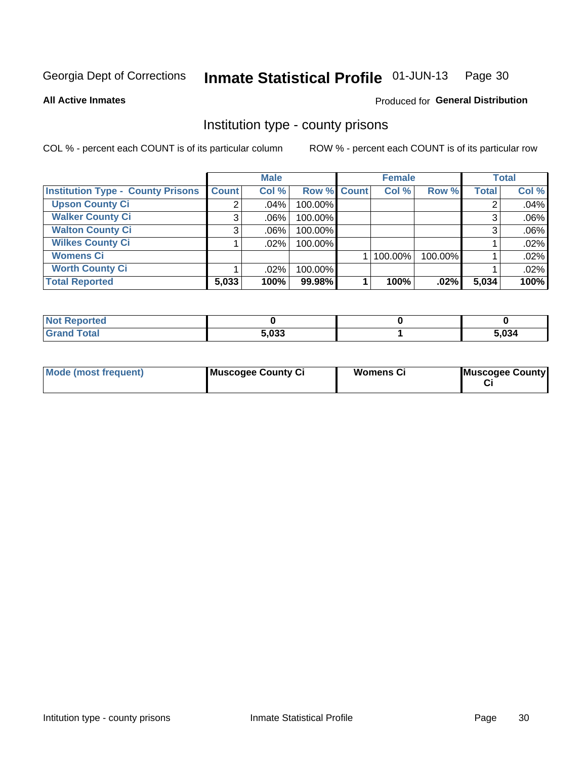Georgia Dept of Corrections **Inmate Statistical Profile** 01-JUN-13

**All Active Inmates** Produced for **General Distribution**

## Institution type - county prisons

COL % - percent each COUNT is of its particular column ROW % - percent each COUNT is of its particular row

| | Male | | | Female | | | Total | |
|---|---|---|---|---|---|---|---|---|
| **Institution Type - County Prisons** | **Count** | **Col %** | **Row %** | **Count** | **Col %** | **Row %** | **Total** | **Col %** |
| **Upson County Ci** | 2 | .04% | 100.00% | | | | 2 | .04% |
| **Walker County Ci** | 3 | .06% | 100.00% | | | | 3 | .06% |
| **Walton County Ci** | 3 | .06% | 100.00% | | | | 3 | .06% |
| **Wilkes County Ci** | 1 | .02% | 100.00% | | | | 1 | .02% |
| **Womens Ci** | | | | 1 | 100.00% | 100.00% | 1 | .02% |
| **Worth County Ci** | 1 | .02% | 100.00% | | | | 1 | .02% |
| **Total Reported** | **5,033** | **100%** | **99.98%** | **1** | **100%** | **.02%** | **5,034** | **100%** |

| | Male | Female | Total |
|---|---|---|---|
| **Not Reported** | **0** | **0** | **0** |
| **Grand Total** | **5,033** | **1** | **5,034** |

| | Male | Female | Total |
|---|---|---|---|
| **Mode (most frequent)** | **Muscogee County Ci** | **Womens Ci** | **Muscogee County Ci** |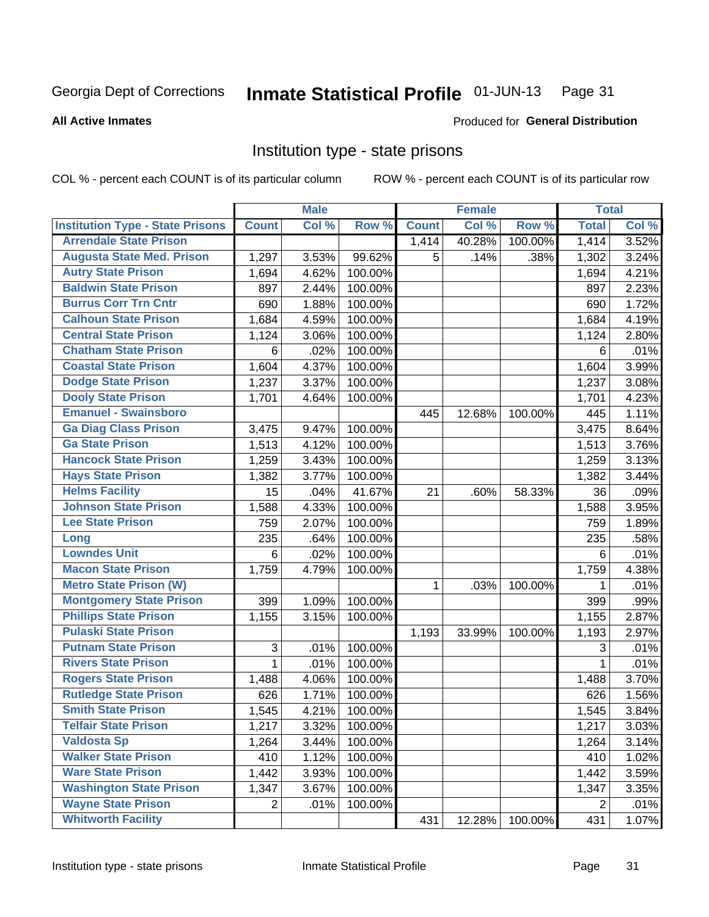Georgia Dept of Corrections **Inmate Statistical Profile** 01-JUN-13

**All Active Inmates**

Produced for **General Distribution**

## Institution type - state prisons

COL % - percent each COUNT is of its particular column

ROW % - percent each COUNT is of its particular row

| | Male | | | Female | | | Total | |
|---|---|---|---|---|---|---|---|---|
| **Institution Type - State Prisons** | **Count** | **Col %** | **Row %** | **Count** | **Col %** | **Row %** | **Total** | **Col %** |
| **Arrendale State Prison** | | | | 1,414 | 40.28% | 100.00% | 1,414 | 3.52% |
| **Augusta State Med. Prison** | 1,297 | 3.53% | 99.62% | 5 | .14% | .38% | 1,302 | 3.24% |
| **Autry State Prison** | 1,694 | 4.62% | 100.00% | | | | 1,694 | 4.21% |
| **Baldwin State Prison** | 897 | 2.44% | 100.00% | | | | 897 | 2.23% |
| **Burrus Corr Trn Cntr** | 690 | 1.88% | 100.00% | | | | 690 | 1.72% |
| **Calhoun State Prison** | 1,684 | 4.59% | 100.00% | | | | 1,684 | 4.19% |
| **Central State Prison** | 1,124 | 3.06% | 100.00% | | | | 1,124 | 2.80% |
| **Chatham State Prison** | 6 | .02% | 100.00% | | | | 6 | .01% |
| **Coastal State Prison** | 1,604 | 4.37% | 100.00% | | | | 1,604 | 3.99% |
| **Dodge State Prison** | 1,237 | 3.37% | 100.00% | | | | 1,237 | 3.08% |
| **Dooly State Prison** | 1,701 | 4.64% | 100.00% | | | | 1,701 | 4.23% |
| **Emanuel - Swainsboro** | | | | 445 | 12.68% | 100.00% | 445 | 1.11% |
| **Ga Diag Class Prison** | 3,475 | 9.47% | 100.00% | | | | 3,475 | 8.64% |
| **Ga State Prison** | 1,513 | 4.12% | 100.00% | | | | 1,513 | 3.76% |
| **Hancock State Prison** | 1,259 | 3.43% | 100.00% | | | | 1,259 | 3.13% |
| **Hays State Prison** | 1,382 | 3.77% | 100.00% | | | | 1,382 | 3.44% |
| **Helms Facility** | 15 | .04% | 41.67% | 21 | .60% | 58.33% | 36 | .09% |
| **Johnson State Prison** | 1,588 | 4.33% | 100.00% | | | | 1,588 | 3.95% |
| **Lee State Prison** | 759 | 2.07% | 100.00% | | | | 759 | 1.89% |
| **Long** | 235 | .64% | 100.00% | | | | 235 | .58% |
| **Lowndes Unit** | 6 | .02% | 100.00% | | | | 6 | .01% |
| **Macon State Prison** | 1,759 | 4.79% | 100.00% | | | | 1,759 | 4.38% |
| **Metro State Prison (W)** | | | | 1 | .03% | 100.00% | 1 | .01% |
| **Montgomery State Prison** | 399 | 1.09% | 100.00% | | | | 399 | .99% |
| **Phillips State Prison** | 1,155 | 3.15% | 100.00% | | | | 1,155 | 2.87% |
| **Pulaski State Prison** | | | | 1,193 | 33.99% | 100.00% | 1,193 | 2.97% |
| **Putnam State Prison** | 3 | .01% | 100.00% | | | | 3 | .01% |
| **Rivers State Prison** | 1 | .01% | 100.00% | | | | 1 | .01% |
| **Rogers State Prison** | 1,488 | 4.06% | 100.00% | | | | 1,488 | 3.70% |
| **Rutledge State Prison** | 626 | 1.71% | 100.00% | | | | 626 | 1.56% |
| **Smith State Prison** | 1,545 | 4.21% | 100.00% | | | | 1,545 | 3.84% |
| **Telfair State Prison** | 1,217 | 3.32% | 100.00% | | | | 1,217 | 3.03% |
| **Valdosta Sp** | 1,264 | 3.44% | 100.00% | | | | 1,264 | 3.14% |
| **Walker State Prison** | 410 | 1.12% | 100.00% | | | | 410 | 1.02% |
| **Ware State Prison** | 1,442 | 3.93% | 100.00% | | | | 1,442 | 3.59% |
| **Washington State Prison** | 1,347 | 3.67% | 100.00% | | | | 1,347 | 3.35% |
| **Wayne State Prison** | 2 | .01% | 100.00% | | | | 2 | .01% |
| **Whitworth Facility** | | | | 431 | 12.28% | 100.00% | 431 | 1.07% |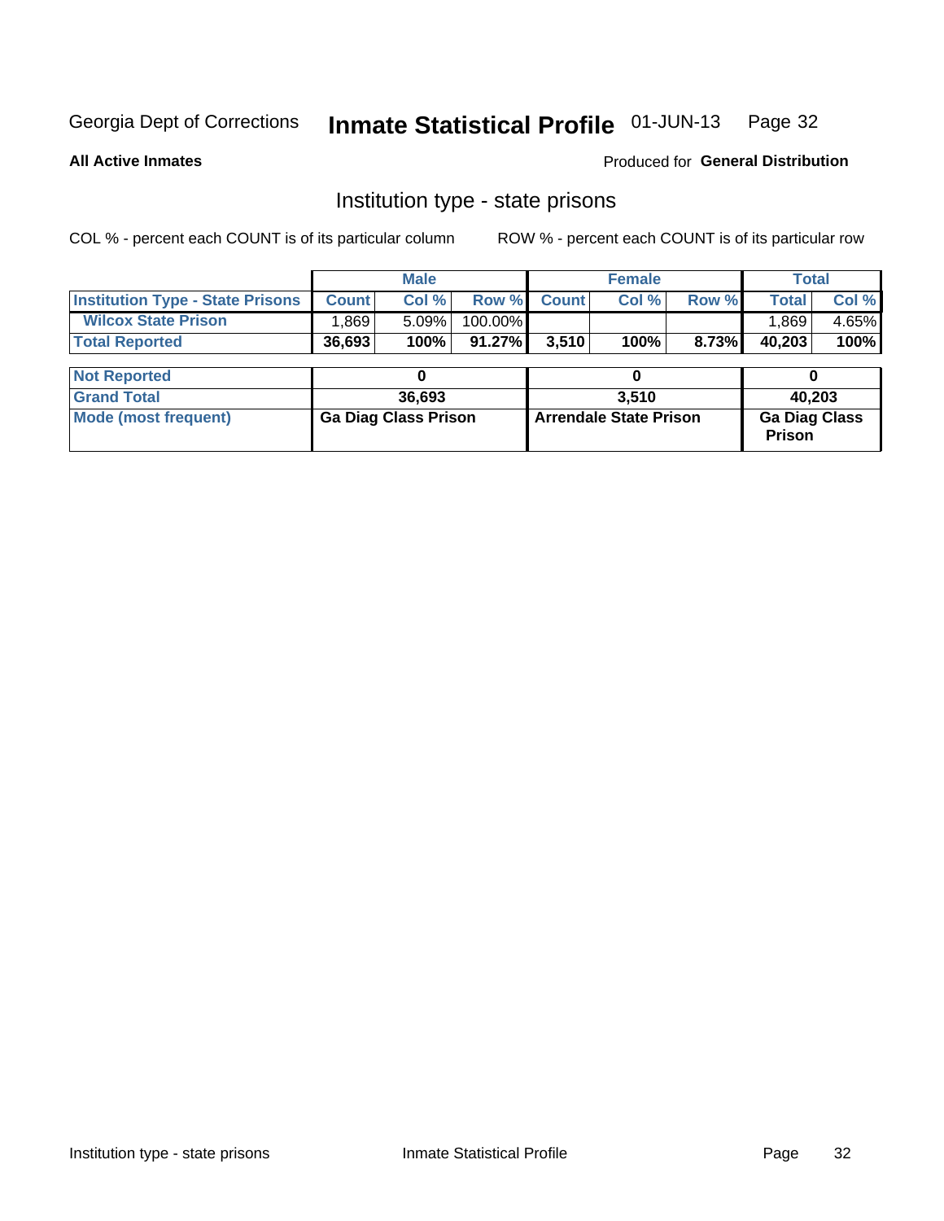Georgia Dept of Corrections **Inmate Statistical Profile** 01-JUN-13

**All Active Inmates**

Produced for **General Distribution**

## Institution type - state prisons

COL % - percent each COUNT is of its particular column    ROW % - percent each COUNT is of its particular row

| | Male | | | Female | | | Total | |
|---|---|---|---|---|---|---|---|---|
| **Institution Type - State Prisons** | **Count** | **Col %** | **Row %** | **Count** | **Col %** | **Row %** | **Total** | **Col %** |
| **Wilcox State Prison** | 1,869 | 5.09% | 100.00% | | | | 1,869 | 4.65% |
| **Total Reported** | **36,693** | **100%** | **91.27%** | **3,510** | **100%** | **8.73%** | **40,203** | **100%** |
| **Not Reported** | **0** | | | **0** | | | **0** | |
| **Grand Total** | **36,693** | | | **3,510** | | | **40,203** | |
| **Mode (most frequent)** | **Ga Diag Class Prison** | | | **Arrendale State Prison** | | | **Ga Diag Class Prison** | |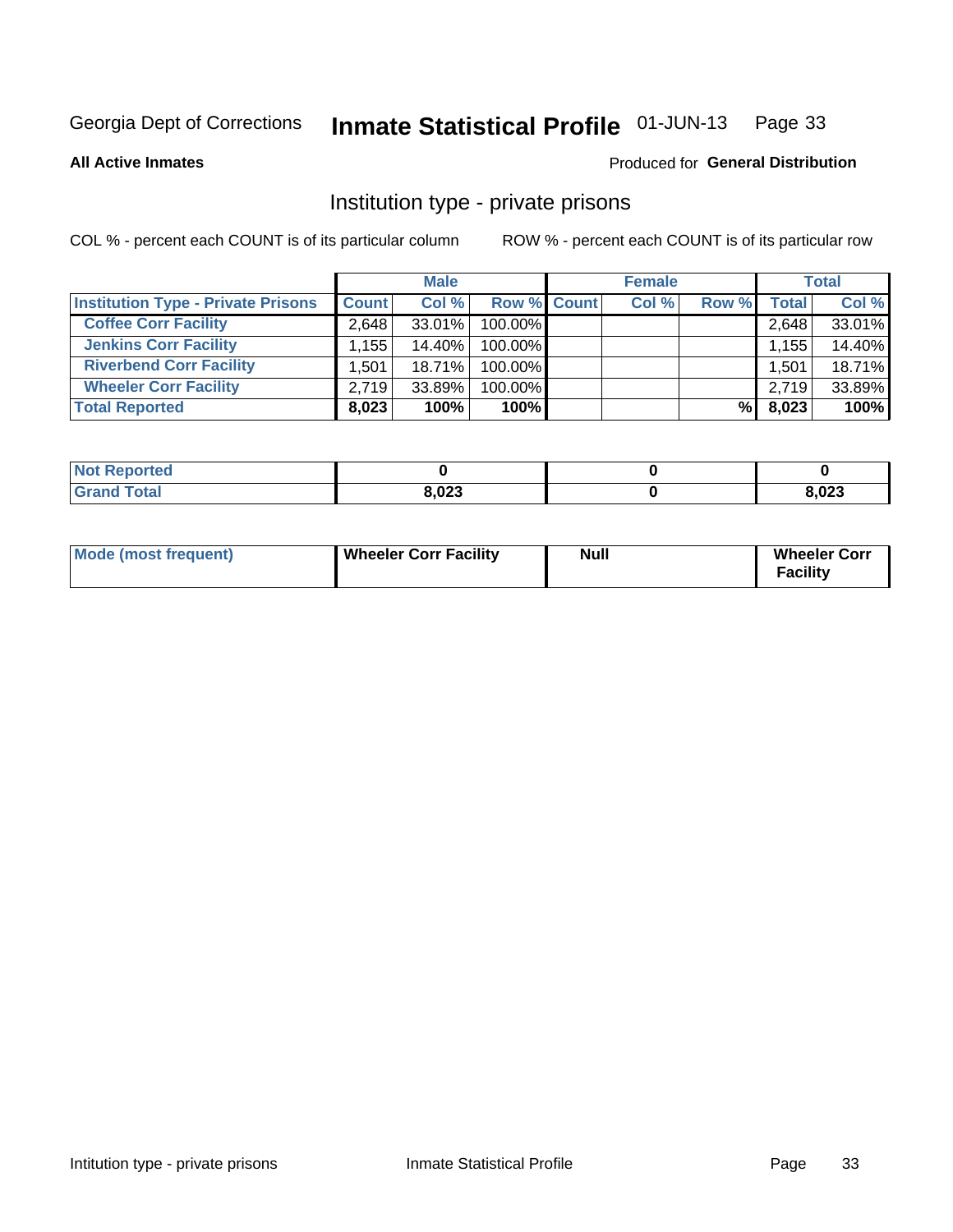Georgia Dept of Corrections **Inmate Statistical Profile** 01-JUN-13

**All Active Inmates**

Produced for **General Distribution**

## Institution type - private prisons

COL % - percent each COUNT is of its particular column

ROW % - percent each COUNT is of its particular row

| | Male | | | Female | | | Total | |
|---|---|---|---|---|---|---|---|---|
| **Institution Type - Private Prisons** | **Count** | **Col %** | **Row %** | **Count** | **Col %** | **Row %** | **Total** | **Col %** |
| **Coffee Corr Facility** | 2,648 | 33.01% | 100.00% | | | | 2,648 | 33.01% |
| **Jenkins Corr Facility** | 1,155 | 14.40% | 100.00% | | | | 1,155 | 14.40% |
| **Riverbend Corr Facility** | 1,501 | 18.71% | 100.00% | | | | 1,501 | 18.71% |
| **Wheeler Corr Facility** | 2,719 | 33.89% | 100.00% | | | | 2,719 | 33.89% |
| **Total Reported** | **8,023** | **100%** | **100%** | | | **%** | **8,023** | **100%** |

| | Male | Female | Total |
|---|---|---|---|
| **Not Reported** | **0** | **0** | **0** |
| **Grand Total** | **8,023** | **0** | **8,023** |

| | Male | Female | Total |
|---|---|---|---|
| **Mode (most frequent)** | **Wheeler Corr Facility** | **Null** | **Wheeler Corr Facility** |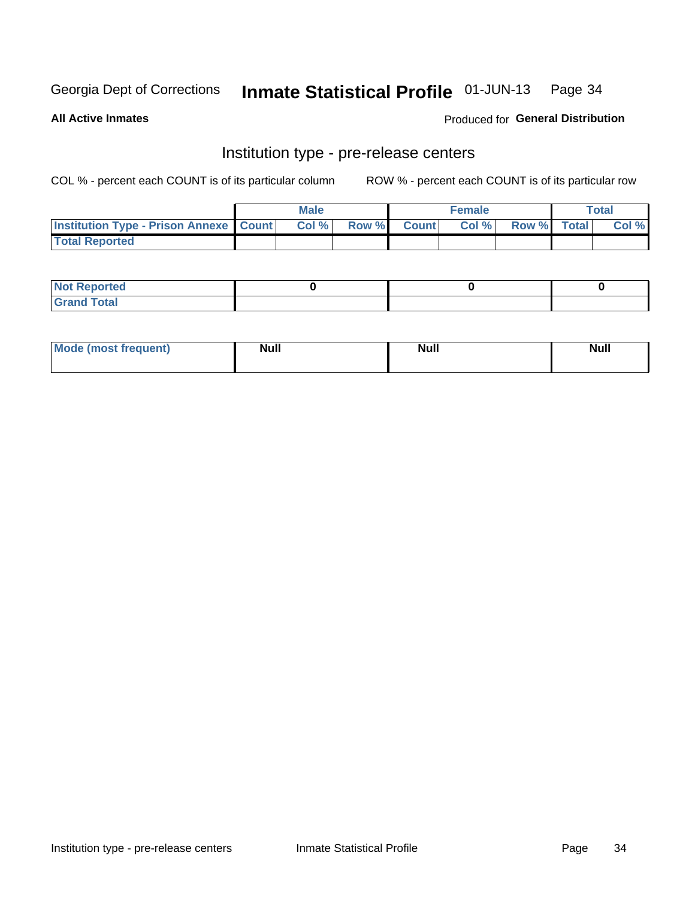Georgia Dept of Corrections **Inmate Statistical Profile** 01-JUN-13

**All Active Inmates** Produced for **General Distribution**

## Institution type - pre-release centers

COL % - percent each COUNT is of its particular column ROW % - percent each COUNT is of its particular row

| | Male | | | Female | | | Total | |
|---|---|---|---|---|---|---|---|---|
| Institution Type - Prison Annexe | Count | Col % | Row % | Count | Col % | Row % | Total | Col % |
| Total Reported | | | | | | | | |

| | Male | Female | Total |
|---|---|---|---|
| Not Reported | 0 | 0 | 0 |
| Grand Total | | | |

| | Male | Female | Total |
|---|---|---|---|
| Mode (most frequent) | Null | Null | Null |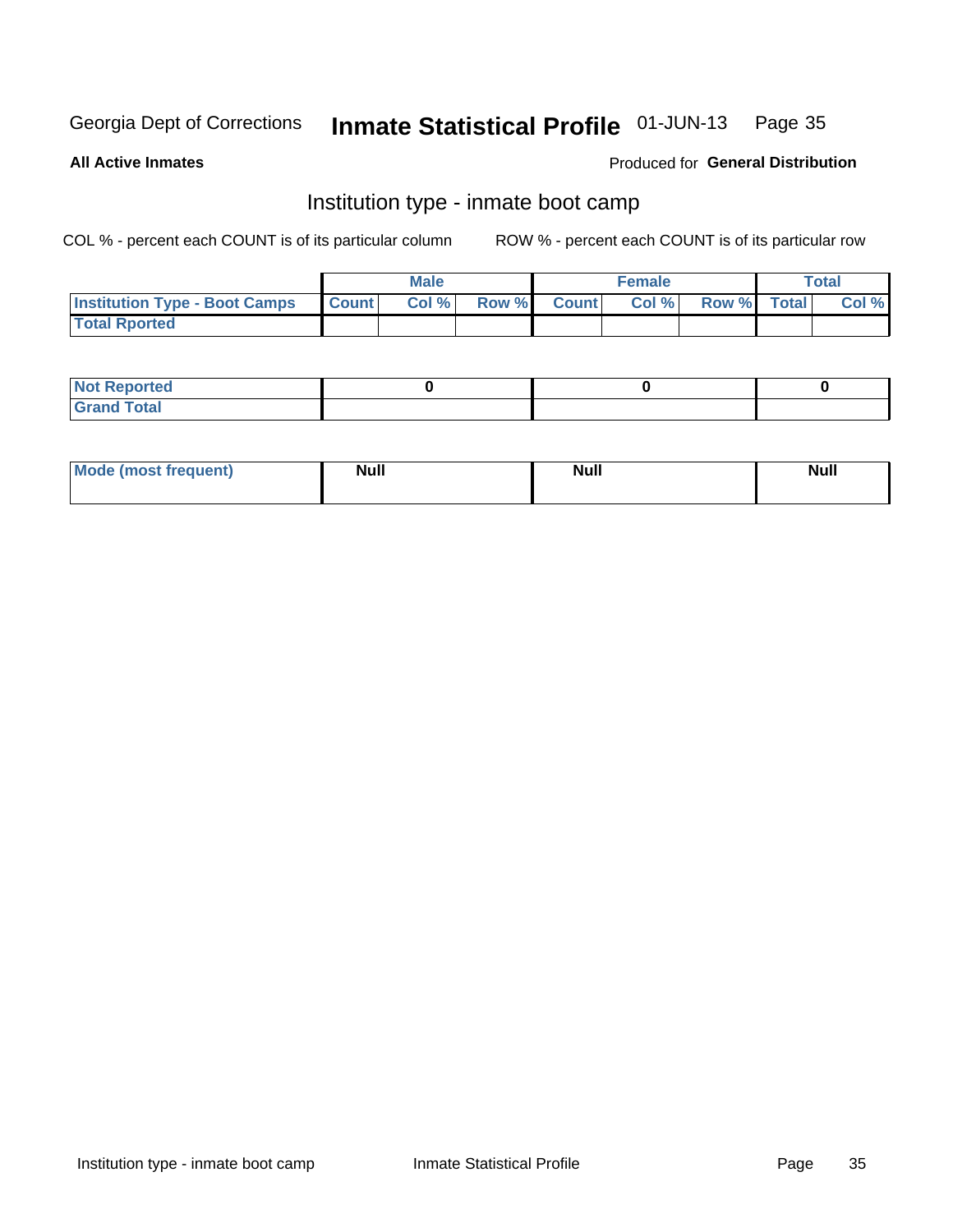Georgia Dept of Corrections **Inmate Statistical Profile** 01-JUN-13

**All Active Inmates**

Produced for **General Distribution**

## Institution type - inmate boot camp

COL % - percent each COUNT is of its particular column

ROW % - percent each COUNT is of its particular row

| | Male | | | Female | | | Total | |
|---|---|---|---|---|---|---|---|---|
| **Institution Type - Boot Camps** | **Count** | **Col %** | **Row %** | **Count** | **Col %** | **Row %** | **Total** | **Col %** |
| **Total Rported** | | | | | | | | |

| | Male | Female | Total |
|---|---|---|---|
| **Not Reported** | 0 | 0 | 0 |
| **Grand Total** | | | |

| | Male | Female | Total |
|---|---|---|---|
| **Mode (most frequent)** | Null | Null | Null |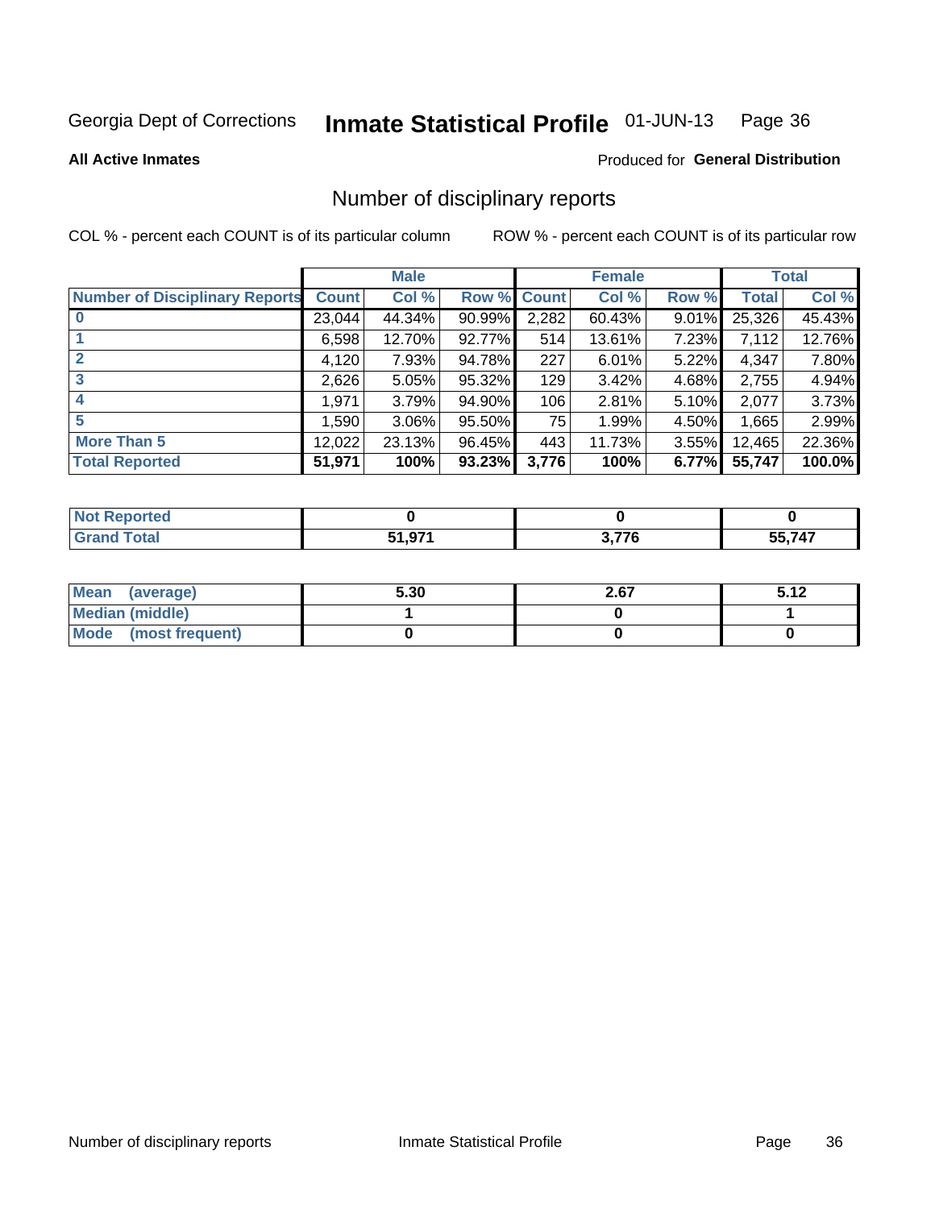Georgia Dept of Corrections **Inmate Statistical Profile** 01-JUN-13

**All Active Inmates**

Produced for **General Distribution**

## Number of disciplinary reports

COL % - percent each COUNT is of its particular column ROW % - percent each COUNT is of its particular row

| | Male | | | Female | | | Total | |
|---|---|---|---|---|---|---|---|---|
| **Number of Disciplinary Reports** | **Count** | **Col %** | **Row %** | **Count** | **Col %** | **Row %** | **Total** | **Col %** |
| **0** | 23,044 | 44.34% | 90.99% | 2,282 | 60.43% | 9.01% | 25,326 | 45.43% |
| **1** | 6,598 | 12.70% | 92.77% | 514 | 13.61% | 7.23% | 7,112 | 12.76% |
| **2** | 4,120 | 7.93% | 94.78% | 227 | 6.01% | 5.22% | 4,347 | 7.80% |
| **3** | 2,626 | 5.05% | 95.32% | 129 | 3.42% | 4.68% | 2,755 | 4.94% |
| **4** | 1,971 | 3.79% | 94.90% | 106 | 2.81% | 5.10% | 2,077 | 3.73% |
| **5** | 1,590 | 3.06% | 95.50% | 75 | 1.99% | 4.50% | 1,665 | 2.99% |
| **More Than 5** | 12,022 | 23.13% | 96.45% | 443 | 11.73% | 3.55% | 12,465 | 22.36% |
| **Total Reported** | **51,971** | **100%** | **93.23%** | **3,776** | **100%** | **6.77%** | **55,747** | **100.0%** |

| | Male | Female | Total |
|---|---|---|---|
| **Not Reported** | **0** | **0** | **0** |
| **Grand Total** | **51,971** | **3,776** | **55,747** |

| | Male | Female | Total |
|---|---|---|---|
| **Mean (average)** | **5.30** | **2.67** | **5.12** |
| **Median (middle)** | **1** | **0** | **1** |
| **Mode (most frequent)** | **0** | **0** | **0** |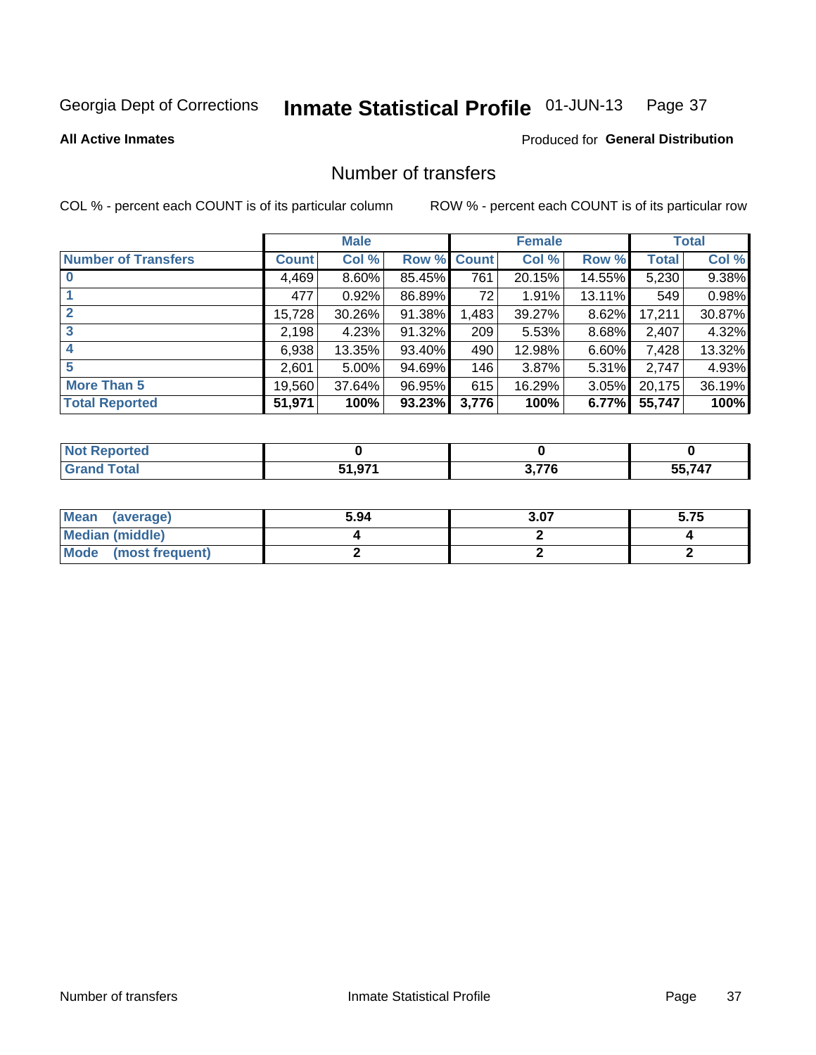Georgia Dept of Corrections **Inmate Statistical Profile** 01-JUN-13

**All Active Inmates**

Produced for **General Distribution**

## Number of transfers

COL % - percent each COUNT is of its particular column

ROW % - percent each COUNT is of its particular row

| | Male | | | Female | | | Total | |
|---|---|---|---|---|---|---|---|---|
| **Number of Transfers** | **Count** | **Col %** | **Row %** | **Count** | **Col %** | **Row %** | **Total** | **Col %** |
| **0** | 4,469 | 8.60% | 85.45% | 761 | 20.15% | 14.55% | 5,230 | 9.38% |
| **1** | 477 | 0.92% | 86.89% | 72 | 1.91% | 13.11% | 549 | 0.98% |
| **2** | 15,728 | 30.26% | 91.38% | 1,483 | 39.27% | 8.62% | 17,211 | 30.87% |
| **3** | 2,198 | 4.23% | 91.32% | 209 | 5.53% | 8.68% | 2,407 | 4.32% |
| **4** | 6,938 | 13.35% | 93.40% | 490 | 12.98% | 6.60% | 7,428 | 13.32% |
| **5** | 2,601 | 5.00% | 94.69% | 146 | 3.87% | 5.31% | 2,747 | 4.93% |
| **More Than 5** | 19,560 | 37.64% | 96.95% | 615 | 16.29% | 3.05% | 20,175 | 36.19% |
| **Total Reported** | **51,971** | **100%** | **93.23%** | **3,776** | **100%** | **6.77%** | **55,747** | **100%** |

| | Male | Female | Total |
|---|---|---|---|
| **Not Reported** | **0** | **0** | **0** |
| **Grand Total** | **51,971** | **3,776** | **55,747** |

| | Male | Female | Total |
|---|---|---|---|
| **Mean (average)** | **5.94** | **3.07** | **5.75** |
| **Median (middle)** | **4** | **2** | **4** |
| **Mode (most frequent)** | **2** | **2** | **2** |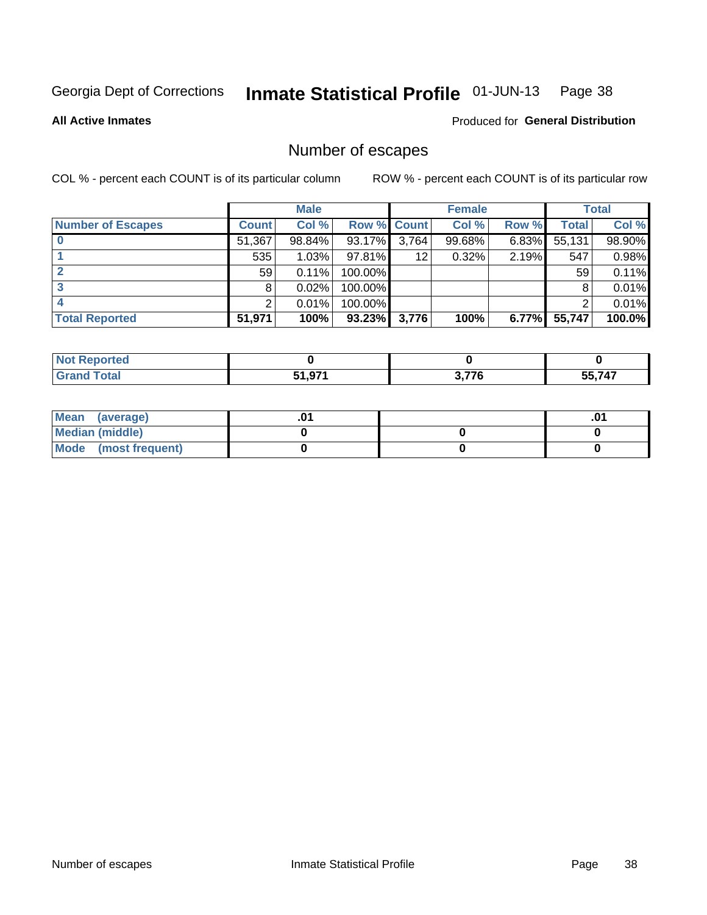Georgia Dept of Corrections **Inmate Statistical Profile** 01-JUN-13

**All Active Inmates**

Produced for **General Distribution**

## Number of escapes

COL % - percent each COUNT is of its particular column

ROW % - percent each COUNT is of its particular row

| | Male | | | Female | | | Total | |
|---|---|---|---|---|---|---|---|---|
| **Number of Escapes** | **Count** | **Col %** | **Row %** | **Count** | **Col %** | **Row %** | **Total** | **Col %** |
| **0** | 51,367 | 98.84% | 93.17% | 3,764 | 99.68% | 6.83% | 55,131 | 98.90% |
| **1** | 535 | 1.03% | 97.81% | 12 | 0.32% | 2.19% | 547 | 0.98% |
| **2** | 59 | 0.11% | 100.00% | | | | 59 | 0.11% |
| **3** | 8 | 0.02% | 100.00% | | | | 8 | 0.01% |
| **4** | 2 | 0.01% | 100.00% | | | | 2 | 0.01% |
| **Total Reported** | **51,971** | **100%** | **93.23%** | **3,776** | **100%** | **6.77%** | **55,747** | **100.0%** |

| | Male | Female | Total |
|---|---|---|---|
| **Not Reported** | **0** | **0** | **0** |
| **Grand Total** | **51,971** | **3,776** | **55,747** |

| | Male | Female | Total |
|---|---|---|---|
| **Mean (average)** | **.01** | | **.01** |
| **Median (middle)** | **0** | **0** | **0** |
| **Mode (most frequent)** | **0** | **0** | **0** |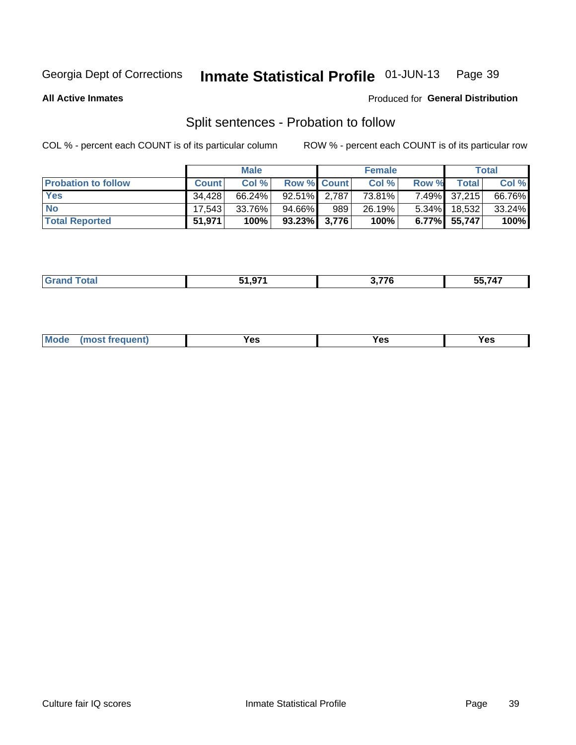Georgia Dept of Corrections **Inmate Statistical Profile** 01-JUN-13

**All Active Inmates**

Produced for **General Distribution**

## Split sentences - Probation to follow

COL % - percent each COUNT is of its particular column

ROW % - percent each COUNT is of its particular row

| | Male | | | Female | | | Total | |
|---|---|---|---|---|---|---|---|---|
| **Probation to follow** | **Count** | **Col %** | **Row %** | **Count** | **Col %** | **Row %** | **Total** | **Col %** |
| **Yes** | 34,428 | 66.24% | 92.51% | 2,787 | 73.81% | 7.49% | 37,215 | 66.76% |
| **No** | 17,543 | 33.76% | 94.66% | 989 | 26.19% | 5.34% | 18,532 | 33.24% |
| **Total Reported** | **51,971** | **100%** | **93.23%** | **3,776** | **100%** | **6.77%** | **55,747** | **100%** |

| | | | |
|---|---|---|---|
| **Grand Total** | **51,971** | **3,776** | **55,747** |

| | | | |
|---|---|---|---|
| **Mode (most frequent)** | **Yes** | **Yes** | **Yes** |

Culture fair IQ scores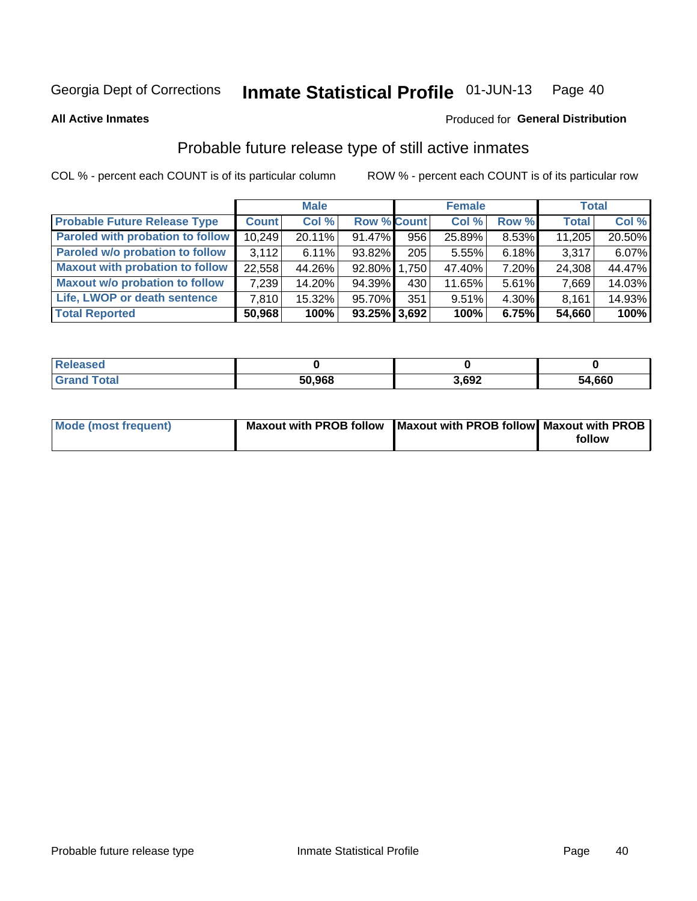Georgia Dept of Corrections **Inmate Statistical Profile** 01-JUN-13

**All Active Inmates**

Produced for **General Distribution**

## Probable future release type of still active inmates

COL % - percent each COUNT is of its particular column

ROW % - percent each COUNT is of its particular row

| | Male | | | Female | | | Total | |
|---|---|---|---|---|---|---|---|---|
| **Probable Future Release Type** | **Count** | **Col %** | **Row %** | **Count** | **Col %** | **Row %** | **Total** | **Col %** |
| **Paroled with probation to follow** | 10,249 | 20.11% | 91.47% | 956 | 25.89% | 8.53% | 11,205 | 20.50% |
| **Paroled w/o probation to follow** | 3,112 | 6.11% | 93.82% | 205 | 5.55% | 6.18% | 3,317 | 6.07% |
| **Maxout with probation to follow** | 22,558 | 44.26% | 92.80% | 1,750 | 47.40% | 7.20% | 24,308 | 44.47% |
| **Maxout w/o probation to follow** | 7,239 | 14.20% | 94.39% | 430 | 11.65% | 5.61% | 7,669 | 14.03% |
| **Life, LWOP or death sentence** | 7,810 | 15.32% | 95.70% | 351 | 9.51% | 4.30% | 8,161 | 14.93% |
| **Total Reported** | **50,968** | **100%** | **93.25%** | **3,692** | **100%** | **6.75%** | **54,660** | **100%** |

| | Male | Female | Total |
|---|---|---|---|
| **Released** | **0** | **0** | **0** |
| **Grand Total** | **50,968** | **3,692** | **54,660** |

| | Male | Female | Total |
|---|---|---|---|
| **Mode (most frequent)** | **Maxout with PROB follow** | **Maxout with PROB follow** | **Maxout with PROB follow** |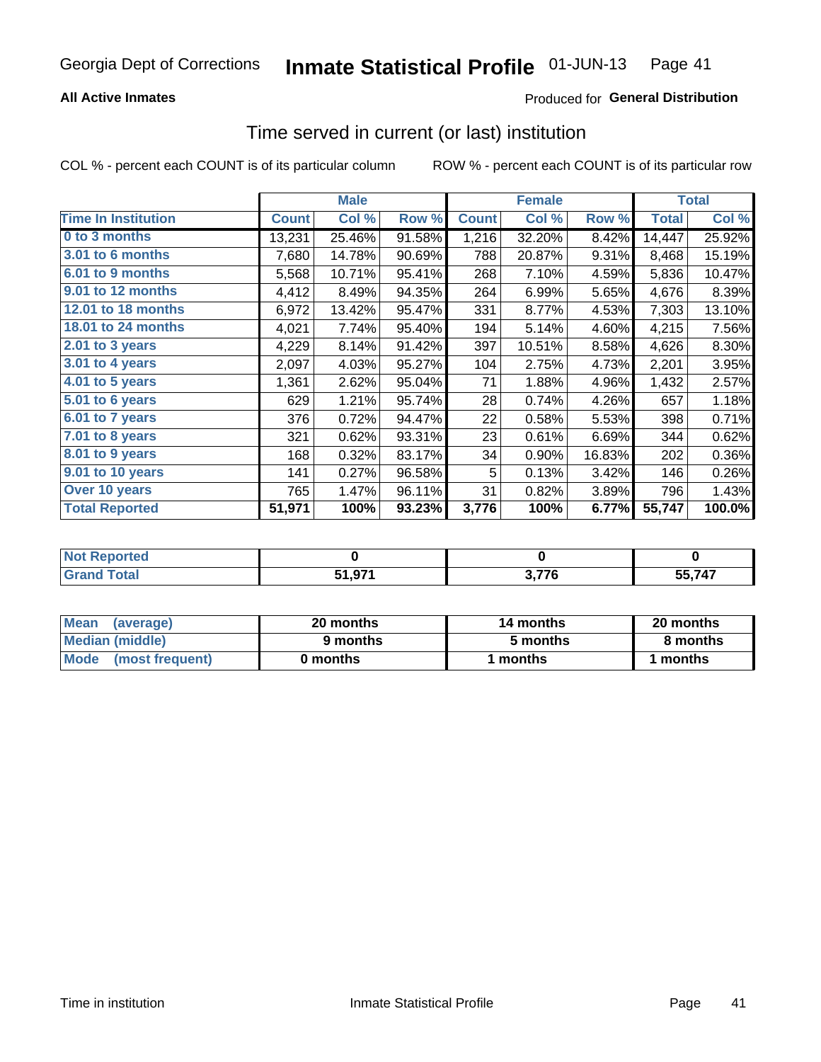Georgia Dept of Corrections **Inmate Statistical Profile** 01-JUN-13

**All Active Inmates**

Produced for **General Distribution**

## Time served in current (or last) institution

COL % - percent each COUNT is of its particular column    ROW % - percent each COUNT is of its particular row

| | Male | | | Female | | | Total | |
|---|---|---|---|---|---|---|---|---|
| **Time In Institution** | **Count** | **Col %** | **Row %** | **Count** | **Col %** | **Row %** | **Total** | **Col %** |
| **0 to 3 months** | 13,231 | 25.46% | 91.58% | 1,216 | 32.20% | 8.42% | 14,447 | 25.92% |
| **3.01 to 6 months** | 7,680 | 14.78% | 90.69% | 788 | 20.87% | 9.31% | 8,468 | 15.19% |
| **6.01 to 9 months** | 5,568 | 10.71% | 95.41% | 268 | 7.10% | 4.59% | 5,836 | 10.47% |
| **9.01 to 12 months** | 4,412 | 8.49% | 94.35% | 264 | 6.99% | 5.65% | 4,676 | 8.39% |
| **12.01 to 18 months** | 6,972 | 13.42% | 95.47% | 331 | 8.77% | 4.53% | 7,303 | 13.10% |
| **18.01 to 24 months** | 4,021 | 7.74% | 95.40% | 194 | 5.14% | 4.60% | 4,215 | 7.56% |
| **2.01 to 3 years** | 4,229 | 8.14% | 91.42% | 397 | 10.51% | 8.58% | 4,626 | 8.30% |
| **3.01 to 4 years** | 2,097 | 4.03% | 95.27% | 104 | 2.75% | 4.73% | 2,201 | 3.95% |
| **4.01 to 5 years** | 1,361 | 2.62% | 95.04% | 71 | 1.88% | 4.96% | 1,432 | 2.57% |
| **5.01 to 6 years** | 629 | 1.21% | 95.74% | 28 | 0.74% | 4.26% | 657 | 1.18% |
| **6.01 to 7 years** | 376 | 0.72% | 94.47% | 22 | 0.58% | 5.53% | 398 | 0.71% |
| **7.01 to 8 years** | 321 | 0.62% | 93.31% | 23 | 0.61% | 6.69% | 344 | 0.62% |
| **8.01 to 9 years** | 168 | 0.32% | 83.17% | 34 | 0.90% | 16.83% | 202 | 0.36% |
| **9.01 to 10 years** | 141 | 0.27% | 96.58% | 5 | 0.13% | 3.42% | 146 | 0.26% |
| **Over 10 years** | 765 | 1.47% | 96.11% | 31 | 0.82% | 3.89% | 796 | 1.43% |
| **Total Reported** | **51,971** | **100%** | **93.23%** | **3,776** | **100%** | **6.77%** | **55,747** | **100.0%** |

| | Male | Female | Total |
|---|---|---|---|
| **Not Reported** | **0** | **0** | **0** |
| **Grand Total** | **51,971** | **3,776** | **55,747** |

| | Male | Female | Total |
|---|---|---|---|
| **Mean (average)** | **20 months** | **14 months** | **20 months** |
| **Median (middle)** | **9 months** | **5 months** | **8 months** |
| **Mode (most frequent)** | **0 months** | **1 months** | **1 months** |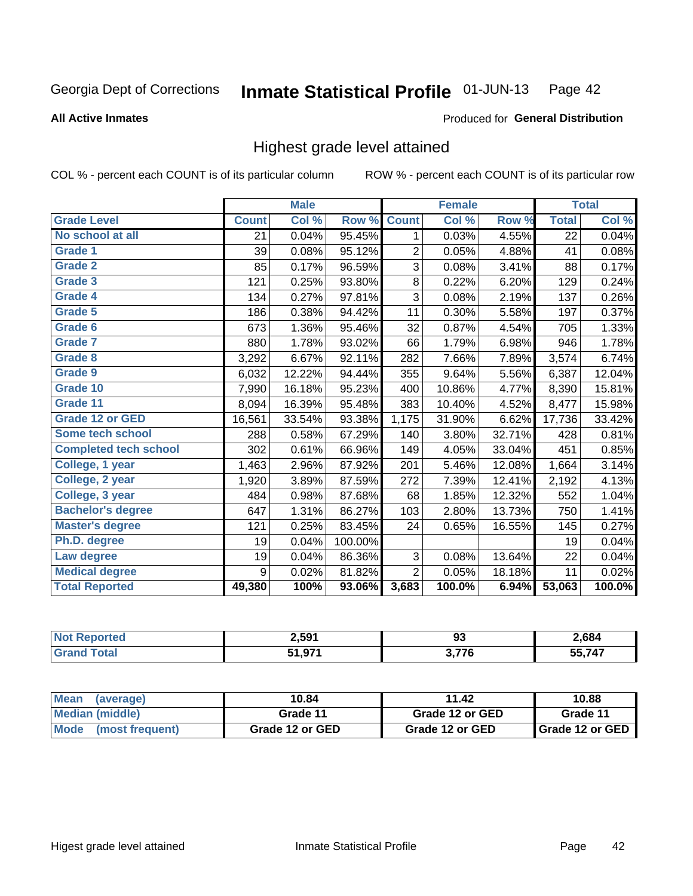Georgia Dept of Corrections **Inmate Statistical Profile** 01-JUN-13

**All Active Inmates**

Produced for **General Distribution**

## Highest grade level attained

COL % - percent each COUNT is of its particular column    ROW % - percent each COUNT is of its particular row

| | Male | | | Female | | | Total | |
|---|---|---|---|---|---|---|---|---|
| **Grade Level** | **Count** | **Col %** | **Row %** | **Count** | **Col %** | **Row %** | **Total** | **Col %** |
| No school at all | 21 | 0.04% | 95.45% | 1 | 0.03% | 4.55% | 22 | 0.04% |
| Grade 1 | 39 | 0.08% | 95.12% | 2 | 0.05% | 4.88% | 41 | 0.08% |
| Grade 2 | 85 | 0.17% | 96.59% | 3 | 0.08% | 3.41% | 88 | 0.17% |
| Grade 3 | 121 | 0.25% | 93.80% | 8 | 0.22% | 6.20% | 129 | 0.24% |
| Grade 4 | 134 | 0.27% | 97.81% | 3 | 0.08% | 2.19% | 137 | 0.26% |
| Grade 5 | 186 | 0.38% | 94.42% | 11 | 0.30% | 5.58% | 197 | 0.37% |
| Grade 6 | 673 | 1.36% | 95.46% | 32 | 0.87% | 4.54% | 705 | 1.33% |
| Grade 7 | 880 | 1.78% | 93.02% | 66 | 1.79% | 6.98% | 946 | 1.78% |
| Grade 8 | 3,292 | 6.67% | 92.11% | 282 | 7.66% | 7.89% | 3,574 | 6.74% |
| Grade 9 | 6,032 | 12.22% | 94.44% | 355 | 9.64% | 5.56% | 6,387 | 12.04% |
| Grade 10 | 7,990 | 16.18% | 95.23% | 400 | 10.86% | 4.77% | 8,390 | 15.81% |
| Grade 11 | 8,094 | 16.39% | 95.48% | 383 | 10.40% | 4.52% | 8,477 | 15.98% |
| Grade 12 or GED | 16,561 | 33.54% | 93.38% | 1,175 | 31.90% | 6.62% | 17,736 | 33.42% |
| Some tech school | 288 | 0.58% | 67.29% | 140 | 3.80% | 32.71% | 428 | 0.81% |
| Completed tech school | 302 | 0.61% | 66.96% | 149 | 4.05% | 33.04% | 451 | 0.85% |
| College, 1 year | 1,463 | 2.96% | 87.92% | 201 | 5.46% | 12.08% | 1,664 | 3.14% |
| College, 2 year | 1,920 | 3.89% | 87.59% | 272 | 7.39% | 12.41% | 2,192 | 4.13% |
| College, 3 year | 484 | 0.98% | 87.68% | 68 | 1.85% | 12.32% | 552 | 1.04% |
| Bachelor's degree | 647 | 1.31% | 86.27% | 103 | 2.80% | 13.73% | 750 | 1.41% |
| Master's degree | 121 | 0.25% | 83.45% | 24 | 0.65% | 16.55% | 145 | 0.27% |
| Ph.D. degree | 19 | 0.04% | 100.00% | | | | 19 | 0.04% |
| Law degree | 19 | 0.04% | 86.36% | 3 | 0.08% | 13.64% | 22 | 0.04% |
| Medical degree | 9 | 0.02% | 81.82% | 2 | 0.05% | 18.18% | 11 | 0.02% |
| **Total Reported** | **49,380** | **100%** | **93.06%** | **3,683** | **100.0%** | **6.94%** | **53,063** | **100.0%** |

| | Male | Female | Total |
|---|---|---|---|
| Not Reported | 2,591 | 93 | 2,684 |
| Grand Total | 51,971 | 3,776 | 55,747 |

| | Male | Female | Total |
|---|---|---|---|
| Mean (average) | 10.84 | 11.42 | 10.88 |
| Median (middle) | Grade 11 | Grade 12 or GED | Grade 11 |
| Mode (most frequent) | Grade 12 or GED | Grade 12 or GED | Grade 12 or GED |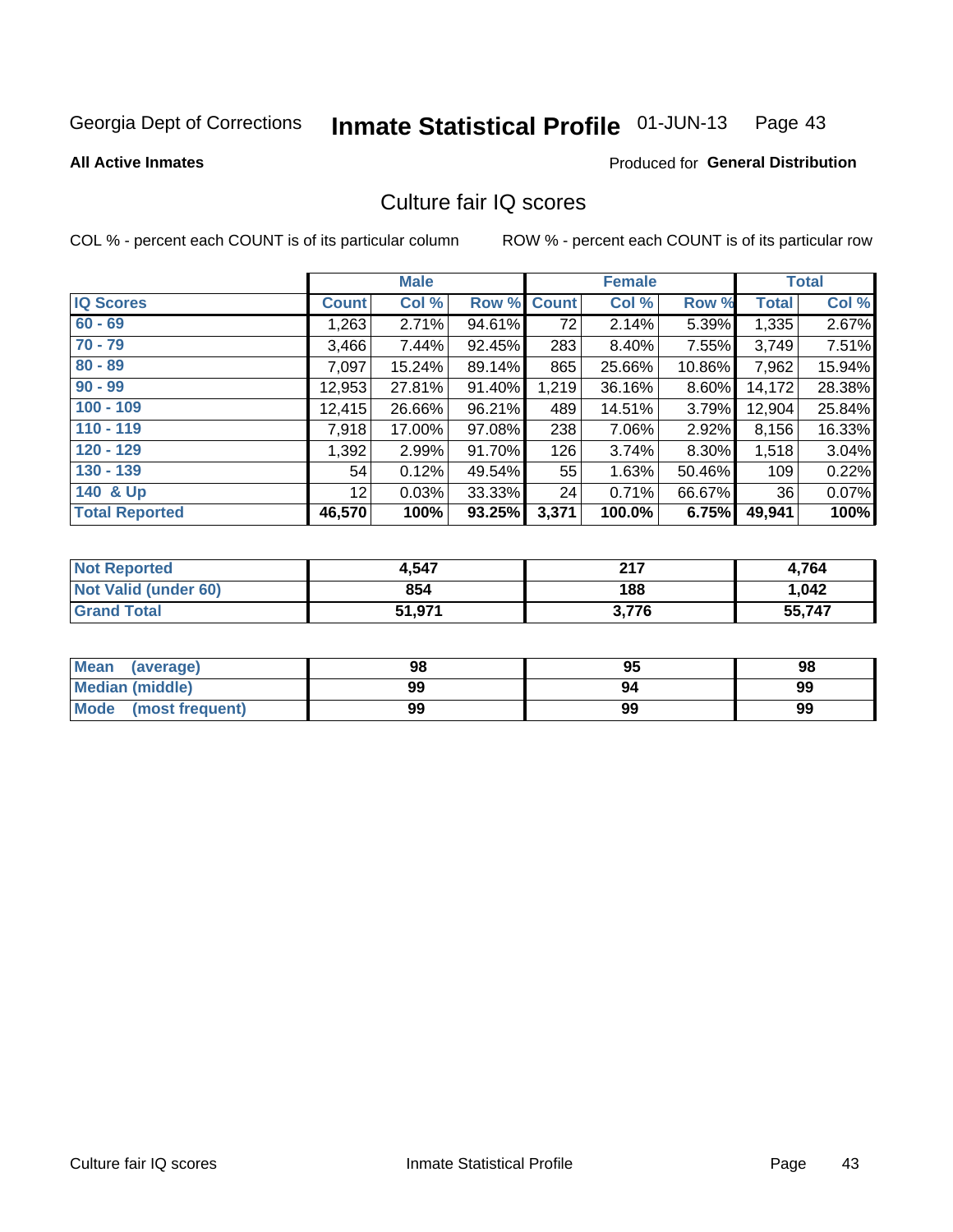Georgia Dept of Corrections **Inmate Statistical Profile** 01-JUN-13

**All Active Inmates**

Produced for **General Distribution**

## Culture fair IQ scores

COL % - percent each COUNT is of its particular column

ROW % - percent each COUNT is of its particular row

| | Male | | | Female | | | Total | |
|---|---|---|---|---|---|---|---|---|
| **IQ Scores** | **Count** | **Col %** | **Row %** | **Count** | **Col %** | **Row %** | **Total** | **Col %** |
| 60 - 69 | 1,263 | 2.71% | 94.61% | 72 | 2.14% | 5.39% | 1,335 | 2.67% |
| 70 - 79 | 3,466 | 7.44% | 92.45% | 283 | 8.40% | 7.55% | 3,749 | 7.51% |
| 80 - 89 | 7,097 | 15.24% | 89.14% | 865 | 25.66% | 10.86% | 7,962 | 15.94% |
| 90 - 99 | 12,953 | 27.81% | 91.40% | 1,219 | 36.16% | 8.60% | 14,172 | 28.38% |
| 100 - 109 | 12,415 | 26.66% | 96.21% | 489 | 14.51% | 3.79% | 12,904 | 25.84% |
| 110 - 119 | 7,918 | 17.00% | 97.08% | 238 | 7.06% | 2.92% | 8,156 | 16.33% |
| 120 - 129 | 1,392 | 2.99% | 91.70% | 126 | 3.74% | 8.30% | 1,518 | 3.04% |
| 130 - 139 | 54 | 0.12% | 49.54% | 55 | 1.63% | 50.46% | 109 | 0.22% |
| 140 & Up | 12 | 0.03% | 33.33% | 24 | 0.71% | 66.67% | 36 | 0.07% |
| **Total Reported** | **46,570** | **100%** | **93.25%** | **3,371** | **100.0%** | **6.75%** | **49,941** | **100%** |

| | Male | Female | Total |
|---|---|---|---|
| Not Reported | 4,547 | 217 | 4,764 |
| Not Valid (under 60) | 854 | 188 | 1,042 |
| Grand Total | 51,971 | 3,776 | 55,747 |

| | Male | Female | Total |
|---|---|---|---|
| Mean (average) | 98 | 95 | 98 |
| Median (middle) | 99 | 94 | 99 |
| Mode (most frequent) | 99 | 99 | 99 |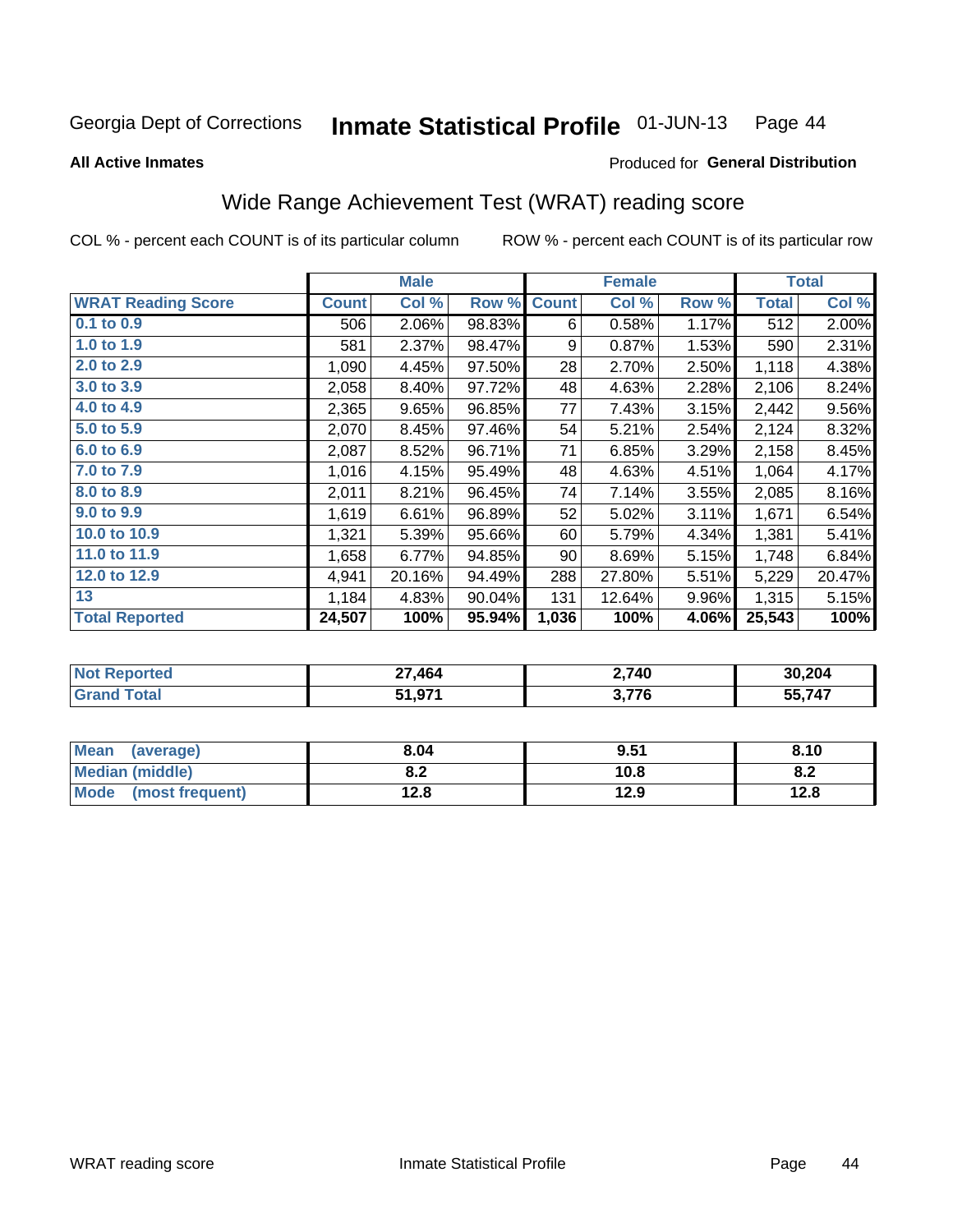Georgia Dept of Corrections **Inmate Statistical Profile** 01-JUN-13

**All Active Inmates** Produced for **General Distribution**

## Wide Range Achievement Test (WRAT) reading score

COL % - percent each COUNT is of its particular column ROW % - percent each COUNT is of its particular row

| | Male | | | Female | | | Total | |
|---|---|---|---|---|---|---|---|---|
| **WRAT Reading Score** | **Count** | **Col %** | **Row %** | **Count** | **Col %** | **Row %** | **Total** | **Col %** |
| 0.1 to 0.9 | 506 | 2.06% | 98.83% | 6 | 0.58% | 1.17% | 512 | 2.00% |
| 1.0 to 1.9 | 581 | 2.37% | 98.47% | 9 | 0.87% | 1.53% | 590 | 2.31% |
| 2.0 to 2.9 | 1,090 | 4.45% | 97.50% | 28 | 2.70% | 2.50% | 1,118 | 4.38% |
| 3.0 to 3.9 | 2,058 | 8.40% | 97.72% | 48 | 4.63% | 2.28% | 2,106 | 8.24% |
| 4.0 to 4.9 | 2,365 | 9.65% | 96.85% | 77 | 7.43% | 3.15% | 2,442 | 9.56% |
| 5.0 to 5.9 | 2,070 | 8.45% | 97.46% | 54 | 5.21% | 2.54% | 2,124 | 8.32% |
| 6.0 to 6.9 | 2,087 | 8.52% | 96.71% | 71 | 6.85% | 3.29% | 2,158 | 8.45% |
| 7.0 to 7.9 | 1,016 | 4.15% | 95.49% | 48 | 4.63% | 4.51% | 1,064 | 4.17% |
| 8.0 to 8.9 | 2,011 | 8.21% | 96.45% | 74 | 7.14% | 3.55% | 2,085 | 8.16% |
| 9.0 to 9.9 | 1,619 | 6.61% | 96.89% | 52 | 5.02% | 3.11% | 1,671 | 6.54% |
| 10.0 to 10.9 | 1,321 | 5.39% | 95.66% | 60 | 5.79% | 4.34% | 1,381 | 5.41% |
| 11.0 to 11.9 | 1,658 | 6.77% | 94.85% | 90 | 8.69% | 5.15% | 1,748 | 6.84% |
| 12.0 to 12.9 | 4,941 | 20.16% | 94.49% | 288 | 27.80% | 5.51% | 5,229 | 20.47% |
| 13 | 1,184 | 4.83% | 90.04% | 131 | 12.64% | 9.96% | 1,315 | 5.15% |
| **Total Reported** | **24,507** | **100%** | **95.94%** | **1,036** | **100%** | **4.06%** | **25,543** | **100%** |

| | Male | Female | Total |
|---|---|---|---|
| Not Reported | 27,464 | 2,740 | 30,204 |
| Grand Total | 51,971 | 3,776 | 55,747 |

| | Male | Female | Total |
|---|---|---|---|
| Mean (average) | 8.04 | 9.51 | 8.10 |
| Median (middle) | 8.2 | 10.8 | 8.2 |
| Mode (most frequent) | 12.8 | 12.9 | 12.8 |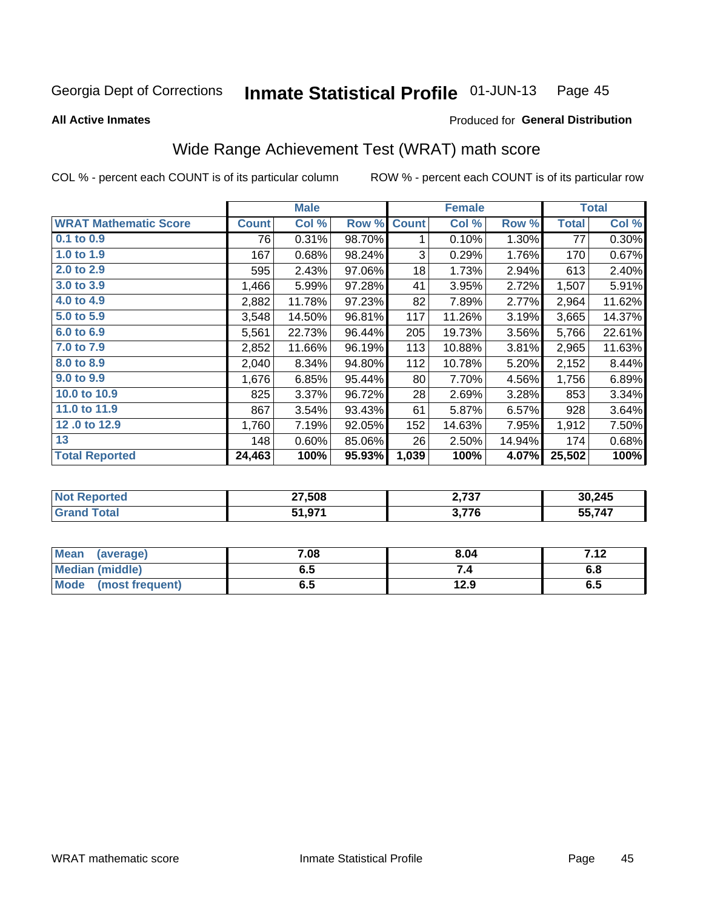Georgia Dept of Corrections **Inmate Statistical Profile** 01-JUN-13

**All Active Inmates**

Produced for **General Distribution**

## Wide Range Achievement Test (WRAT) math score

COL % - percent each COUNT is of its particular column ROW % - percent each COUNT is of its particular row

| | Male | | | Female | | | Total | |
|---|---|---|---|---|---|---|---|---|
| **WRAT Mathematic Score** | **Count** | **Col %** | **Row %** | **Count** | **Col %** | **Row %** | **Total** | **Col %** |
| **0.1 to 0.9** | 76 | 0.31% | 98.70% | 1 | 0.10% | 1.30% | 77 | 0.30% |
| **1.0 to 1.9** | 167 | 0.68% | 98.24% | 3 | 0.29% | 1.76% | 170 | 0.67% |
| **2.0 to 2.9** | 595 | 2.43% | 97.06% | 18 | 1.73% | 2.94% | 613 | 2.40% |
| **3.0 to 3.9** | 1,466 | 5.99% | 97.28% | 41 | 3.95% | 2.72% | 1,507 | 5.91% |
| **4.0 to 4.9** | 2,882 | 11.78% | 97.23% | 82 | 7.89% | 2.77% | 2,964 | 11.62% |
| **5.0 to 5.9** | 3,548 | 14.50% | 96.81% | 117 | 11.26% | 3.19% | 3,665 | 14.37% |
| **6.0 to 6.9** | 5,561 | 22.73% | 96.44% | 205 | 19.73% | 3.56% | 5,766 | 22.61% |
| **7.0 to 7.9** | 2,852 | 11.66% | 96.19% | 113 | 10.88% | 3.81% | 2,965 | 11.63% |
| **8.0 to 8.9** | 2,040 | 8.34% | 94.80% | 112 | 10.78% | 5.20% | 2,152 | 8.44% |
| **9.0 to 9.9** | 1,676 | 6.85% | 95.44% | 80 | 7.70% | 4.56% | 1,756 | 6.89% |
| **10.0 to 10.9** | 825 | 3.37% | 96.72% | 28 | 2.69% | 3.28% | 853 | 3.34% |
| **11.0 to 11.9** | 867 | 3.54% | 93.43% | 61 | 5.87% | 6.57% | 928 | 3.64% |
| **12 .0 to 12.9** | 1,760 | 7.19% | 92.05% | 152 | 14.63% | 7.95% | 1,912 | 7.50% |
| **13** | 148 | 0.60% | 85.06% | 26 | 2.50% | 14.94% | 174 | 0.68% |
| **Total Reported** | **24,463** | **100%** | **95.93%** | **1,039** | **100%** | **4.07%** | **25,502** | **100%** |

| | Male | Female | Total |
|---|---|---|---|
| **Not Reported** | **27,508** | **2,737** | **30,245** |
| **Grand Total** | **51,971** | **3,776** | **55,747** |

| | Male | Female | Total |
|---|---|---|---|
| **Mean (average)** | **7.08** | **8.04** | **7.12** |
| **Median (middle)** | **6.5** | **7.4** | **6.8** |
| **Mode (most frequent)** | **6.5** | **12.9** | **6.5** |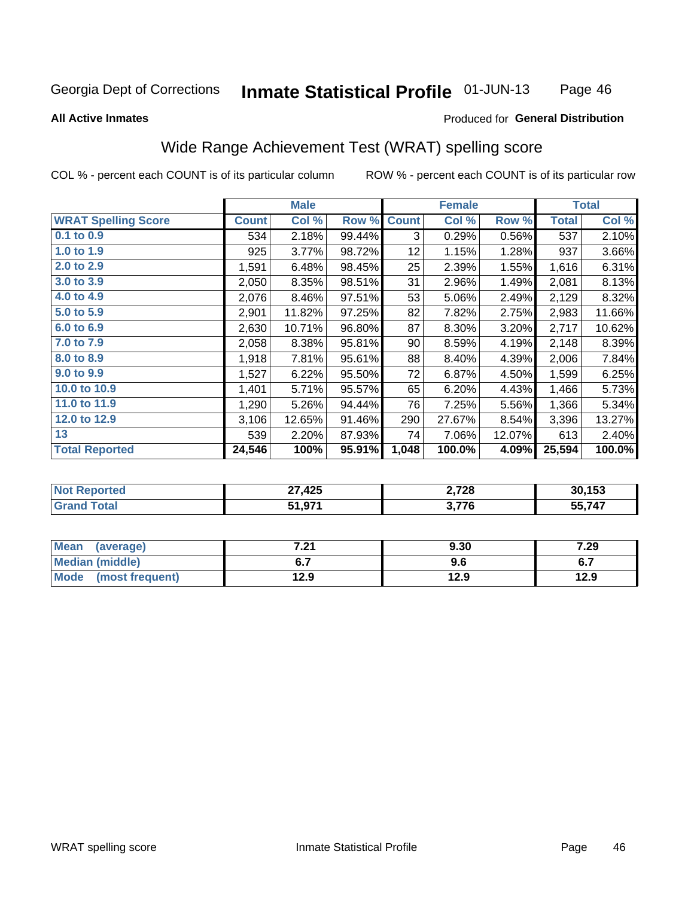Georgia Dept of Corrections **Inmate Statistical Profile** 01-JUN-13

**All Active Inmates** Produced for **General Distribution**

## Wide Range Achievement Test (WRAT) spelling score

COL % - percent each COUNT is of its particular column ROW % - percent each COUNT is of its particular row

| | Male | | | Female | | | Total | |
|---|---|---|---|---|---|---|---|---|
| **WRAT Spelling Score** | **Count** | **Col %** | **Row %** | **Count** | **Col %** | **Row %** | **Total** | **Col %** |
| **0.1 to 0.9** | 534 | 2.18% | 99.44% | 3 | 0.29% | 0.56% | 537 | 2.10% |
| **1.0 to 1.9** | 925 | 3.77% | 98.72% | 12 | 1.15% | 1.28% | 937 | 3.66% |
| **2.0 to 2.9** | 1,591 | 6.48% | 98.45% | 25 | 2.39% | 1.55% | 1,616 | 6.31% |
| **3.0 to 3.9** | 2,050 | 8.35% | 98.51% | 31 | 2.96% | 1.49% | 2,081 | 8.13% |
| **4.0 to 4.9** | 2,076 | 8.46% | 97.51% | 53 | 5.06% | 2.49% | 2,129 | 8.32% |
| **5.0 to 5.9** | 2,901 | 11.82% | 97.25% | 82 | 7.82% | 2.75% | 2,983 | 11.66% |
| **6.0 to 6.9** | 2,630 | 10.71% | 96.80% | 87 | 8.30% | 3.20% | 2,717 | 10.62% |
| **7.0 to 7.9** | 2,058 | 8.38% | 95.81% | 90 | 8.59% | 4.19% | 2,148 | 8.39% |
| **8.0 to 8.9** | 1,918 | 7.81% | 95.61% | 88 | 8.40% | 4.39% | 2,006 | 7.84% |
| **9.0 to 9.9** | 1,527 | 6.22% | 95.50% | 72 | 6.87% | 4.50% | 1,599 | 6.25% |
| **10.0 to 10.9** | 1,401 | 5.71% | 95.57% | 65 | 6.20% | 4.43% | 1,466 | 5.73% |
| **11.0 to 11.9** | 1,290 | 5.26% | 94.44% | 76 | 7.25% | 5.56% | 1,366 | 5.34% |
| **12.0 to 12.9** | 3,106 | 12.65% | 91.46% | 290 | 27.67% | 8.54% | 3,396 | 13.27% |
| **13** | 539 | 2.20% | 87.93% | 74 | 7.06% | 12.07% | 613 | 2.40% |
| **Total Reported** | **24,546** | **100%** | **95.91%** | **1,048** | **100.0%** | **4.09%** | **25,594** | **100.0%** |

| | Male | Female | Total |
|---|---|---|---|
| **Not Reported** | **27,425** | **2,728** | **30,153** |
| **Grand Total** | **51,971** | **3,776** | **55,747** |

| | Male | Female | Total |
|---|---|---|---|
| **Mean (average)** | **7.21** | **9.30** | **7.29** |
| **Median (middle)** | **6.7** | **9.6** | **6.7** |
| **Mode (most frequent)** | **12.9** | **12.9** | **12.9** |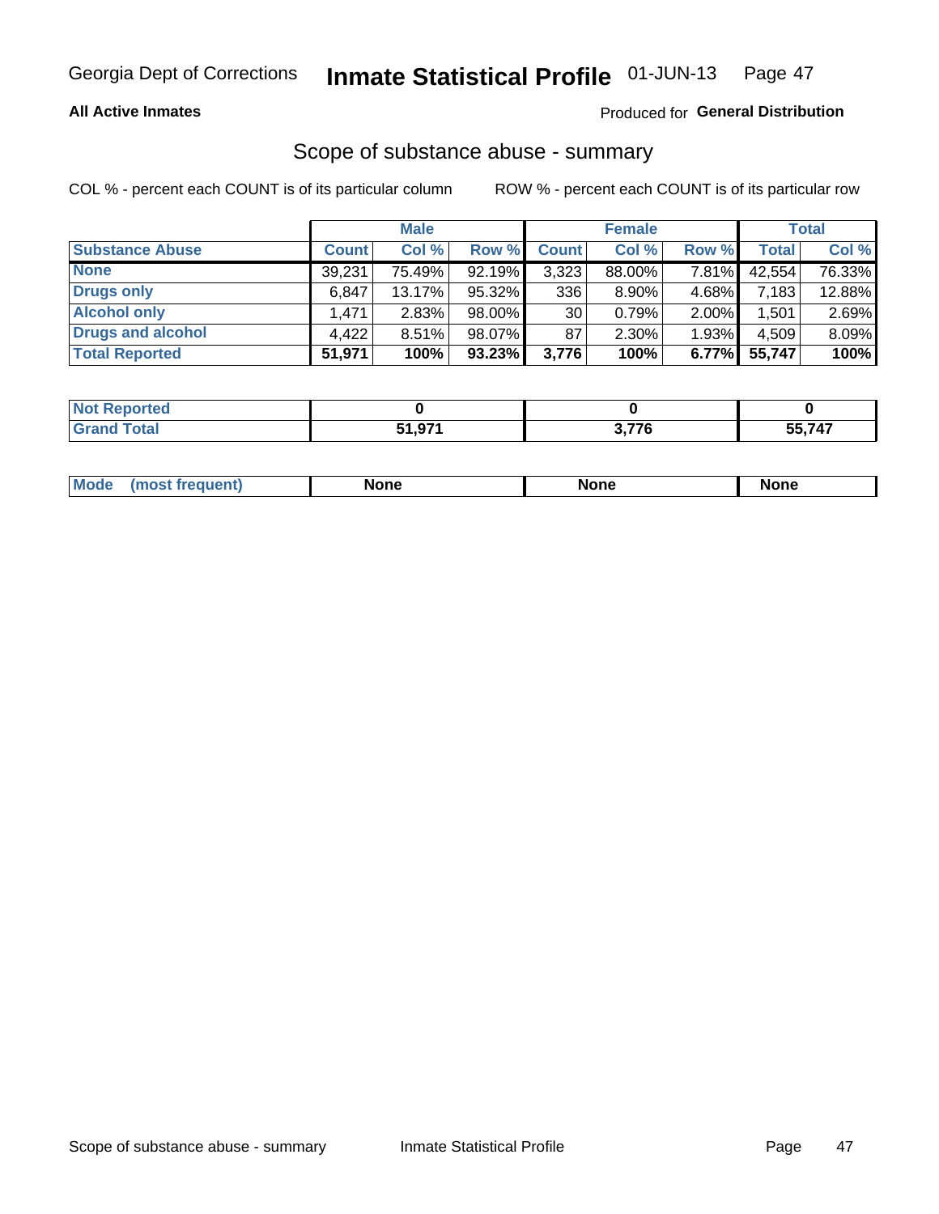Georgia Dept of Corrections **Inmate Statistical Profile** 01-JUN-13

**All Active Inmates**

Produced for **General Distribution**

## Scope of substance abuse - summary

COL % - percent each COUNT is of its particular column

ROW % - percent each COUNT is of its particular row

| | Male | | | Female | | | Total | |
|---|---|---|---|---|---|---|---|---|
| **Substance Abuse** | **Count** | **Col %** | **Row %** | **Count** | **Col %** | **Row %** | **Total** | **Col %** |
| **None** | 39,231 | 75.49% | 92.19% | 3,323 | 88.00% | 7.81% | 42,554 | 76.33% |
| **Drugs only** | 6,847 | 13.17% | 95.32% | 336 | 8.90% | 4.68% | 7,183 | 12.88% |
| **Alcohol only** | 1,471 | 2.83% | 98.00% | 30 | 0.79% | 2.00% | 1,501 | 2.69% |
| **Drugs and alcohol** | 4,422 | 8.51% | 98.07% | 87 | 2.30% | 1.93% | 4,509 | 8.09% |
| **Total Reported** | **51,971** | **100%** | **93.23%** | **3,776** | **100%** | **6.77%** | **55,747** | **100%** |

| | Male | Female | Total |
|---|---|---|---|
| **Not Reported** | **0** | **0** | **0** |
| **Grand Total** | **51,971** | **3,776** | **55,747** |

| | Male | Female | Total |
|---|---|---|---|
| **Mode (most frequent)** | **None** | **None** | **None** |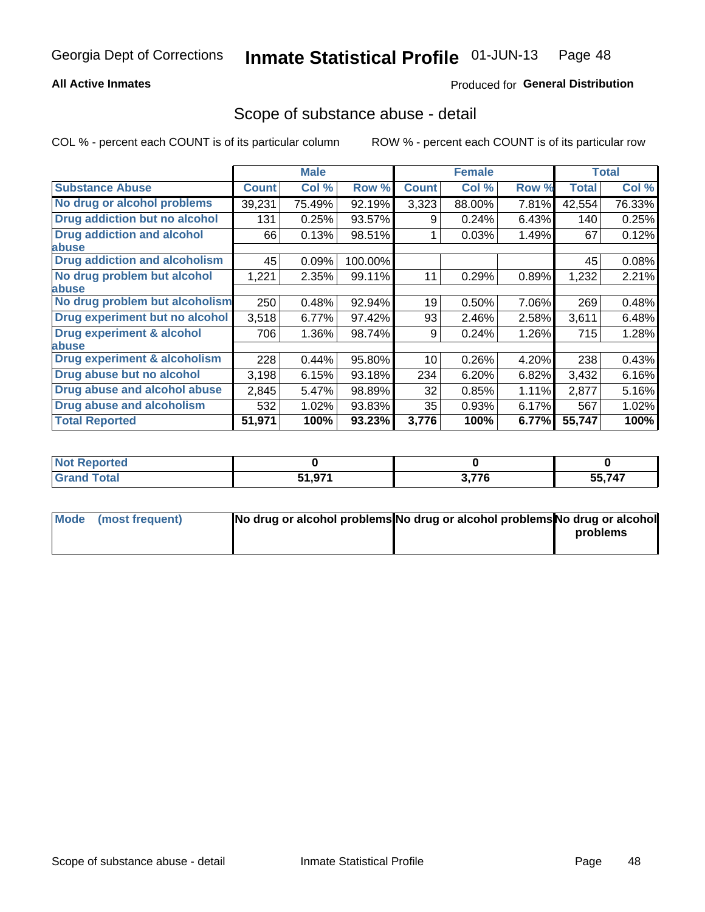Georgia Dept of Corrections **Inmate Statistical Profile** 01-JUN-13

**All Active Inmates**

Produced for **General Distribution**

## Scope of substance abuse - detail

COL % - percent each COUNT is of its particular column     ROW % - percent each COUNT is of its particular row

| | Male | | | Female | | | Total | |
|---|---|---|---|---|---|---|---|---|
| **Substance Abuse** | **Count** | **Col %** | **Row %** | **Count** | **Col %** | **Row %** | **Total** | **Col %** |
| **No drug or alcohol problems** | 39,231 | 75.49% | 92.19% | 3,323 | 88.00% | 7.81% | 42,554 | 76.33% |
| **Drug addiction but no alcohol** | 131 | 0.25% | 93.57% | 9 | 0.24% | 6.43% | 140 | 0.25% |
| **Drug addiction and alcohol abuse** | 66 | 0.13% | 98.51% | 1 | 0.03% | 1.49% | 67 | 0.12% |
| **Drug addiction and alcoholism** | 45 | 0.09% | 100.00% | | | | 45 | 0.08% |
| **No drug problem but alcohol abuse** | 1,221 | 2.35% | 99.11% | 11 | 0.29% | 0.89% | 1,232 | 2.21% |
| **No drug problem but alcoholism** | 250 | 0.48% | 92.94% | 19 | 0.50% | 7.06% | 269 | 0.48% |
| **Drug experiment but no alcohol** | 3,518 | 6.77% | 97.42% | 93 | 2.46% | 2.58% | 3,611 | 6.48% |
| **Drug experiment & alcohol abuse** | 706 | 1.36% | 98.74% | 9 | 0.24% | 1.26% | 715 | 1.28% |
| **Drug experiment & alcoholism** | 228 | 0.44% | 95.80% | 10 | 0.26% | 4.20% | 238 | 0.43% |
| **Drug abuse but no alcohol** | 3,198 | 6.15% | 93.18% | 234 | 6.20% | 6.82% | 3,432 | 6.16% |
| **Drug abuse and alcohol abuse** | 2,845 | 5.47% | 98.89% | 32 | 0.85% | 1.11% | 2,877 | 5.16% |
| **Drug abuse and alcoholism** | 532 | 1.02% | 93.83% | 35 | 0.93% | 6.17% | 567 | 1.02% |
| **Total Reported** | **51,971** | **100%** | **93.23%** | **3,776** | **100%** | **6.77%** | **55,747** | **100%** |

| | Male | Female | Total |
|---|---|---|---|
| **Not Reported** | **0** | **0** | **0** |
| **Grand Total** | **51,971** | **3,776** | **55,747** |

| | Male | Female | Total |
|---|---|---|---|
| **Mode (most frequent)** | **No drug or alcohol problems** | **No drug or alcohol problems** | **No drug or alcohol problems** |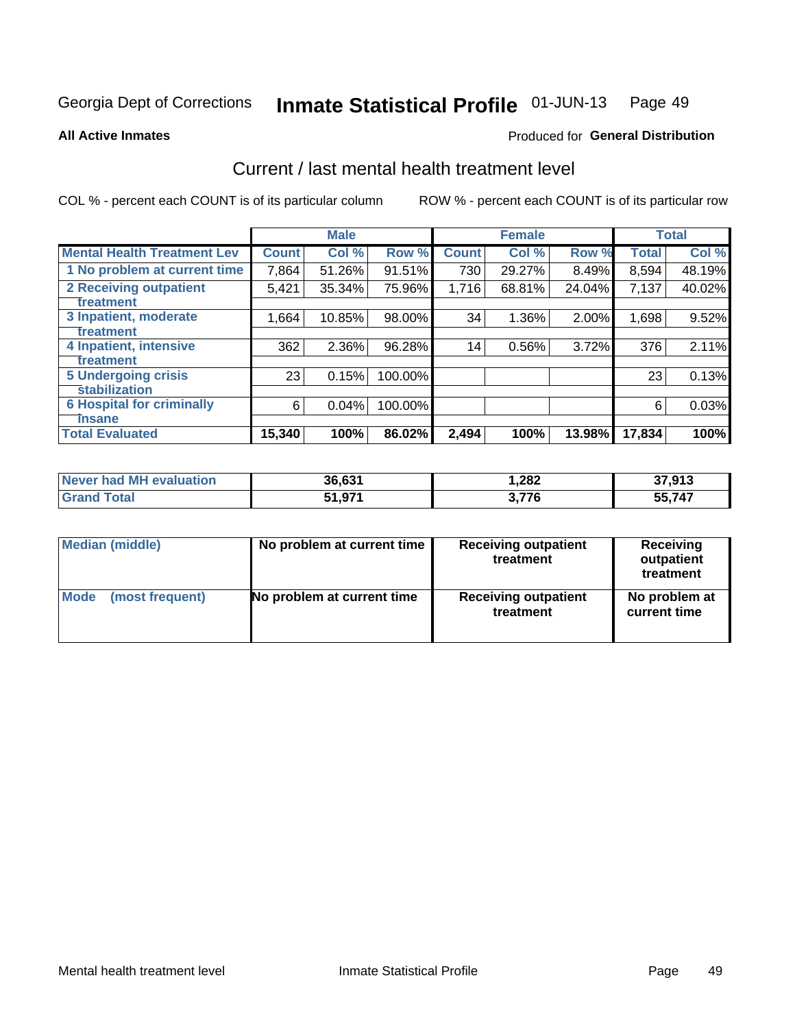Georgia Dept of Corrections **Inmate Statistical Profile** 01-JUN-13

**All Active Inmates**

Produced for **General Distribution**

## Current / last mental health treatment level

COL % - percent each COUNT is of its particular column

ROW % - percent each COUNT is of its particular row

| | Male | | | Female | | | Total | |
|---|---|---|---|---|---|---|---|---|
| **Mental Health Treatment Lev** | **Count** | **Col %** | **Row %** | **Count** | **Col %** | **Row %** | **Total** | **Col %** |
| 1 No problem at current time | 7,864 | 51.26% | 91.51% | 730 | 29.27% | 8.49% | 8,594 | 48.19% |
| 2 Receiving outpatient treatment | 5,421 | 35.34% | 75.96% | 1,716 | 68.81% | 24.04% | 7,137 | 40.02% |
| 3 Inpatient, moderate treatment | 1,664 | 10.85% | 98.00% | 34 | 1.36% | 2.00% | 1,698 | 9.52% |
| 4 Inpatient, intensive treatment | 362 | 2.36% | 96.28% | 14 | 0.56% | 3.72% | 376 | 2.11% |
| 5 Undergoing crisis stabilization | 23 | 0.15% | 100.00% | | | | 23 | 0.13% |
| 6 Hospital for criminally insane | 6 | 0.04% | 100.00% | | | | 6 | 0.03% |
| **Total Evaluated** | **15,340** | **100%** | **86.02%** | **2,494** | **100%** | **13.98%** | **17,834** | **100%** |

| | Male | Female | Total |
|---|---|---|---|
| **Never had MH evaluation** | **36,631** | **1,282** | **37,913** |
| **Grand Total** | **51,971** | **3,776** | **55,747** |

| | Male | Female | Total |
|---|---|---|---|
| **Median (middle)** | **No problem at current time** | **Receiving outpatient treatment** | **Receiving outpatient treatment** |
| **Mode (most frequent)** | **No problem at current time** | **Receiving outpatient treatment** | **No problem at current time** |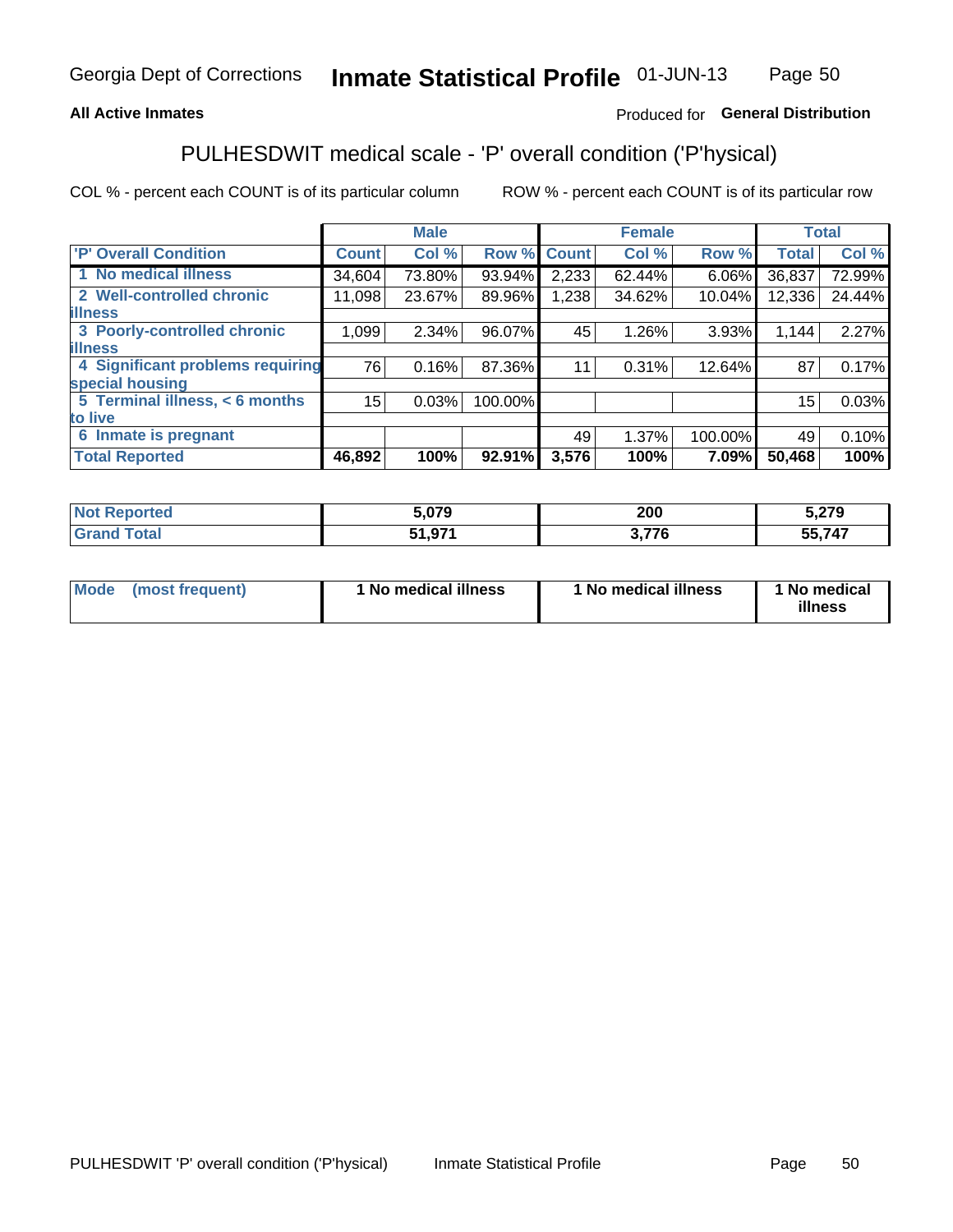Georgia Dept of Corrections **Inmate Statistical Profile** 01-JUN-13

**All Active Inmates**

Produced for **General Distribution**

## PULHESDWIT medical scale - 'P' overall condition ('P'hysical)

COL % - percent each COUNT is of its particular column

ROW % - percent each COUNT is of its particular row

| | Male | | | Female | | | Total | |
|---|---|---|---|---|---|---|---|---|
| 'P' Overall Condition | Count | Col % | Row % | Count | Col % | Row % | Total | Col % |
| 1 No medical illness | 34,604 | 73.80% | 93.94% | 2,233 | 62.44% | 6.06% | 36,837 | 72.99% |
| 2 Well-controlled chronic illness | 11,098 | 23.67% | 89.96% | 1,238 | 34.62% | 10.04% | 12,336 | 24.44% |
| 3 Poorly-controlled chronic illness | 1,099 | 2.34% | 96.07% | 45 | 1.26% | 3.93% | 1,144 | 2.27% |
| 4 Significant problems requiring special housing | 76 | 0.16% | 87.36% | 11 | 0.31% | 12.64% | 87 | 0.17% |
| 5 Terminal illness, < 6 months to live | 15 | 0.03% | 100.00% | | | | 15 | 0.03% |
| 6 Inmate is pregnant | | | | 49 | 1.37% | 100.00% | 49 | 0.10% |
| **Total Reported** | **46,892** | **100%** | **92.91%** | **3,576** | **100%** | **7.09%** | **50,468** | **100%** |

| | Male | Female | Total |
|---|---|---|---|
| Not Reported | 5,079 | 200 | 5,279 |
| Grand Total | 51,971 | 3,776 | 55,747 |

| | Male | Female | Total |
|---|---|---|---|
| Mode (most frequent) | 1 No medical illness | 1 No medical illness | 1 No medical illness |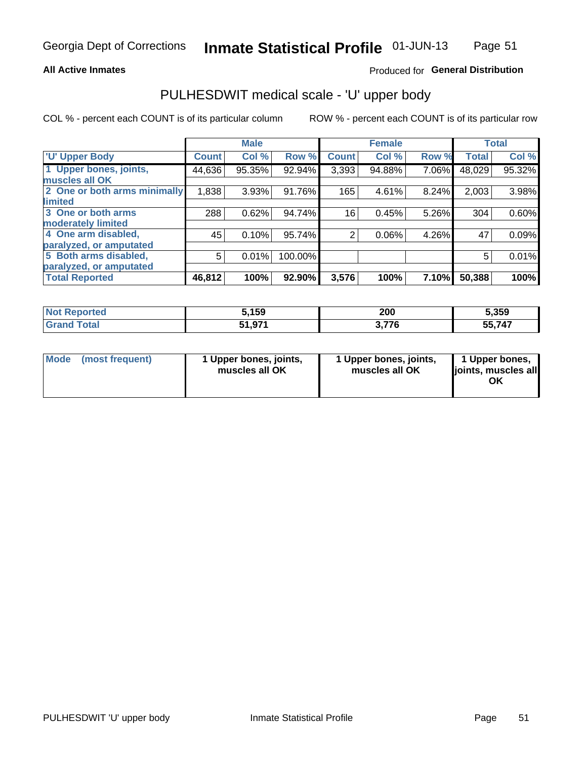**All Active Inmates**

Produced for **General Distribution**

## PULHESDWIT medical scale - 'U' upper body

COL % - percent each COUNT is of its particular column

ROW % - percent each COUNT is of its particular row

| | Male | | | Female | | | Total | |
|---|---|---|---|---|---|---|---|---|
| 'U' Upper Body | Count | Col % | Row % | Count | Col % | Row % | Total | Col % |
| 1 Upper bones, joints, muscles all OK | 44,636 | 95.35% | 92.94% | 3,393 | 94.88% | 7.06% | 48,029 | 95.32% |
| 2 One or both arms minimally limited | 1,838 | 3.93% | 91.76% | 165 | 4.61% | 8.24% | 2,003 | 3.98% |
| 3 One or both arms moderately limited | 288 | 0.62% | 94.74% | 16 | 0.45% | 5.26% | 304 | 0.60% |
| 4 One arm disabled, paralyzed, or amputated | 45 | 0.10% | 95.74% | 2 | 0.06% | 4.26% | 47 | 0.09% |
| 5 Both arms disabled, paralyzed, or amputated | 5 | 0.01% | 100.00% | | | | 5 | 0.01% |
| **Total Reported** | **46,812** | **100%** | **92.90%** | **3,576** | **100%** | **7.10%** | **50,388** | **100%** |

| | Male | Female | Total |
|---|---|---|---|
| Not Reported | 5,159 | 200 | 5,359 |
| Grand Total | 51,971 | 3,776 | 55,747 |

| | Male | Female | Total |
|---|---|---|---|
| Mode (most frequent) | 1 Upper bones, joints, muscles all OK | 1 Upper bones, joints, muscles all OK | 1 Upper bones, joints, muscles all OK |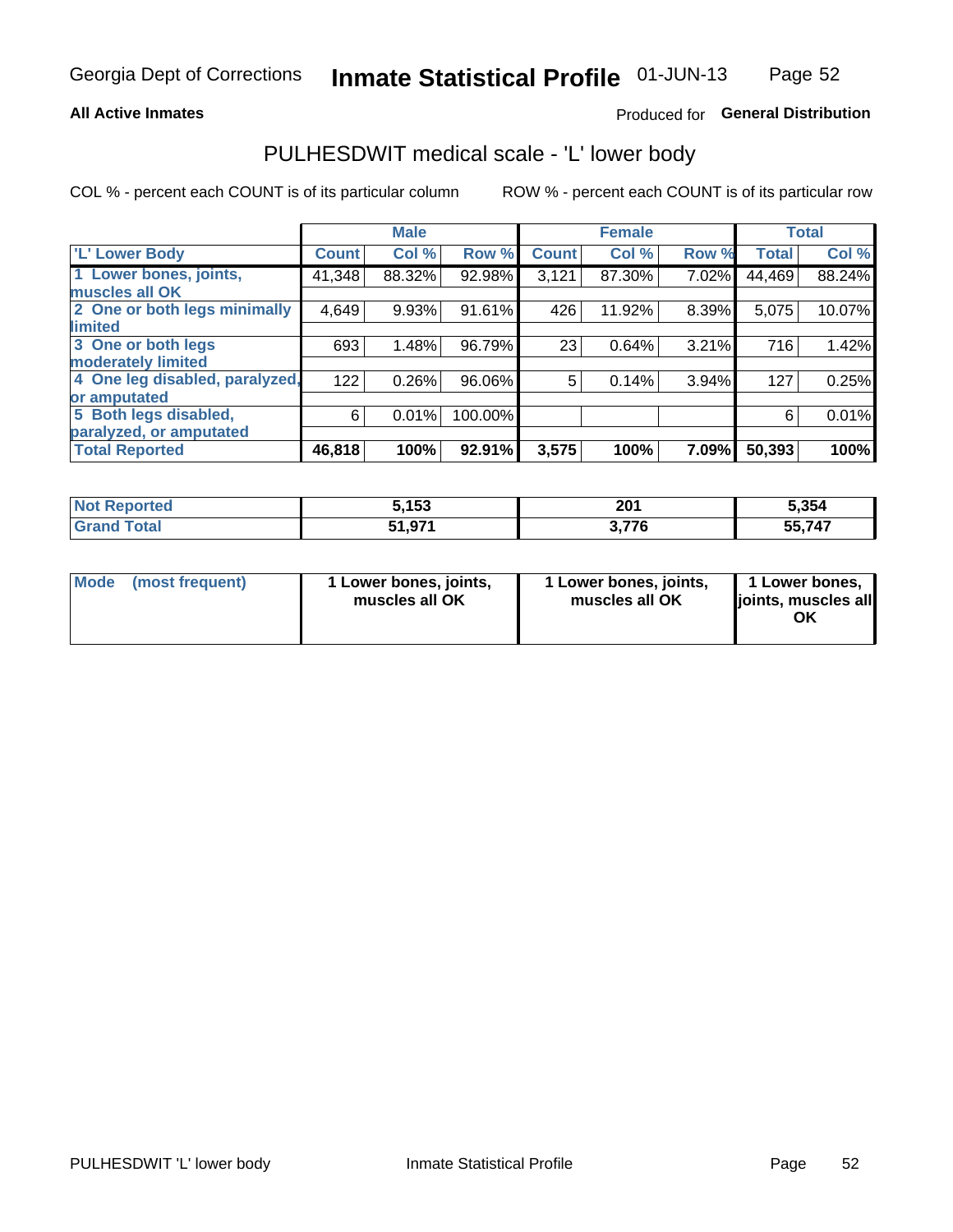Georgia Dept of Corrections **Inmate Statistical Profile** 01-JUN-13

**All Active Inmates**

Produced for **General Distribution**

# PULHESDWIT medical scale - 'L' lower body

COL % - percent each COUNT is of its particular column

ROW % - percent each COUNT is of its particular row

| | Male | | | Female | | | Total | |
|---|---|---|---|---|---|---|---|---|
| 'L' Lower Body | Count | Col % | Row % | Count | Col % | Row % | Total | Col % |
| 1 Lower bones, joints, muscles all OK | 41,348 | 88.32% | 92.98% | 3,121 | 87.30% | 7.02% | 44,469 | 88.24% |
| 2 One or both legs minimally limited | 4,649 | 9.93% | 91.61% | 426 | 11.92% | 8.39% | 5,075 | 10.07% |
| 3 One or both legs moderately limited | 693 | 1.48% | 96.79% | 23 | 0.64% | 3.21% | 716 | 1.42% |
| 4 One leg disabled, paralyzed, or amputated | 122 | 0.26% | 96.06% | 5 | 0.14% | 3.94% | 127 | 0.25% |
| 5 Both legs disabled, paralyzed, or amputated | 6 | 0.01% | 100.00% | | | | 6 | 0.01% |
| **Total Reported** | **46,818** | **100%** | **92.91%** | **3,575** | **100%** | **7.09%** | **50,393** | **100%** |

| | Male | Female | Total |
|---|---|---|---|
| **Not Reported** | **5,153** | **201** | **5,354** |
| **Grand Total** | **51,971** | **3,776** | **55,747** |

| | Male | Female | Total |
|---|---|---|---|
| **Mode (most frequent)** | **1 Lower bones, joints, muscles all OK** | **1 Lower bones, joints, muscles all OK** | **1 Lower bones, joints, muscles all OK** |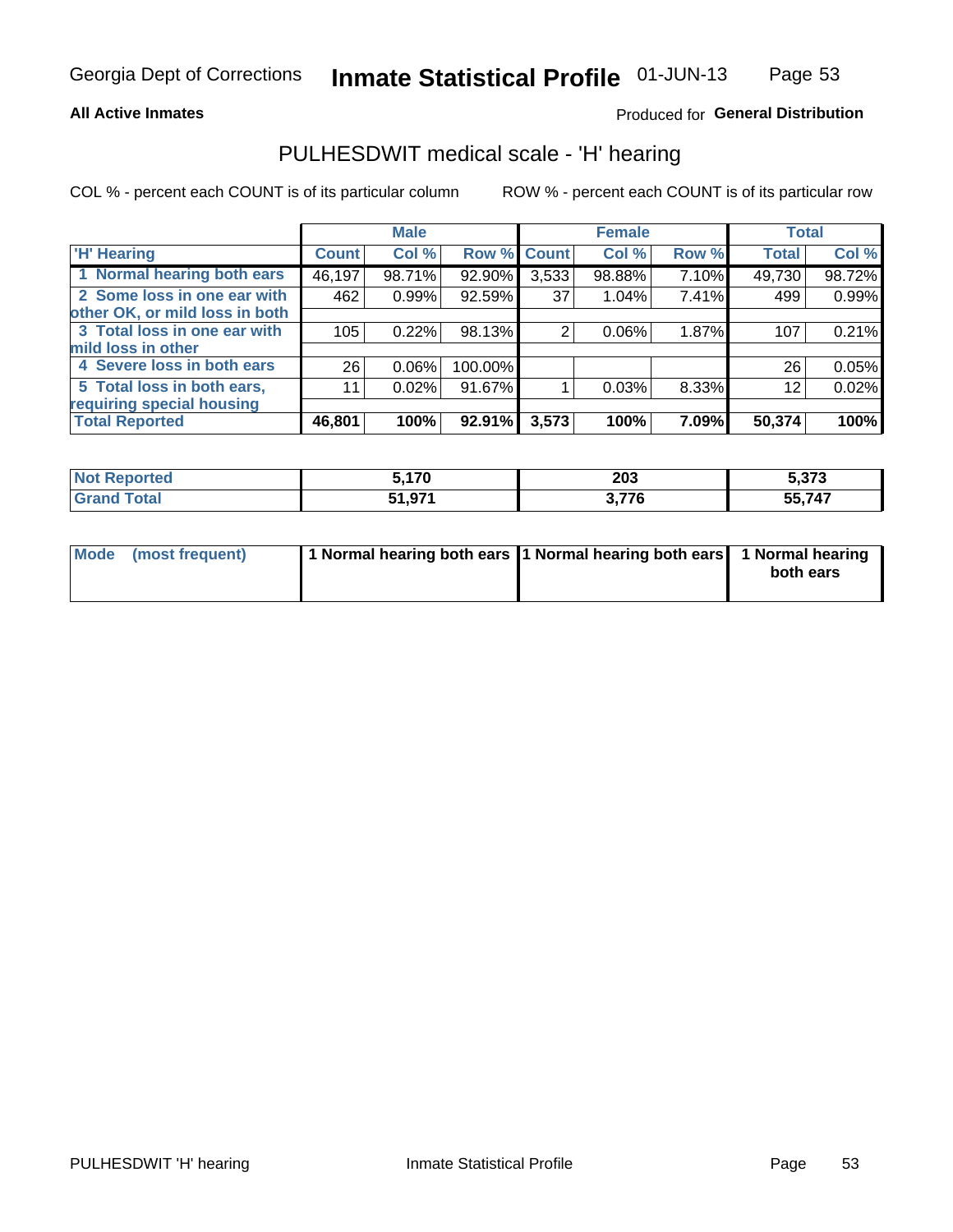Georgia Dept of Corrections **Inmate Statistical Profile** 01-JUN-13

**All Active Inmates**

Produced for **General Distribution**

## PULHESDWIT medical scale - 'H' hearing

COL % - percent each COUNT is of its particular column

ROW % - percent each COUNT is of its particular row

| | Male | | | Female | | | Total | |
|---|---|---|---|---|---|---|---|---|
| 'H' Hearing | Count | Col % | Row % | Count | Col % | Row % | Total | Col % |
| 1 Normal hearing both ears | 46,197 | 98.71% | 92.90% | 3,533 | 98.88% | 7.10% | 49,730 | 98.72% |
| 2 Some loss in one ear with other OK, or mild loss in both | 462 | 0.99% | 92.59% | 37 | 1.04% | 7.41% | 499 | 0.99% |
| 3 Total loss in one ear with mild loss in other | 105 | 0.22% | 98.13% | 2 | 0.06% | 1.87% | 107 | 0.21% |
| 4 Severe loss in both ears | 26 | 0.06% | 100.00% | | | | 26 | 0.05% |
| 5 Total loss in both ears, requiring special housing | 11 | 0.02% | 91.67% | 1 | 0.03% | 8.33% | 12 | 0.02% |
| **Total Reported** | **46,801** | **100%** | **92.91%** | **3,573** | **100%** | **7.09%** | **50,374** | **100%** |

| | Male | Female | Total |
|---|---|---|---|
| Not Reported | 5,170 | 203 | 5,373 |
| Grand Total | 51,971 | 3,776 | 55,747 |

| | Male | Female | Total |
|---|---|---|---|
| Mode (most frequent) | 1 Normal hearing both ears | 1 Normal hearing both ears | 1 Normal hearing both ears |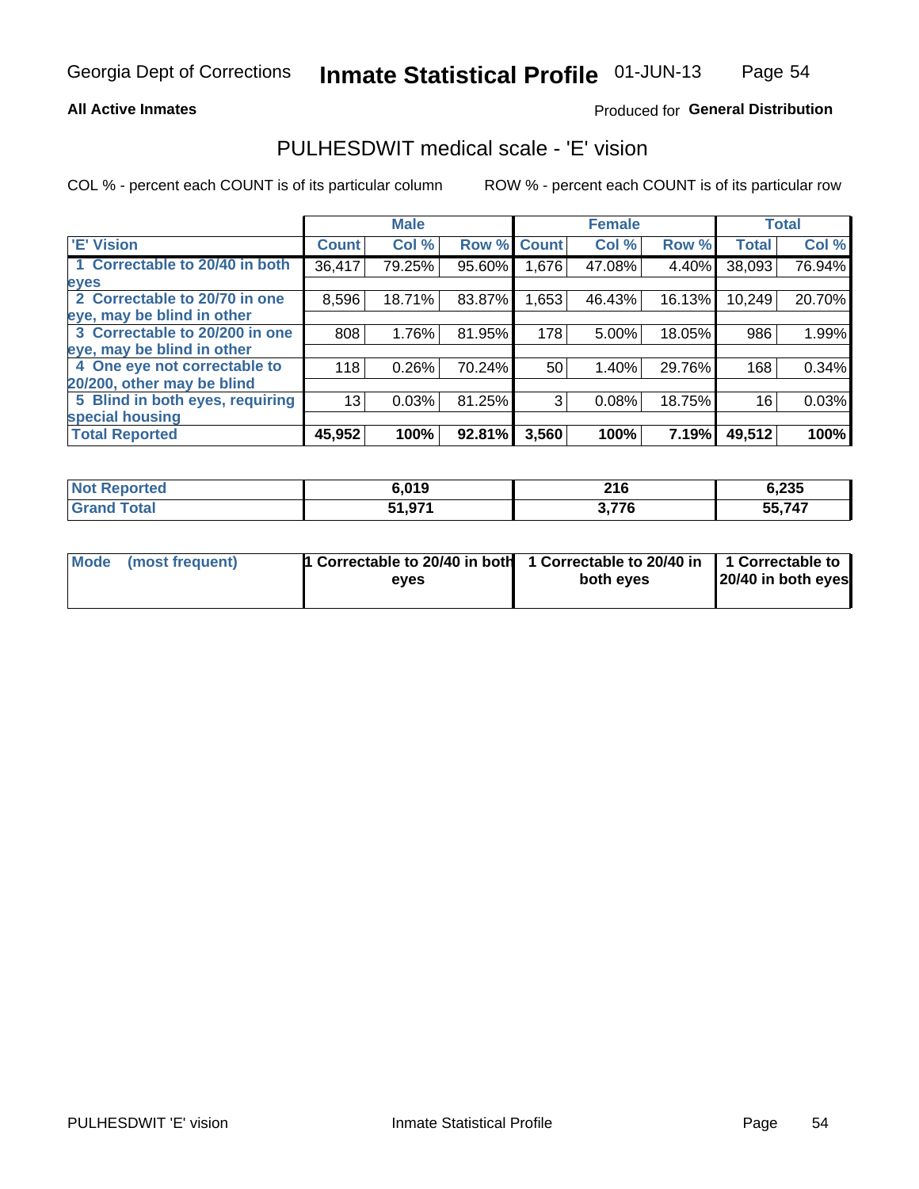**All Active Inmates**

Produced for **General Distribution**

## PULHESDWIT medical scale - 'E' vision

COL % - percent each COUNT is of its particular column

ROW % - percent each COUNT is of its particular row

| | Male | | | Female | | | Total | |
|---|---|---|---|---|---|---|---|---|
| 'E' Vision | Count | Col % | Row % | Count | Col % | Row % | Total | Col % |
| 1 Correctable to 20/40 in both eyes | 36,417 | 79.25% | 95.60% | 1,676 | 47.08% | 4.40% | 38,093 | 76.94% |
| 2 Correctable to 20/70 in one eye, may be blind in other | 8,596 | 18.71% | 83.87% | 1,653 | 46.43% | 16.13% | 10,249 | 20.70% |
| 3 Correctable to 20/200 in one eye, may be blind in other | 808 | 1.76% | 81.95% | 178 | 5.00% | 18.05% | 986 | 1.99% |
| 4 One eye not correctable to 20/200, other may be blind | 118 | 0.26% | 70.24% | 50 | 1.40% | 29.76% | 168 | 0.34% |
| 5 Blind in both eyes, requiring special housing | 13 | 0.03% | 81.25% | 3 | 0.08% | 18.75% | 16 | 0.03% |
| **Total Reported** | **45,952** | **100%** | **92.81%** | **3,560** | **100%** | **7.19%** | **49,512** | **100%** |

| | Male | Female | Total |
|---|---|---|---|
| Not Reported | 6,019 | 216 | 6,235 |
| Grand Total | 51,971 | 3,776 | 55,747 |

| | Male | Female | Total |
|---|---|---|---|
| Mode (most frequent) | 1 Correctable to 20/40 in both eyes | 1 Correctable to 20/40 in both eyes | 1 Correctable to 20/40 in both eyes |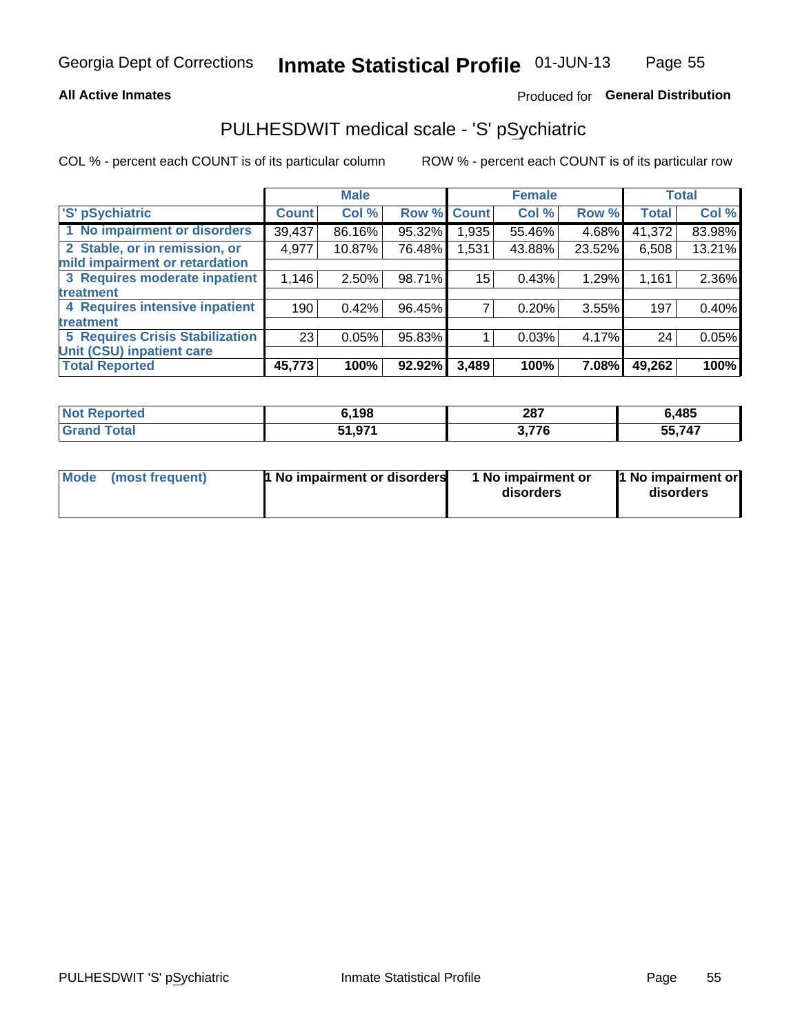Georgia Dept of Corrections **Inmate Statistical Profile** 01-JUN-13

**All Active Inmates**

Produced for **General Distribution**

## PULHESDWIT medical scale - 'S' pSychiatric

COL % - percent each COUNT is of its particular column

ROW % - percent each COUNT is of its particular row

| | Male | | | Female | | | Total | |
|---|---|---|---|---|---|---|---|---|
| 'S' pSychiatric | Count | Col % | Row % | Count | Col % | Row % | Total | Col % |
| 1 No impairment or disorders | 39,437 | 86.16% | 95.32% | 1,935 | 55.46% | 4.68% | 41,372 | 83.98% |
| 2 Stable, or in remission, or mild impairment or retardation | 4,977 | 10.87% | 76.48% | 1,531 | 43.88% | 23.52% | 6,508 | 13.21% |
| 3 Requires moderate inpatient treatment | 1,146 | 2.50% | 98.71% | 15 | 0.43% | 1.29% | 1,161 | 2.36% |
| 4 Requires intensive inpatient treatment | 190 | 0.42% | 96.45% | 7 | 0.20% | 3.55% | 197 | 0.40% |
| 5 Requires Crisis Stabilization Unit (CSU) inpatient care | 23 | 0.05% | 95.83% | 1 | 0.03% | 4.17% | 24 | 0.05% |
| **Total Reported** | **45,773** | **100%** | **92.92%** | **3,489** | **100%** | **7.08%** | **49,262** | **100%** |

| | Male | Female | Total |
|---|---|---|---|
| Not Reported | 6,198 | 287 | 6,485 |
| Grand Total | 51,971 | 3,776 | 55,747 |

| | Male | Female | Total |
|---|---|---|---|
| Mode (most frequent) | 1 No impairment or disorders | 1 No impairment or disorders | 1 No impairment or disorders |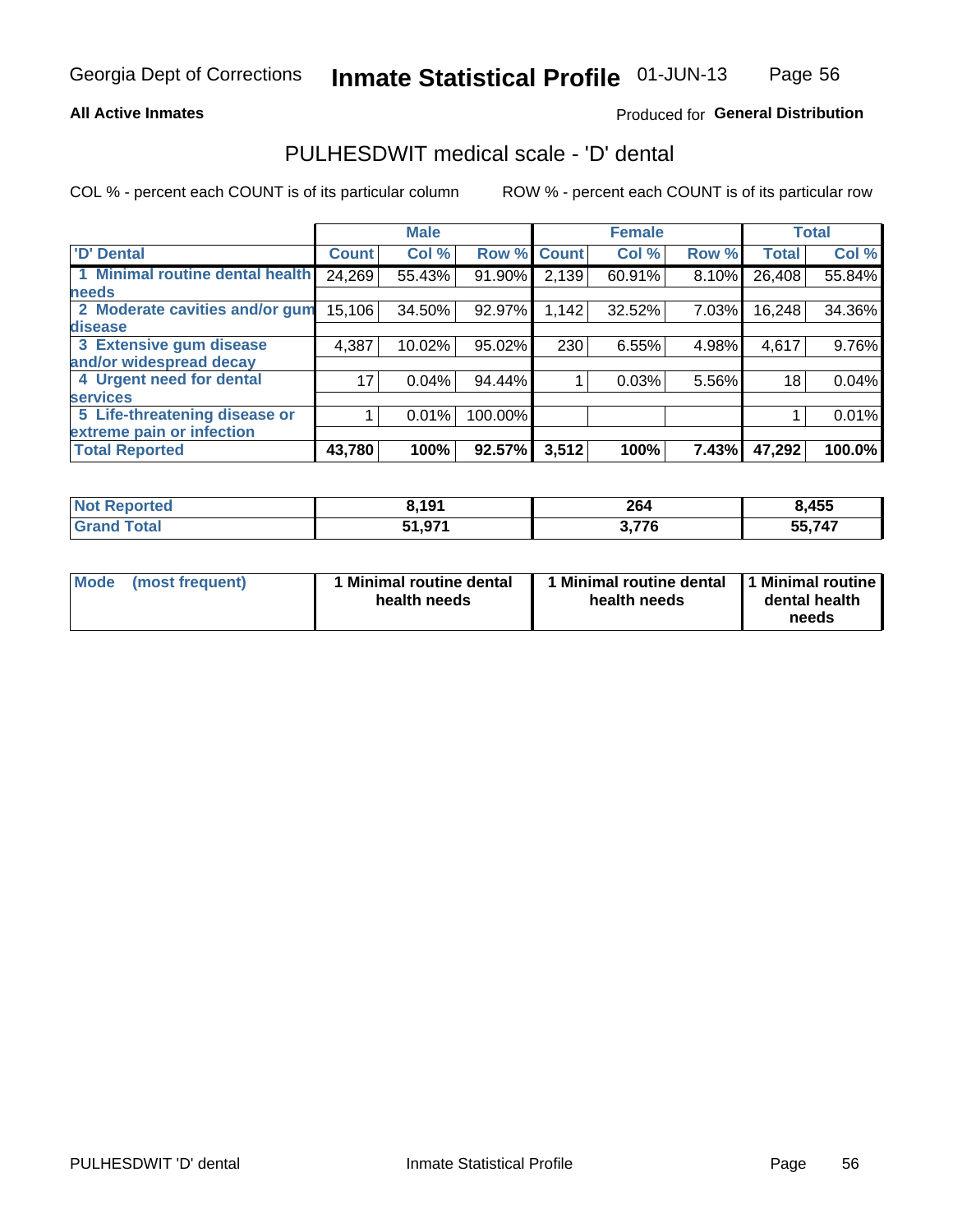Georgia Dept of Corrections **Inhmate Statistical Profile** 01-JUN-13

**All Active Inmates**

Produced for **General Distribution**

## PULHESDWIT medical scale - 'D' dental

COL % - percent each COUNT is of its particular column

ROW % - percent each COUNT is of its particular row

| | Male | | | Female | | | Total | |
|---|---|---|---|---|---|---|---|---|
| 'D' Dental | Count | Col % | Row % | Count | Col % | Row % | Total | Col % |
| 1 Minimal routine dental health needs | 24,269 | 55.43% | 91.90% | 2,139 | 60.91% | 8.10% | 26,408 | 55.84% |
| 2 Moderate cavities and/or gum disease | 15,106 | 34.50% | 92.97% | 1,142 | 32.52% | 7.03% | 16,248 | 34.36% |
| 3 Extensive gum disease and/or widespread decay | 4,387 | 10.02% | 95.02% | 230 | 6.55% | 4.98% | 4,617 | 9.76% |
| 4 Urgent need for dental services | 17 | 0.04% | 94.44% | 1 | 0.03% | 5.56% | 18 | 0.04% |
| 5 Life-threatening disease or extreme pain or infection | 1 | 0.01% | 100.00% | | | | 1 | 0.01% |
| **Total Reported** | **43,780** | **100%** | **92.57%** | **3,512** | **100%** | **7.43%** | **47,292** | **100.0%** |

| | Male | Female | Total |
|---|---|---|---|
| Not Reported | **8,191** | **264** | **8,455** |
| Grand Total | **51,971** | **3,776** | **55,747** |

| | Male | Female | Total |
|---|---|---|---|
| Mode (most frequent) | **1 Minimal routine dental health needs** | **1 Minimal routine dental health needs** | **1 Minimal routine dental health needs** |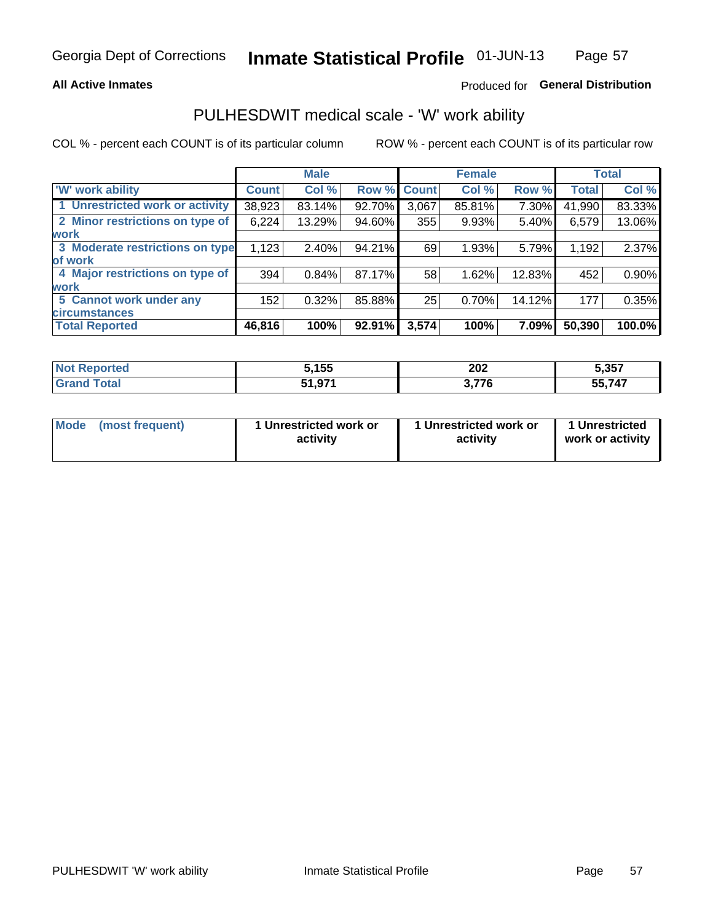Georgia Dept of Corrections **Inmate Statistical Profile** 01-JUN-13

**All Active Inmates**

Produced for **General Distribution**

## PULHESDWIT medical scale - 'W' work ability

COL % - percent each COUNT is of its particular column

ROW % - percent each COUNT is of its particular row

| | Male | | | Female | | | Total | |
|---|---|---|---|---|---|---|---|---|
| 'W' work ability | Count | Col % | Row % | Count | Col % | Row % | Total | Col % |
| 1 Unrestricted work or activity | 38,923 | 83.14% | 92.70% | 3,067 | 85.81% | 7.30% | 41,990 | 83.33% |
| 2 Minor restrictions on type of work | 6,224 | 13.29% | 94.60% | 355 | 9.93% | 5.40% | 6,579 | 13.06% |
| 3 Moderate restrictions on type of work | 1,123 | 2.40% | 94.21% | 69 | 1.93% | 5.79% | 1,192 | 2.37% |
| 4 Major restrictions on type of work | 394 | 0.84% | 87.17% | 58 | 1.62% | 12.83% | 452 | 0.90% |
| 5 Cannot work under any circumstances | 152 | 0.32% | 85.88% | 25 | 0.70% | 14.12% | 177 | 0.35% |
| **Total Reported** | **46,816** | **100%** | **92.91%** | **3,574** | **100%** | **7.09%** | **50,390** | **100.0%** |

| | Male | Female | Total |
|---|---|---|---|
| Not Reported | 5,155 | 202 | 5,357 |
| Grand Total | 51,971 | 3,776 | 55,747 |

| | Male | Female | Total |
|---|---|---|---|
| Mode (most frequent) | 1 Unrestricted work or activity | 1 Unrestricted work or activity | 1 Unrestricted work or activity |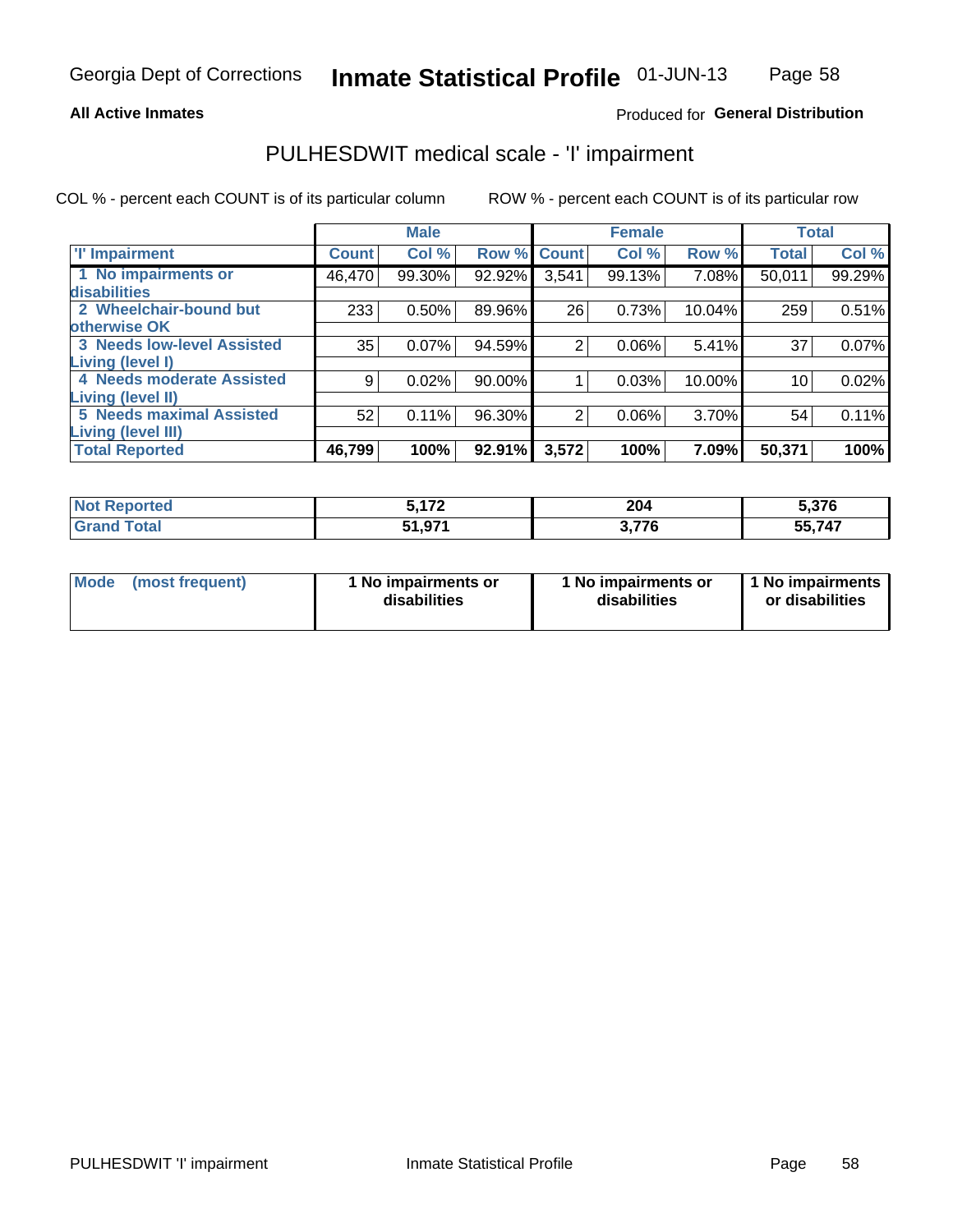Georgia Dept of Corrections **Inmate Statistical Profile** 01-JUN-13

**All Active Inmates**

Produced for **General Distribution**

## PULHESDWIT medical scale - 'I' impairment

COL % - percent each COUNT is of its particular column ROW % - percent each COUNT is of its particular row

| | Male | | | Female | | | Total | |
|---|---|---|---|---|---|---|---|---|
| **'I' Impairment** | **Count** | **Col %** | **Row %** | **Count** | **Col %** | **Row %** | **Total** | **Col %** |
| **1 No impairments or disabilities** | 46,470 | 99.30% | 92.92% | 3,541 | 99.13% | 7.08% | 50,011 | 99.29% |
| **2 Wheelchair-bound but otherwise OK** | 233 | 0.50% | 89.96% | 26 | 0.73% | 10.04% | 259 | 0.51% |
| **3 Needs low-level Assisted Living (level I)** | 35 | 0.07% | 94.59% | 2 | 0.06% | 5.41% | 37 | 0.07% |
| **4 Needs moderate Assisted Living (level II)** | 9 | 0.02% | 90.00% | 1 | 0.03% | 10.00% | 10 | 0.02% |
| **5 Needs maximal Assisted Living (level III)** | 52 | 0.11% | 96.30% | 2 | 0.06% | 3.70% | 54 | 0.11% |
| **Total Reported** | **46,799** | **100%** | **92.91%** | **3,572** | **100%** | **7.09%** | **50,371** | **100%** |

| | Male | Female | Total |
|---|---|---|---|
| **Not Reported** | **5,172** | **204** | **5,376** |
| **Grand Total** | **51,971** | **3,776** | **55,747** |

| | Male | Female | Total |
|---|---|---|---|
| **Mode (most frequent)** | **1 No impairments or disabilities** | **1 No impairments or disabilities** | **1 No impairments or disabilities** |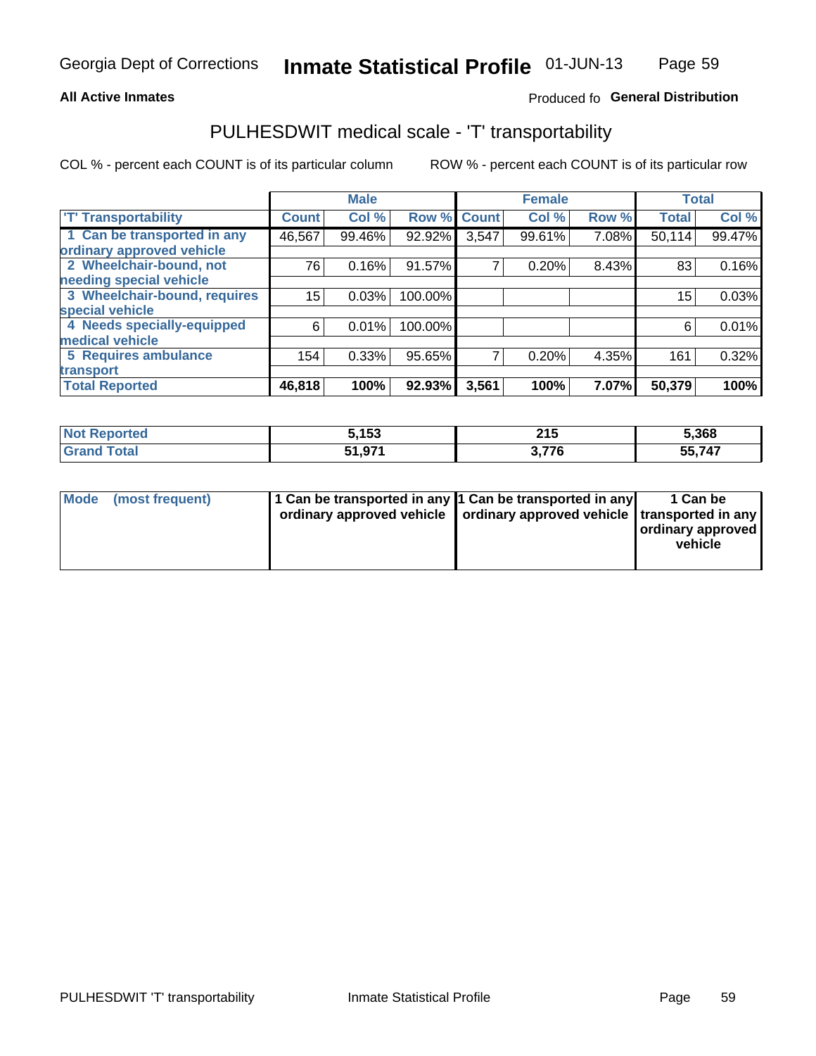Georgia Dept of Corrections **Inmate Statistical Profile** 01-JUN-13

**All Active Inmates**

Produced fo **General Distribution**

## PULHESDWIT medical scale - 'T' transportability

COL % - percent each COUNT is of its particular column

ROW % - percent each COUNT is of its particular row

| | Male | | | Female | | | Total | |
|---|---|---|---|---|---|---|---|---|
| 'T' Transportability | Count | Col % | Row % | Count | Col % | Row % | Total | Col % |
| 1 Can be transported in any ordinary approved vehicle | 46,567 | 99.46% | 92.92% | 3,547 | 99.61% | 7.08% | 50,114 | 99.47% |
| 2 Wheelchair-bound, not needing special vehicle | 76 | 0.16% | 91.57% | 7 | 0.20% | 8.43% | 83 | 0.16% |
| 3 Wheelchair-bound, requires special vehicle | 15 | 0.03% | 100.00% | | | | 15 | 0.03% |
| 4 Needs specially-equipped medical vehicle | 6 | 0.01% | 100.00% | | | | 6 | 0.01% |
| 5 Requires ambulance transport | 154 | 0.33% | 95.65% | 7 | 0.20% | 4.35% | 161 | 0.32% |
| **Total Reported** | **46,818** | **100%** | **92.93%** | **3,561** | **100%** | **7.07%** | **50,379** | **100%** |

| | Male | Female | Total |
|---|---|---|---|
| **Not Reported** | **5,153** | **215** | **5,368** |
| **Grand Total** | **51,971** | **3,776** | **55,747** |

| | Male | Female | Total |
|---|---|---|---|
| **Mode (most frequent)** | **1 Can be transported in any ordinary approved vehicle** | **1 Can be transported in any ordinary approved vehicle** | **1 Can be transported in any ordinary approved vehicle** |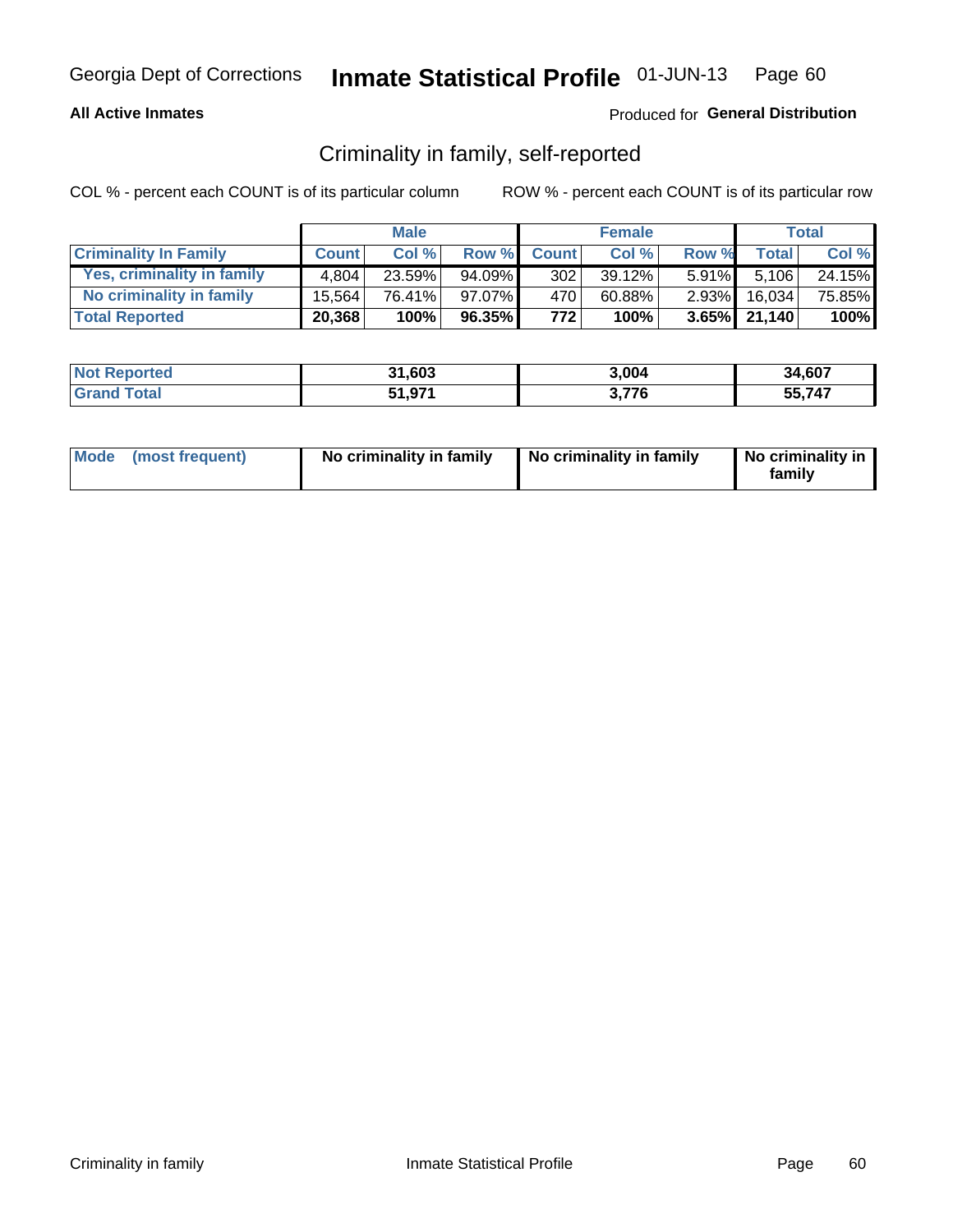Georgia Dept of Corrections **Inmate Statistical Profile** 01-JUN-13

**All Active Inmates**

Produced for **General Distribution**

## Criminality in family, self-reported

COL % - percent each COUNT is of its particular column

ROW % - percent each COUNT is of its particular row

| | Male | | | Female | | | Total | |
|---|---|---|---|---|---|---|---|---|
| **Criminality In Family** | **Count** | **Col %** | **Row %** | **Count** | **Col %** | **Row %** | **Total** | **Col %** |
| **Yes, criminality in family** | 4,804 | 23.59% | 94.09% | 302 | 39.12% | 5.91% | 5,106 | 24.15% |
| **No criminality in family** | 15,564 | 76.41% | 97.07% | 470 | 60.88% | 2.93% | 16,034 | 75.85% |
| **Total Reported** | **20,368** | **100%** | **96.35%** | **772** | **100%** | **3.65%** | **21,140** | **100%** |

| | Male | Female | Total |
|---|---|---|---|
| **Not Reported** | **31,603** | **3,004** | **34,607** |
| **Grand Total** | **51,971** | **3,776** | **55,747** |

| | Male | Female | Total |
|---|---|---|---|
| **Mode (most frequent)** | **No criminality in family** | **No criminality in family** | **No criminality in family** |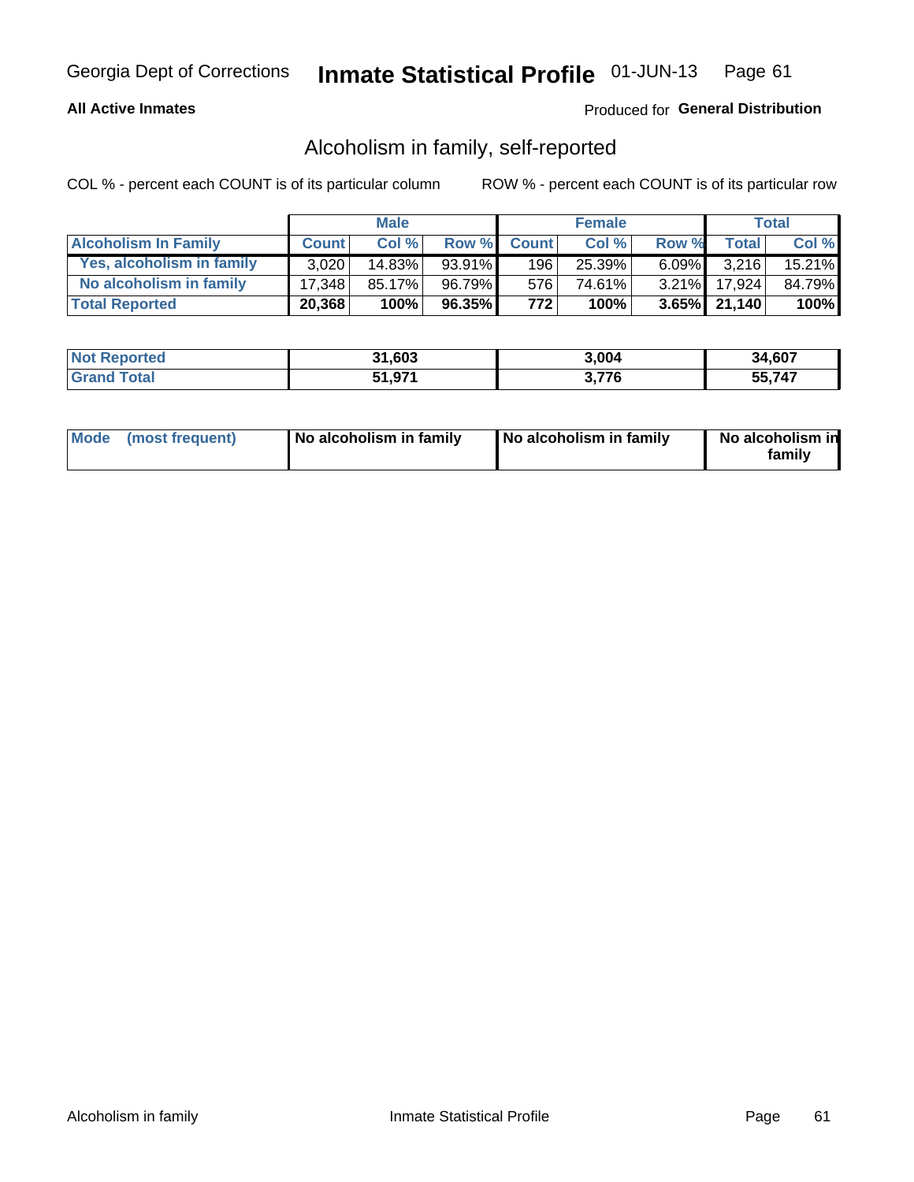Georgia Dept of Corrections **Inmate Statistical Profile** 01-JUN-13

**All Active Inmates**

Produced for **General Distribution**

## Alcoholism in family, self-reported

COL % - percent each COUNT is of its particular column

ROW % - percent each COUNT is of its particular row

| | Male | | | Female | | | Total | |
|---|---|---|---|---|---|---|---|---|
| **Alcoholism In Family** | **Count** | **Col %** | **Row %** | **Count** | **Col %** | **Row %** | **Total** | **Col %** |
| Yes, alcoholism in family | 3,020 | 14.83% | 93.91% | 196 | 25.39% | 6.09% | 3,216 | 15.21% |
| No alcoholism in family | 17,348 | 85.17% | 96.79% | 576 | 74.61% | 3.21% | 17,924 | 84.79% |
| **Total Reported** | **20,368** | **100%** | **96.35%** | **772** | **100%** | **3.65%** | **21,140** | **100%** |

| | Male | Female | Total |
|---|---|---|---|
| **Not Reported** | **31,603** | **3,004** | **34,607** |
| **Grand Total** | **51,971** | **3,776** | **55,747** |

| | Male | Female | Total |
|---|---|---|---|
| **Mode (most frequent)** | **No alcoholism in family** | **No alcoholism in family** | **No alcoholism in family** |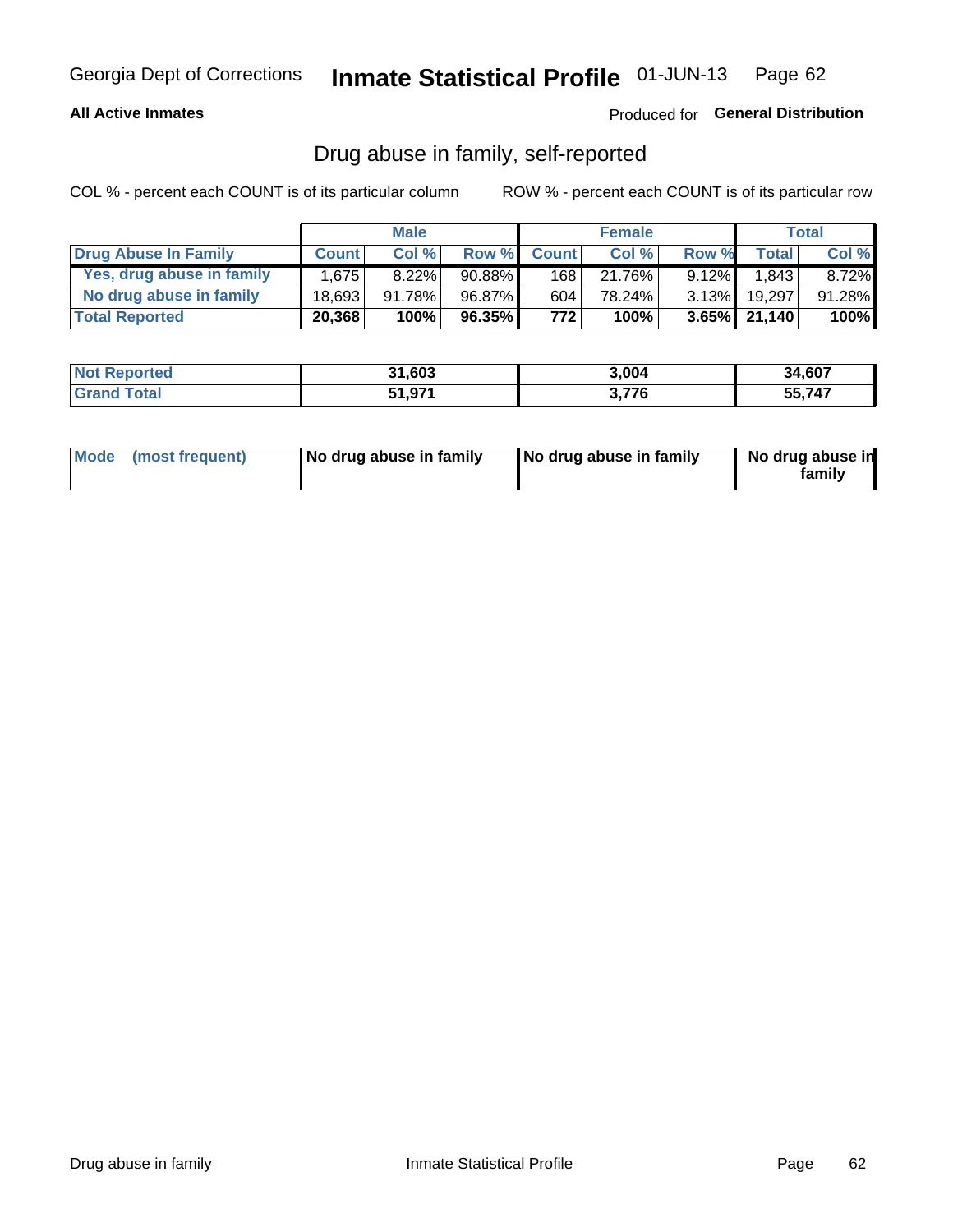Georgia Dept of Corrections **Inmate Statistical Profile** 01-JUN-13

**All Active Inmates**

Produced for **General Distribution**

## Drug abuse in family, self-reported

COL % - percent each COUNT is of its particular column

ROW % - percent each COUNT is of its particular row

| | Male | | | Female | | | Total | |
|---|---|---|---|---|---|---|---|---|
| **Drug Abuse In Family** | **Count** | **Col %** | **Row %** | **Count** | **Col %** | **Row %** | **Total** | **Col %** |
| Yes, drug abuse in family | 1,675 | 8.22% | 90.88% | 168 | 21.76% | 9.12% | 1,843 | 8.72% |
| No drug abuse in family | 18,693 | 91.78% | 96.87% | 604 | 78.24% | 3.13% | 19,297 | 91.28% |
| **Total Reported** | **20,368** | **100%** | **96.35%** | **772** | **100%** | **3.65%** | **21,140** | **100%** |

| | Male | Female | Total |
|---|---|---|---|
| **Not Reported** | **31,603** | **3,004** | **34,607** |
| **Grand Total** | **51,971** | **3,776** | **55,747** |

| | Male | Female | Total |
|---|---|---|---|
| **Mode (most frequent)** | **No drug abuse in family** | **No drug abuse in family** | **No drug abuse in family** |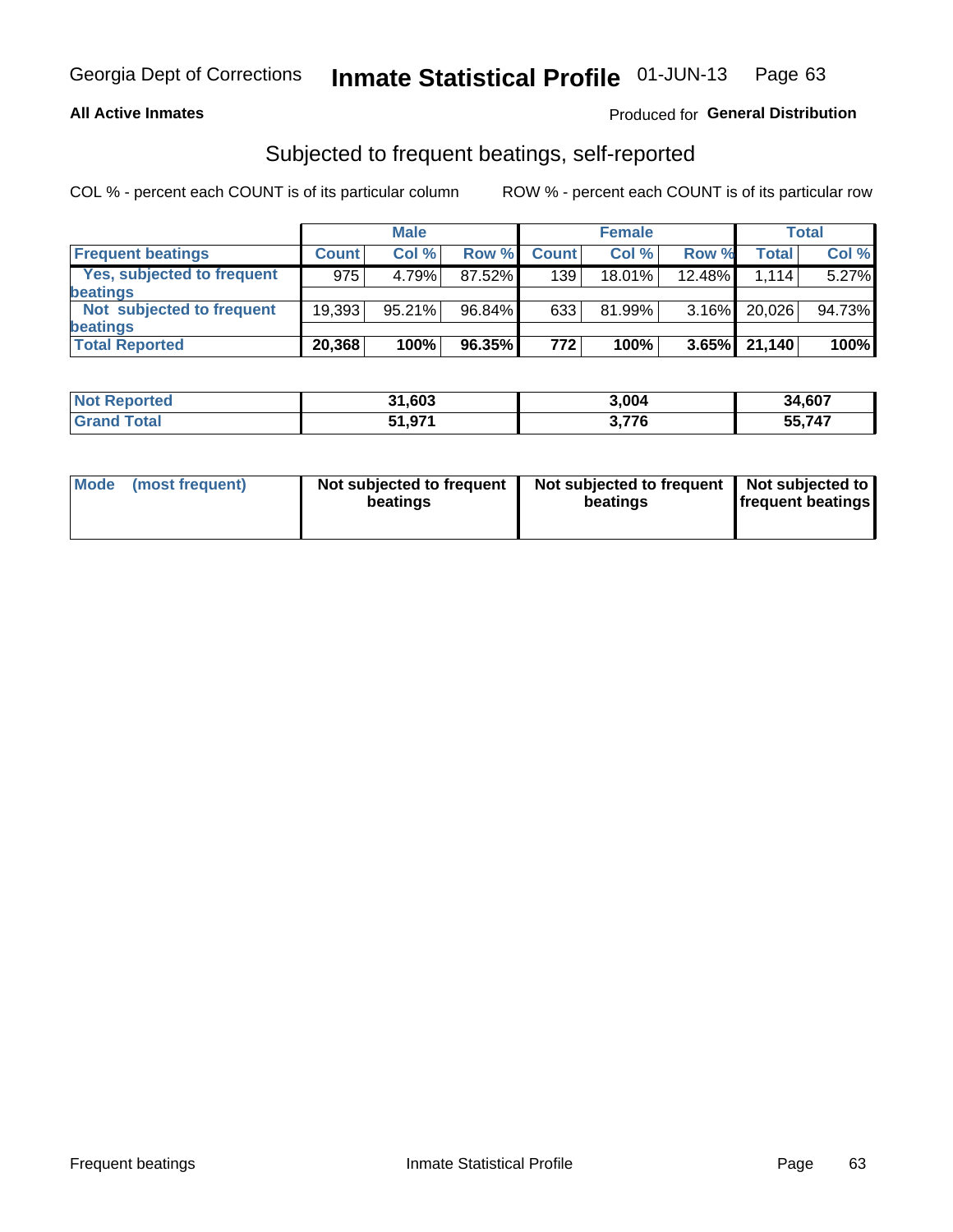Georgia Dept of Corrections **Inmate Statistical Profile** 01-JUN-13

**All Active Inmates**

Produced for **General Distribution**

## Subjected to frequent beatings, self-reported

COL % - percent each COUNT is of its particular column     ROW % - percent each COUNT is of its particular row

| | Male | | | Female | | | Total | |
|---|---|---|---|---|---|---|---|---|
| **Frequent beatings** | **Count** | **Col %** | **Row %** | **Count** | **Col %** | **Row %** | **Total** | **Col %** |
| Yes, subjected to frequent beatings | 975 | 4.79% | 87.52% | 139 | 18.01% | 12.48% | 1,114 | 5.27% |
| Not subjected to frequent beatings | 19,393 | 95.21% | 96.84% | 633 | 81.99% | 3.16% | 20,026 | 94.73% |
| **Total Reported** | **20,368** | **100%** | **96.35%** | **772** | **100%** | **3.65%** | **21,140** | **100%** |

| | Male | Female | Total |
|---|---|---|---|
| **Not Reported** | **31,603** | **3,004** | **34,607** |
| **Grand Total** | **51,971** | **3,776** | **55,747** |

| | Male | Female | Total |
|---|---|---|---|
| **Mode (most frequent)** | **Not subjected to frequent beatings** | **Not subjected to frequent beatings** | **Not subjected to frequent beatings** |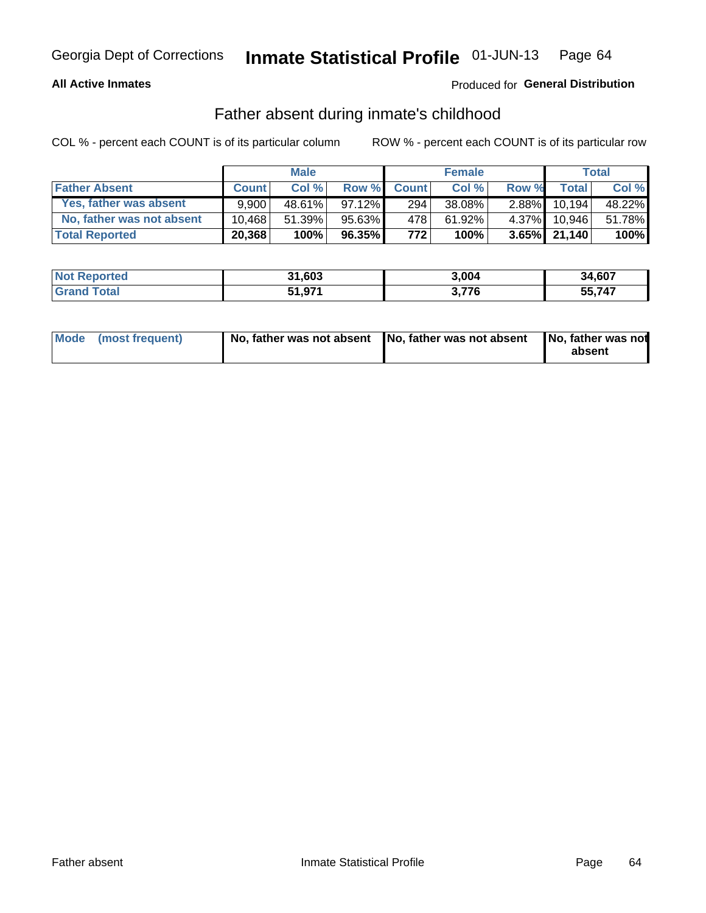Georgia Dept of Corrections **Inmate Statistical Profile** 01-JUN-13

**All Active Inmates**

Produced for **General Distribution**

## Father absent during inmate's childhood

COL % - percent each COUNT is of its particular column

ROW % - percent each COUNT is of its particular row

| | Male | | | Female | | | Total | |
|---|---|---|---|---|---|---|---|---|
| **Father Absent** | **Count** | **Col %** | **Row %** | **Count** | **Col %** | **Row %** | **Total** | **Col %** |
| **Yes, father was absent** | 9,900 | 48.61% | 97.12% | 294 | 38.08% | 2.88% | 10,194 | 48.22% |
| **No, father was not absent** | 10,468 | 51.39% | 95.63% | 478 | 61.92% | 4.37% | 10,946 | 51.78% |
| **Total Reported** | **20,368** | **100%** | **96.35%** | **772** | **100%** | **3.65%** | **21,140** | **100%** |

| | Male | Female | Total |
|---|---|---|---|
| **Not Reported** | **31,603** | **3,004** | **34,607** |
| **Grand Total** | **51,971** | **3,776** | **55,747** |

| | Male | Female | Total |
|---|---|---|---|
| **Mode (most frequent)** | **No, father was not absent** | **No, father was not absent** | **No, father was not absent** |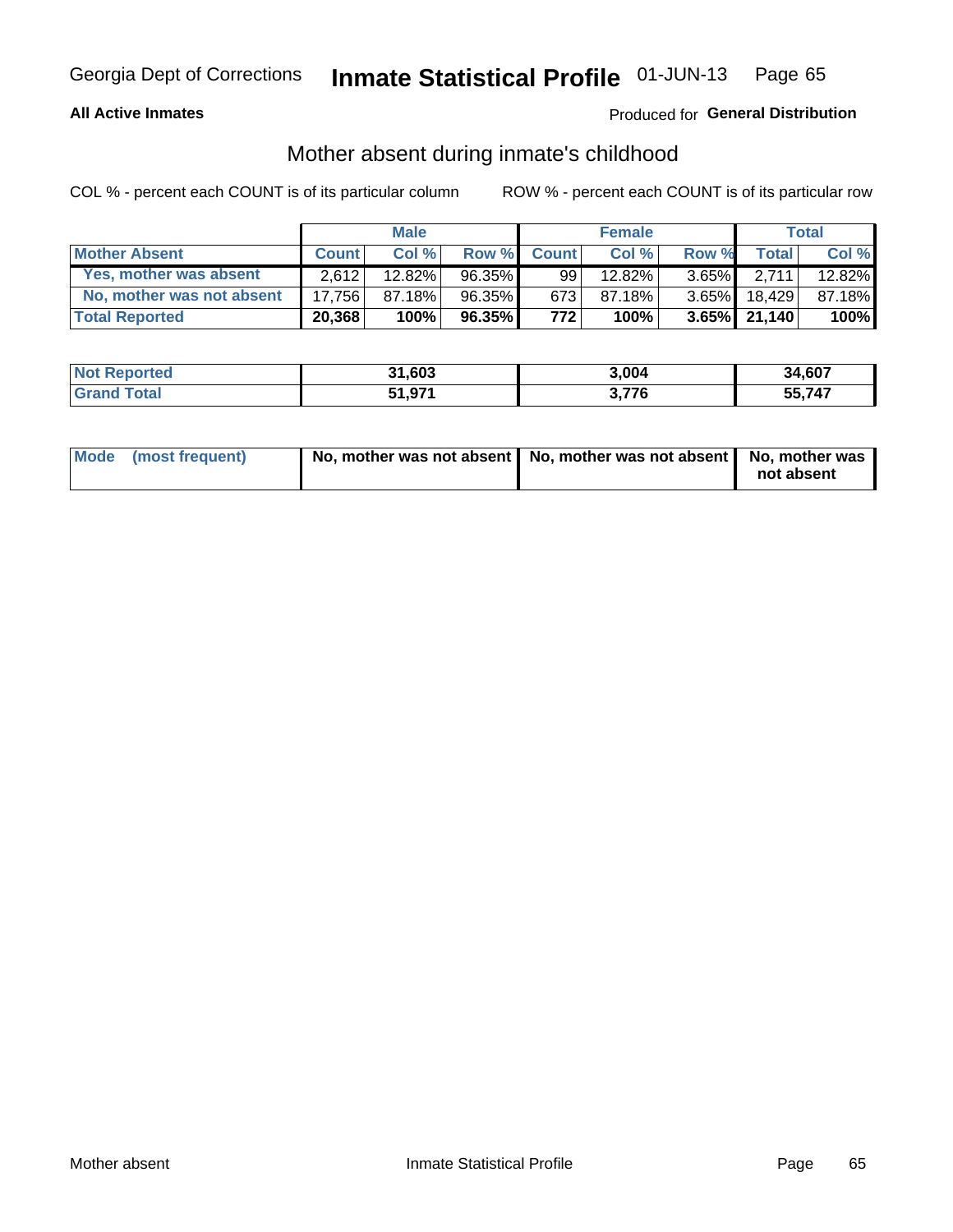Georgia Dept of Corrections **Inmate Statistical Profile** 01-JUN-13

**All Active Inmates**

Produced for **General Distribution**

## Mother absent during inmate's childhood

COL % - percent each COUNT is of its particular column

ROW % - percent each COUNT is of its particular row

| | Male | | | Female | | | Total | |
|---|---|---|---|---|---|---|---|---|
| **Mother Absent** | **Count** | **Col %** | **Row %** | **Count** | **Col %** | **Row %** | **Total** | **Col %** |
| **Yes, mother was absent** | 2,612 | 12.82% | 96.35% | 99 | 12.82% | 3.65% | 2,711 | 12.82% |
| **No, mother was not absent** | 17,756 | 87.18% | 96.35% | 673 | 87.18% | 3.65% | 18,429 | 87.18% |
| **Total Reported** | **20,368** | **100%** | **96.35%** | **772** | **100%** | **3.65%** | **21,140** | **100%** |

| | Male | Female | Total |
|---|---|---|---|
| **Not Reported** | **31,603** | **3,004** | **34,607** |
| **Grand Total** | **51,971** | **3,776** | **55,747** |

| | Male | Female | Total |
|---|---|---|---|
| **Mode (most frequent)** | **No, mother was not absent** | **No, mother was not absent** | **No, mother was not absent** |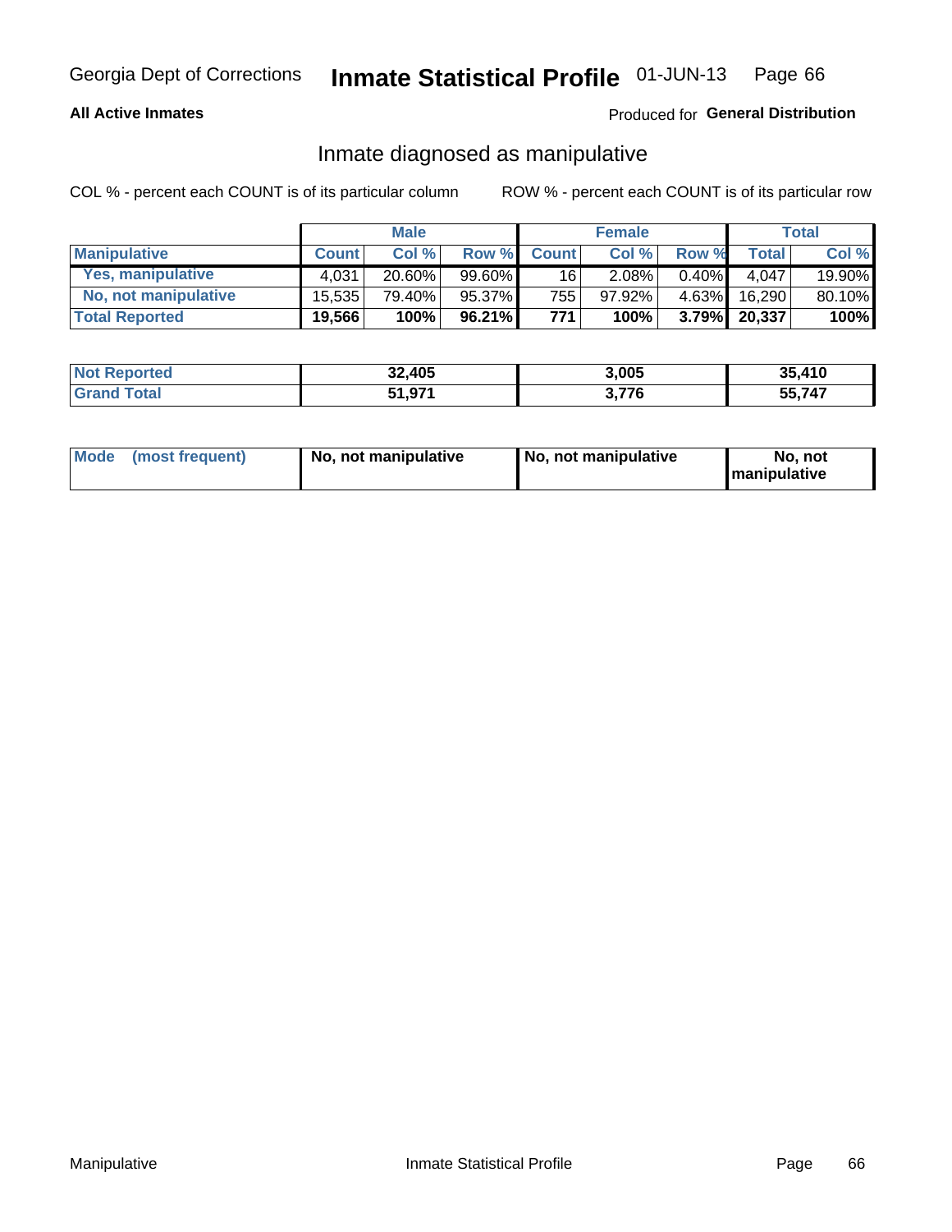Georgia Dept of Corrections **Inmate Statistical Profile** 01-JUN-13

**All Active Inmates**

Produced for **General Distribution**

## Inmate diagnosed as manipulative

COL % - percent each COUNT is of its particular column

ROW % - percent each COUNT is of its particular row

| | Male | | | Female | | | Total | |
|---|---|---|---|---|---|---|---|---|
| **Manipulative** | **Count** | **Col %** | **Row %** | **Count** | **Col %** | **Row %** | **Total** | **Col %** |
| **Yes, manipulative** | 4,031 | 20.60% | 99.60% | 16 | 2.08% | 0.40% | 4,047 | 19.90% |
| **No, not manipulative** | 15,535 | 79.40% | 95.37% | 755 | 97.92% | 4.63% | 16,290 | 80.10% |
| **Total Reported** | **19,566** | **100%** | **96.21%** | **771** | **100%** | **3.79%** | **20,337** | **100%** |

| | Male | Female | Total |
|---|---|---|---|
| **Not Reported** | **32,405** | **3,005** | **35,410** |
| **Grand Total** | **51,971** | **3,776** | **55,747** |

| | Male | Female | Total |
|---|---|---|---|
| **Mode (most frequent)** | **No, not manipulative** | **No, not manipulative** | **No, not manipulative** |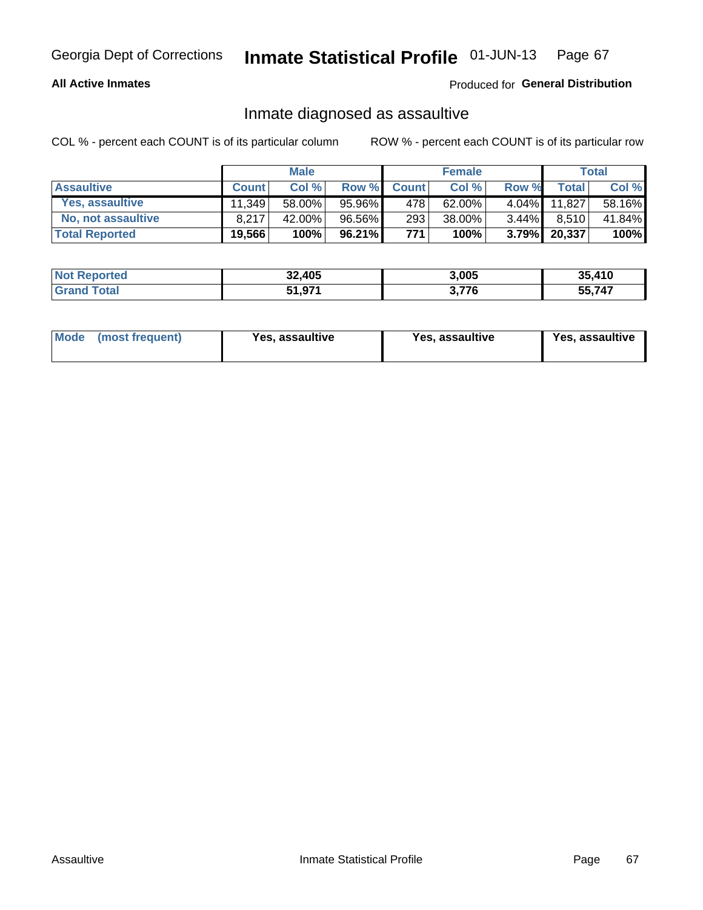Georgia Dept of Corrections **Inmate Statistical Profile** 01-JUN-13

**All Active Inmates**

Produced for **General Distribution**

## Inmate diagnosed as assaultive

COL % - percent each COUNT is of its particular column

ROW % - percent each COUNT is of its particular row

| | Male | | | Female | | | Total | |
|---|---|---|---|---|---|---|---|---|
| **Assaultive** | **Count** | **Col %** | **Row %** | **Count** | **Col %** | **Row %** | **Total** | **Col %** |
| Yes, assaultive | 11,349 | 58.00% | 95.96% | 478 | 62.00% | 4.04% | 11,827 | 58.16% |
| No, not assaultive | 8,217 | 42.00% | 96.56% | 293 | 38.00% | 3.44% | 8,510 | 41.84% |
| **Total Reported** | **19,566** | **100%** | **96.21%** | **771** | **100%** | **3.79%** | **20,337** | **100%** |

| | Male | Female | Total |
|---|---|---|---|
| **Not Reported** | **32,405** | **3,005** | **35,410** |
| **Grand Total** | **51,971** | **3,776** | **55,747** |

| | Male | Female | Total |
|---|---|---|---|
| **Mode (most frequent)** | **Yes, assaultive** | **Yes, assaultive** | **Yes, assaultive** |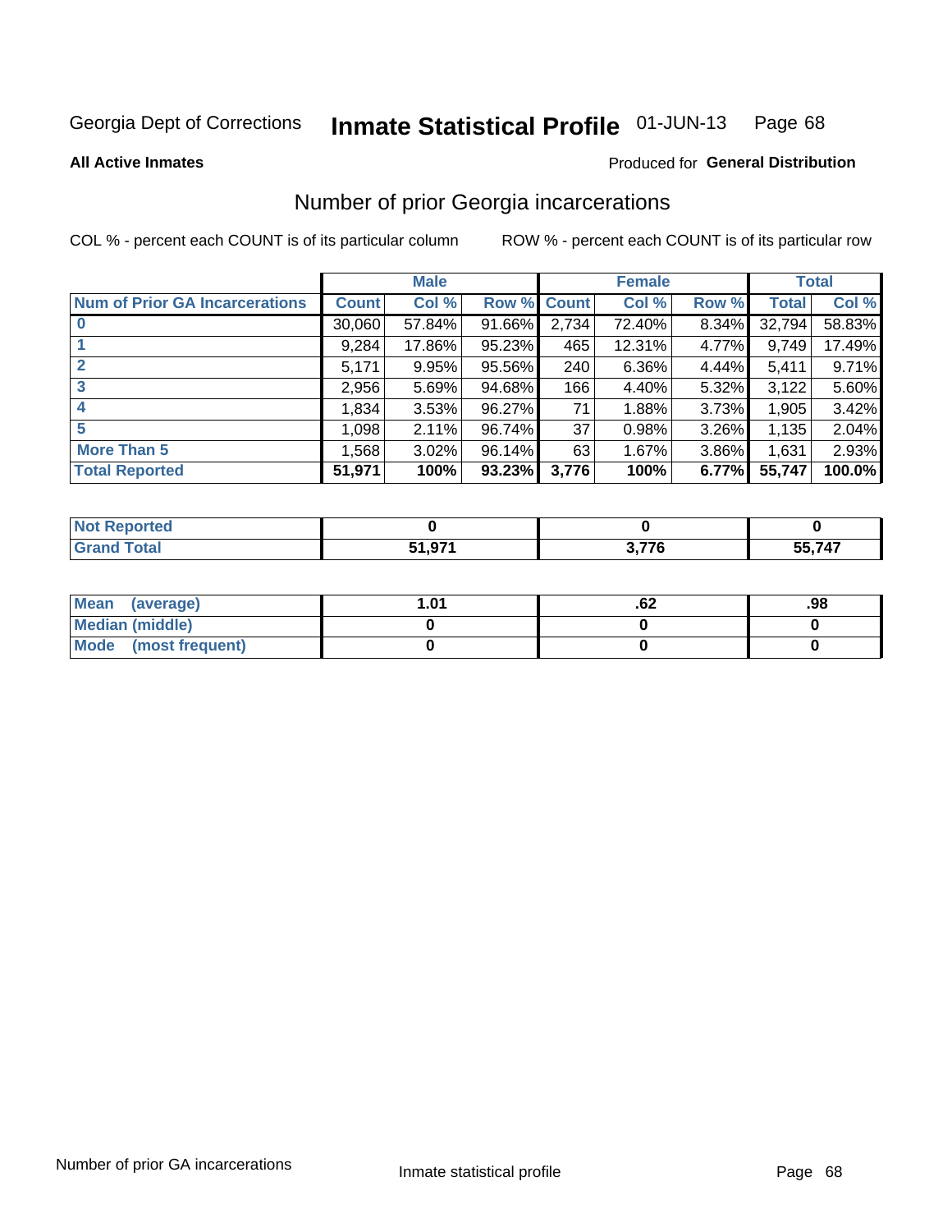Georgia Dept of Corrections **Inmate Statistical Profile** 01-JUN-13

**All Active Inmates**

Produced for **General Distribution**

## Number of prior Georgia incarcerations

COL % - percent each COUNT is of its particular column ROW % - percent each COUNT is of its particular row

| | Male | | | Female | | | Total | |
|---|---|---|---|---|---|---|---|---|
| **Num of Prior GA Incarcerations** | **Count** | **Col %** | **Row %** | **Count** | **Col %** | **Row %** | **Total** | **Col %** |
| **0** | 30,060 | 57.84% | 91.66% | 2,734 | 72.40% | 8.34% | 32,794 | 58.83% |
| **1** | 9,284 | 17.86% | 95.23% | 465 | 12.31% | 4.77% | 9,749 | 17.49% |
| **2** | 5,171 | 9.95% | 95.56% | 240 | 6.36% | 4.44% | 5,411 | 9.71% |
| **3** | 2,956 | 5.69% | 94.68% | 166 | 4.40% | 5.32% | 3,122 | 5.60% |
| **4** | 1,834 | 3.53% | 96.27% | 71 | 1.88% | 3.73% | 1,905 | 3.42% |
| **5** | 1,098 | 2.11% | 96.74% | 37 | 0.98% | 3.26% | 1,135 | 2.04% |
| **More Than 5** | 1,568 | 3.02% | 96.14% | 63 | 1.67% | 3.86% | 1,631 | 2.93% |
| **Total Reported** | **51,971** | **100%** | **93.23%** | **3,776** | **100%** | **6.77%** | **55,747** | **100.0%** |

| | Male | Female | Total |
|---|---|---|---|
| **Not Reported** | **0** | **0** | **0** |
| **Grand Total** | **51,971** | **3,776** | **55,747** |

| | Male | Female | Total |
|---|---|---|---|
| **Mean (average)** | **1.01** | **.62** | **.98** |
| **Median (middle)** | **0** | **0** | **0** |
| **Mode (most frequent)** | **0** | **0** | **0** |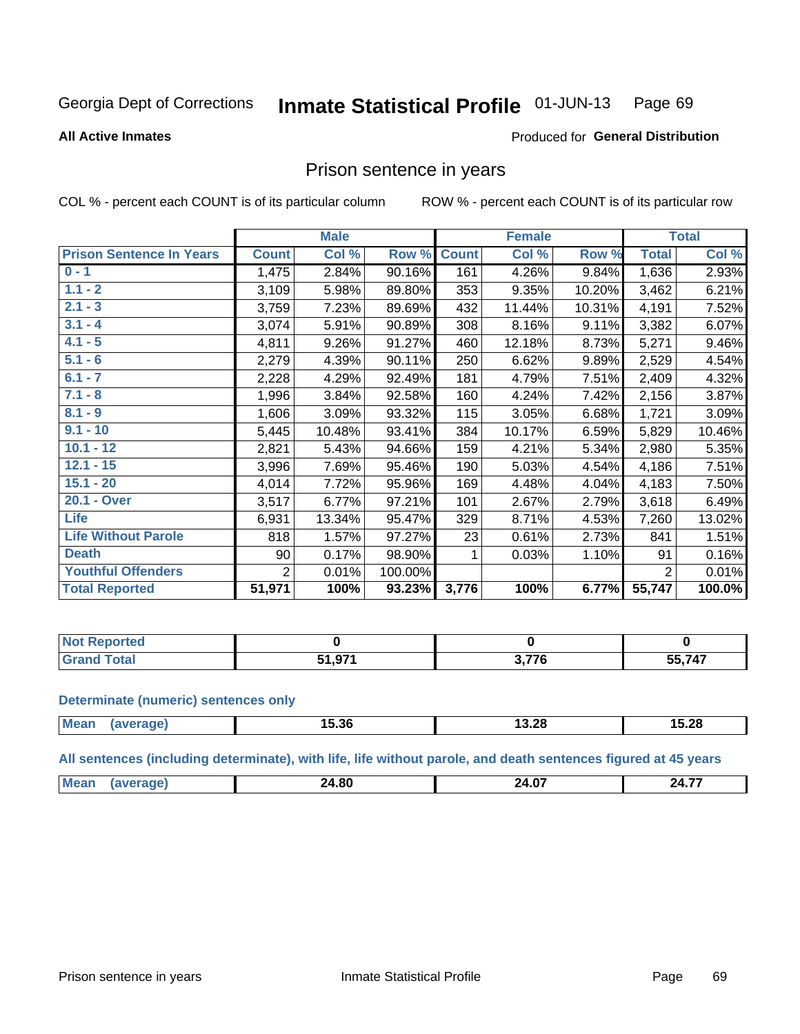Georgia Dept of Corrections **Inmate Statistical Profile** 01-JUN-13

**All Active Inmates**

Produced for **General Distribution**

## Prison sentence in years

COL % - percent each COUNT is of its particular column

ROW % - percent each COUNT is of its particular row

| | Male | | | Female | | | Total | |
|---|---|---|---|---|---|---|---|---|
| **Prison Sentence In Years** | **Count** | **Col %** | **Row %** | **Count** | **Col %** | **Row %** | **Total** | **Col %** |
| 0 - 1 | 1,475 | 2.84% | 90.16% | 161 | 4.26% | 9.84% | 1,636 | 2.93% |
| 1.1 - 2 | 3,109 | 5.98% | 89.80% | 353 | 9.35% | 10.20% | 3,462 | 6.21% |
| 2.1 - 3 | 3,759 | 7.23% | 89.69% | 432 | 11.44% | 10.31% | 4,191 | 7.52% |
| 3.1 - 4 | 3,074 | 5.91% | 90.89% | 308 | 8.16% | 9.11% | 3,382 | 6.07% |
| 4.1 - 5 | 4,811 | 9.26% | 91.27% | 460 | 12.18% | 8.73% | 5,271 | 9.46% |
| 5.1 - 6 | 2,279 | 4.39% | 90.11% | 250 | 6.62% | 9.89% | 2,529 | 4.54% |
| 6.1 - 7 | 2,228 | 4.29% | 92.49% | 181 | 4.79% | 7.51% | 2,409 | 4.32% |
| 7.1 - 8 | 1,996 | 3.84% | 92.58% | 160 | 4.24% | 7.42% | 2,156 | 3.87% |
| 8.1 - 9 | 1,606 | 3.09% | 93.32% | 115 | 3.05% | 6.68% | 1,721 | 3.09% |
| 9.1 - 10 | 5,445 | 10.48% | 93.41% | 384 | 10.17% | 6.59% | 5,829 | 10.46% |
| 10.1 - 12 | 2,821 | 5.43% | 94.66% | 159 | 4.21% | 5.34% | 2,980 | 5.35% |
| 12.1 - 15 | 3,996 | 7.69% | 95.46% | 190 | 5.03% | 4.54% | 4,186 | 7.51% |
| 15.1 - 20 | 4,014 | 7.72% | 95.96% | 169 | 4.48% | 4.04% | 4,183 | 7.50% |
| 20.1 - Over | 3,517 | 6.77% | 97.21% | 101 | 2.67% | 2.79% | 3,618 | 6.49% |
| Life | 6,931 | 13.34% | 95.47% | 329 | 8.71% | 4.53% | 7,260 | 13.02% |
| Life Without Parole | 818 | 1.57% | 97.27% | 23 | 0.61% | 2.73% | 841 | 1.51% |
| Death | 90 | 0.17% | 98.90% | 1 | 0.03% | 1.10% | 91 | 0.16% |
| Youthful Offenders | 2 | 0.01% | 100.00% | | | | 2 | 0.01% |
| **Total Reported** | **51,971** | **100%** | **93.23%** | **3,776** | **100%** | **6.77%** | **55,747** | **100.0%** |

| | Male | Female | Total |
|---|---|---|---|
| Not Reported | 0 | 0 | 0 |
| Grand Total | 51,971 | 3,776 | 55,747 |

**Determinate (numeric) sentences only**

| | Male | Female | Total |
|---|---|---|---|
| Mean (average) | 15.36 | 13.28 | 15.28 |

**All sentences (including determinate), with life, life without parole, and death sentences figured at 45 years**

| | Male | Female | Total |
|---|---|---|---|
| Mean (average) | 24.80 | 24.07 | 24.77 |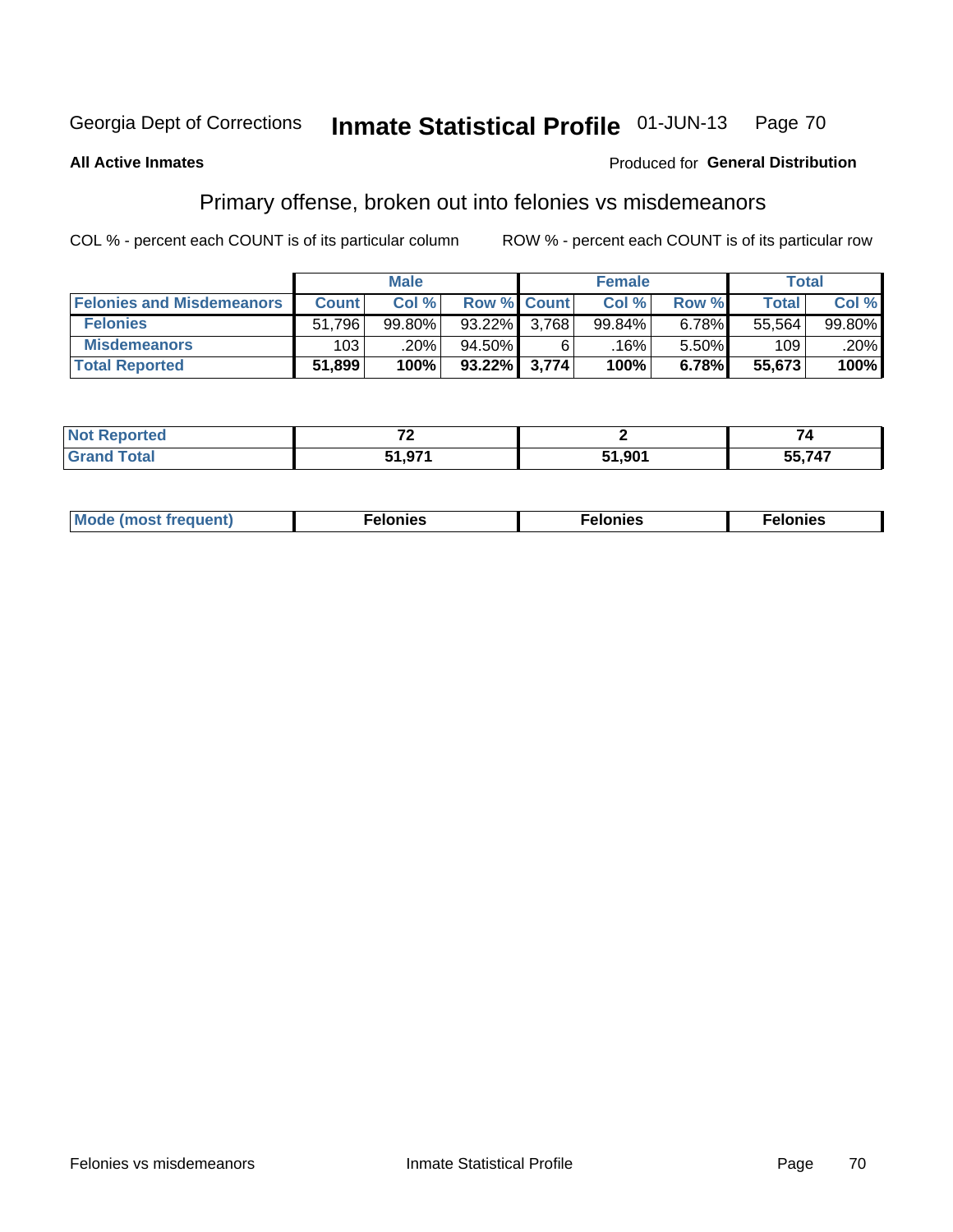Georgia Dept of Corrections **Inmate Statistical Profile** 01-JUN-13

**All Active Inmates**

Produced for **General Distribution**

## Primary offense, broken out into felonies vs misdemeanors

COL % - percent each COUNT is of its particular column

ROW % - percent each COUNT is of its particular row

| | Male | | | Female | | | Total | |
|---|---|---|---|---|---|---|---|---|
| **Felonies and Misdemeanors** | **Count** | **Col %** | **Row %** | **Count** | **Col %** | **Row %** | **Total** | **Col %** |
| **Felonies** | 51,796 | 99.80% | 93.22% | 3,768 | 99.84% | 6.78% | 55,564 | 99.80% |
| **Misdemeanors** | 103 | .20% | 94.50% | 6 | .16% | 5.50% | 109 | .20% |
| **Total Reported** | **51,899** | **100%** | **93.22%** | **3,774** | **100%** | **6.78%** | **55,673** | **100%** |

| | Male | Female | Total |
|---|---|---|---|
| **Not Reported** | **72** | **2** | **74** |
| **Grand Total** | **51,971** | **51,901** | **55,747** |

| | Male | Female | Total |
|---|---|---|---|
| **Mode (most frequent)** | **Felonies** | **Felonies** | **Felonies** |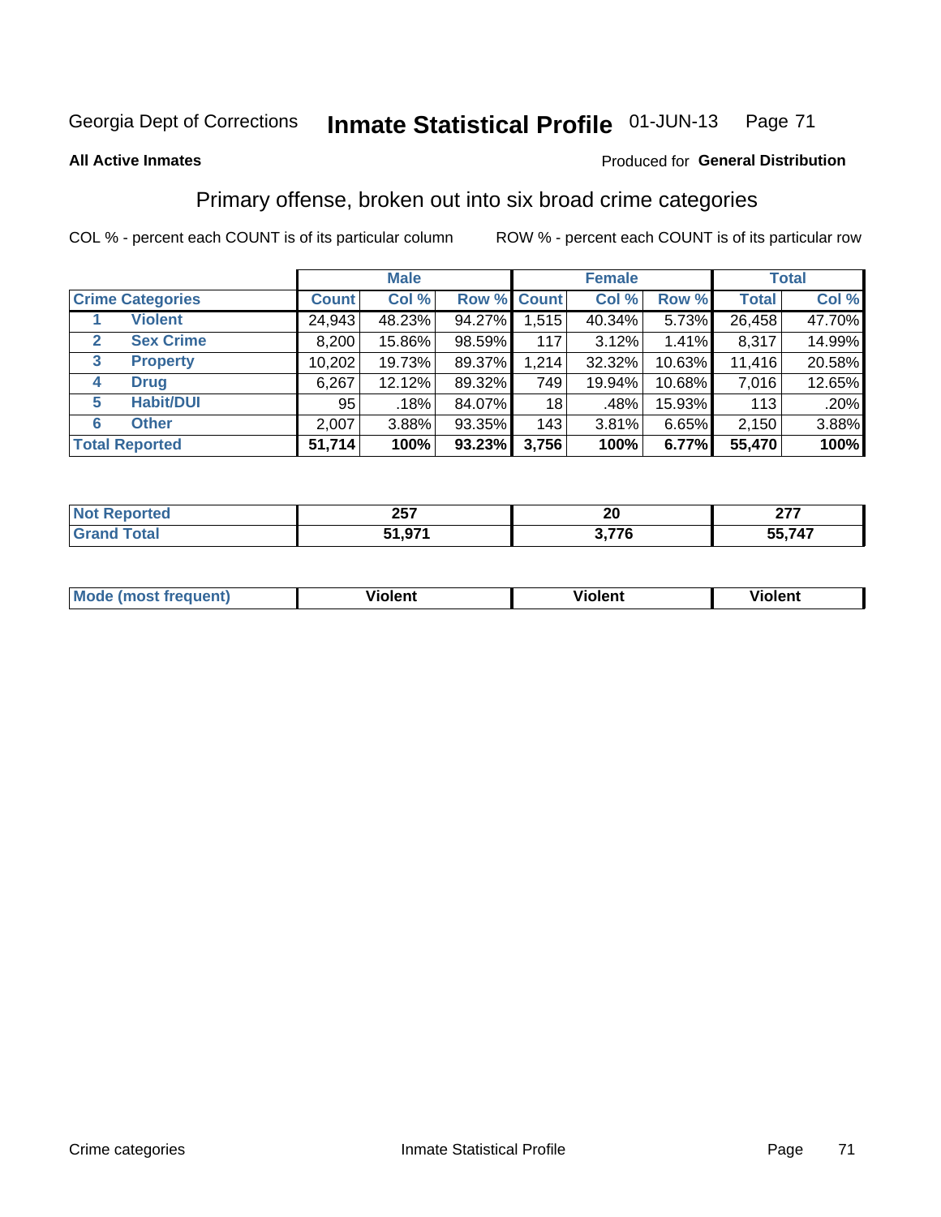Georgia Dept of Corrections **Inmate Statistical Profile** 01-JUN-13

**All Active Inmates**

Produced for **General Distribution**

## Primary offense, broken out into six broad crime categories

COL % - percent each COUNT is of its particular column    ROW % - percent each COUNT is of its particular row

| | | Male | | | Female | | | Total | |
|---|---|---|---|---|---|---|---|---|---|
| **Crime Categories** | | **Count** | **Col %** | **Row %** | **Count** | **Col %** | **Row %** | **Total** | **Col %** |
| 1 | **Violent** | 24,943 | 48.23% | 94.27% | 1,515 | 40.34% | 5.73% | 26,458 | 47.70% |
| 2 | **Sex Crime** | 8,200 | 15.86% | 98.59% | 117 | 3.12% | 1.41% | 8,317 | 14.99% |
| 3 | **Property** | 10,202 | 19.73% | 89.37% | 1,214 | 32.32% | 10.63% | 11,416 | 20.58% |
| 4 | **Drug** | 6,267 | 12.12% | 89.32% | 749 | 19.94% | 10.68% | 7,016 | 12.65% |
| 5 | **Habit/DUI** | 95 | .18% | 84.07% | 18 | .48% | 15.93% | 113 | .20% |
| 6 | **Other** | 2,007 | 3.88% | 93.35% | 143 | 3.81% | 6.65% | 2,150 | 3.88% |
| **Total Reported** | | **51,714** | **100%** | **93.23%** | **3,756** | **100%** | **6.77%** | **55,470** | **100%** |

| | Male | Female | Total |
|---|---|---|---|
| **Not Reported** | **257** | **20** | **277** |
| **Grand Total** | **51,971** | **3,776** | **55,747** |

| | Male | Female | Total |
|---|---|---|---|
| **Mode (most frequent)** | **Violent** | **Violent** | **Violent** |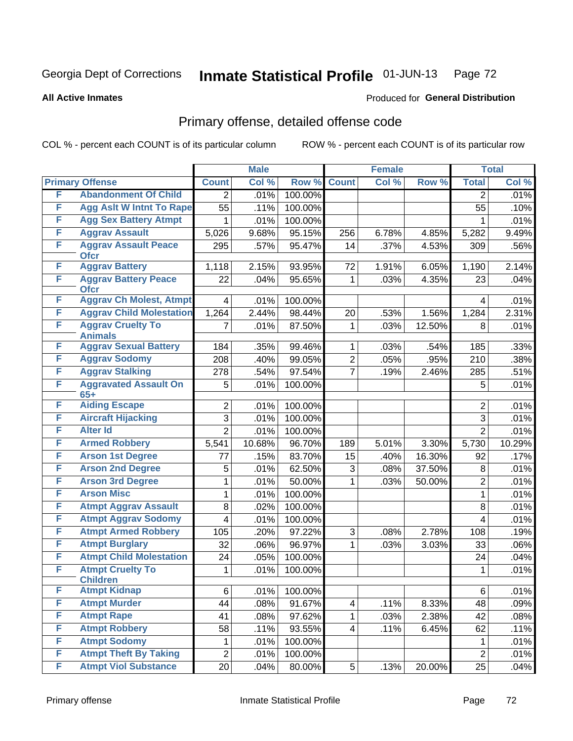Georgia Dept of Corrections **Inmate Statistical Profile** 01-JUN-13

**All Active Inmates**

Produced for **General Distribution**

## Primary offense, detailed offense code

COL % - percent each COUNT is of its particular column ROW % - percent each COUNT is of its particular row

| Primary Offense | | Male | | | Female | | | Total | |
|---|---|---|---|---|---|---|---|---|---|
| | | Count | Col % | Row % | Count | Col % | Row % | Total | Col % |
| F | Abandonment Of Child | 2 | .01% | 100.00% | | | | 2 | .01% |
| F | Agg Aslt W Intnt To Rape | 55 | .11% | 100.00% | | | | 55 | .10% |
| F | Agg Sex Battery Atmpt | 1 | .01% | 100.00% | | | | 1 | .01% |
| F | Aggrav Assault | 5,026 | 9.68% | 95.15% | 256 | 6.78% | 4.85% | 5,282 | 9.49% |
| F | Aggrav Assault Peace Ofcr | 295 | .57% | 95.47% | 14 | .37% | 4.53% | 309 | .56% |
| F | Aggrav Battery | 1,118 | 2.15% | 93.95% | 72 | 1.91% | 6.05% | 1,190 | 2.14% |
| F | Aggrav Battery Peace Ofcr | 22 | .04% | 95.65% | 1 | .03% | 4.35% | 23 | .04% |
| F | Aggrav Ch Molest, Atmpt | 4 | .01% | 100.00% | | | | 4 | .01% |
| F | Aggrav Child Molestation | 1,264 | 2.44% | 98.44% | 20 | .53% | 1.56% | 1,284 | 2.31% |
| F | Aggrav Cruelty To Animals | 7 | .01% | 87.50% | 1 | .03% | 12.50% | 8 | .01% |
| F | Aggrav Sexual Battery | 184 | .35% | 99.46% | 1 | .03% | .54% | 185 | .33% |
| F | Aggrav Sodomy | 208 | .40% | 99.05% | 2 | .05% | .95% | 210 | .38% |
| F | Aggrav Stalking | 278 | .54% | 97.54% | 7 | .19% | 2.46% | 285 | .51% |
| F | Aggravated Assault On 65+ | 5 | .01% | 100.00% | | | | 5 | .01% |
| F | Aiding Escape | 2 | .01% | 100.00% | | | | 2 | .01% |
| F | Aircraft Hijacking | 3 | .01% | 100.00% | | | | 3 | .01% |
| F | Alter Id | 2 | .01% | 100.00% | | | | 2 | .01% |
| F | Armed Robbery | 5,541 | 10.68% | 96.70% | 189 | 5.01% | 3.30% | 5,730 | 10.29% |
| F | Arson 1st Degree | 77 | .15% | 83.70% | 15 | .40% | 16.30% | 92 | .17% |
| F | Arson 2nd Degree | 5 | .01% | 62.50% | 3 | .08% | 37.50% | 8 | .01% |
| F | Arson 3rd Degree | 1 | .01% | 50.00% | 1 | .03% | 50.00% | 2 | .01% |
| F | Arson Misc | 1 | .01% | 100.00% | | | | 1 | .01% |
| F | Atmpt Aggrav Assault | 8 | .02% | 100.00% | | | | 8 | .01% |
| F | Atmpt Aggrav Sodomy | 4 | .01% | 100.00% | | | | 4 | .01% |
| F | Atmpt Armed Robbery | 105 | .20% | 97.22% | 3 | .08% | 2.78% | 108 | .19% |
| F | Atmpt Burglary | 32 | .06% | 96.97% | 1 | .03% | 3.03% | 33 | .06% |
| F | Atmpt Child Molestation | 24 | .05% | 100.00% | | | | 24 | .04% |
| F | Atmpt Cruelty To Children | 1 | .01% | 100.00% | | | | 1 | .01% |
| F | Atmpt Kidnap | 6 | .01% | 100.00% | | | | 6 | .01% |
| F | Atmpt Murder | 44 | .08% | 91.67% | 4 | .11% | 8.33% | 48 | .09% |
| F | Atmpt Rape | 41 | .08% | 97.62% | 1 | .03% | 2.38% | 42 | .08% |
| F | Atmpt Robbery | 58 | .11% | 93.55% | 4 | .11% | 6.45% | 62 | .11% |
| F | Atmpt Sodomy | 1 | .01% | 100.00% | | | | 1 | .01% |
| F | Atmpt Theft By Taking | 2 | .01% | 100.00% | | | | 2 | .01% |
| F | Atmpt Viol Substance | 20 | .04% | 80.00% | 5 | .13% | 20.00% | 25 | .04% |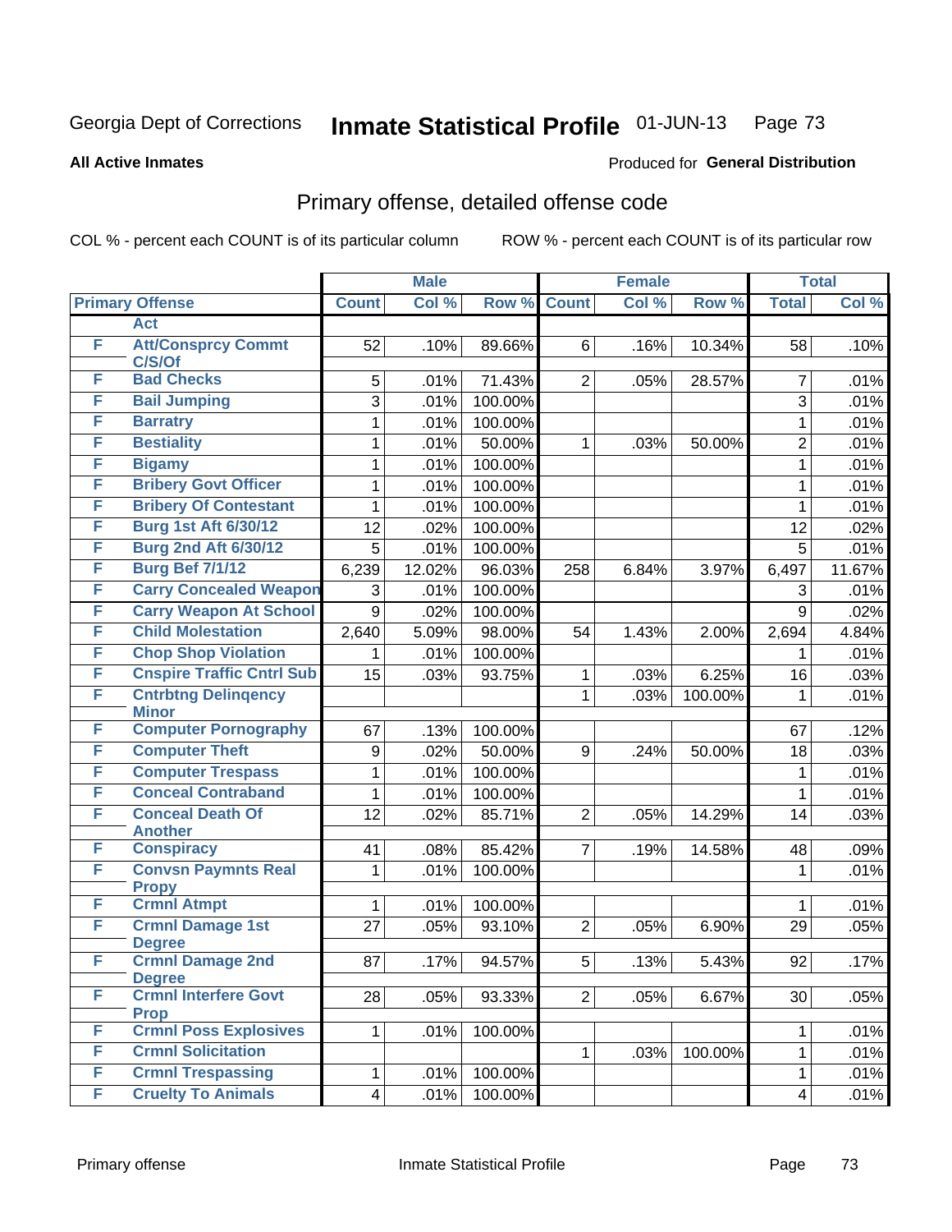Georgia Dept of Corrections **Inmate Statistical Profile** 01-JUN-13

**All Active Inmates**

Produced for **General Distribution**

## Primary offense, detailed offense code

COL % - percent each COUNT is of its particular column ROW % - percent each COUNT is of its particular row

| Primary Offense | | Male | | | Female | | | Total | |
|---|---|---|---|---|---|---|---|---|---|
| | | Count | Col % | Row % | Count | Col % | Row % | Total | Col % |
| | Act | | | | | | | | |
| F | Att/Consprcy Commt C/S/Of | 52 | .10% | 89.66% | 6 | .16% | 10.34% | 58 | .10% |
| F | Bad Checks | 5 | .01% | 71.43% | 2 | .05% | 28.57% | 7 | .01% |
| F | Bail Jumping | 3 | .01% | 100.00% | | | | 3 | .01% |
| F | Barratry | 1 | .01% | 100.00% | | | | 1 | .01% |
| F | Bestiality | 1 | .01% | 50.00% | 1 | .03% | 50.00% | 2 | .01% |
| F | Bigamy | 1 | .01% | 100.00% | | | | 1 | .01% |
| F | Bribery Govt Officer | 1 | .01% | 100.00% | | | | 1 | .01% |
| F | Bribery Of Contestant | 1 | .01% | 100.00% | | | | 1 | .01% |
| F | Burg 1st Aft 6/30/12 | 12 | .02% | 100.00% | | | | 12 | .02% |
| F | Burg 2nd Aft 6/30/12 | 5 | .01% | 100.00% | | | | 5 | .01% |
| F | Burg Bef 7/1/12 | 6,239 | 12.02% | 96.03% | 258 | 6.84% | 3.97% | 6,497 | 11.67% |
| F | Carry Concealed Weapon | 3 | .01% | 100.00% | | | | 3 | .01% |
| F | Carry Weapon At School | 9 | .02% | 100.00% | | | | 9 | .02% |
| F | Child Molestation | 2,640 | 5.09% | 98.00% | 54 | 1.43% | 2.00% | 2,694 | 4.84% |
| F | Chop Shop Violation | 1 | .01% | 100.00% | | | | 1 | .01% |
| F | Cnspire Traffic Cntrl Sub | 15 | .03% | 93.75% | 1 | .03% | 6.25% | 16 | .03% |
| F | Cntrbtng Delinqency Minor | | | | 1 | .03% | 100.00% | 1 | .01% |
| F | Computer Pornography | 67 | .13% | 100.00% | | | | 67 | .12% |
| F | Computer Theft | 9 | .02% | 50.00% | 9 | .24% | 50.00% | 18 | .03% |
| F | Computer Trespass | 1 | .01% | 100.00% | | | | 1 | .01% |
| F | Conceal Contraband | 1 | .01% | 100.00% | | | | 1 | .01% |
| F | Conceal Death Of Another | 12 | .02% | 85.71% | 2 | .05% | 14.29% | 14 | .03% |
| F | Conspiracy | 41 | .08% | 85.42% | 7 | .19% | 14.58% | 48 | .09% |
| F | Convsn Paymnts Real Propy | 1 | .01% | 100.00% | | | | 1 | .01% |
| F | Crmnl Atmpt | 1 | .01% | 100.00% | | | | 1 | .01% |
| F | Crmnl Damage 1st Degree | 27 | .05% | 93.10% | 2 | .05% | 6.90% | 29 | .05% |
| F | Crmnl Damage 2nd Degree | 87 | .17% | 94.57% | 5 | .13% | 5.43% | 92 | .17% |
| F | Crmnl Interfere Govt Prop | 28 | .05% | 93.33% | 2 | .05% | 6.67% | 30 | .05% |
| F | Crmnl Poss Explosives | 1 | .01% | 100.00% | | | | 1 | .01% |
| F | Crmnl Solicitation | | | | 1 | .03% | 100.00% | 1 | .01% |
| F | Crmnl Trespassing | 1 | .01% | 100.00% | | | | 1 | .01% |
| F | Cruelty To Animals | 4 | .01% | 100.00% | | | | 4 | .01% |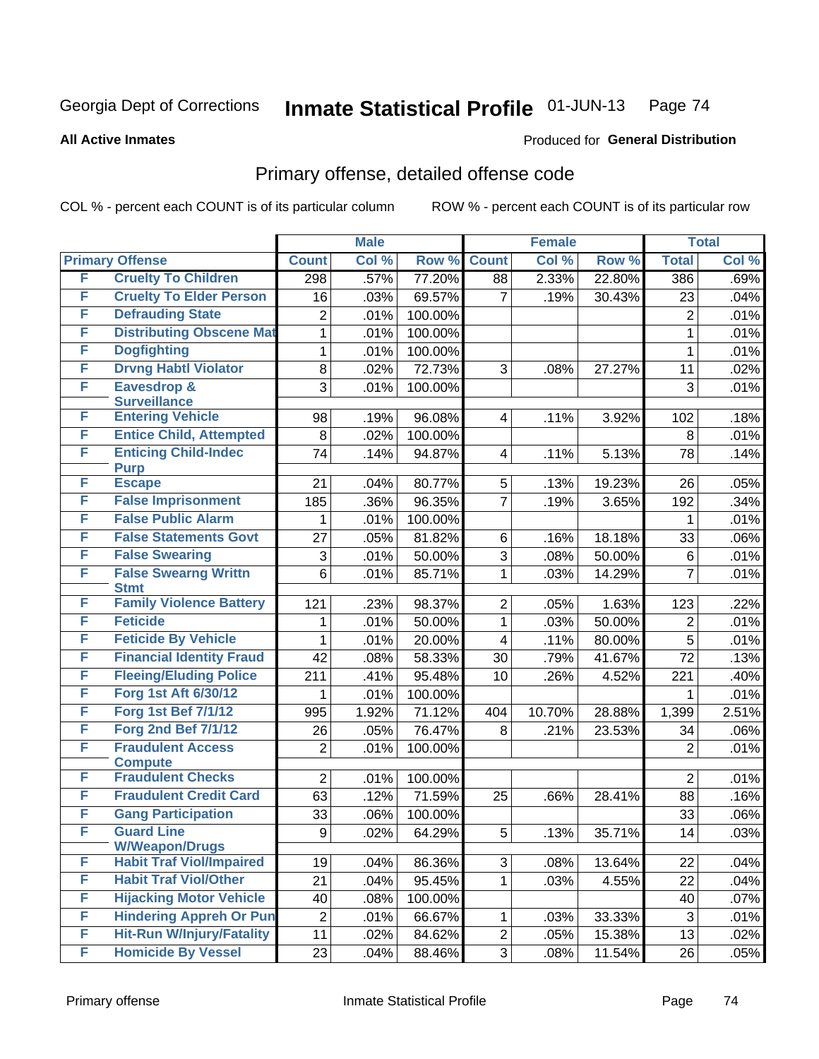Georgia Dept of Corrections **Inmate Statistical Profile** 01-JUN-13

**All Active Inmates**

Produced for **General Distribution**

## Primary offense, detailed offense code

COL % - percent each COUNT is of its particular column    ROW % - percent each COUNT is of its particular row

| Primary Offense | | Male | | | Female | | | Total | |
|---|---|---|---|---|---|---|---|---|---|
| | | Count | Col % | Row % | Count | Col % | Row % | Total | Col % |
| F | Cruelty To Children | 298 | .57% | 77.20% | 88 | 2.33% | 22.80% | 386 | .69% |
| F | Cruelty To Elder Person | 16 | .03% | 69.57% | 7 | .19% | 30.43% | 23 | .04% |
| F | Defrauding State | 2 | .01% | 100.00% | | | | 2 | .01% |
| F | Distributing Obscene Mat | 1 | .01% | 100.00% | | | | 1 | .01% |
| F | Dogfighting | 1 | .01% | 100.00% | | | | 1 | .01% |
| F | Drvng Habtl Violator | 8 | .02% | 72.73% | 3 | .08% | 27.27% | 11 | .02% |
| F | Eavesdrop & Surveillance | 3 | .01% | 100.00% | | | | 3 | .01% |
| F | Entering Vehicle | 98 | .19% | 96.08% | 4 | .11% | 3.92% | 102 | .18% |
| F | Entice Child, Attempted | 8 | .02% | 100.00% | | | | 8 | .01% |
| F | Enticing Child-Indec Purp | 74 | .14% | 94.87% | 4 | .11% | 5.13% | 78 | .14% |
| F | Escape | 21 | .04% | 80.77% | 5 | .13% | 19.23% | 26 | .05% |
| F | False Imprisonment | 185 | .36% | 96.35% | 7 | .19% | 3.65% | 192 | .34% |
| F | False Public Alarm | 1 | .01% | 100.00% | | | | 1 | .01% |
| F | False Statements Govt | 27 | .05% | 81.82% | 6 | .16% | 18.18% | 33 | .06% |
| F | False Swearing | 3 | .01% | 50.00% | 3 | .08% | 50.00% | 6 | .01% |
| F | False Swearng Writtn Stmt | 6 | .01% | 85.71% | 1 | .03% | 14.29% | 7 | .01% |
| F | Family Violence Battery | 121 | .23% | 98.37% | 2 | .05% | 1.63% | 123 | .22% |
| F | Feticide | 1 | .01% | 50.00% | 1 | .03% | 50.00% | 2 | .01% |
| F | Feticide By Vehicle | 1 | .01% | 20.00% | 4 | .11% | 80.00% | 5 | .01% |
| F | Financial Identity Fraud | 42 | .08% | 58.33% | 30 | .79% | 41.67% | 72 | .13% |
| F | Fleeing/Eluding Police | 211 | .41% | 95.48% | 10 | .26% | 4.52% | 221 | .40% |
| F | Forg 1st Aft 6/30/12 | 1 | .01% | 100.00% | | | | 1 | .01% |
| F | Forg 1st Bef 7/1/12 | 995 | 1.92% | 71.12% | 404 | 10.70% | 28.88% | 1,399 | 2.51% |
| F | Forg 2nd Bef 7/1/12 | 26 | .05% | 76.47% | 8 | .21% | 23.53% | 34 | .06% |
| F | Fraudulent Access Compute | 2 | .01% | 100.00% | | | | 2 | .01% |
| F | Fraudulent Checks | 2 | .01% | 100.00% | | | | 2 | .01% |
| F | Fraudulent Credit Card | 63 | .12% | 71.59% | 25 | .66% | 28.41% | 88 | .16% |
| F | Gang Participation | 33 | .06% | 100.00% | | | | 33 | .06% |
| F | Guard Line W/Weapon/Drugs | 9 | .02% | 64.29% | 5 | .13% | 35.71% | 14 | .03% |
| F | Habit Traf Viol/Impaired | 19 | .04% | 86.36% | 3 | .08% | 13.64% | 22 | .04% |
| F | Habit Traf Viol/Other | 21 | .04% | 95.45% | 1 | .03% | 4.55% | 22 | .04% |
| F | Hijacking Motor Vehicle | 40 | .08% | 100.00% | | | | 40 | .07% |
| F | Hindering Appreh Or Pun | 2 | .01% | 66.67% | 1 | .03% | 33.33% | 3 | .01% |
| F | Hit-Run W/Injury/Fatality | 11 | .02% | 84.62% | 2 | .05% | 15.38% | 13 | .02% |
| F | Homicide By Vessel | 23 | .04% | 88.46% | 3 | .08% | 11.54% | 26 | .05% |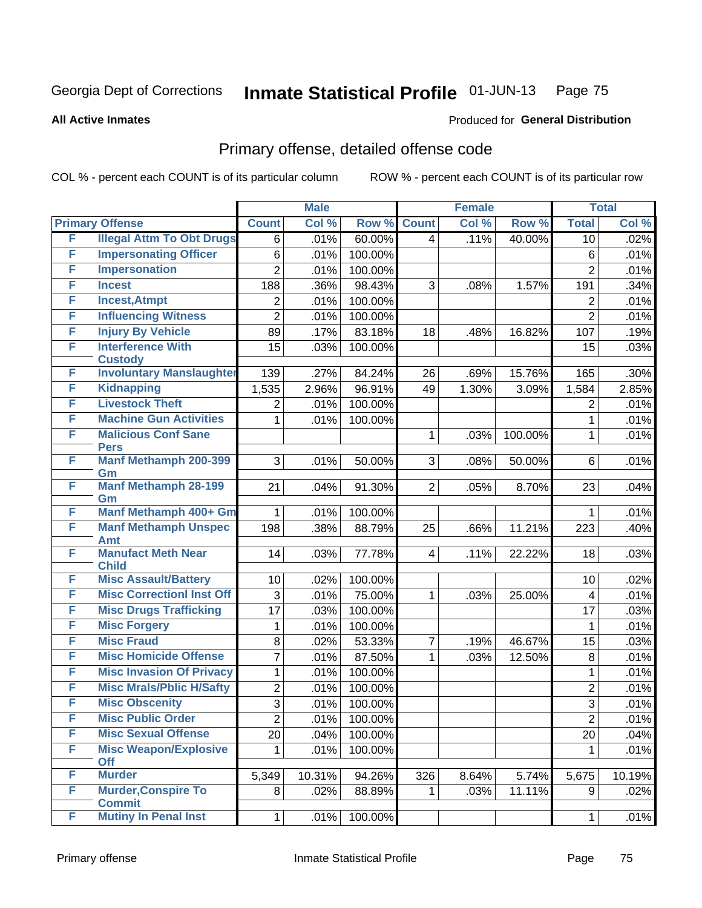Georgia Dept of Corrections **Inmate Statistical Profile** 01-JUN-13 Page 75

**All Active Inmates**

Produced for **General Distribution**

## Primary offense, detailed offense code

COL % - percent each COUNT is of its particular column ROW % - percent each COUNT is of its particular row

| Primary Offense | | Male | | | Female | | | Total | |
|---|---|---|---|---|---|---|---|---|---|
| | | Count | Col % | Row % | Count | Col % | Row % | Total | Col % |
| F | Illegal Attm To Obt Drugs | 6 | .01% | 60.00% | 4 | .11% | 40.00% | 10 | .02% |
| F | Impersonating Officer | 6 | .01% | 100.00% | | | | 6 | .01% |
| F | Impersonation | 2 | .01% | 100.00% | | | | 2 | .01% |
| F | Incest | 188 | .36% | 98.43% | 3 | .08% | 1.57% | 191 | .34% |
| F | Incest,Atmpt | 2 | .01% | 100.00% | | | | 2 | .01% |
| F | Influencing Witness | 2 | .01% | 100.00% | | | | 2 | .01% |
| F | Injury By Vehicle | 89 | .17% | 83.18% | 18 | .48% | 16.82% | 107 | .19% |
| F | Interference With Custody | 15 | .03% | 100.00% | | | | 15 | .03% |
| F | Involuntary Manslaughter | 139 | .27% | 84.24% | 26 | .69% | 15.76% | 165 | .30% |
| F | Kidnapping | 1,535 | 2.96% | 96.91% | 49 | 1.30% | 3.09% | 1,584 | 2.85% |
| F | Livestock Theft | 2 | .01% | 100.00% | | | | 2 | .01% |
| F | Machine Gun Activities | 1 | .01% | 100.00% | | | | 1 | .01% |
| F | Malicious Conf Sane Pers | | | | 1 | .03% | 100.00% | 1 | .01% |
| F | Manf Methamph 200-399 Gm | 3 | .01% | 50.00% | 3 | .08% | 50.00% | 6 | .01% |
| F | Manf Methamph 28-199 Gm | 21 | .04% | 91.30% | 2 | .05% | 8.70% | 23 | .04% |
| F | Manf Methamph 400+ Gm | 1 | .01% | 100.00% | | | | 1 | .01% |
| F | Manf Methamph Unspec Amt | 198 | .38% | 88.79% | 25 | .66% | 11.21% | 223 | .40% |
| F | Manufact Meth Near Child | 14 | .03% | 77.78% | 4 | .11% | 22.22% | 18 | .03% |
| F | Misc Assault/Battery | 10 | .02% | 100.00% | | | | 10 | .02% |
| F | Misc Correctionl Inst Off | 3 | .01% | 75.00% | 1 | .03% | 25.00% | 4 | .01% |
| F | Misc Drugs Trafficking | 17 | .03% | 100.00% | | | | 17 | .03% |
| F | Misc Forgery | 1 | .01% | 100.00% | | | | 1 | .01% |
| F | Misc Fraud | 8 | .02% | 53.33% | 7 | .19% | 46.67% | 15 | .03% |
| F | Misc Homicide Offense | 7 | .01% | 87.50% | 1 | .03% | 12.50% | 8 | .01% |
| F | Misc Invasion Of Privacy | 1 | .01% | 100.00% | | | | 1 | .01% |
| F | Misc Mrals/Pblic H/Safty | 2 | .01% | 100.00% | | | | 2 | .01% |
| F | Misc Obscenity | 3 | .01% | 100.00% | | | | 3 | .01% |
| F | Misc Public Order | 2 | .01% | 100.00% | | | | 2 | .01% |
| F | Misc Sexual Offense | 20 | .04% | 100.00% | | | | 20 | .04% |
| F | Misc Weapon/Explosive Off | 1 | .01% | 100.00% | | | | 1 | .01% |
| F | Murder | 5,349 | 10.31% | 94.26% | 326 | 8.64% | 5.74% | 5,675 | 10.19% |
| F | Murder,Conspire To Commit | 8 | .02% | 88.89% | 1 | .03% | 11.11% | 9 | .02% |
| F | Mutiny In Penal Inst | 1 | .01% | 100.00% | | | | 1 | .01% |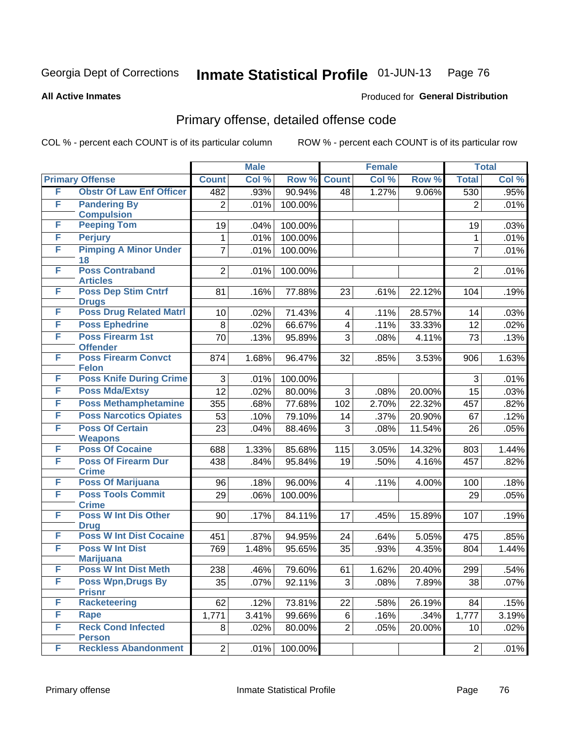Georgia Dept of Corrections **Inmate Statistical Profile** 01-JUN-13

**All Active Inmates**

Produced for **General Distribution**

## Primary offense, detailed offense code

COL % - percent each COUNT is of its particular column

ROW % - percent each COUNT is of its particular row

| Primary Offense | | Male | | | Female | | | Total | |
|---|---|---|---|---|---|---|---|---|---|
| | | Count | Col % | Row % | Count | Col % | Row % | Total | Col % |
| F | Obstr Of Law Enf Officer | 482 | .93% | 90.94% | 48 | 1.27% | 9.06% | 530 | .95% |
| F | Pandering By Compulsion | 2 | .01% | 100.00% | | | | 2 | .01% |
| F | Peeping Tom | 19 | .04% | 100.00% | | | | 19 | .03% |
| F | Perjury | 1 | .01% | 100.00% | | | | 1 | .01% |
| F | Pimping A Minor Under 18 | 7 | .01% | 100.00% | | | | 7 | .01% |
| F | Poss Contraband Articles | 2 | .01% | 100.00% | | | | 2 | .01% |
| F | Poss Dep Stim Cntrf Drugs | 81 | .16% | 77.88% | 23 | .61% | 22.12% | 104 | .19% |
| F | Poss Drug Related Matrl | 10 | .02% | 71.43% | 4 | .11% | 28.57% | 14 | .03% |
| F | Poss Ephedrine | 8 | .02% | 66.67% | 4 | .11% | 33.33% | 12 | .02% |
| F | Poss Firearm 1st Offender | 70 | .13% | 95.89% | 3 | .08% | 4.11% | 73 | .13% |
| F | Poss Firearm Convct Felon | 874 | 1.68% | 96.47% | 32 | .85% | 3.53% | 906 | 1.63% |
| F | Poss Knife During Crime | 3 | .01% | 100.00% | | | | 3 | .01% |
| F | Poss Mda/Extsy | 12 | .02% | 80.00% | 3 | .08% | 20.00% | 15 | .03% |
| F | Poss Methamphetamine | 355 | .68% | 77.68% | 102 | 2.70% | 22.32% | 457 | .82% |
| F | Poss Narcotics Opiates | 53 | .10% | 79.10% | 14 | .37% | 20.90% | 67 | .12% |
| F | Poss Of Certain Weapons | 23 | .04% | 88.46% | 3 | .08% | 11.54% | 26 | .05% |
| F | Poss Of Cocaine | 688 | 1.33% | 85.68% | 115 | 3.05% | 14.32% | 803 | 1.44% |
| F | Poss Of Firearm Dur Crime | 438 | .84% | 95.84% | 19 | .50% | 4.16% | 457 | .82% |
| F | Poss Of Marijuana | 96 | .18% | 96.00% | 4 | .11% | 4.00% | 100 | .18% |
| F | Poss Tools Commit Crime | 29 | .06% | 100.00% | | | | 29 | .05% |
| F | Poss W Int Dis Other Drug | 90 | .17% | 84.11% | 17 | .45% | 15.89% | 107 | .19% |
| F | Poss W Int Dist Cocaine | 451 | .87% | 94.95% | 24 | .64% | 5.05% | 475 | .85% |
| F | Poss W Int Dist Marijuana | 769 | 1.48% | 95.65% | 35 | .93% | 4.35% | 804 | 1.44% |
| F | Poss W Int Dist Meth | 238 | .46% | 79.60% | 61 | 1.62% | 20.40% | 299 | .54% |
| F | Poss Wpn,Drugs By Prisnr | 35 | .07% | 92.11% | 3 | .08% | 7.89% | 38 | .07% |
| F | Racketeering | 62 | .12% | 73.81% | 22 | .58% | 26.19% | 84 | .15% |
| F | Rape | 1,771 | 3.41% | 99.66% | 6 | .16% | .34% | 1,777 | 3.19% |
| F | Reck Cond Infected Person | 8 | .02% | 80.00% | 2 | .05% | 20.00% | 10 | .02% |
| F | Reckless Abandonment | 2 | .01% | 100.00% | | | | 2 | .01% |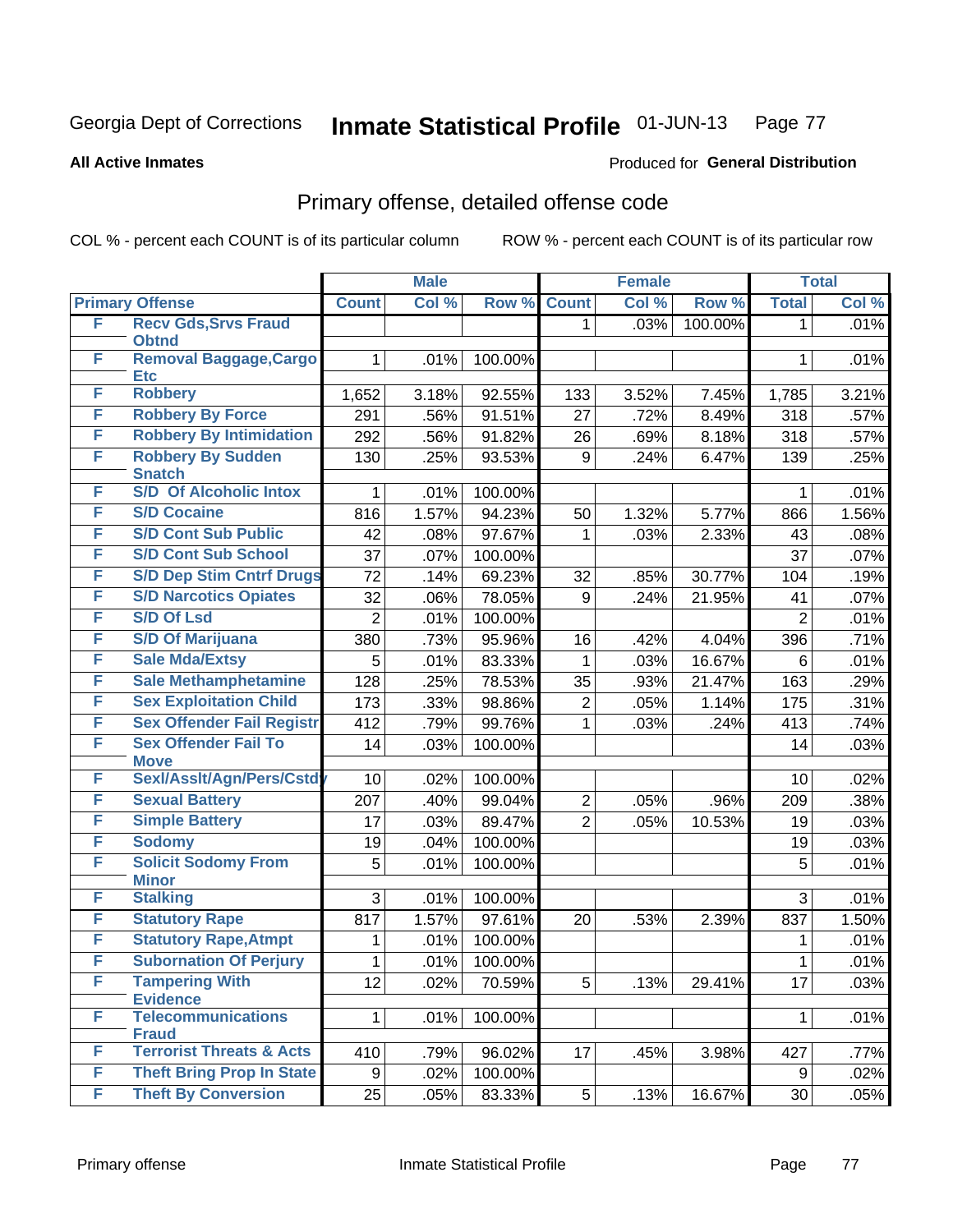Georgia Dept of Corrections **Inmate Statistical Profile** 01-JUN-13

**All Active Inmates**

Produced for **General Distribution**

## Primary offense, detailed offense code

COL % - percent each COUNT is of its particular column    ROW % - percent each COUNT is of its particular row

| Primary Offense | | Male | | | Female | | | Total | |
|---|---|---|---|---|---|---|---|---|---|
| | | Count | Col % | Row % | Count | Col % | Row % | Total | Col % |
| F | Recv Gds,Srvs Fraud Obtnd | | | | 1 | .03% | 100.00% | 1 | .01% |
| F | Removal Baggage,Cargo Etc | 1 | .01% | 100.00% | | | | 1 | .01% |
| F | Robbery | 1,652 | 3.18% | 92.55% | 133 | 3.52% | 7.45% | 1,785 | 3.21% |
| F | Robbery By Force | 291 | .56% | 91.51% | 27 | .72% | 8.49% | 318 | .57% |
| F | Robbery By Intimidation | 292 | .56% | 91.82% | 26 | .69% | 8.18% | 318 | .57% |
| F | Robbery By Sudden Snatch | 130 | .25% | 93.53% | 9 | .24% | 6.47% | 139 | .25% |
| F | S/D Of Alcoholic Intox | 1 | .01% | 100.00% | | | | 1 | .01% |
| F | S/D Cocaine | 816 | 1.57% | 94.23% | 50 | 1.32% | 5.77% | 866 | 1.56% |
| F | S/D Cont Sub Public | 42 | .08% | 97.67% | 1 | .03% | 2.33% | 43 | .08% |
| F | S/D Cont Sub School | 37 | .07% | 100.00% | | | | 37 | .07% |
| F | S/D Dep Stim Cntrf Drugs | 72 | .14% | 69.23% | 32 | .85% | 30.77% | 104 | .19% |
| F | S/D Narcotics Opiates | 32 | .06% | 78.05% | 9 | .24% | 21.95% | 41 | .07% |
| F | S/D Of Lsd | 2 | .01% | 100.00% | | | | 2 | .01% |
| F | S/D Of Marijuana | 380 | .73% | 95.96% | 16 | .42% | 4.04% | 396 | .71% |
| F | Sale Mda/Extsy | 5 | .01% | 83.33% | 1 | .03% | 16.67% | 6 | .01% |
| F | Sale Methamphetamine | 128 | .25% | 78.53% | 35 | .93% | 21.47% | 163 | .29% |
| F | Sex Exploitation Child | 173 | .33% | 98.86% | 2 | .05% | 1.14% | 175 | .31% |
| F | Sex Offender Fail Registr | 412 | .79% | 99.76% | 1 | .03% | .24% | 413 | .74% |
| F | Sex Offender Fail To Move | 14 | .03% | 100.00% | | | | 14 | .03% |
| F | Sexl/Asslt/Agn/Pers/Cstdy | 10 | .02% | 100.00% | | | | 10 | .02% |
| F | Sexual Battery | 207 | .40% | 99.04% | 2 | .05% | .96% | 209 | .38% |
| F | Simple Battery | 17 | .03% | 89.47% | 2 | .05% | 10.53% | 19 | .03% |
| F | Sodomy | 19 | .04% | 100.00% | | | | 19 | .03% |
| F | Solicit Sodomy From Minor | 5 | .01% | 100.00% | | | | 5 | .01% |
| F | Stalking | 3 | .01% | 100.00% | | | | 3 | .01% |
| F | Statutory Rape | 817 | 1.57% | 97.61% | 20 | .53% | 2.39% | 837 | 1.50% |
| F | Statutory Rape,Atmpt | 1 | .01% | 100.00% | | | | 1 | .01% |
| F | Subornation Of Perjury | 1 | .01% | 100.00% | | | | 1 | .01% |
| F | Tampering With Evidence | 12 | .02% | 70.59% | 5 | .13% | 29.41% | 17 | .03% |
| F | Telecommunications Fraud | 1 | .01% | 100.00% | | | | 1 | .01% |
| F | Terrorist Threats & Acts | 410 | .79% | 96.02% | 17 | .45% | 3.98% | 427 | .77% |
| F | Theft Bring Prop In State | 9 | .02% | 100.00% | | | | 9 | .02% |
| F | Theft By Conversion | 25 | .05% | 83.33% | 5 | .13% | 16.67% | 30 | .05% |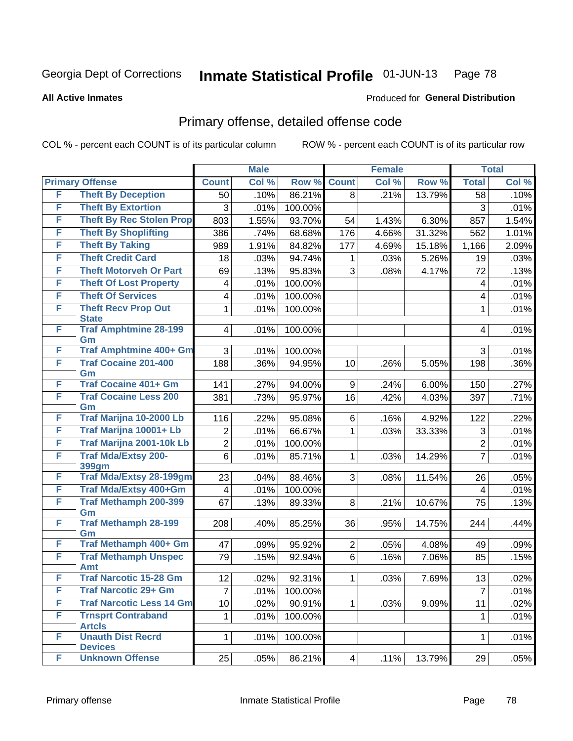Georgia Dept of Corrections **Inmate Statistical Profile** 01-JUN-13

**All Active Inmates** Produced for **General Distribution**

## Primary offense, detailed offense code

COL % - percent each COUNT is of its particular column ROW % - percent each COUNT is of its particular row

| Primary Offense | | Male | | | Female | | | Total | |
|---|---|---|---|---|---|---|---|---|---|
| | | Count | Col % | Row % | Count | Col % | Row % | Total | Col % |
| F | Theft By Deception | 50 | .10% | 86.21% | 8 | .21% | 13.79% | 58 | .10% |
| F | Theft By Extortion | 3 | .01% | 100.00% | | | | 3 | .01% |
| F | Theft By Rec Stolen Prop | 803 | 1.55% | 93.70% | 54 | 1.43% | 6.30% | 857 | 1.54% |
| F | Theft By Shoplifting | 386 | .74% | 68.68% | 176 | 4.66% | 31.32% | 562 | 1.01% |
| F | Theft By Taking | 989 | 1.91% | 84.82% | 177 | 4.69% | 15.18% | 1,166 | 2.09% |
| F | Theft Credit Card | 18 | .03% | 94.74% | 1 | .03% | 5.26% | 19 | .03% |
| F | Theft Motorveh Or Part | 69 | .13% | 95.83% | 3 | .08% | 4.17% | 72 | .13% |
| F | Theft Of Lost Property | 4 | .01% | 100.00% | | | | 4 | .01% |
| F | Theft Of Services | 4 | .01% | 100.00% | | | | 4 | .01% |
| F | Theft Recv Prop Out State | 1 | .01% | 100.00% | | | | 1 | .01% |
| F | Traf Amphtmine 28-199 Gm | 4 | .01% | 100.00% | | | | 4 | .01% |
| F | Traf Amphtmine 400+ Gm | 3 | .01% | 100.00% | | | | 3 | .01% |
| F | Traf Cocaine 201-400 Gm | 188 | .36% | 94.95% | 10 | .26% | 5.05% | 198 | .36% |
| F | Traf Cocaine 401+ Gm | 141 | .27% | 94.00% | 9 | .24% | 6.00% | 150 | .27% |
| F | Traf Cocaine Less 200 Gm | 381 | .73% | 95.97% | 16 | .42% | 4.03% | 397 | .71% |
| F | Traf Marijna 10-2000 Lb | 116 | .22% | 95.08% | 6 | .16% | 4.92% | 122 | .22% |
| F | Traf Marijna 10001+ Lb | 2 | .01% | 66.67% | 1 | .03% | 33.33% | 3 | .01% |
| F | Traf Marijna 2001-10k Lb | 2 | .01% | 100.00% | | | | 2 | .01% |
| F | Traf Mda/Extsy 200-399gm | 6 | .01% | 85.71% | 1 | .03% | 14.29% | 7 | .01% |
| F | Traf Mda/Extsy 28-199gm | 23 | .04% | 88.46% | 3 | .08% | 11.54% | 26 | .05% |
| F | Traf Mda/Extsy 400+Gm | 4 | .01% | 100.00% | | | | 4 | .01% |
| F | Traf Methamph 200-399 Gm | 67 | .13% | 89.33% | 8 | .21% | 10.67% | 75 | .13% |
| F | Traf Methamph 28-199 Gm | 208 | .40% | 85.25% | 36 | .95% | 14.75% | 244 | .44% |
| F | Traf Methamph 400+ Gm | 47 | .09% | 95.92% | 2 | .05% | 4.08% | 49 | .09% |
| F | Traf Methamph Unspec Amt | 79 | .15% | 92.94% | 6 | .16% | 7.06% | 85 | .15% |
| F | Traf Narcotic 15-28 Gm | 12 | .02% | 92.31% | 1 | .03% | 7.69% | 13 | .02% |
| F | Traf Narcotic 29+ Gm | 7 | .01% | 100.00% | | | | 7 | .01% |
| F | Traf Narcotic Less 14 Gm | 10 | .02% | 90.91% | 1 | .03% | 9.09% | 11 | .02% |
| F | Trnsprt Contraband Artcls | 1 | .01% | 100.00% | | | | 1 | .01% |
| F | Unauth Dist Recrd Devices | 1 | .01% | 100.00% | | | | 1 | .01% |
| F | Unknown Offense | 25 | .05% | 86.21% | 4 | .11% | 13.79% | 29 | .05% |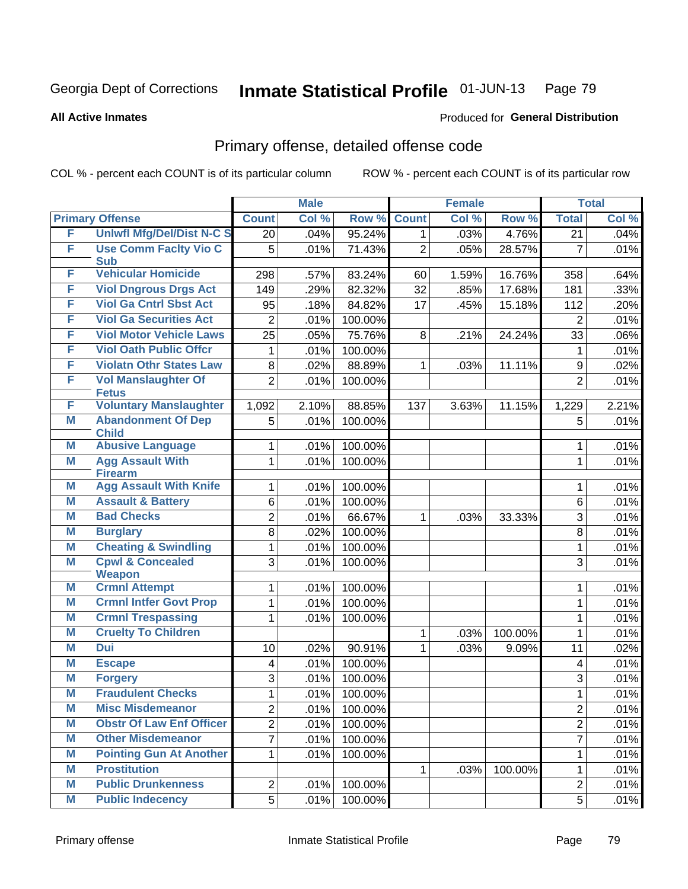Georgia Dept of Corrections **Inmate Statistical Profile** 01-JUN-13

**All Active Inmates**

Produced for **General Distribution**

## Primary offense, detailed offense code

COL % - percent each COUNT is of its particular column ROW % - percent each COUNT is of its particular row

| | | Male | | | Female | | | Total | |
|---|---|---|---|---|---|---|---|---|---|
| **Primary Offense** | | **Count** | **Col %** | **Row %** | **Count** | **Col %** | **Row %** | **Total** | **Col %** |
| F | Unlwfl Mfg/Del/Dist N-C S | 20 | .04% | 95.24% | 1 | .03% | 4.76% | 21 | .04% |
| F | Use Comm Faclty Vio C Sub | 5 | .01% | 71.43% | 2 | .05% | 28.57% | 7 | .01% |
| F | Vehicular Homicide | 298 | .57% | 83.24% | 60 | 1.59% | 16.76% | 358 | .64% |
| F | Viol Dngrous Drgs Act | 149 | .29% | 82.32% | 32 | .85% | 17.68% | 181 | .33% |
| F | Viol Ga Cntrl Sbst Act | 95 | .18% | 84.82% | 17 | .45% | 15.18% | 112 | .20% |
| F | Viol Ga Securities Act | 2 | .01% | 100.00% | | | | 2 | .01% |
| F | Viol Motor Vehicle Laws | 25 | .05% | 75.76% | 8 | .21% | 24.24% | 33 | .06% |
| F | Viol Oath Public Offcr | 1 | .01% | 100.00% | | | | 1 | .01% |
| F | Violatn Othr States Law | 8 | .02% | 88.89% | 1 | .03% | 11.11% | 9 | .02% |
| F | Vol Manslaughter Of Fetus | 2 | .01% | 100.00% | | | | 2 | .01% |
| F | Voluntary Manslaughter | 1,092 | 2.10% | 88.85% | 137 | 3.63% | 11.15% | 1,229 | 2.21% |
| M | Abandonment Of Dep Child | 5 | .01% | 100.00% | | | | 5 | .01% |
| M | Abusive Language | 1 | .01% | 100.00% | | | | 1 | .01% |
| M | Agg Assault With Firearm | 1 | .01% | 100.00% | | | | 1 | .01% |
| M | Agg Assault With Knife | 1 | .01% | 100.00% | | | | 1 | .01% |
| M | Assault & Battery | 6 | .01% | 100.00% | | | | 6 | .01% |
| M | Bad Checks | 2 | .01% | 66.67% | 1 | .03% | 33.33% | 3 | .01% |
| M | Burglary | 8 | .02% | 100.00% | | | | 8 | .01% |
| M | Cheating & Swindling | 1 | .01% | 100.00% | | | | 1 | .01% |
| M | Cpwl & Concealed Weapon | 3 | .01% | 100.00% | | | | 3 | .01% |
| M | Crmnl Attempt | 1 | .01% | 100.00% | | | | 1 | .01% |
| M | Crmnl Intfer Govt Prop | 1 | .01% | 100.00% | | | | 1 | .01% |
| M | Crmnl Trespassing | 1 | .01% | 100.00% | | | | 1 | .01% |
| M | Cruelty To Children | | | | 1 | .03% | 100.00% | 1 | .01% |
| M | Dui | 10 | .02% | 90.91% | 1 | .03% | 9.09% | 11 | .02% |
| M | Escape | 4 | .01% | 100.00% | | | | 4 | .01% |
| M | Forgery | 3 | .01% | 100.00% | | | | 3 | .01% |
| M | Fraudulent Checks | 1 | .01% | 100.00% | | | | 1 | .01% |
| M | Misc Misdemeanor | 2 | .01% | 100.00% | | | | 2 | .01% |
| M | Obstr Of Law Enf Officer | 2 | .01% | 100.00% | | | | 2 | .01% |
| M | Other Misdemeanor | 7 | .01% | 100.00% | | | | 7 | .01% |
| M | Pointing Gun At Another | 1 | .01% | 100.00% | | | | 1 | .01% |
| M | Prostitution | | | | 1 | .03% | 100.00% | 1 | .01% |
| M | Public Drunkenness | 2 | .01% | 100.00% | | | | 2 | .01% |
| M | Public Indecency | 5 | .01% | 100.00% | | | | 5 | .01% |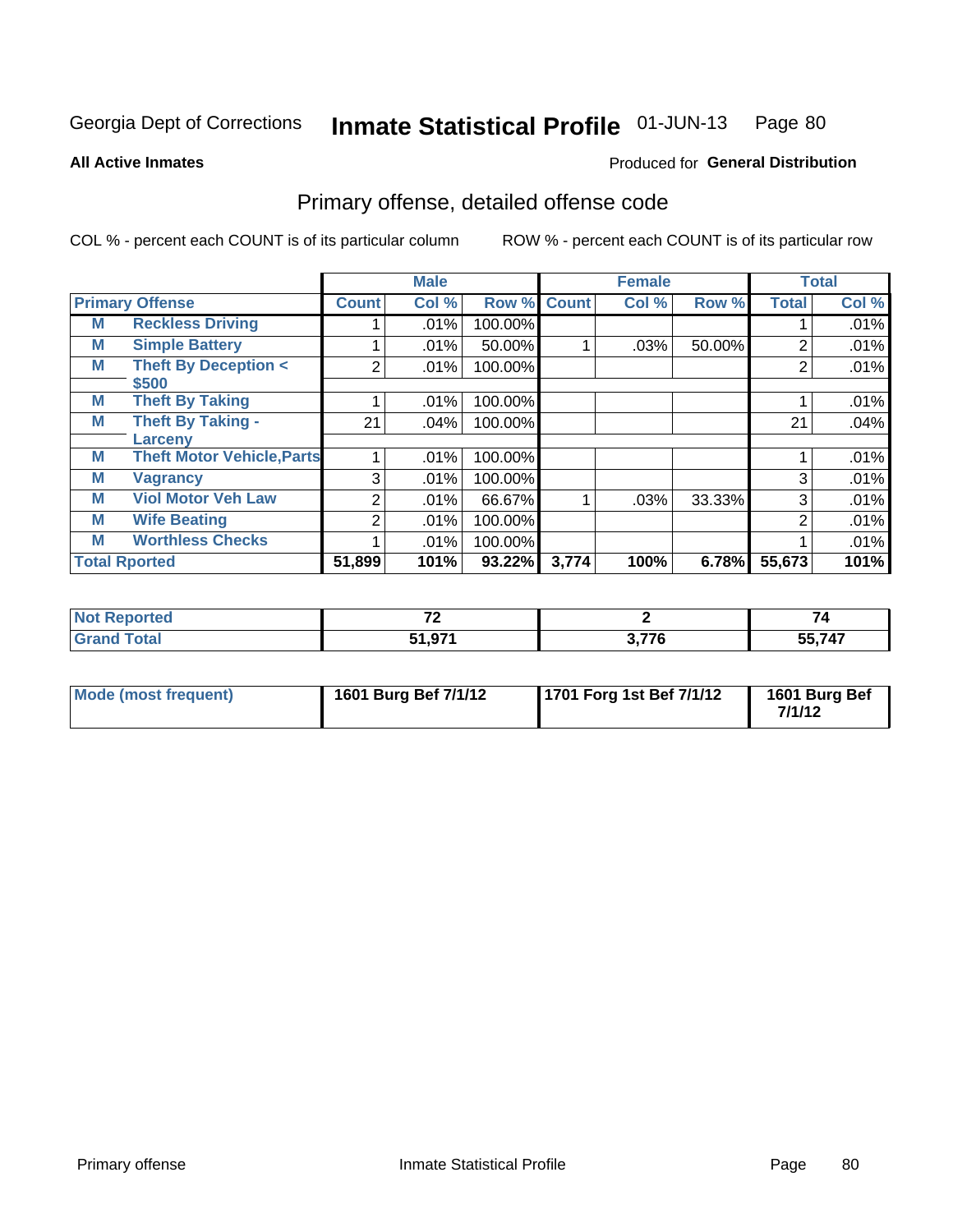Georgia Dept of Corrections **Inmate Statistical Profile** 01-JUN-13

**All Active Inmates**

Produced for **General Distribution**

## Primary offense, detailed offense code

COL % - percent each COUNT is of its particular column

ROW % - percent each COUNT is of its particular row

| Primary Offense | | Male | | | Female | | | Total | |
|---|---|---|---|---|---|---|---|---|---|
| | | Count | Col % | Row % | Count | Col % | Row % | Total | Col % |
| M | Reckless Driving | 1 | .01% | 100.00% | | | | 1 | .01% |
| M | Simple Battery | 1 | .01% | 50.00% | 1 | .03% | 50.00% | 2 | .01% |
| M | Theft By Deception < $500 | 2 | .01% | 100.00% | | | | 2 | .01% |
| M | Theft By Taking | 1 | .01% | 100.00% | | | | 1 | .01% |
| M | Theft By Taking - Larceny | 21 | .04% | 100.00% | | | | 21 | .04% |
| M | Theft Motor Vehicle,Parts | 1 | .01% | 100.00% | | | | 1 | .01% |
| M | Vagrancy | 3 | .01% | 100.00% | | | | 3 | .01% |
| M | Viol Motor Veh Law | 2 | .01% | 66.67% | 1 | .03% | 33.33% | 3 | .01% |
| M | Wife Beating | 2 | .01% | 100.00% | | | | 2 | .01% |
| M | Worthless Checks | 1 | .01% | 100.00% | | | | 1 | .01% |
| **Total Rported** | | **51,899** | **101%** | **93.22%** | **3,774** | **100%** | **6.78%** | **55,673** | **101%** |

| | Male | Female | Total |
|---|---|---|---|
| **Not Reported** | **72** | **2** | **74** |
| **Grand Total** | **51,971** | **3,776** | **55,747** |

| | Male | Female | Total |
|---|---|---|---|
| **Mode (most frequent)** | **1601 Burg Bef 7/1/12** | **1701 Forg 1st Bef 7/1/12** | **1601 Burg Bef 7/1/12** |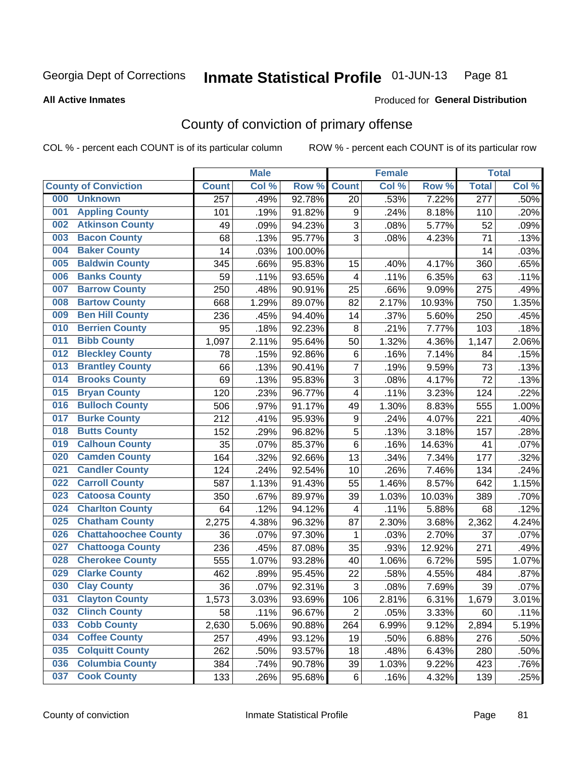Georgia Dept of Corrections **Inmate Statistical Profile** 01-JUN-13

**All Active Inmates**

Produced for **General Distribution**

## County of conviction of primary offense

COL % - percent each COUNT is of its particular column ROW % - percent each COUNT is of its particular row

| County of Conviction | | Male | | | Female | | | Total | |
|---|---|---|---|---|---|---|---|---|---|
| | | Count | Col % | Row % | Count | Col % | Row % | Total | Col % |
| 000 | Unknown | 257 | .49% | 92.78% | 20 | .53% | 7.22% | 277 | .50% |
| 001 | Appling County | 101 | .19% | 91.82% | 9 | .24% | 8.18% | 110 | .20% |
| 002 | Atkinson County | 49 | .09% | 94.23% | 3 | .08% | 5.77% | 52 | .09% |
| 003 | Bacon County | 68 | .13% | 95.77% | 3 | .08% | 4.23% | 71 | .13% |
| 004 | Baker County | 14 | .03% | 100.00% | | | | 14 | .03% |
| 005 | Baldwin County | 345 | .66% | 95.83% | 15 | .40% | 4.17% | 360 | .65% |
| 006 | Banks County | 59 | .11% | 93.65% | 4 | .11% | 6.35% | 63 | .11% |
| 007 | Barrow County | 250 | .48% | 90.91% | 25 | .66% | 9.09% | 275 | .49% |
| 008 | Bartow County | 668 | 1.29% | 89.07% | 82 | 2.17% | 10.93% | 750 | 1.35% |
| 009 | Ben Hill County | 236 | .45% | 94.40% | 14 | .37% | 5.60% | 250 | .45% |
| 010 | Berrien County | 95 | .18% | 92.23% | 8 | .21% | 7.77% | 103 | .18% |
| 011 | Bibb County | 1,097 | 2.11% | 95.64% | 50 | 1.32% | 4.36% | 1,147 | 2.06% |
| 012 | Bleckley County | 78 | .15% | 92.86% | 6 | .16% | 7.14% | 84 | .15% |
| 013 | Brantley County | 66 | .13% | 90.41% | 7 | .19% | 9.59% | 73 | .13% |
| 014 | Brooks County | 69 | .13% | 95.83% | 3 | .08% | 4.17% | 72 | .13% |
| 015 | Bryan County | 120 | .23% | 96.77% | 4 | .11% | 3.23% | 124 | .22% |
| 016 | Bulloch County | 506 | .97% | 91.17% | 49 | 1.30% | 8.83% | 555 | 1.00% |
| 017 | Burke County | 212 | .41% | 95.93% | 9 | .24% | 4.07% | 221 | .40% |
| 018 | Butts County | 152 | .29% | 96.82% | 5 | .13% | 3.18% | 157 | .28% |
| 019 | Calhoun County | 35 | .07% | 85.37% | 6 | .16% | 14.63% | 41 | .07% |
| 020 | Camden County | 164 | .32% | 92.66% | 13 | .34% | 7.34% | 177 | .32% |
| 021 | Candler County | 124 | .24% | 92.54% | 10 | .26% | 7.46% | 134 | .24% |
| 022 | Carroll County | 587 | 1.13% | 91.43% | 55 | 1.46% | 8.57% | 642 | 1.15% |
| 023 | Catoosa County | 350 | .67% | 89.97% | 39 | 1.03% | 10.03% | 389 | .70% |
| 024 | Charlton County | 64 | .12% | 94.12% | 4 | .11% | 5.88% | 68 | .12% |
| 025 | Chatham County | 2,275 | 4.38% | 96.32% | 87 | 2.30% | 3.68% | 2,362 | 4.24% |
| 026 | Chattahoochee County | 36 | .07% | 97.30% | 1 | .03% | 2.70% | 37 | .07% |
| 027 | Chattooga County | 236 | .45% | 87.08% | 35 | .93% | 12.92% | 271 | .49% |
| 028 | Cherokee County | 555 | 1.07% | 93.28% | 40 | 1.06% | 6.72% | 595 | 1.07% |
| 029 | Clarke County | 462 | .89% | 95.45% | 22 | .58% | 4.55% | 484 | .87% |
| 030 | Clay County | 36 | .07% | 92.31% | 3 | .08% | 7.69% | 39 | .07% |
| 031 | Clayton County | 1,573 | 3.03% | 93.69% | 106 | 2.81% | 6.31% | 1,679 | 3.01% |
| 032 | Clinch County | 58 | .11% | 96.67% | 2 | .05% | 3.33% | 60 | .11% |
| 033 | Cobb County | 2,630 | 5.06% | 90.88% | 264 | 6.99% | 9.12% | 2,894 | 5.19% |
| 034 | Coffee County | 257 | .49% | 93.12% | 19 | .50% | 6.88% | 276 | .50% |
| 035 | Colquitt County | 262 | .50% | 93.57% | 18 | .48% | 6.43% | 280 | .50% |
| 036 | Columbia County | 384 | .74% | 90.78% | 39 | 1.03% | 9.22% | 423 | .76% |
| 037 | Cook County | 133 | .26% | 95.68% | 6 | .16% | 4.32% | 139 | .25% |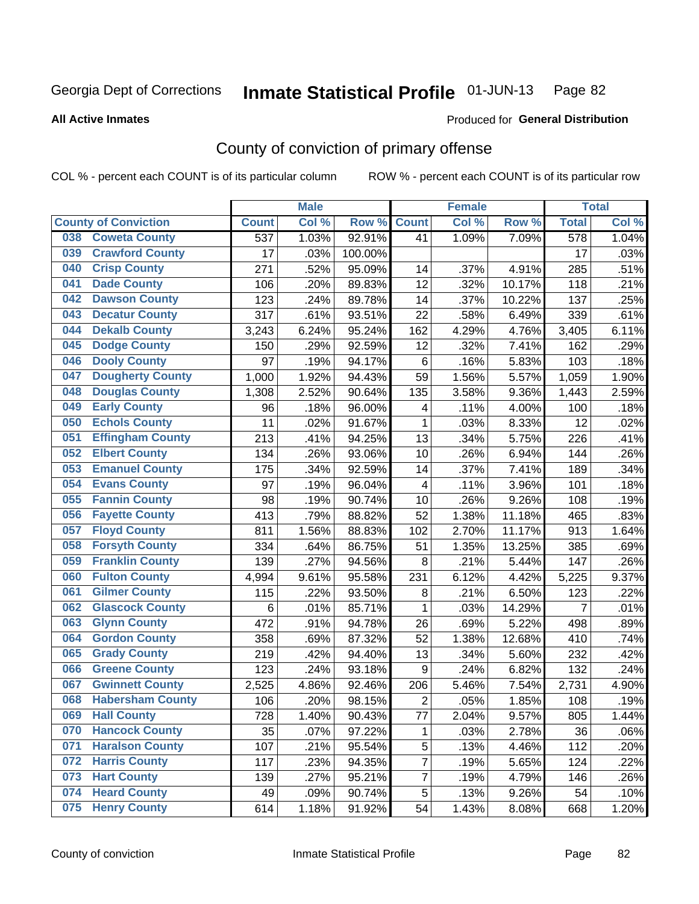Georgia Dept of Corrections **Inmate Statistical Profile** 01-JUN-13

**All Active Inmates**

Produced for **General Distribution**

## County of conviction of primary offense

COL % - percent each COUNT is of its particular column ROW % - percent each COUNT is of its particular row

| | | Male | | | Female | | | Total | |
|---|---|---|---|---|---|---|---|---|---|
| **County of Conviction** | | **Count** | **Col %** | **Row %** | **Count** | **Col %** | **Row %** | **Total** | **Col %** |
| 038 | Coweta County | 537 | 1.03% | 92.91% | 41 | 1.09% | 7.09% | 578 | 1.04% |
| 039 | Crawford County | 17 | .03% | 100.00% | | | | 17 | .03% |
| 040 | Crisp County | 271 | .52% | 95.09% | 14 | .37% | 4.91% | 285 | .51% |
| 041 | Dade County | 106 | .20% | 89.83% | 12 | .32% | 10.17% | 118 | .21% |
| 042 | Dawson County | 123 | .24% | 89.78% | 14 | .37% | 10.22% | 137 | .25% |
| 043 | Decatur County | 317 | .61% | 93.51% | 22 | .58% | 6.49% | 339 | .61% |
| 044 | Dekalb County | 3,243 | 6.24% | 95.24% | 162 | 4.29% | 4.76% | 3,405 | 6.11% |
| 045 | Dodge County | 150 | .29% | 92.59% | 12 | .32% | 7.41% | 162 | .29% |
| 046 | Dooly County | 97 | .19% | 94.17% | 6 | .16% | 5.83% | 103 | .18% |
| 047 | Dougherty County | 1,000 | 1.92% | 94.43% | 59 | 1.56% | 5.57% | 1,059 | 1.90% |
| 048 | Douglas County | 1,308 | 2.52% | 90.64% | 135 | 3.58% | 9.36% | 1,443 | 2.59% |
| 049 | Early County | 96 | .18% | 96.00% | 4 | .11% | 4.00% | 100 | .18% |
| 050 | Echols County | 11 | .02% | 91.67% | 1 | .03% | 8.33% | 12 | .02% |
| 051 | Effingham County | 213 | .41% | 94.25% | 13 | .34% | 5.75% | 226 | .41% |
| 052 | Elbert County | 134 | .26% | 93.06% | 10 | .26% | 6.94% | 144 | .26% |
| 053 | Emanuel County | 175 | .34% | 92.59% | 14 | .37% | 7.41% | 189 | .34% |
| 054 | Evans County | 97 | .19% | 96.04% | 4 | .11% | 3.96% | 101 | .18% |
| 055 | Fannin County | 98 | .19% | 90.74% | 10 | .26% | 9.26% | 108 | .19% |
| 056 | Fayette County | 413 | .79% | 88.82% | 52 | 1.38% | 11.18% | 465 | .83% |
| 057 | Floyd County | 811 | 1.56% | 88.83% | 102 | 2.70% | 11.17% | 913 | 1.64% |
| 058 | Forsyth County | 334 | .64% | 86.75% | 51 | 1.35% | 13.25% | 385 | .69% |
| 059 | Franklin County | 139 | .27% | 94.56% | 8 | .21% | 5.44% | 147 | .26% |
| 060 | Fulton County | 4,994 | 9.61% | 95.58% | 231 | 6.12% | 4.42% | 5,225 | 9.37% |
| 061 | Gilmer County | 115 | .22% | 93.50% | 8 | .21% | 6.50% | 123 | .22% |
| 062 | Glascock County | 6 | .01% | 85.71% | 1 | .03% | 14.29% | 7 | .01% |
| 063 | Glynn County | 472 | .91% | 94.78% | 26 | .69% | 5.22% | 498 | .89% |
| 064 | Gordon County | 358 | .69% | 87.32% | 52 | 1.38% | 12.68% | 410 | .74% |
| 065 | Grady County | 219 | .42% | 94.40% | 13 | .34% | 5.60% | 232 | .42% |
| 066 | Greene County | 123 | .24% | 93.18% | 9 | .24% | 6.82% | 132 | .24% |
| 067 | Gwinnett County | 2,525 | 4.86% | 92.46% | 206 | 5.46% | 7.54% | 2,731 | 4.90% |
| 068 | Habersham County | 106 | .20% | 98.15% | 2 | .05% | 1.85% | 108 | .19% |
| 069 | Hall County | 728 | 1.40% | 90.43% | 77 | 2.04% | 9.57% | 805 | 1.44% |
| 070 | Hancock County | 35 | .07% | 97.22% | 1 | .03% | 2.78% | 36 | .06% |
| 071 | Haralson County | 107 | .21% | 95.54% | 5 | .13% | 4.46% | 112 | .20% |
| 072 | Harris County | 117 | .23% | 94.35% | 7 | .19% | 5.65% | 124 | .22% |
| 073 | Hart County | 139 | .27% | 95.21% | 7 | .19% | 4.79% | 146 | .26% |
| 074 | Heard County | 49 | .09% | 90.74% | 5 | .13% | 9.26% | 54 | .10% |
| 075 | Henry County | 614 | 1.18% | 91.92% | 54 | 1.43% | 8.08% | 668 | 1.20% |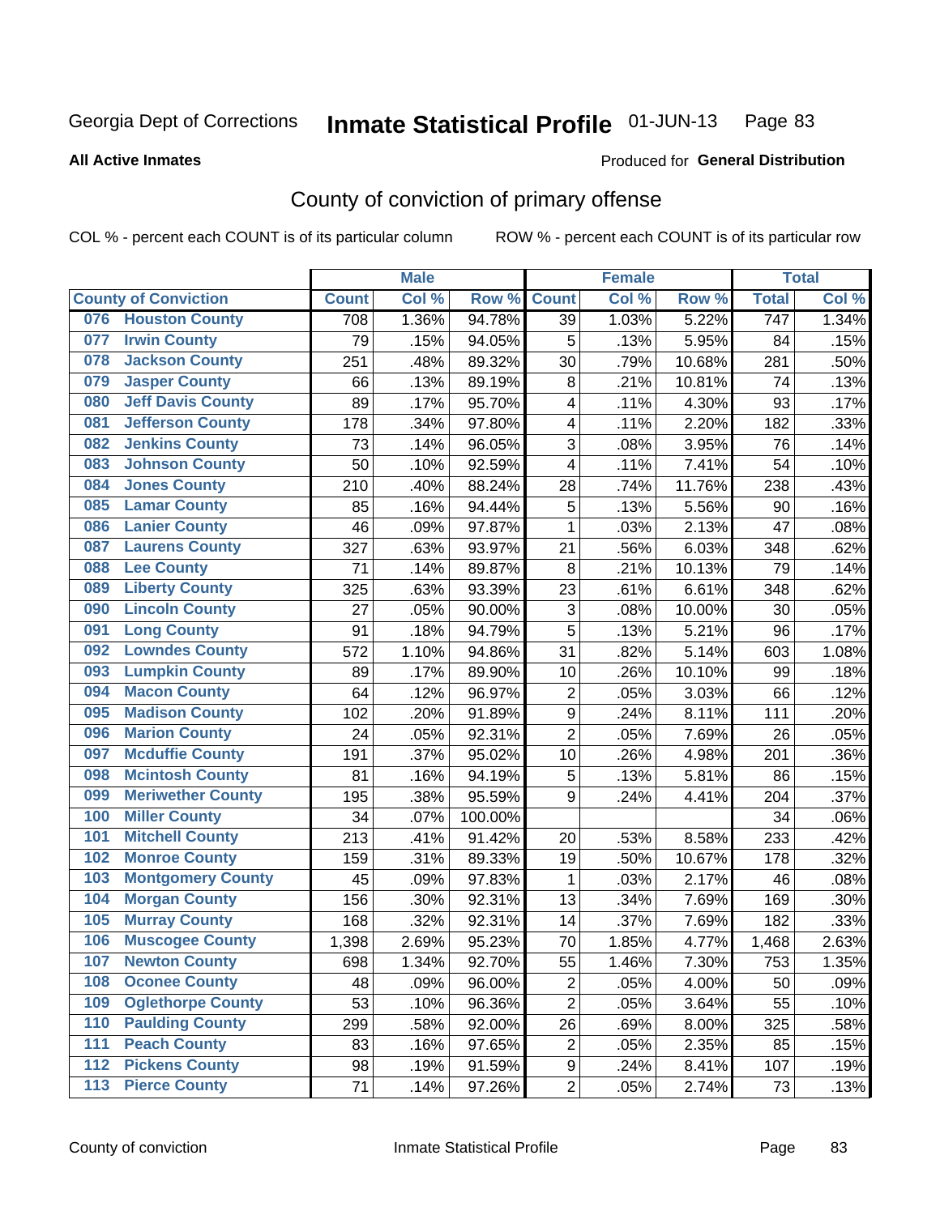Georgia Dept of Corrections **Inmate Statistical Profile** 01-JUN-13

**All Active Inmates**

Produced for **General Distribution**

# County of conviction of primary offense

COL % - percent each COUNT is of its particular column    ROW % - percent each COUNT is of its particular row

| County of Conviction | Male | | | Female | | | Total | |
|---|---|---|---|---|---|---|---|---|
| | Count | Col % | Row % | Count | Col % | Row % | Total | Col % |
| 076 Houston County | 708 | 1.36% | 94.78% | 39 | 1.03% | 5.22% | 747 | 1.34% |
| 077 Irwin County | 79 | .15% | 94.05% | 5 | .13% | 5.95% | 84 | .15% |
| 078 Jackson County | 251 | .48% | 89.32% | 30 | .79% | 10.68% | 281 | .50% |
| 079 Jasper County | 66 | .13% | 89.19% | 8 | .21% | 10.81% | 74 | .13% |
| 080 Jeff Davis County | 89 | .17% | 95.70% | 4 | .11% | 4.30% | 93 | .17% |
| 081 Jefferson County | 178 | .34% | 97.80% | 4 | .11% | 2.20% | 182 | .33% |
| 082 Jenkins County | 73 | .14% | 96.05% | 3 | .08% | 3.95% | 76 | .14% |
| 083 Johnson County | 50 | .10% | 92.59% | 4 | .11% | 7.41% | 54 | .10% |
| 084 Jones County | 210 | .40% | 88.24% | 28 | .74% | 11.76% | 238 | .43% |
| 085 Lamar County | 85 | .16% | 94.44% | 5 | .13% | 5.56% | 90 | .16% |
| 086 Lanier County | 46 | .09% | 97.87% | 1 | .03% | 2.13% | 47 | .08% |
| 087 Laurens County | 327 | .63% | 93.97% | 21 | .56% | 6.03% | 348 | .62% |
| 088 Lee County | 71 | .14% | 89.87% | 8 | .21% | 10.13% | 79 | .14% |
| 089 Liberty County | 325 | .63% | 93.39% | 23 | .61% | 6.61% | 348 | .62% |
| 090 Lincoln County | 27 | .05% | 90.00% | 3 | .08% | 10.00% | 30 | .05% |
| 091 Long County | 91 | .18% | 94.79% | 5 | .13% | 5.21% | 96 | .17% |
| 092 Lowndes County | 572 | 1.10% | 94.86% | 31 | .82% | 5.14% | 603 | 1.08% |
| 093 Lumpkin County | 89 | .17% | 89.90% | 10 | .26% | 10.10% | 99 | .18% |
| 094 Macon County | 64 | .12% | 96.97% | 2 | .05% | 3.03% | 66 | .12% |
| 095 Madison County | 102 | .20% | 91.89% | 9 | .24% | 8.11% | 111 | .20% |
| 096 Marion County | 24 | .05% | 92.31% | 2 | .05% | 7.69% | 26 | .05% |
| 097 Mcduffie County | 191 | .37% | 95.02% | 10 | .26% | 4.98% | 201 | .36% |
| 098 Mcintosh County | 81 | .16% | 94.19% | 5 | .13% | 5.81% | 86 | .15% |
| 099 Meriwether County | 195 | .38% | 95.59% | 9 | .24% | 4.41% | 204 | .37% |
| 100 Miller County | 34 | .07% | 100.00% | | | | 34 | .06% |
| 101 Mitchell County | 213 | .41% | 91.42% | 20 | .53% | 8.58% | 233 | .42% |
| 102 Monroe County | 159 | .31% | 89.33% | 19 | .50% | 10.67% | 178 | .32% |
| 103 Montgomery County | 45 | .09% | 97.83% | 1 | .03% | 2.17% | 46 | .08% |
| 104 Morgan County | 156 | .30% | 92.31% | 13 | .34% | 7.69% | 169 | .30% |
| 105 Murray County | 168 | .32% | 92.31% | 14 | .37% | 7.69% | 182 | .33% |
| 106 Muscogee County | 1,398 | 2.69% | 95.23% | 70 | 1.85% | 4.77% | 1,468 | 2.63% |
| 107 Newton County | 698 | 1.34% | 92.70% | 55 | 1.46% | 7.30% | 753 | 1.35% |
| 108 Oconee County | 48 | .09% | 96.00% | 2 | .05% | 4.00% | 50 | .09% |
| 109 Oglethorpe County | 53 | .10% | 96.36% | 2 | .05% | 3.64% | 55 | .10% |
| 110 Paulding County | 299 | .58% | 92.00% | 26 | .69% | 8.00% | 325 | .58% |
| 111 Peach County | 83 | .16% | 97.65% | 2 | .05% | 2.35% | 85 | .15% |
| 112 Pickens County | 98 | .19% | 91.59% | 9 | .24% | 8.41% | 107 | .19% |
| 113 Pierce County | 71 | .14% | 97.26% | 2 | .05% | 2.74% | 73 | .13% |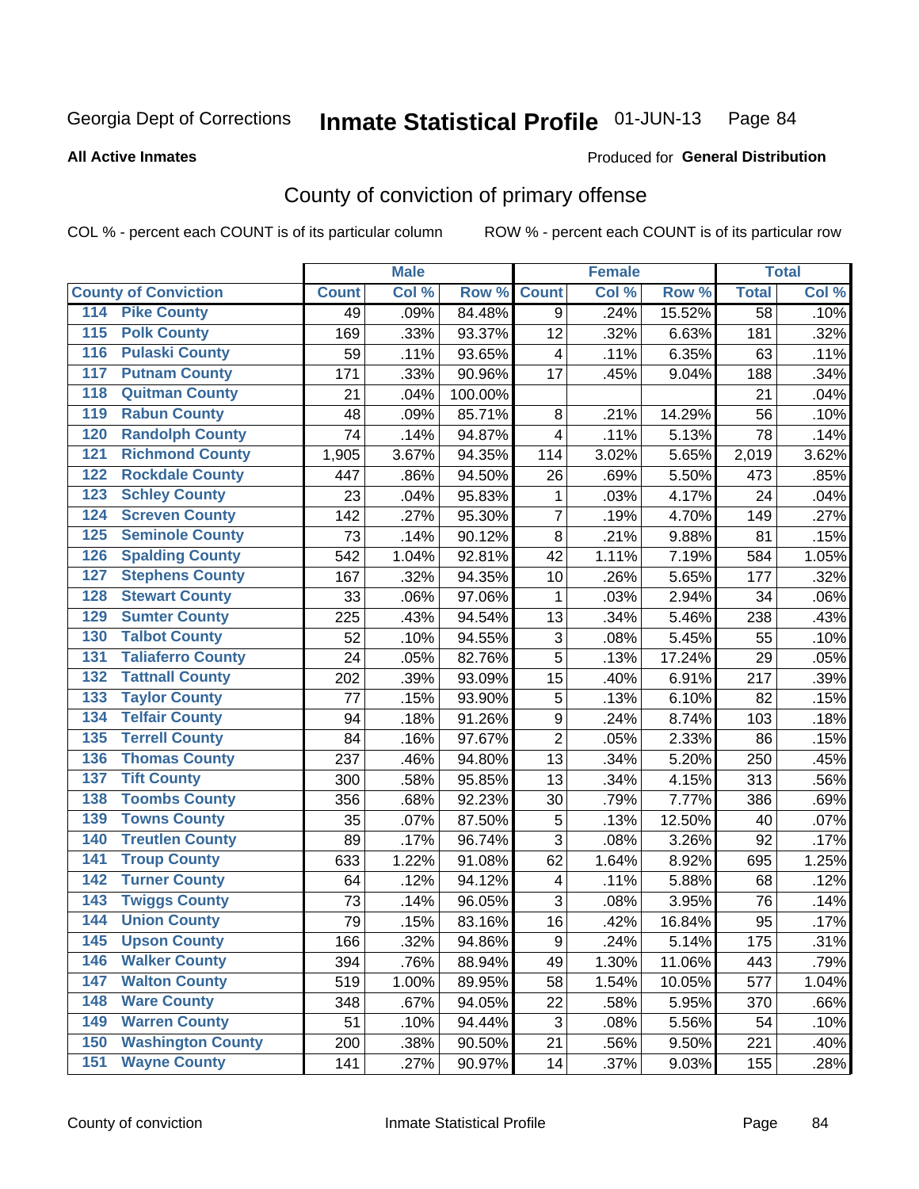Georgia Dept of Corrections **Inmate Statistical Profile** 01-JUN-13

**All Active Inmates**

Produced for **General Distribution**

## County of conviction of primary offense

COL % - percent each COUNT is of its particular column ROW % - percent each COUNT is of its particular row

| | Male | | | Female | | | Total | |
|---|---|---|---|---|---|---|---|---|
| County of Conviction | Count | Col % | Row % | Count | Col % | Row % | Total | Col % |
| 114 Pike County | 49 | .09% | 84.48% | 9 | .24% | 15.52% | 58 | .10% |
| 115 Polk County | 169 | .33% | 93.37% | 12 | .32% | 6.63% | 181 | .32% |
| 116 Pulaski County | 59 | .11% | 93.65% | 4 | .11% | 6.35% | 63 | .11% |
| 117 Putnam County | 171 | .33% | 90.96% | 17 | .45% | 9.04% | 188 | .34% |
| 118 Quitman County | 21 | .04% | 100.00% | | | | 21 | .04% |
| 119 Rabun County | 48 | .09% | 85.71% | 8 | .21% | 14.29% | 56 | .10% |
| 120 Randolph County | 74 | .14% | 94.87% | 4 | .11% | 5.13% | 78 | .14% |
| 121 Richmond County | 1,905 | 3.67% | 94.35% | 114 | 3.02% | 5.65% | 2,019 | 3.62% |
| 122 Rockdale County | 447 | .86% | 94.50% | 26 | .69% | 5.50% | 473 | .85% |
| 123 Schley County | 23 | .04% | 95.83% | 1 | .03% | 4.17% | 24 | .04% |
| 124 Screven County | 142 | .27% | 95.30% | 7 | .19% | 4.70% | 149 | .27% |
| 125 Seminole County | 73 | .14% | 90.12% | 8 | .21% | 9.88% | 81 | .15% |
| 126 Spalding County | 542 | 1.04% | 92.81% | 42 | 1.11% | 7.19% | 584 | 1.05% |
| 127 Stephens County | 167 | .32% | 94.35% | 10 | .26% | 5.65% | 177 | .32% |
| 128 Stewart County | 33 | .06% | 97.06% | 1 | .03% | 2.94% | 34 | .06% |
| 129 Sumter County | 225 | .43% | 94.54% | 13 | .34% | 5.46% | 238 | .43% |
| 130 Talbot County | 52 | .10% | 94.55% | 3 | .08% | 5.45% | 55 | .10% |
| 131 Taliaferro County | 24 | .05% | 82.76% | 5 | .13% | 17.24% | 29 | .05% |
| 132 Tattnall County | 202 | .39% | 93.09% | 15 | .40% | 6.91% | 217 | .39% |
| 133 Taylor County | 77 | .15% | 93.90% | 5 | .13% | 6.10% | 82 | .15% |
| 134 Telfair County | 94 | .18% | 91.26% | 9 | .24% | 8.74% | 103 | .18% |
| 135 Terrell County | 84 | .16% | 97.67% | 2 | .05% | 2.33% | 86 | .15% |
| 136 Thomas County | 237 | .46% | 94.80% | 13 | .34% | 5.20% | 250 | .45% |
| 137 Tift County | 300 | .58% | 95.85% | 13 | .34% | 4.15% | 313 | .56% |
| 138 Toombs County | 356 | .68% | 92.23% | 30 | .79% | 7.77% | 386 | .69% |
| 139 Towns County | 35 | .07% | 87.50% | 5 | .13% | 12.50% | 40 | .07% |
| 140 Treutlen County | 89 | .17% | 96.74% | 3 | .08% | 3.26% | 92 | .17% |
| 141 Troup County | 633 | 1.22% | 91.08% | 62 | 1.64% | 8.92% | 695 | 1.25% |
| 142 Turner County | 64 | .12% | 94.12% | 4 | .11% | 5.88% | 68 | .12% |
| 143 Twiggs County | 73 | .14% | 96.05% | 3 | .08% | 3.95% | 76 | .14% |
| 144 Union County | 79 | .15% | 83.16% | 16 | .42% | 16.84% | 95 | .17% |
| 145 Upson County | 166 | .32% | 94.86% | 9 | .24% | 5.14% | 175 | .31% |
| 146 Walker County | 394 | .76% | 88.94% | 49 | 1.30% | 11.06% | 443 | .79% |
| 147 Walton County | 519 | 1.00% | 89.95% | 58 | 1.54% | 10.05% | 577 | 1.04% |
| 148 Ware County | 348 | .67% | 94.05% | 22 | .58% | 5.95% | 370 | .66% |
| 149 Warren County | 51 | .10% | 94.44% | 3 | .08% | 5.56% | 54 | .10% |
| 150 Washington County | 200 | .38% | 90.50% | 21 | .56% | 9.50% | 221 | .40% |
| 151 Wayne County | 141 | .27% | 90.97% | 14 | .37% | 9.03% | 155 | .28% |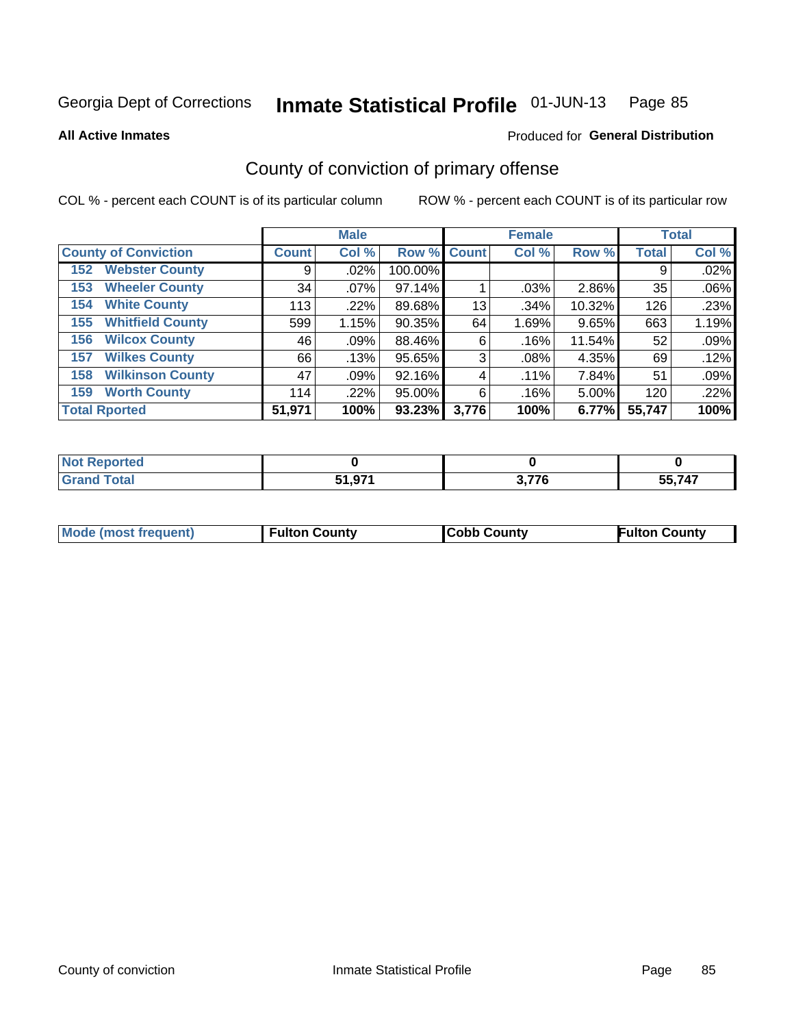Georgia Dept of Corrections **Inmate Statistical Profile** 01-JUN-13

**All Active Inmates**

Produced for **General Distribution**

## County of conviction of primary offense

COL % - percent each COUNT is of its particular column

ROW % - percent each COUNT is of its particular row

| County of Conviction | Male | | | Female | | | Total | |
|---|---|---|---|---|---|---|---|---|
| | Count | Col % | Row % | Count | Col % | Row % | Total | Col % |
| 152 Webster County | 9 | .02% | 100.00% | | | | 9 | .02% |
| 153 Wheeler County | 34 | .07% | 97.14% | 1 | .03% | 2.86% | 35 | .06% |
| 154 White County | 113 | .22% | 89.68% | 13 | .34% | 10.32% | 126 | .23% |
| 155 Whitfield County | 599 | 1.15% | 90.35% | 64 | 1.69% | 9.65% | 663 | 1.19% |
| 156 Wilcox County | 46 | .09% | 88.46% | 6 | .16% | 11.54% | 52 | .09% |
| 157 Wilkes County | 66 | .13% | 95.65% | 3 | .08% | 4.35% | 69 | .12% |
| 158 Wilkinson County | 47 | .09% | 92.16% | 4 | .11% | 7.84% | 51 | .09% |
| 159 Worth County | 114 | .22% | 95.00% | 6 | .16% | 5.00% | 120 | .22% |
| **Total Rported** | **51,971** | **100%** | **93.23%** | **3,776** | **100%** | **6.77%** | **55,747** | **100%** |

| | Male | Female | Total |
|---|---|---|---|
| Not Reported | 0 | 0 | 0 |
| Grand Total | 51,971 | 3,776 | 55,747 |

| | Male | Female | Total |
|---|---|---|---|
| Mode (most frequent) | Fulton County | Cobb County | Fulton County |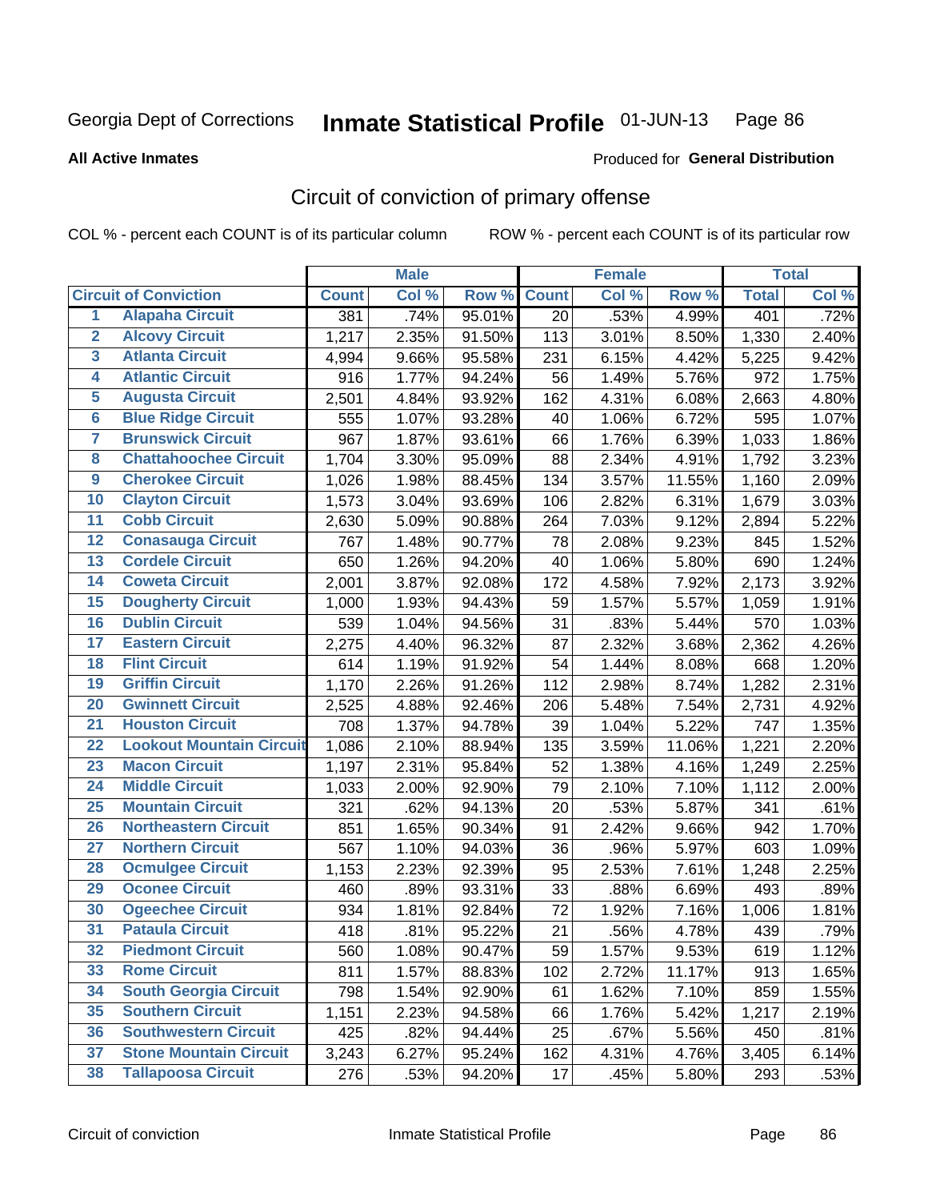Georgia Dept of Corrections **Inmate Statistical Profile** 01-JUN-13

**All Active Inmates**

Produced for **General Distribution**

## Circuit of conviction of primary offense

COL % - percent each COUNT is of its particular column ROW % - percent each COUNT is of its particular row

| Circuit of Conviction | | Male | | | Female | | | Total | |
|---|---|---|---|---|---|---|---|---|---|
| | | Count | Col % | Row % | Count | Col % | Row % | Total | Col % |
| 1 | Alapaha Circuit | 381 | .74% | 95.01% | 20 | .53% | 4.99% | 401 | .72% |
| 2 | Alcovy Circuit | 1,217 | 2.35% | 91.50% | 113 | 3.01% | 8.50% | 1,330 | 2.40% |
| 3 | Atlanta Circuit | 4,994 | 9.66% | 95.58% | 231 | 6.15% | 4.42% | 5,225 | 9.42% |
| 4 | Atlantic Circuit | 916 | 1.77% | 94.24% | 56 | 1.49% | 5.76% | 972 | 1.75% |
| 5 | Augusta Circuit | 2,501 | 4.84% | 93.92% | 162 | 4.31% | 6.08% | 2,663 | 4.80% |
| 6 | Blue Ridge Circuit | 555 | 1.07% | 93.28% | 40 | 1.06% | 6.72% | 595 | 1.07% |
| 7 | Brunswick Circuit | 967 | 1.87% | 93.61% | 66 | 1.76% | 6.39% | 1,033 | 1.86% |
| 8 | Chattahoochee Circuit | 1,704 | 3.30% | 95.09% | 88 | 2.34% | 4.91% | 1,792 | 3.23% |
| 9 | Cherokee Circuit | 1,026 | 1.98% | 88.45% | 134 | 3.57% | 11.55% | 1,160 | 2.09% |
| 10 | Clayton Circuit | 1,573 | 3.04% | 93.69% | 106 | 2.82% | 6.31% | 1,679 | 3.03% |
| 11 | Cobb Circuit | 2,630 | 5.09% | 90.88% | 264 | 7.03% | 9.12% | 2,894 | 5.22% |
| 12 | Conasauga Circuit | 767 | 1.48% | 90.77% | 78 | 2.08% | 9.23% | 845 | 1.52% |
| 13 | Cordele Circuit | 650 | 1.26% | 94.20% | 40 | 1.06% | 5.80% | 690 | 1.24% |
| 14 | Coweta Circuit | 2,001 | 3.87% | 92.08% | 172 | 4.58% | 7.92% | 2,173 | 3.92% |
| 15 | Dougherty Circuit | 1,000 | 1.93% | 94.43% | 59 | 1.57% | 5.57% | 1,059 | 1.91% |
| 16 | Dublin Circuit | 539 | 1.04% | 94.56% | 31 | .83% | 5.44% | 570 | 1.03% |
| 17 | Eastern Circuit | 2,275 | 4.40% | 96.32% | 87 | 2.32% | 3.68% | 2,362 | 4.26% |
| 18 | Flint Circuit | 614 | 1.19% | 91.92% | 54 | 1.44% | 8.08% | 668 | 1.20% |
| 19 | Griffin Circuit | 1,170 | 2.26% | 91.26% | 112 | 2.98% | 8.74% | 1,282 | 2.31% |
| 20 | Gwinnett Circuit | 2,525 | 4.88% | 92.46% | 206 | 5.48% | 7.54% | 2,731 | 4.92% |
| 21 | Houston Circuit | 708 | 1.37% | 94.78% | 39 | 1.04% | 5.22% | 747 | 1.35% |
| 22 | Lookout Mountain Circuit | 1,086 | 2.10% | 88.94% | 135 | 3.59% | 11.06% | 1,221 | 2.20% |
| 23 | Macon Circuit | 1,197 | 2.31% | 95.84% | 52 | 1.38% | 4.16% | 1,249 | 2.25% |
| 24 | Middle Circuit | 1,033 | 2.00% | 92.90% | 79 | 2.10% | 7.10% | 1,112 | 2.00% |
| 25 | Mountain Circuit | 321 | .62% | 94.13% | 20 | .53% | 5.87% | 341 | .61% |
| 26 | Northeastern Circuit | 851 | 1.65% | 90.34% | 91 | 2.42% | 9.66% | 942 | 1.70% |
| 27 | Northern Circuit | 567 | 1.10% | 94.03% | 36 | .96% | 5.97% | 603 | 1.09% |
| 28 | Ocmulgee Circuit | 1,153 | 2.23% | 92.39% | 95 | 2.53% | 7.61% | 1,248 | 2.25% |
| 29 | Oconee Circuit | 460 | .89% | 93.31% | 33 | .88% | 6.69% | 493 | .89% |
| 30 | Ogeechee Circuit | 934 | 1.81% | 92.84% | 72 | 1.92% | 7.16% | 1,006 | 1.81% |
| 31 | Pataula Circuit | 418 | .81% | 95.22% | 21 | .56% | 4.78% | 439 | .79% |
| 32 | Piedmont Circuit | 560 | 1.08% | 90.47% | 59 | 1.57% | 9.53% | 619 | 1.12% |
| 33 | Rome Circuit | 811 | 1.57% | 88.83% | 102 | 2.72% | 11.17% | 913 | 1.65% |
| 34 | South Georgia Circuit | 798 | 1.54% | 92.90% | 61 | 1.62% | 7.10% | 859 | 1.55% |
| 35 | Southern Circuit | 1,151 | 2.23% | 94.58% | 66 | 1.76% | 5.42% | 1,217 | 2.19% |
| 36 | Southwestern Circuit | 425 | .82% | 94.44% | 25 | .67% | 5.56% | 450 | .81% |
| 37 | Stone Mountain Circuit | 3,243 | 6.27% | 95.24% | 162 | 4.31% | 4.76% | 3,405 | 6.14% |
| 38 | Tallapoosa Circuit | 276 | .53% | 94.20% | 17 | .45% | 5.80% | 293 | .53% |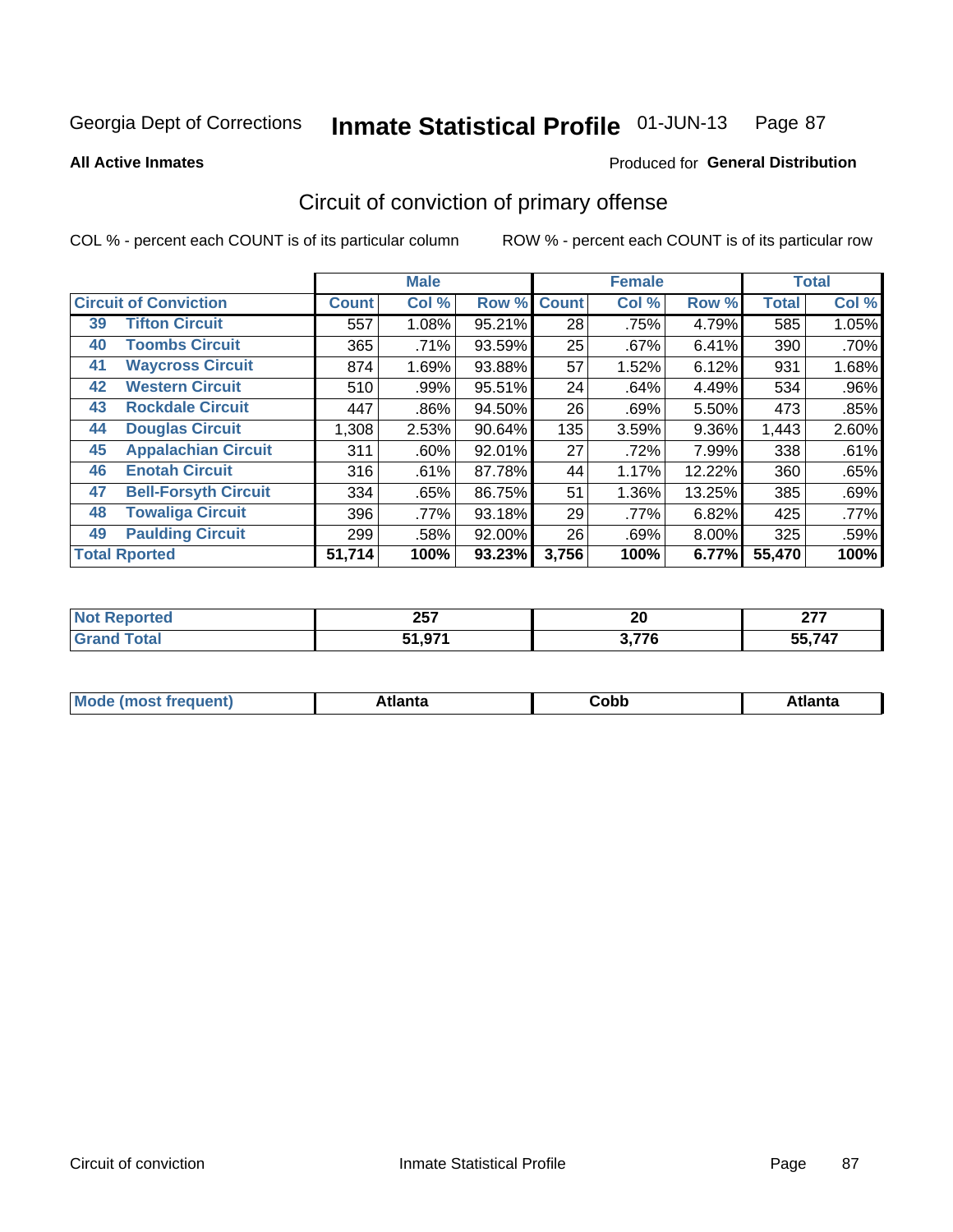Georgia Dept of Corrections **Inmate Statistical Profile** 01-JUN-13

**All Active Inmates**

Produced for **General Distribution**

## Circuit of conviction of primary offense

COL % - percent each COUNT is of its particular column

ROW % - percent each COUNT is of its particular row

| Circuit of Conviction | | Male | | | Female | | | Total | |
|---|---|---|---|---|---|---|---|---|---|
| | | Count | Col % | Row % | Count | Col % | Row % | Total | Col % |
| 39 | Tifton Circuit | 557 | 1.08% | 95.21% | 28 | .75% | 4.79% | 585 | 1.05% |
| 40 | Toombs Circuit | 365 | .71% | 93.59% | 25 | .67% | 6.41% | 390 | .70% |
| 41 | Waycross Circuit | 874 | 1.69% | 93.88% | 57 | 1.52% | 6.12% | 931 | 1.68% |
| 42 | Western Circuit | 510 | .99% | 95.51% | 24 | .64% | 4.49% | 534 | .96% |
| 43 | Rockdale Circuit | 447 | .86% | 94.50% | 26 | .69% | 5.50% | 473 | .85% |
| 44 | Douglas Circuit | 1,308 | 2.53% | 90.64% | 135 | 3.59% | 9.36% | 1,443 | 2.60% |
| 45 | Appalachian Circuit | 311 | .60% | 92.01% | 27 | .72% | 7.99% | 338 | .61% |
| 46 | Enotah Circuit | 316 | .61% | 87.78% | 44 | 1.17% | 12.22% | 360 | .65% |
| 47 | Bell-Forsyth Circuit | 334 | .65% | 86.75% | 51 | 1.36% | 13.25% | 385 | .69% |
| 48 | Towaliga Circuit | 396 | .77% | 93.18% | 29 | .77% | 6.82% | 425 | .77% |
| 49 | Paulding Circuit | 299 | .58% | 92.00% | 26 | .69% | 8.00% | 325 | .59% |
| **Total Rported** | | **51,714** | **100%** | **93.23%** | **3,756** | **100%** | **6.77%** | **55,470** | **100%** |

| | Male | Female | Total |
|---|---|---|---|
| Not Reported | 257 | 20 | 277 |
| Grand Total | 51,971 | 3,776 | 55,747 |

| | Male | Female | Total |
|---|---|---|---|
| Mode (most frequent) | Atlanta | Cobb | Atlanta |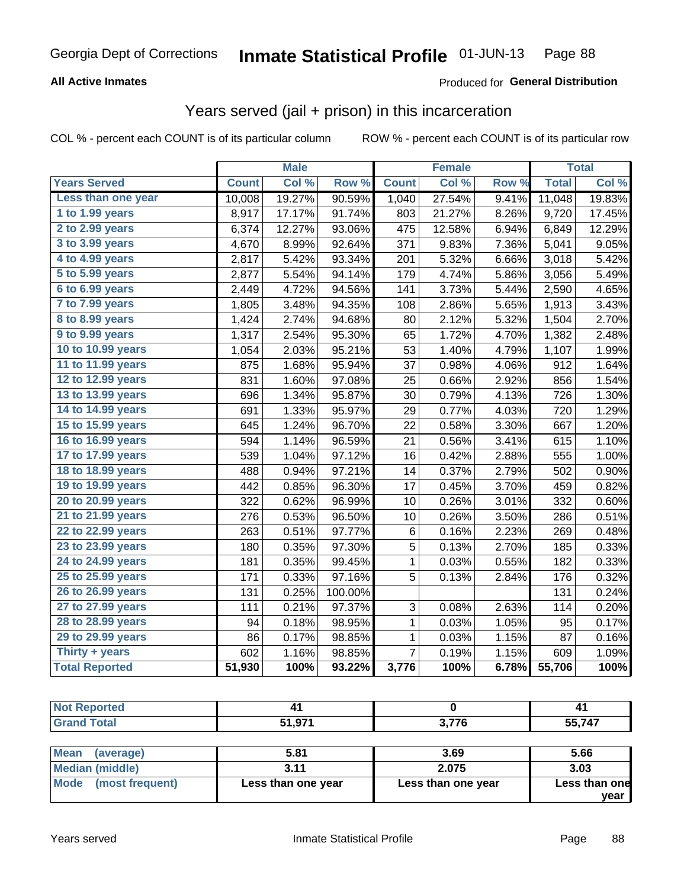Georgia Dept of Corrections **Inmate Statistical Profile** 01-JUN-13

**All Active Inmates**

Produced for **General Distribution**

## Years served (jail + prison) in this incarceration

COL % - percent each COUNT is of its particular column    ROW % - percent each COUNT is of its particular row

| | Male | | | Female | | | Total | |
|---|---|---|---|---|---|---|---|---|
| **Years Served** | **Count** | **Col %** | **Row %** | **Count** | **Col %** | **Row %** | **Total** | **Col %** |
| Less than one year | 10,008 | 19.27% | 90.59% | 1,040 | 27.54% | 9.41% | 11,048 | 19.83% |
| 1 to 1.99 years | 8,917 | 17.17% | 91.74% | 803 | 21.27% | 8.26% | 9,720 | 17.45% |
| 2 to 2.99 years | 6,374 | 12.27% | 93.06% | 475 | 12.58% | 6.94% | 6,849 | 12.29% |
| 3 to 3.99 years | 4,670 | 8.99% | 92.64% | 371 | 9.83% | 7.36% | 5,041 | 9.05% |
| 4 to 4.99 years | 2,817 | 5.42% | 93.34% | 201 | 5.32% | 6.66% | 3,018 | 5.42% |
| 5 to 5.99 years | 2,877 | 5.54% | 94.14% | 179 | 4.74% | 5.86% | 3,056 | 5.49% |
| 6 to 6.99 years | 2,449 | 4.72% | 94.56% | 141 | 3.73% | 5.44% | 2,590 | 4.65% |
| 7 to 7.99 years | 1,805 | 3.48% | 94.35% | 108 | 2.86% | 5.65% | 1,913 | 3.43% |
| 8 to 8.99 years | 1,424 | 2.74% | 94.68% | 80 | 2.12% | 5.32% | 1,504 | 2.70% |
| 9 to 9.99 years | 1,317 | 2.54% | 95.30% | 65 | 1.72% | 4.70% | 1,382 | 2.48% |
| 10 to 10.99 years | 1,054 | 2.03% | 95.21% | 53 | 1.40% | 4.79% | 1,107 | 1.99% |
| 11 to 11.99 years | 875 | 1.68% | 95.94% | 37 | 0.98% | 4.06% | 912 | 1.64% |
| 12 to 12.99 years | 831 | 1.60% | 97.08% | 25 | 0.66% | 2.92% | 856 | 1.54% |
| 13 to 13.99 years | 696 | 1.34% | 95.87% | 30 | 0.79% | 4.13% | 726 | 1.30% |
| 14 to 14.99 years | 691 | 1.33% | 95.97% | 29 | 0.77% | 4.03% | 720 | 1.29% |
| 15 to 15.99 years | 645 | 1.24% | 96.70% | 22 | 0.58% | 3.30% | 667 | 1.20% |
| 16 to 16.99 years | 594 | 1.14% | 96.59% | 21 | 0.56% | 3.41% | 615 | 1.10% |
| 17 to 17.99 years | 539 | 1.04% | 97.12% | 16 | 0.42% | 2.88% | 555 | 1.00% |
| 18 to 18.99 years | 488 | 0.94% | 97.21% | 14 | 0.37% | 2.79% | 502 | 0.90% |
| 19 to 19.99 years | 442 | 0.85% | 96.30% | 17 | 0.45% | 3.70% | 459 | 0.82% |
| 20 to 20.99 years | 322 | 0.62% | 96.99% | 10 | 0.26% | 3.01% | 332 | 0.60% |
| 21 to 21.99 years | 276 | 0.53% | 96.50% | 10 | 0.26% | 3.50% | 286 | 0.51% |
| 22 to 22.99 years | 263 | 0.51% | 97.77% | 6 | 0.16% | 2.23% | 269 | 0.48% |
| 23 to 23.99 years | 180 | 0.35% | 97.30% | 5 | 0.13% | 2.70% | 185 | 0.33% |
| 24 to 24.99 years | 181 | 0.35% | 99.45% | 1 | 0.03% | 0.55% | 182 | 0.33% |
| 25 to 25.99 years | 171 | 0.33% | 97.16% | 5 | 0.13% | 2.84% | 176 | 0.32% |
| 26 to 26.99 years | 131 | 0.25% | 100.00% | | | | 131 | 0.24% |
| 27 to 27.99 years | 111 | 0.21% | 97.37% | 3 | 0.08% | 2.63% | 114 | 0.20% |
| 28 to 28.99 years | 94 | 0.18% | 98.95% | 1 | 0.03% | 1.05% | 95 | 0.17% |
| 29 to 29.99 years | 86 | 0.17% | 98.85% | 1 | 0.03% | 1.15% | 87 | 0.16% |
| Thirty + years | 602 | 1.16% | 98.85% | 7 | 0.19% | 1.15% | 609 | 1.09% |
| **Total Reported** | **51,930** | **100%** | **93.22%** | **3,776** | **100%** | **6.78%** | **55,706** | **100%** |

| | Male | Female | Total |
|---|---|---|---|
| Not Reported | 41 | 0 | 41 |
| Grand Total | 51,971 | 3,776 | 55,747 |

| | Male | Female | Total |
|---|---|---|---|
| Mean (average) | 5.81 | 3.69 | 5.66 |
| Median (middle) | 3.11 | 2.075 | 3.03 |
| Mode (most frequent) | Less than one year | Less than one year | Less than one year |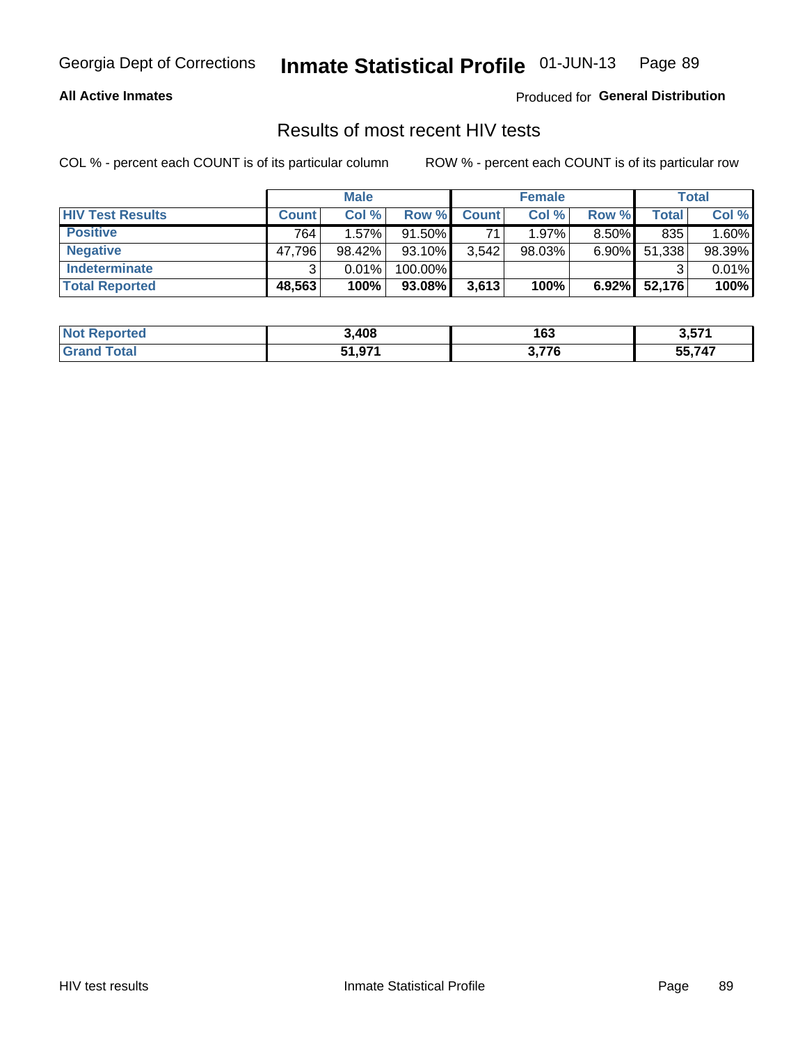Georgia Dept of Corrections **Inmate Statistical Profile** 01-JUN-13

**All Active Inmates**

Produced for **General Distribution**

## Results of most recent HIV tests

COL % - percent each COUNT is of its particular column

ROW % - percent each COUNT is of its particular row

| | Male | | | Female | | | Total | |
|---|---|---|---|---|---|---|---|---|
| **HIV Test Results** | **Count** | **Col %** | **Row %** | **Count** | **Col %** | **Row %** | **Total** | **Col %** |
| **Positive** | 764 | 1.57% | 91.50% | 71 | 1.97% | 8.50% | 835 | 1.60% |
| **Negative** | 47,796 | 98.42% | 93.10% | 3,542 | 98.03% | 6.90% | 51,338 | 98.39% |
| **Indeterminate** | 3 | 0.01% | 100.00% | | | | 3 | 0.01% |
| **Total Reported** | **48,563** | **100%** | **93.08%** | **3,613** | **100%** | **6.92%** | **52,176** | **100%** |

| | Male | Female | Total |
|---|---|---|---|
| **Not Reported** | **3,408** | **163** | **3,571** |
| **Grand Total** | **51,971** | **3,776** | **55,747** |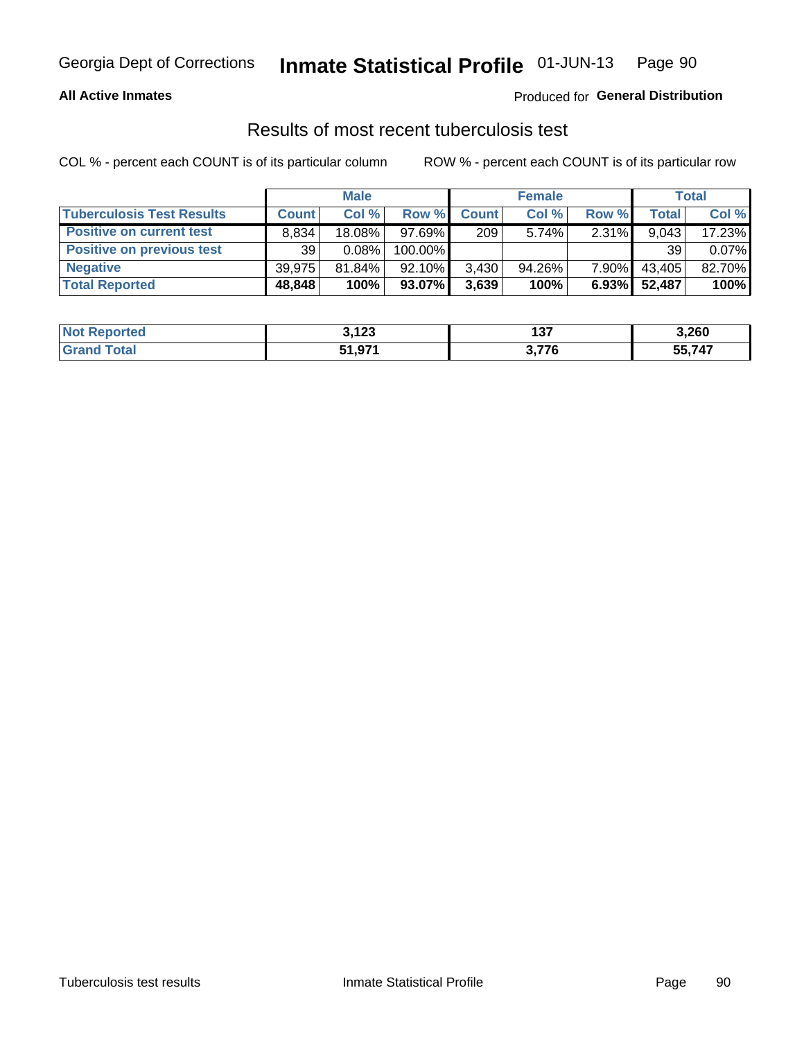Georgia Dept of Corrections **Inmate Statistical Profile** 01-JUN-13

**All Active Inmates**

Produced for **General Distribution**

## Results of most recent tuberculosis test

COL % - percent each COUNT is of its particular column     ROW % - percent each COUNT is of its particular row

| | Male | | | Female | | | Total | |
|---|---|---|---|---|---|---|---|---|
| **Tuberculosis Test Results** | **Count** | **Col %** | **Row %** | **Count** | **Col %** | **Row %** | **Total** | **Col %** |
| **Positive on current test** | 8,834 | 18.08% | 97.69% | 209 | 5.74% | 2.31% | 9,043 | 17.23% |
| **Positive on previous test** | 39 | 0.08% | 100.00% | | | | 39 | 0.07% |
| **Negative** | 39,975 | 81.84% | 92.10% | 3,430 | 94.26% | 7.90% | 43,405 | 82.70% |
| **Total Reported** | **48,848** | **100%** | **93.07%** | **3,639** | **100%** | **6.93%** | **52,487** | **100%** |

| | Male | Female | Total |
|---|---|---|---|
| **Not Reported** | **3,123** | **137** | **3,260** |
| **Grand Total** | **51,971** | **3,776** | **55,747** |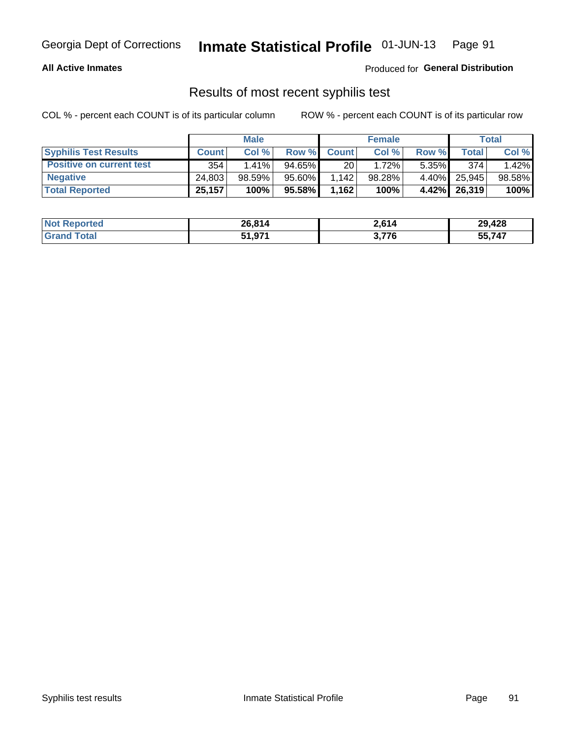**All Active Inmates**

Produced for **General Distribution**

## Results of most recent syphilis test

COL % - percent each COUNT is of its particular column

ROW % - percent each COUNT is of its particular row

| | Male | | | Female | | | Total | |
|---|---|---|---|---|---|---|---|---|
| **Syphilis Test Results** | **Count** | **Col %** | **Row %** | **Count** | **Col %** | **Row %** | **Total** | **Col %** |
| **Positive on current test** | 354 | 1.41% | 94.65% | 20 | 1.72% | 5.35% | 374 | 1.42% |
| **Negative** | 24,803 | 98.59% | 95.60% | 1,142 | 98.28% | 4.40% | 25,945 | 98.58% |
| **Total Reported** | **25,157** | **100%** | **95.58%** | **1,162** | **100%** | **4.42%** | **26,319** | **100%** |

| | Male | Female | Total |
|---|---|---|---|
| **Not Reported** | **26,814** | **2,614** | **29,428** |
| **Grand Total** | **51,971** | **3,776** | **55,747** |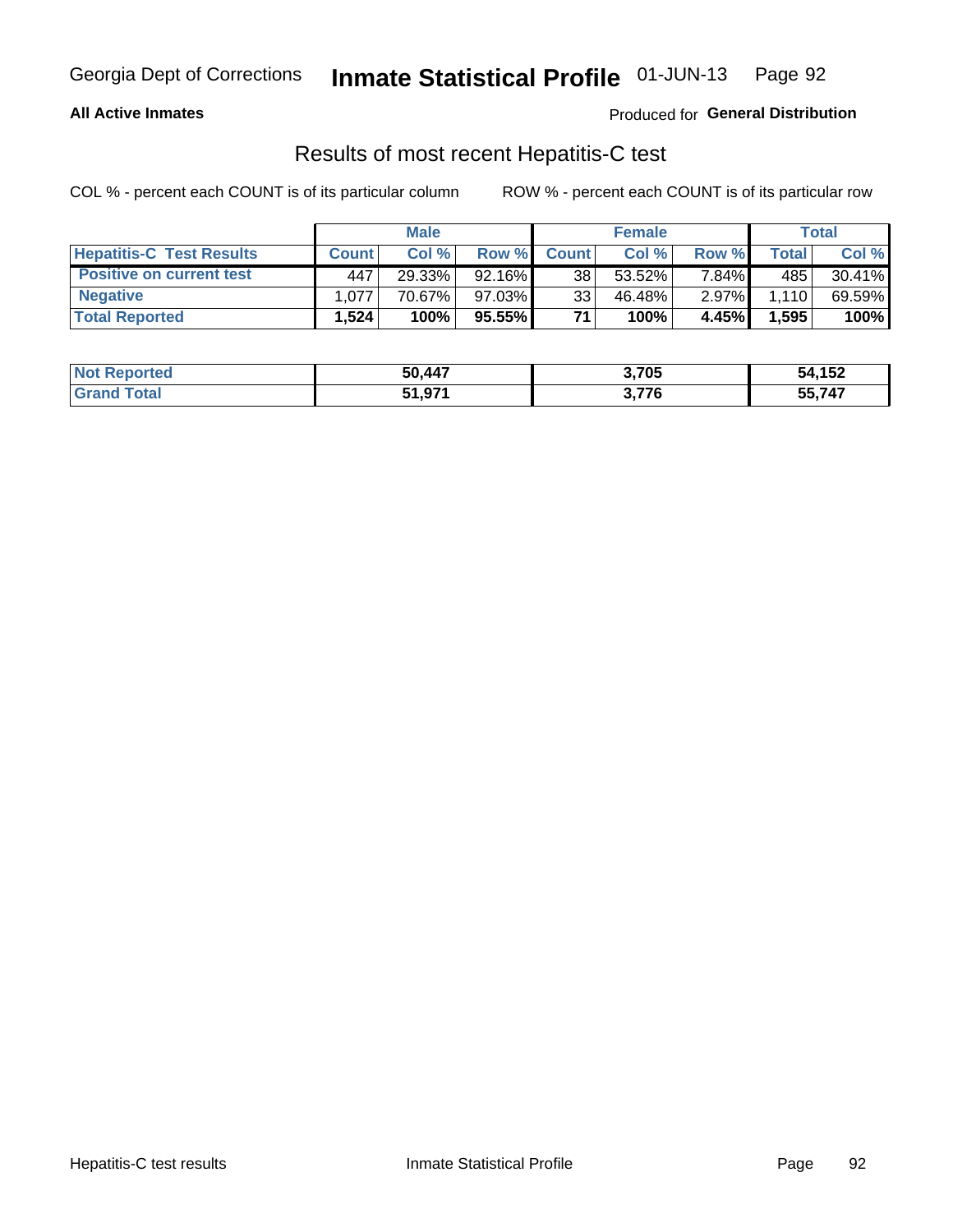Georgia Dept of Corrections **Inmate Statistical Profile** 01-JUN-13

**All Active Inmates**

Produced for **General Distribution**

## Results of most recent Hepatitis-C test

COL % - percent each COUNT is of its particular column     ROW % - percent each COUNT is of its particular row

| | Male | | | Female | | | Total | |
|---|---|---|---|---|---|---|---|---|
| **Hepatitis-C Test Results** | **Count** | **Col %** | **Row %** | **Count** | **Col %** | **Row %** | **Total** | **Col %** |
| **Positive on current test** | 447 | 29.33% | 92.16% | 38 | 53.52% | 7.84% | 485 | 30.41% |
| **Negative** | 1,077 | 70.67% | 97.03% | 33 | 46.48% | 2.97% | 1,110 | 69.59% |
| **Total Reported** | **1,524** | **100%** | **95.55%** | **71** | **100%** | **4.45%** | **1,595** | **100%** |

| | Male | Female | Total |
|---|---|---|---|
| **Not Reported** | **50,447** | **3,705** | **54,152** |
| **Grand Total** | **51,971** | **3,776** | **55,747** |

Hepatitis-C test results